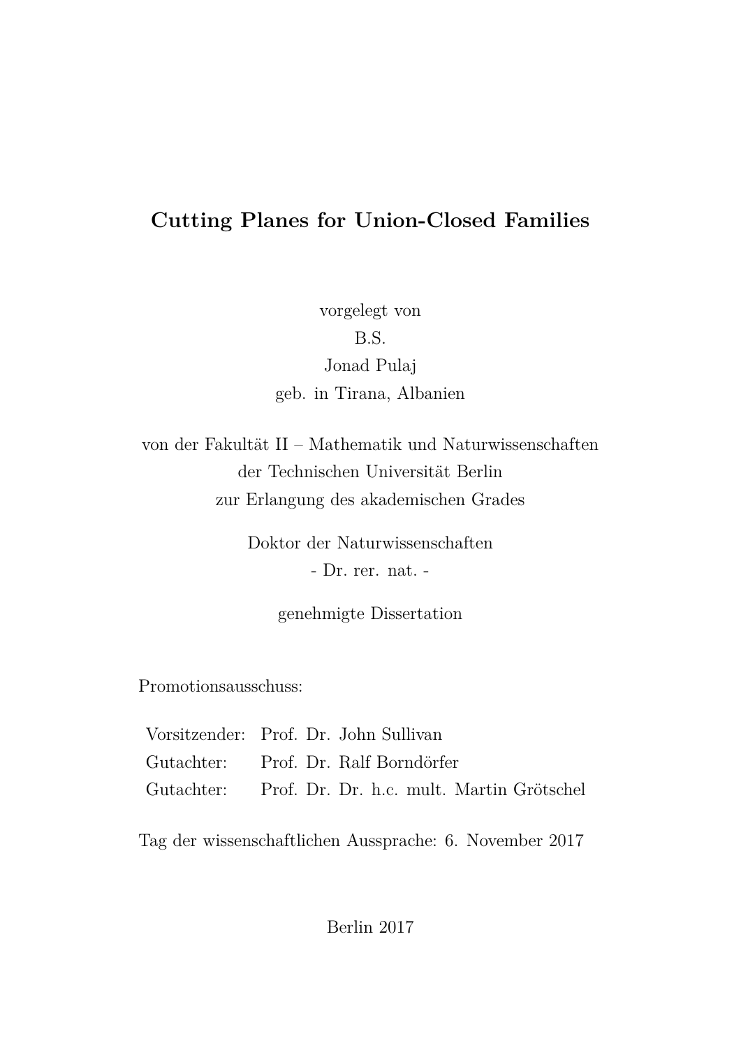# Cutting Planes for Union-Closed Families

vorgelegt von
B.S.
Jonad Pulaj
geb. in Tirana, Albanien

von der Fakultät II – Mathematik und Naturwissenschaften
der Technischen Universität Berlin
zur Erlangung des akademischen Grades

Doktor der Naturwissenschaften
- Dr. rer. nat. -

genehmigte Dissertation

Promotionsausschuss:

| | |
|---|---|
| Vorsitzender: | Prof. Dr. John Sullivan |
| Gutachter: | Prof. Dr. Ralf Borndörfer |
| Gutachter: | Prof. Dr. Dr. h.c. mult. Martin Grötschel |

Tag der wissenschaftlichen Aussprache: 6. November 2017

Berlin 2017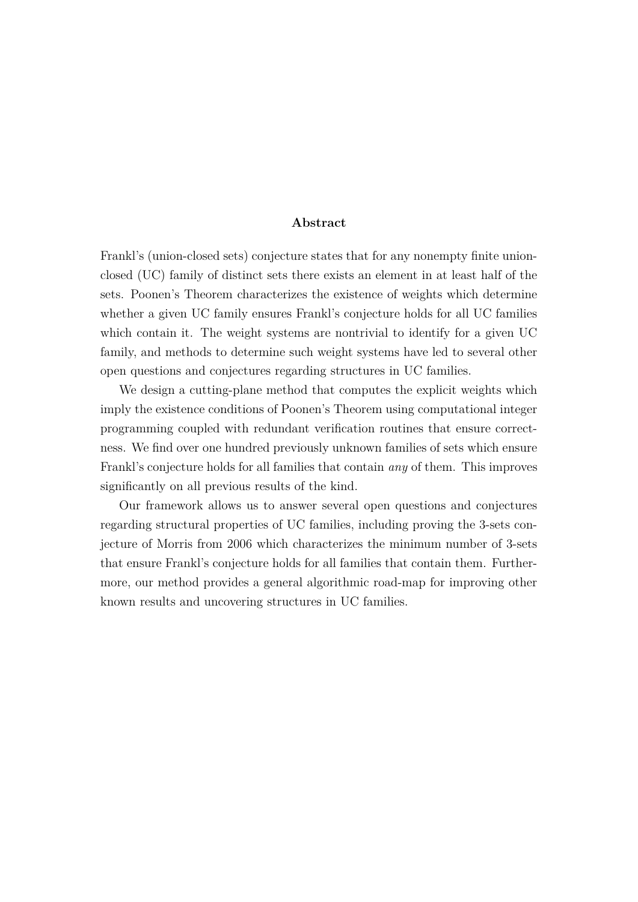## Abstract

Frankl's (union-closed sets) conjecture states that for any nonempty finite union-closed (UC) family of distinct sets there exists an element in at least half of the sets. Poonen's Theorem characterizes the existence of weights which determine whether a given UC family ensures Frankl's conjecture holds for all UC families which contain it. The weight systems are nontrivial to identify for a given UC family, and methods to determine such weight systems have led to several other open questions and conjectures regarding structures in UC families.

We design a cutting-plane method that computes the explicit weights which imply the existence conditions of Poonen's Theorem using computational integer programming coupled with redundant verification routines that ensure correctness. We find over one hundred previously unknown families of sets which ensure Frankl's conjecture holds for all families that contain *any* of them. This improves significantly on all previous results of the kind.

Our framework allows us to answer several open questions and conjectures regarding structural properties of UC families, including proving the 3-sets conjecture of Morris from 2006 which characterizes the minimum number of 3-sets that ensure Frankl's conjecture holds for all families that contain them. Furthermore, our method provides a general algorithmic road-map for improving other known results and uncovering structures in UC families.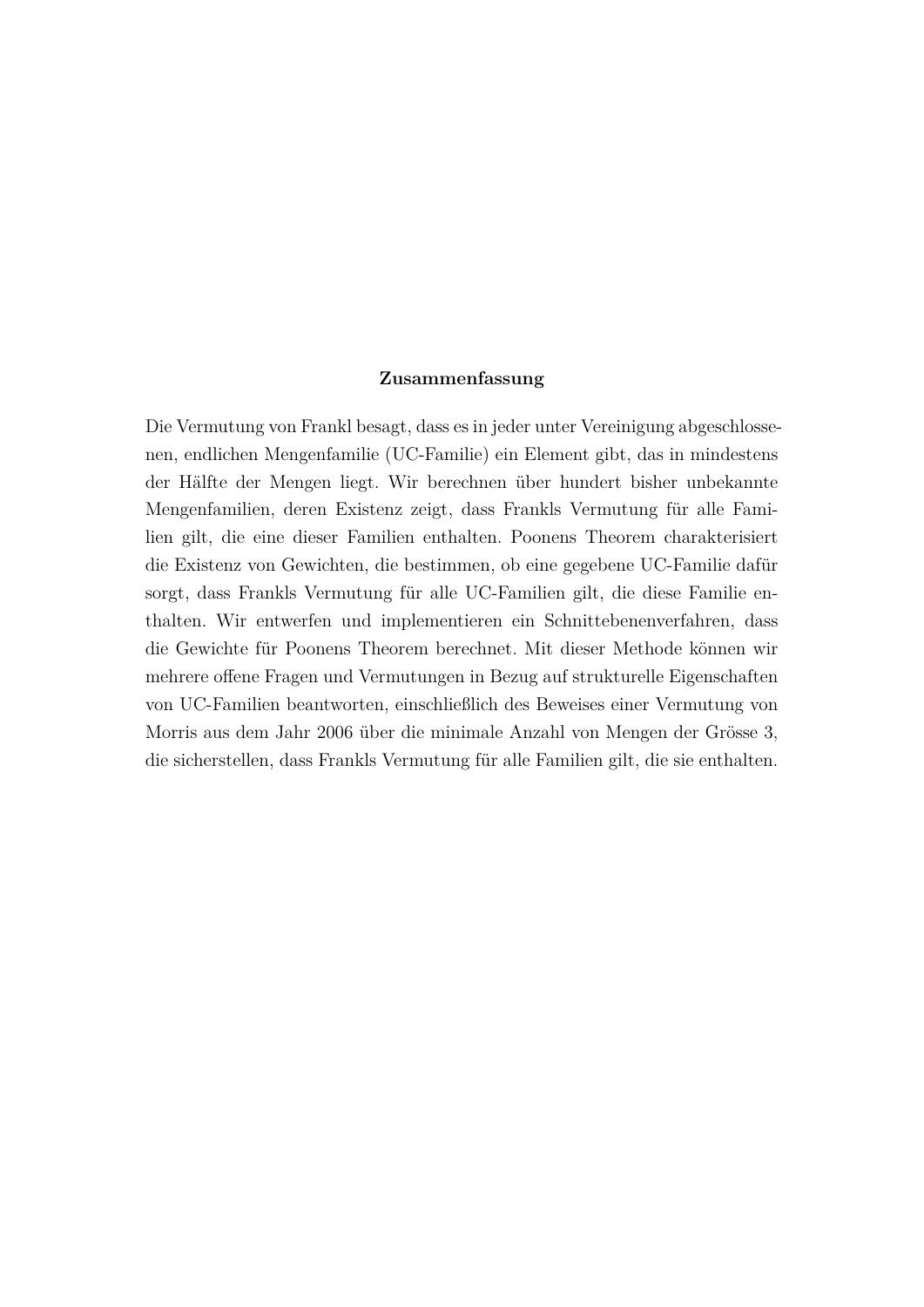## Zusammenfassung

Die Vermutung von Frankl besagt, dass es in jeder unter Vereinigung abgeschlossenen, endlichen Mengenfamilie (UC-Familie) ein Element gibt, das in mindestens der Hälfte der Mengen liegt. Wir berechnen über hundert bisher unbekannte Mengenfamilien, deren Existenz zeigt, dass Frankls Vermutung für alle Familien gilt, die eine dieser Familien enthalten. Poonens Theorem charakterisiert die Existenz von Gewichten, die bestimmen, ob eine gegebene UC-Familie dafür sorgt, dass Frankls Vermutung für alle UC-Familien gilt, die diese Familie enthalten. Wir entwerfen und implementieren ein Schnittebenenverfahren, dass die Gewichte für Poonens Theorem berechnet. Mit dieser Methode können wir mehrere offene Fragen und Vermutungen in Bezug auf strukturelle Eigenschaften von UC-Familien beantworten, einschließlich des Beweises einer Vermutung von Morris aus dem Jahr 2006 über die minimale Anzahl von Mengen der Grösse 3, die sicherstellen, dass Frankls Vermutung für alle Familien gilt, die sie enthalten.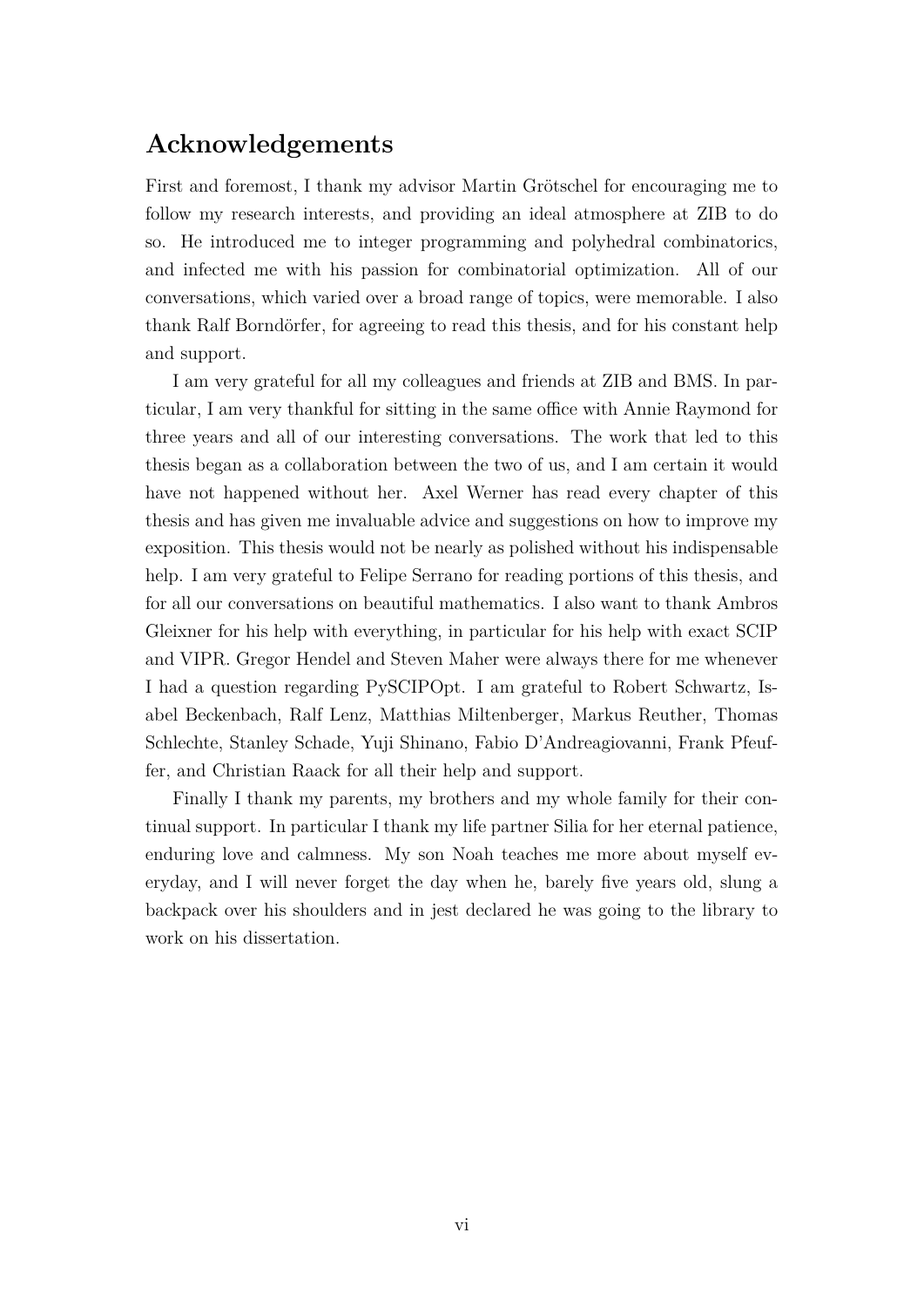## Acknowledgements

First and foremost, I thank my advisor Martin Grötschel for encouraging me to follow my research interests, and providing an ideal atmosphere at ZIB to do so. He introduced me to integer programming and polyhedral combinatorics, and infected me with his passion for combinatorial optimization. All of our conversations, which varied over a broad range of topics, were memorable. I also thank Ralf Borndörfer, for agreeing to read this thesis, and for his constant help and support.

I am very grateful for all my colleagues and friends at ZIB and BMS. In particular, I am very thankful for sitting in the same office with Annie Raymond for three years and all of our interesting conversations. The work that led to this thesis began as a collaboration between the two of us, and I am certain it would have not happened without her. Axel Werner has read every chapter of this thesis and has given me invaluable advice and suggestions on how to improve my exposition. This thesis would not be nearly as polished without his indispensable help. I am very grateful to Felipe Serrano for reading portions of this thesis, and for all our conversations on beautiful mathematics. I also want to thank Ambros Gleixner for his help with everything, in particular for his help with exact SCIP and VIPR. Gregor Hendel and Steven Maher were always there for me whenever I had a question regarding PySCIPOpt. I am grateful to Robert Schwartz, Isabel Beckenbach, Ralf Lenz, Matthias Miltenberger, Markus Reuther, Thomas Schlechte, Stanley Schade, Yuji Shinano, Fabio D'Andreagiovanni, Frank Pfeuffer, and Christian Raack for all their help and support.

Finally I thank my parents, my brothers and my whole family for their continual support. In particular I thank my life partner Silia for her eternal patience, enduring love and calmness. My son Noah teaches me more about myself everyday, and I will never forget the day when he, barely five years old, slung a backpack over his shoulders and in jest declared he was going to the library to work on his dissertation.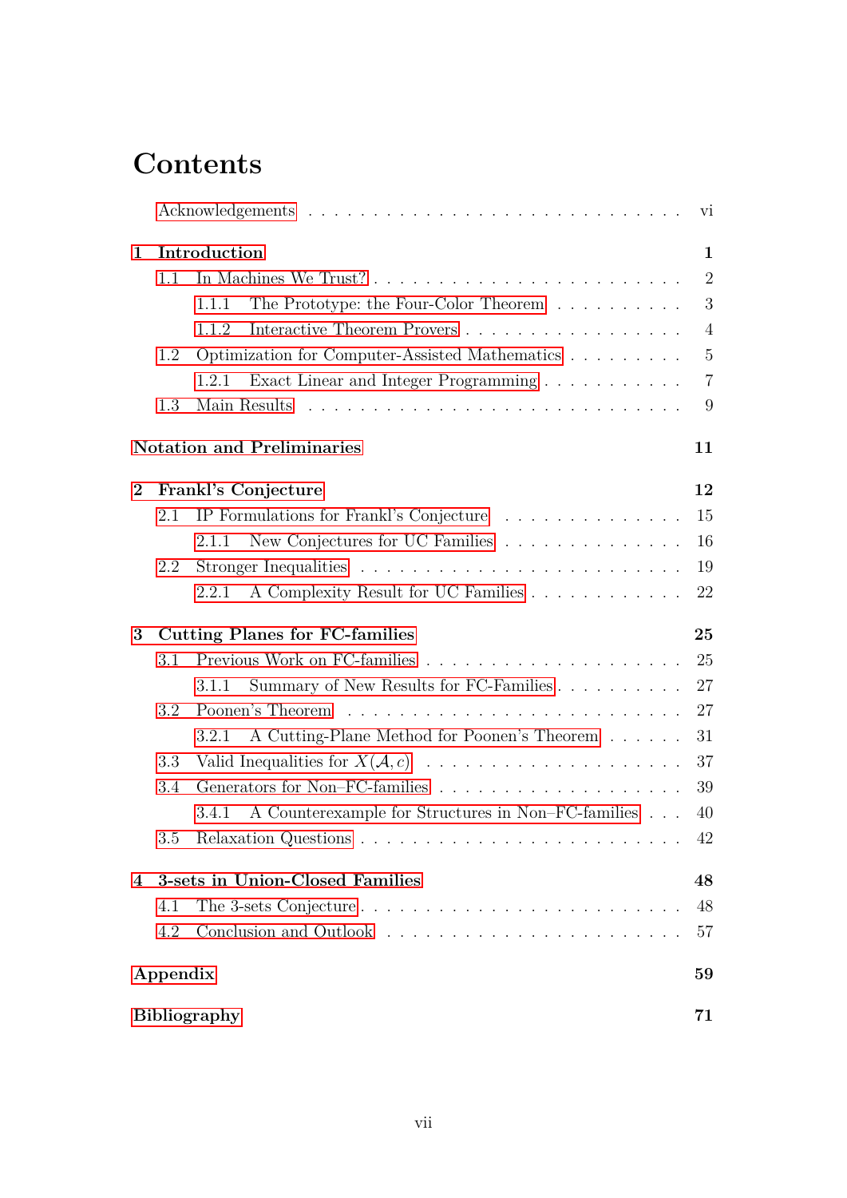# Contents

Acknowledgements . . . . . . . . . . . . . . . . . . . . . . . . . . . vi

**1 Introduction** **1**

1.1 In Machines We Trust? . . . . . . . . . . . . . . . . . . . . . . . 2

1.1.1 The Prototype: the Four-Color Theorem . . . . . . . . . . 3

1.1.2 Interactive Theorem Provers . . . . . . . . . . . . . . . . . 4

1.2 Optimization for Computer-Assisted Mathematics . . . . . . . . . 5

1.2.1 Exact Linear and Integer Programming . . . . . . . . . . . 7

1.3 Main Results . . . . . . . . . . . . . . . . . . . . . . . . . . . . 9

**Notation and Preliminaries** **11**

**2 Frankl's Conjecture** **12**

2.1 IP Formulations for Frankl's Conjecture . . . . . . . . . . . . . . 15

2.1.1 New Conjectures for UC Families . . . . . . . . . . . . . . 16

2.2 Stronger Inequalities . . . . . . . . . . . . . . . . . . . . . . . . 19

2.2.1 A Complexity Result for UC Families . . . . . . . . . . . . 22

**3 Cutting Planes for FC-families** **25**

3.1 Previous Work on FC-families . . . . . . . . . . . . . . . . . . . 25

3.1.1 Summary of New Results for FC-Families . . . . . . . . . . 27

3.2 Poonen's Theorem . . . . . . . . . . . . . . . . . . . . . . . . . 27

3.2.1 A Cutting-Plane Method for Poonen's Theorem . . . . . . 31

3.3 Valid Inequalities for $X(\mathcal{A}, c)$ . . . . . . . . . . . . . . . . . . 37

3.4 Generators for Non–FC-families . . . . . . . . . . . . . . . . . . 39

3.4.1 A Counterexample for Structures in Non–FC-families . . . 40

3.5 Relaxation Questions . . . . . . . . . . . . . . . . . . . . . . . . 42

**4 3-sets in Union-Closed Families** **48**

4.1 The 3-sets Conjecture . . . . . . . . . . . . . . . . . . . . . . . . 48

4.2 Conclusion and Outlook . . . . . . . . . . . . . . . . . . . . . . 57

**Appendix** **59**

**Bibliography** **71**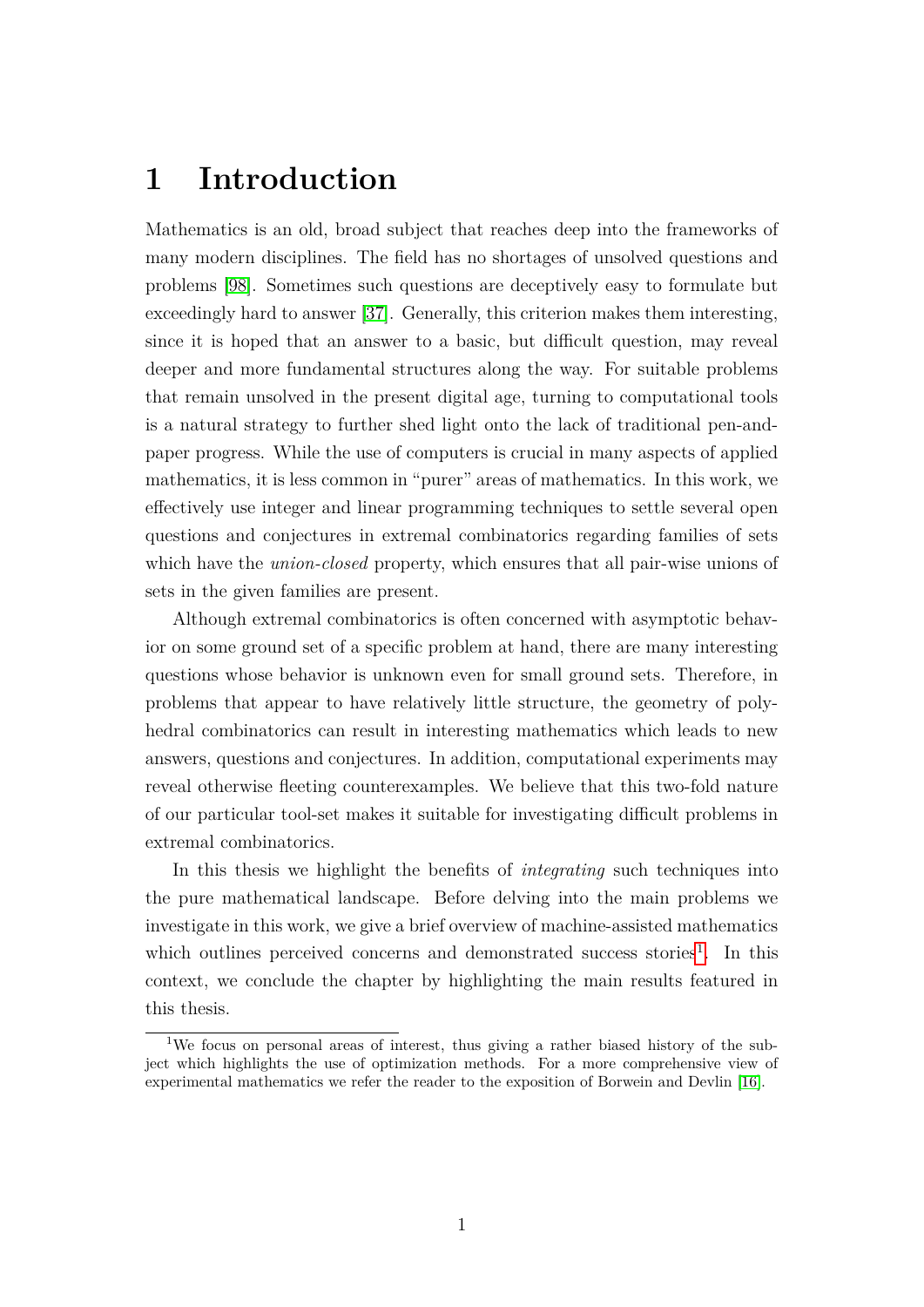# 1 Introduction

Mathematics is an old, broad subject that reaches deep into the frameworks of many modern disciplines. The field has no shortages of unsolved questions and problems [98]. Sometimes such questions are deceptively easy to formulate but exceedingly hard to answer [37]. Generally, this criterion makes them interesting, since it is hoped that an answer to a basic, but difficult question, may reveal deeper and more fundamental structures along the way. For suitable problems that remain unsolved in the present digital age, turning to computational tools is a natural strategy to further shed light onto the lack of traditional pen-and-paper progress. While the use of computers is crucial in many aspects of applied mathematics, it is less common in "purer" areas of mathematics. In this work, we effectively use integer and linear programming techniques to settle several open questions and conjectures in extremal combinatorics regarding families of sets which have the *union-closed* property, which ensures that all pair-wise unions of sets in the given families are present.

Although extremal combinatorics is often concerned with asymptotic behavior on some ground set of a specific problem at hand, there are many interesting questions whose behavior is unknown even for small ground sets. Therefore, in problems that appear to have relatively little structure, the geometry of polyhedral combinatorics can result in interesting mathematics which leads to new answers, questions and conjectures. In addition, computational experiments may reveal otherwise fleeting counterexamples. We believe that this two-fold nature of our particular tool-set makes it suitable for investigating difficult problems in extremal combinatorics.

In this thesis we highlight the benefits of *integrating* such techniques into the pure mathematical landscape. Before delving into the main problems we investigate in this work, we give a brief overview of machine-assisted mathematics which outlines perceived concerns and demonstrated success stories[1]. In this context, we conclude the chapter by highlighting the main results featured in this thesis.

[1] We focus on personal areas of interest, thus giving a rather biased history of the subject which highlights the use of optimization methods. For a more comprehensive view of experimental mathematics we refer the reader to the exposition of Borwein and Devlin [16].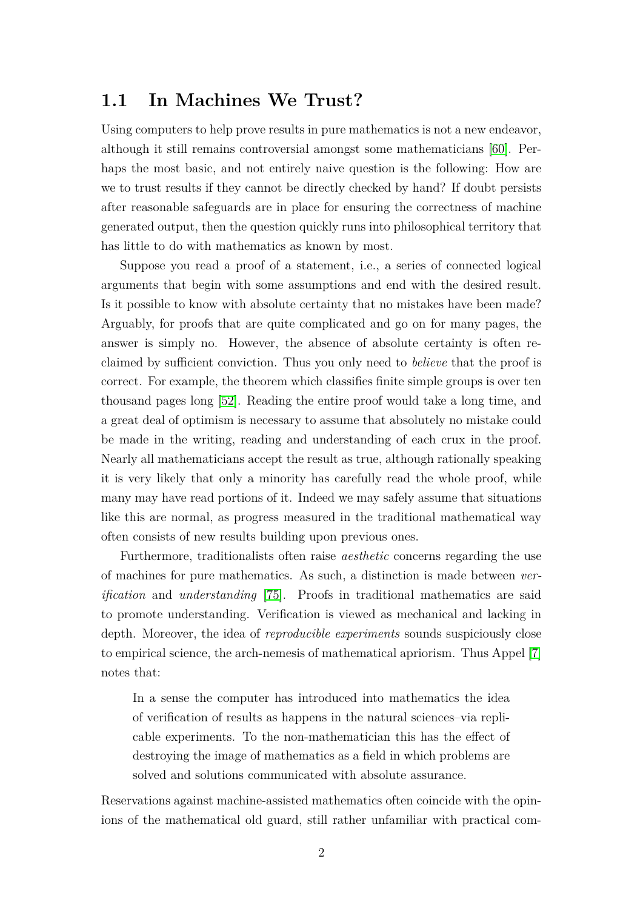## 1.1 In Machines We Trust?

Using computers to help prove results in pure mathematics is not a new endeavor, although it still remains controversial amongst some mathematicians [60]. Perhaps the most basic, and not entirely naive question is the following: How are we to trust results if they cannot be directly checked by hand? If doubt persists after reasonable safeguards are in place for ensuring the correctness of machine generated output, then the question quickly runs into philosophical territory that has little to do with mathematics as known by most.

Suppose you read a proof of a statement, i.e., a series of connected logical arguments that begin with some assumptions and end with the desired result. Is it possible to know with absolute certainty that no mistakes have been made? Arguably, for proofs that are quite complicated and go on for many pages, the answer is simply no. However, the absence of absolute certainty is often reclaimed by sufficient conviction. Thus you only need to *believe* that the proof is correct. For example, the theorem which classifies finite simple groups is over ten thousand pages long [52]. Reading the entire proof would take a long time, and a great deal of optimism is necessary to assume that absolutely no mistake could be made in the writing, reading and understanding of each crux in the proof. Nearly all mathematicians accept the result as true, although rationally speaking it is very likely that only a minority has carefully read the whole proof, while many may have read portions of it. Indeed we may safely assume that situations like this are normal, as progress measured in the traditional mathematical way often consists of new results building upon previous ones.

Furthermore, traditionalists often raise *aesthetic* concerns regarding the use of machines for pure mathematics. As such, a distinction is made between *verification* and *understanding* [75]. Proofs in traditional mathematics are said to promote understanding. Verification is viewed as mechanical and lacking in depth. Moreover, the idea of *reproducible experiments* sounds suspiciously close to empirical science, the arch-nemesis of mathematical apriorism. Thus Appel [7] notes that:

> In a sense the computer has introduced into mathematics the idea of verification of results as happens in the natural sciences–via replicable experiments. To the non-mathematician this has the effect of destroying the image of mathematics as a field in which problems are solved and solutions communicated with absolute assurance.

Reservations against machine-assisted mathematics often coincide with the opinions of the mathematical old guard, still rather unfamiliar with practical com-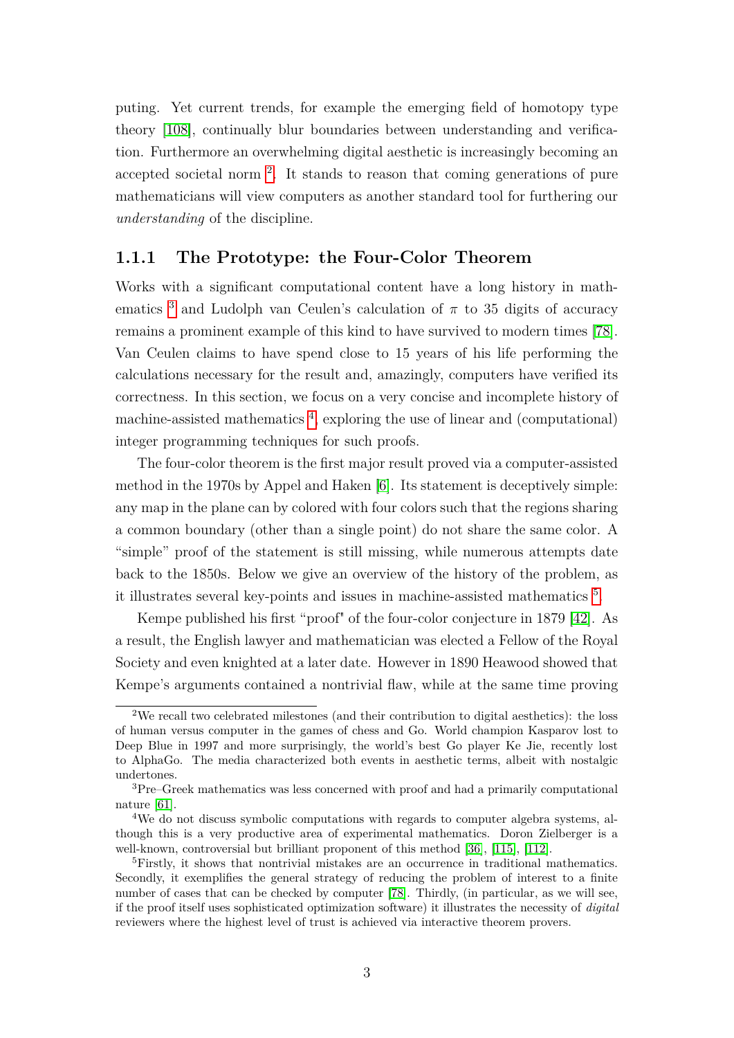puting. Yet current trends, for example the emerging field of homotopy type theory [108], continually blur boundaries between understanding and verification. Furthermore an overwhelming digital aesthetic is increasingly becoming an accepted societal norm [2]. It stands to reason that coming generations of pure mathematicians will view computers as another standard tool for furthering our *understanding* of the discipline.

### 1.1.1 The Prototype: the Four-Color Theorem

Works with a significant computational content have a long history in mathematics [3] and Ludolph van Ceulen's calculation of $\pi$ to 35 digits of accuracy remains a prominent example of this kind to have survived to modern times [78]. Van Ceulen claims to have spend close to 15 years of his life performing the calculations necessary for the result and, amazingly, computers have verified its correctness. In this section, we focus on a very concise and incomplete history of machine-assisted mathematics [4], exploring the use of linear and (computational) integer programming techniques for such proofs.

The four-color theorem is the first major result proved via a computer-assisted method in the 1970s by Appel and Haken [6]. Its statement is deceptively simple: any map in the plane can by colored with four colors such that the regions sharing a common boundary (other than a single point) do not share the same color. A "simple" proof of the statement is still missing, while numerous attempts date back to the 1850s. Below we give an overview of the history of the problem, as it illustrates several key-points and issues in machine-assisted mathematics [5].

Kempe published his first "proof" of the four-color conjecture in 1879 [42]. As a result, the English lawyer and mathematician was elected a Fellow of the Royal Society and even knighted at a later date. However in 1890 Heawood showed that Kempe's arguments contained a nontrivial flaw, while at the same time proving

---

[2] We recall two celebrated milestones (and their contribution to digital aesthetics): the loss of human versus computer in the games of chess and Go. World champion Kasparov lost to Deep Blue in 1997 and more surprisingly, the world's best Go player Ke Jie, recently lost to AlphaGo. The media characterized both events in aesthetic terms, albeit with nostalgic undertones.

[3] Pre–Greek mathematics was less concerned with proof and had a primarily computational nature [61].

[4] We do not discuss symbolic computations with regards to computer algebra systems, although this is a very productive area of experimental mathematics. Doron Zielberger is a well-known, controversial but brilliant proponent of this method [36], [115], [112].

[5] Firstly, it shows that nontrivial mistakes are an occurrence in traditional mathematics. Secondly, it exemplifies the general strategy of reducing the problem of interest to a finite number of cases that can be checked by computer [78]. Thirdly, (in particular, as we will see, if the proof itself uses sophisticated optimization software) it illustrates the necessity of *digital* reviewers where the highest level of trust is achieved via interactive theorem provers.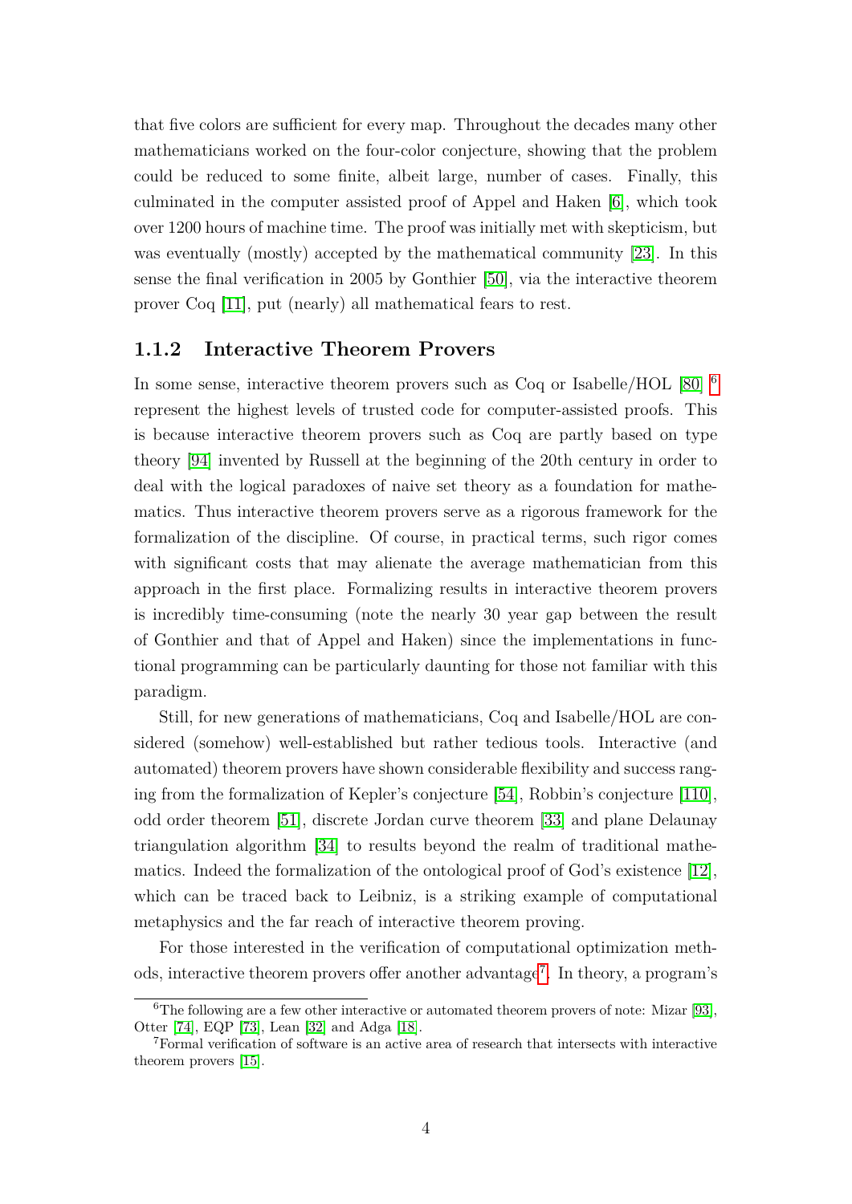that five colors are sufficient for every map. Throughout the decades many other mathematicians worked on the four-color conjecture, showing that the problem could be reduced to some finite, albeit large, number of cases. Finally, this culminated in the computer assisted proof of Appel and Haken [6], which took over 1200 hours of machine time. The proof was initially met with skepticism, but was eventually (mostly) accepted by the mathematical community [23]. In this sense the final verification in 2005 by Gonthier [50], via the interactive theorem prover Coq [11], put (nearly) all mathematical fears to rest.

### 1.1.2 Interactive Theorem Provers

In some sense, interactive theorem provers such as Coq or Isabelle/HOL [80] [6] represent the highest levels of trusted code for computer-assisted proofs. This is because interactive theorem provers such as Coq are partly based on type theory [94] invented by Russell at the beginning of the 20th century in order to deal with the logical paradoxes of naive set theory as a foundation for mathematics. Thus interactive theorem provers serve as a rigorous framework for the formalization of the discipline. Of course, in practical terms, such rigor comes with significant costs that may alienate the average mathematician from this approach in the first place. Formalizing results in interactive theorem provers is incredibly time-consuming (note the nearly 30 year gap between the result of Gonthier and that of Appel and Haken) since the implementations in functional programming can be particularly daunting for those not familiar with this paradigm.

Still, for new generations of mathematicians, Coq and Isabelle/HOL are considered (somehow) well-established but rather tedious tools. Interactive (and automated) theorem provers have shown considerable flexibility and success ranging from the formalization of Kepler's conjecture [54], Robbin's conjecture [110], odd order theorem [51], discrete Jordan curve theorem [33] and plane Delaunay triangulation algorithm [34] to results beyond the realm of traditional mathematics. Indeed the formalization of the ontological proof of God's existence [12], which can be traced back to Leibniz, is a striking example of computational metaphysics and the far reach of interactive theorem proving.

For those interested in the verification of computational optimization methods, interactive theorem provers offer another advantage[7]. In theory, a program's

[6] The following are a few other interactive or automated theorem provers of note: Mizar [93], Otter [74], EQP [73], Lean [32] and Adga [18].

[7] Formal verification of software is an active area of research that intersects with interactive theorem provers [15].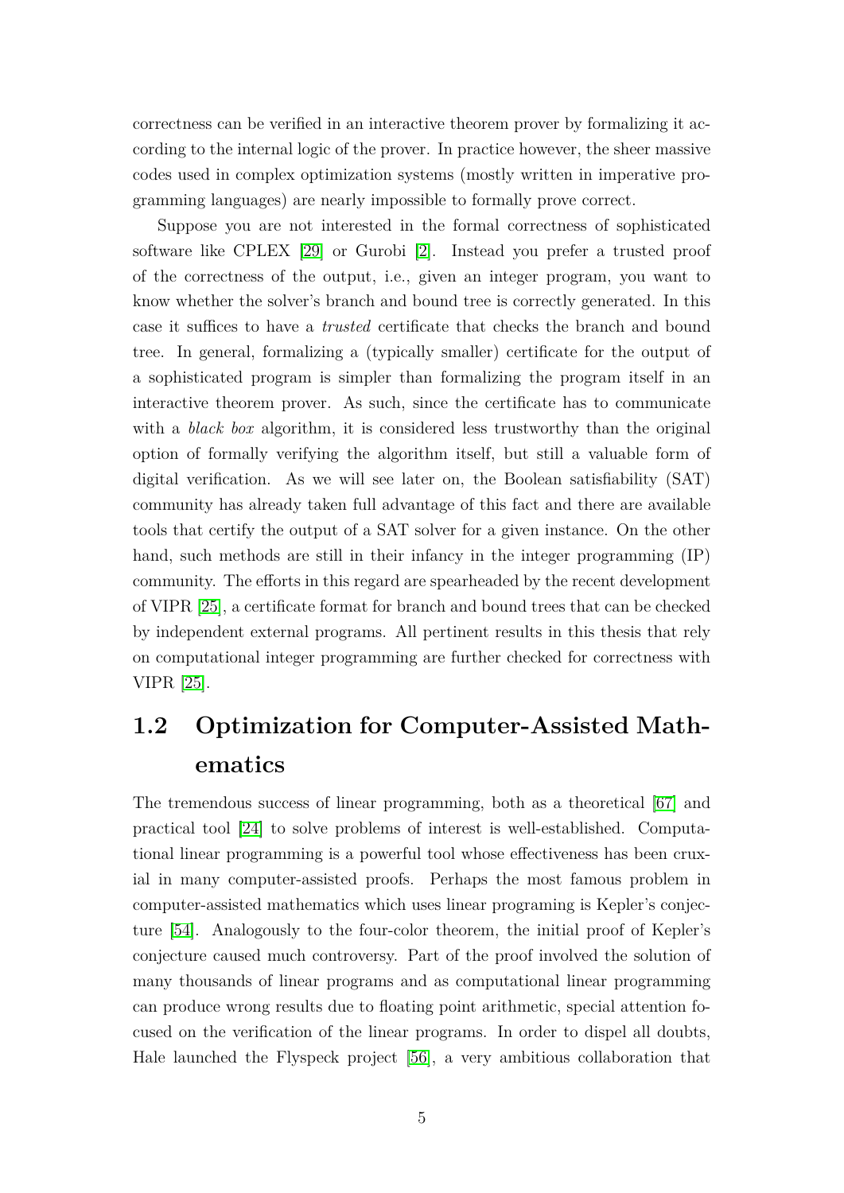correctness can be verified in an interactive theorem prover by formalizing it according to the internal logic of the prover. In practice however, the sheer massive codes used in complex optimization systems (mostly written in imperative programming languages) are nearly impossible to formally prove correct.

Suppose you are not interested in the formal correctness of sophisticated software like CPLEX [29] or Gurobi [2]. Instead you prefer a trusted proof of the correctness of the output, i.e., given an integer program, you want to know whether the solver's branch and bound tree is correctly generated. In this case it suffices to have a *trusted* certificate that checks the branch and bound tree. In general, formalizing a (typically smaller) certificate for the output of a sophisticated program is simpler than formalizing the program itself in an interactive theorem prover. As such, since the certificate has to communicate with a *black box* algorithm, it is considered less trustworthy than the original option of formally verifying the algorithm itself, but still a valuable form of digital verification. As we will see later on, the Boolean satisfiability (SAT) community has already taken full advantage of this fact and there are available tools that certify the output of a SAT solver for a given instance. On the other hand, such methods are still in their infancy in the integer programming (IP) community. The efforts in this regard are spearheaded by the recent development of VIPR [25], a certificate format for branch and bound trees that can be checked by independent external programs. All pertinent results in this thesis that rely on computational integer programming are further checked for correctness with VIPR [25].

## 1.2 Optimization for Computer-Assisted Mathematics

The tremendous success of linear programming, both as a theoretical [67] and practical tool [24] to solve problems of interest is well-established. Computational linear programming is a powerful tool whose effectiveness has been cruxial in many computer-assisted proofs. Perhaps the most famous problem in computer-assisted mathematics which uses linear programing is Kepler's conjecture [54]. Analogously to the four-color theorem, the initial proof of Kepler's conjecture caused much controversy. Part of the proof involved the solution of many thousands of linear programs and as computational linear programming can produce wrong results due to floating point arithmetic, special attention focused on the verification of the linear programs. In order to dispel all doubts, Hale launched the Flyspeck project [56], a very ambitious collaboration that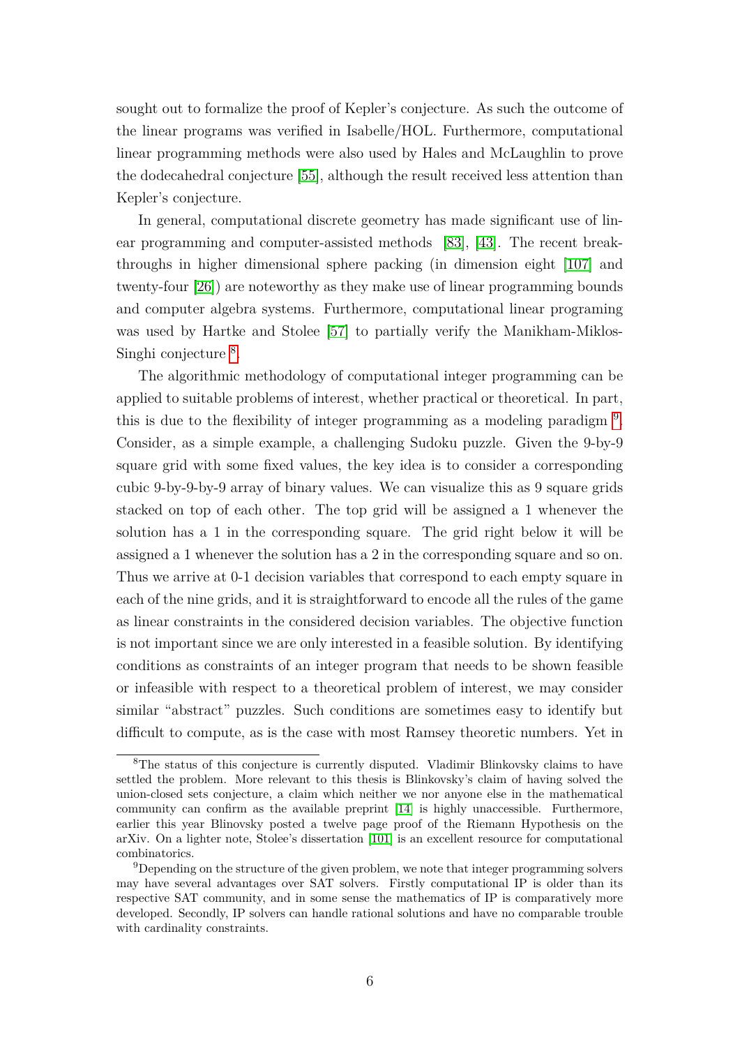sought out to formalize the proof of Kepler's conjecture. As such the outcome of the linear programs was verified in Isabelle/HOL. Furthermore, computational linear programming methods were also used by Hales and McLaughlin to prove the dodecahedral conjecture [55], although the result received less attention than Kepler's conjecture.

In general, computational discrete geometry has made significant use of linear programming and computer-assisted methods [83], [43]. The recent breakthroughs in higher dimensional sphere packing (in dimension eight [107] and twenty-four [26]) are noteworthy as they make use of linear programming bounds and computer algebra systems. Furthermore, computational linear programing was used by Hartke and Stolee [57] to partially verify the Manikham-Miklos-Singhi conjecture [8].

The algorithmic methodology of computational integer programming can be applied to suitable problems of interest, whether practical or theoretical. In part, this is due to the flexibility of integer programming as a modeling paradigm [9]. Consider, as a simple example, a challenging Sudoku puzzle. Given the 9-by-9 square grid with some fixed values, the key idea is to consider a corresponding cubic 9-by-9-by-9 array of binary values. We can visualize this as 9 square grids stacked on top of each other. The top grid will be assigned a 1 whenever the solution has a 1 in the corresponding square. The grid right below it will be assigned a 1 whenever the solution has a 2 in the corresponding square and so on. Thus we arrive at 0-1 decision variables that correspond to each empty square in each of the nine grids, and it is straightforward to encode all the rules of the game as linear constraints in the considered decision variables. The objective function is not important since we are only interested in a feasible solution. By identifying conditions as constraints of an integer program that needs to be shown feasible or infeasible with respect to a theoretical problem of interest, we may consider similar "abstract" puzzles. Such conditions are sometimes easy to identify but difficult to compute, as is the case with most Ramsey theoretic numbers. Yet in

---

[8] The status of this conjecture is currently disputed. Vladimir Blinkovsky claims to have settled the problem. More relevant to this thesis is Blinkovsky's claim of having solved the union-closed sets conjecture, a claim which neither we nor anyone else in the mathematical community can confirm as the available preprint [14] is highly unaccessible. Furthermore, earlier this year Blinovsky posted a twelve page proof of the Riemann Hypothesis on the arXiv. On a lighter note, Stolee's dissertation [101] is an excellent resource for computational combinatorics.

[9] Depending on the structure of the given problem, we note that integer programming solvers may have several advantages over SAT solvers. Firstly computational IP is older than its respective SAT community, and in some sense the mathematics of IP is comparatively more developed. Secondly, IP solvers can handle rational solutions and have no comparable trouble with cardinality constraints.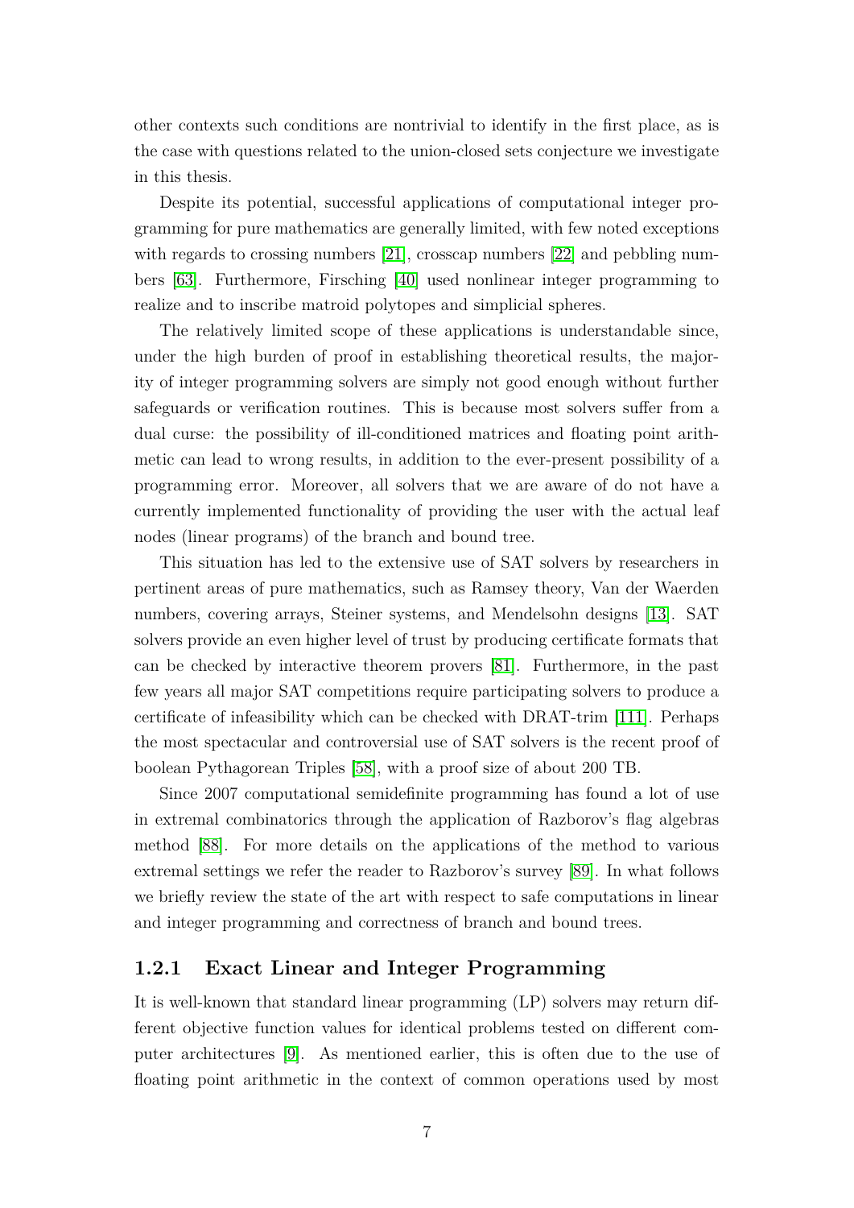other contexts such conditions are nontrivial to identify in the first place, as is the case with questions related to the union-closed sets conjecture we investigate in this thesis.

Despite its potential, successful applications of computational integer programming for pure mathematics are generally limited, with few noted exceptions with regards to crossing numbers [21], crosscap numbers [22] and pebbling numbers [63]. Furthermore, Firsching [40] used nonlinear integer programming to realize and to inscribe matroid polytopes and simplicial spheres.

The relatively limited scope of these applications is understandable since, under the high burden of proof in establishing theoretical results, the majority of integer programming solvers are simply not good enough without further safeguards or verification routines. This is because most solvers suffer from a dual curse: the possibility of ill-conditioned matrices and floating point arithmetic can lead to wrong results, in addition to the ever-present possibility of a programming error. Moreover, all solvers that we are aware of do not have a currently implemented functionality of providing the user with the actual leaf nodes (linear programs) of the branch and bound tree.

This situation has led to the extensive use of SAT solvers by researchers in pertinent areas of pure mathematics, such as Ramsey theory, Van der Waerden numbers, covering arrays, Steiner systems, and Mendelsohn designs [13]. SAT solvers provide an even higher level of trust by producing certificate formats that can be checked by interactive theorem provers [81]. Furthermore, in the past few years all major SAT competitions require participating solvers to produce a certificate of infeasibility which can be checked with DRAT-trim [111]. Perhaps the most spectacular and controversial use of SAT solvers is the recent proof of boolean Pythagorean Triples [58], with a proof size of about 200 TB.

Since 2007 computational semidefinite programming has found a lot of use in extremal combinatorics through the application of Razborov's flag algebras method [88]. For more details on the applications of the method to various extremal settings we refer the reader to Razborov's survey [89]. In what follows we briefly review the state of the art with respect to safe computations in linear and integer programming and correctness of branch and bound trees.

### 1.2.1 Exact Linear and Integer Programming

It is well-known that standard linear programming (LP) solvers may return different objective function values for identical problems tested on different computer architectures [9]. As mentioned earlier, this is often due to the use of floating point arithmetic in the context of common operations used by most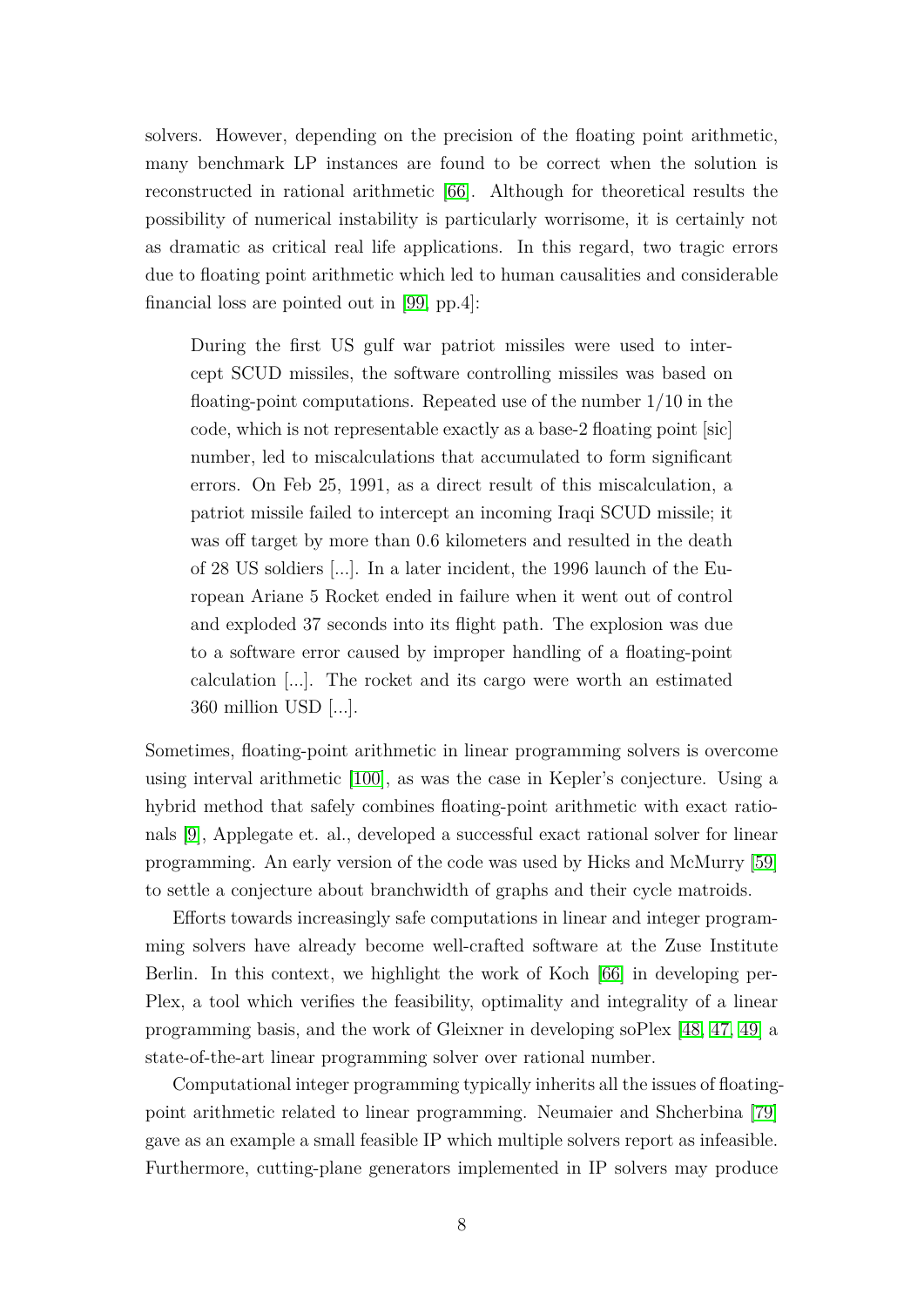solvers. However, depending on the precision of the floating point arithmetic, many benchmark LP instances are found to be correct when the solution is reconstructed in rational arithmetic [66]. Although for theoretical results the possibility of numerical instability is particularly worrisome, it is certainly not as dramatic as critical real life applications. In this regard, two tragic errors due to floating point arithmetic which led to human causalities and considerable financial loss are pointed out in [99, pp.4]:

> During the first US gulf war patriot missiles were used to intercept SCUD missiles, the software controlling missiles was based on floating-point computations. Repeated use of the number 1/10 in the code, which is not representable exactly as a base-2 floating point [sic] number, led to miscalculations that accumulated to form significant errors. On Feb 25, 1991, as a direct result of this miscalculation, a patriot missile failed to intercept an incoming Iraqi SCUD missile; it was off target by more than 0.6 kilometers and resulted in the death of 28 US soldiers [...]. In a later incident, the 1996 launch of the European Ariane 5 Rocket ended in failure when it went out of control and exploded 37 seconds into its flight path. The explosion was due to a software error caused by improper handling of a floating-point calculation [...]. The rocket and its cargo were worth an estimated 360 million USD [...].

Sometimes, floating-point arithmetic in linear programming solvers is overcome using interval arithmetic [100], as was the case in Kepler's conjecture. Using a hybrid method that safely combines floating-point arithmetic with exact rationals [9], Applegate et. al., developed a successful exact rational solver for linear programming. An early version of the code was used by Hicks and McMurry [59] to settle a conjecture about branchwidth of graphs and their cycle matroids.

Efforts towards increasingly safe computations in linear and integer programming solvers have already become well-crafted software at the Zuse Institute Berlin. In this context, we highlight the work of Koch [66] in developing perPlex, a tool which verifies the feasibility, optimality and integrality of a linear programming basis, and the work of Gleixner in developing soPlex [48, 47, 49] a state-of-the-art linear programming solver over rational number.

Computational integer programming typically inherits all the issues of floating-point arithmetic related to linear programming. Neumaier and Shcherbina [79] gave as an example a small feasible IP which multiple solvers report as infeasible. Furthermore, cutting-plane generators implemented in IP solvers may produce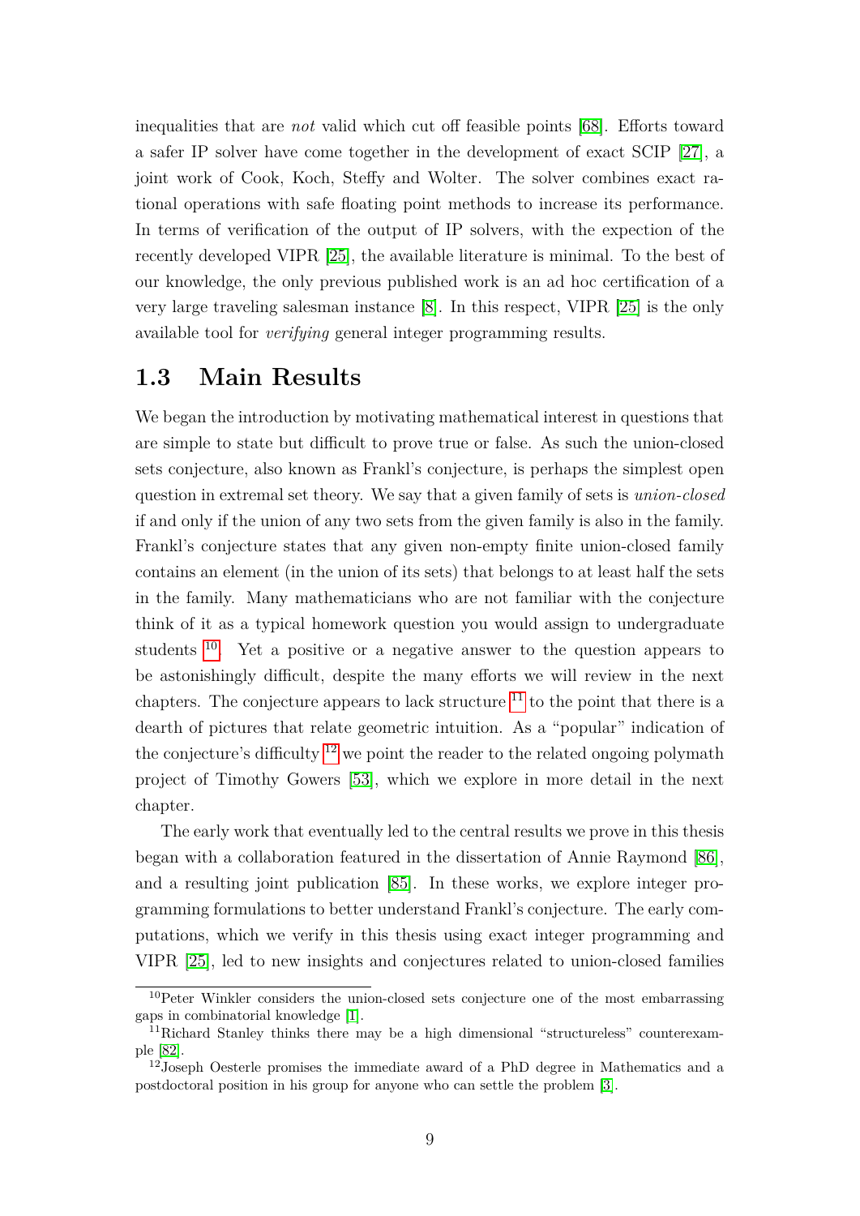inequalities that are *not* valid which cut off feasible points [68]. Efforts toward a safer IP solver have come together in the development of exact SCIP [27], a joint work of Cook, Koch, Steffy and Wolter. The solver combines exact rational operations with safe floating point methods to increase its performance. In terms of verification of the output of IP solvers, with the expection of the recently developed VIPR [25], the available literature is minimal. To the best of our knowledge, the only previous published work is an ad hoc certification of a very large traveling salesman instance [8]. In this respect, VIPR [25] is the only available tool for *verifying* general integer programming results.

## 1.3 Main Results

We began the introduction by motivating mathematical interest in questions that are simple to state but difficult to prove true or false. As such the union-closed sets conjecture, also known as Frankl's conjecture, is perhaps the simplest open question in extremal set theory. We say that a given family of sets is *union-closed* if and only if the union of any two sets from the given family is also in the family. Frankl's conjecture states that any given non-empty finite union-closed family contains an element (in the union of its sets) that belongs to at least half the sets in the family. Many mathematicians who are not familiar with the conjecture think of it as a typical homework question you would assign to undergraduate students [10]. Yet a positive or a negative answer to the question appears to be astonishingly difficult, despite the many efforts we will review in the next chapters. The conjecture appears to lack structure [11] to the point that there is a dearth of pictures that relate geometric intuition. As a "popular" indication of the conjecture's difficulty [12] we point the reader to the related ongoing polymath project of Timothy Gowers [53], which we explore in more detail in the next chapter.

The early work that eventually led to the central results we prove in this thesis began with a collaboration featured in the dissertation of Annie Raymond [86], and a resulting joint publication [85]. In these works, we explore integer programming formulations to better understand Frankl's conjecture. The early computations, which we verify in this thesis using exact integer programming and VIPR [25], led to new insights and conjectures related to union-closed families

[10]Peter Winkler considers the union-closed sets conjecture one of the most embarrassing gaps in combinatorial knowledge [1].

[11]Richard Stanley thinks there may be a high dimensional "structureless" counterexample [82].

[12]Joseph Oesterle promises the immediate award of a PhD degree in Mathematics and a postdoctoral position in his group for anyone who can settle the problem [3].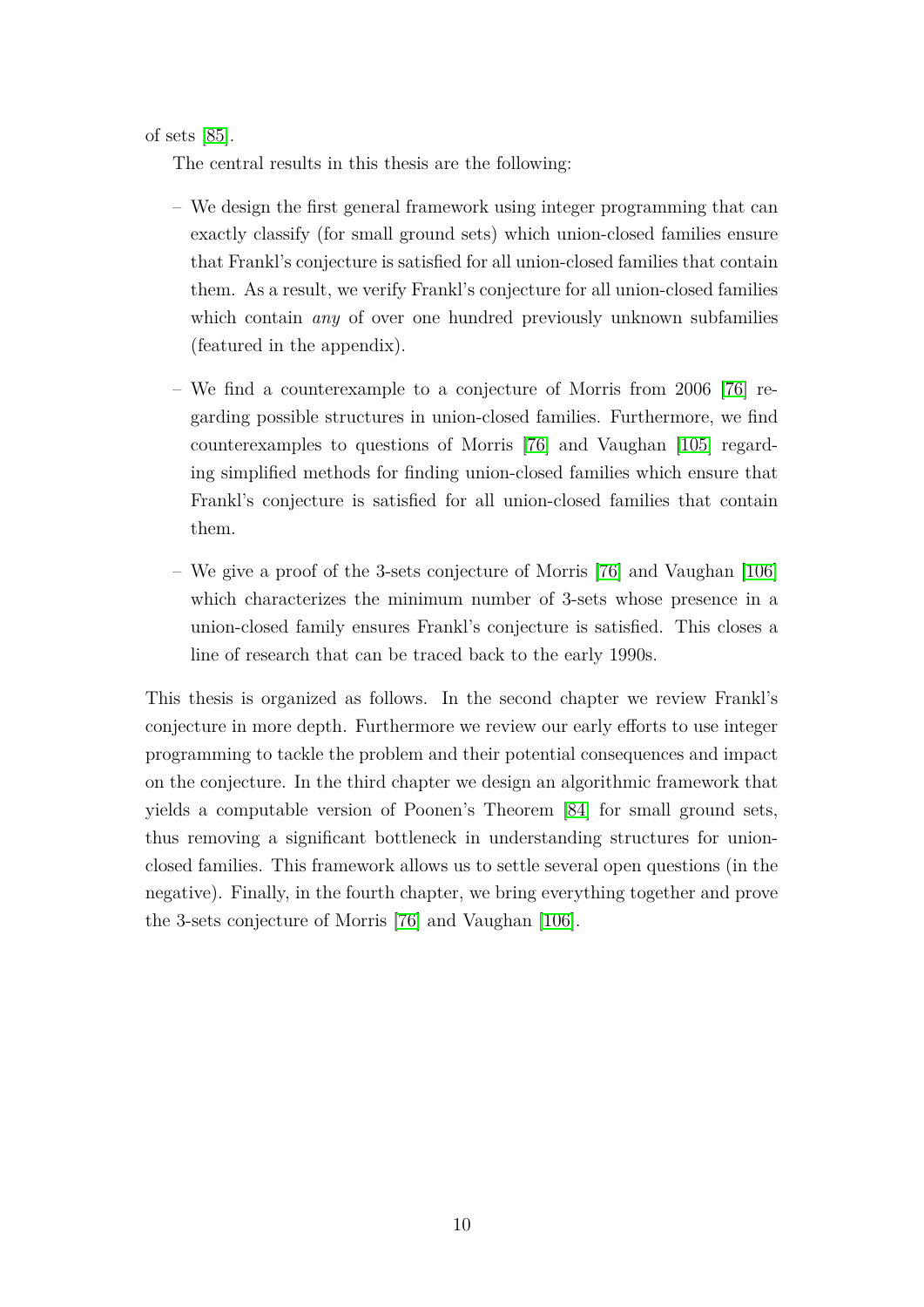of sets [85].

The central results in this thesis are the following:

- We design the first general framework using integer programming that can exactly classify (for small ground sets) which union-closed families ensure that Frankl's conjecture is satisfied for all union-closed families that contain them. As a result, we verify Frankl's conjecture for all union-closed families which contain *any* of over one hundred previously unknown subfamilies (featured in the appendix).

- We find a counterexample to a conjecture of Morris from 2006 [76] regarding possible structures in union-closed families. Furthermore, we find counterexamples to questions of Morris [76] and Vaughan [105] regarding simplified methods for finding union-closed families which ensure that Frankl's conjecture is satisfied for all union-closed families that contain them.

- We give a proof of the 3-sets conjecture of Morris [76] and Vaughan [106] which characterizes the minimum number of 3-sets whose presence in a union-closed family ensures Frankl's conjecture is satisfied. This closes a line of research that can be traced back to the early 1990s.

This thesis is organized as follows. In the second chapter we review Frankl's conjecture in more depth. Furthermore we review our early efforts to use integer programming to tackle the problem and their potential consequences and impact on the conjecture. In the third chapter we design an algorithmic framework that yields a computable version of Poonen's Theorem [84] for small ground sets, thus removing a significant bottleneck in understanding structures for union-closed families. This framework allows us to settle several open questions (in the negative). Finally, in the fourth chapter, we bring everything together and prove the 3-sets conjecture of Morris [76] and Vaughan [106].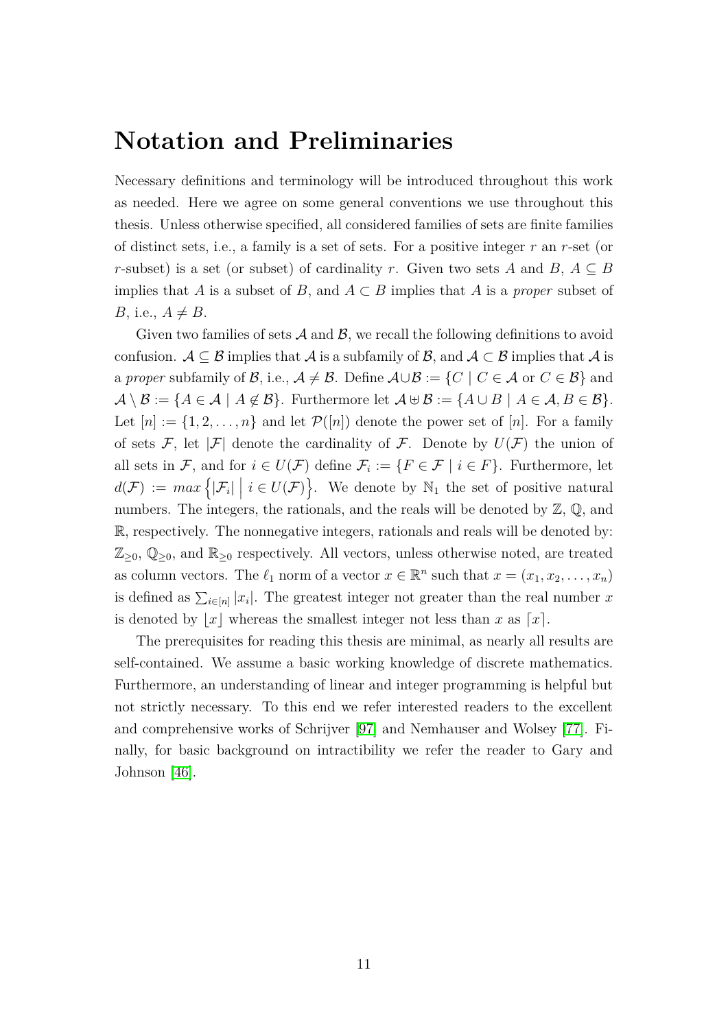# Notation and Preliminaries

Necessary definitions and terminology will be introduced throughout this work as needed. Here we agree on some general conventions we use throughout this thesis. Unless otherwise specified, all considered families of sets are finite families of distinct sets, i.e., a family is a set of sets. For a positive integer $r$ an $r$-set (or $r$-subset) is a set (or subset) of cardinality $r$. Given two sets $A$ and $B$, $A \subseteq B$ implies that $A$ is a subset of $B$, and $A \subset B$ implies that $A$ is a *proper* subset of $B$, i.e., $A \neq B$.

Given two families of sets $\mathcal{A}$ and $\mathcal{B}$, we recall the following definitions to avoid confusion. $\mathcal{A} \subseteq \mathcal{B}$ implies that $\mathcal{A}$ is a subfamily of $\mathcal{B}$, and $\mathcal{A} \subset \mathcal{B}$ implies that $\mathcal{A}$ is a *proper* subfamily of $\mathcal{B}$, i.e., $\mathcal{A} \neq \mathcal{B}$. Define $\mathcal{A} \cup \mathcal{B} := \{C \mid C \in \mathcal{A} \text{ or } C \in \mathcal{B}\}$ and $\mathcal{A} \setminus \mathcal{B} := \{A \in \mathcal{A} \mid A \notin \mathcal{B}\}$. Furthermore let $\mathcal{A} \uplus \mathcal{B} := \{A \cup B \mid A \in \mathcal{A}, B \in \mathcal{B}\}$. Let $[n] := \{1, 2, \ldots, n\}$ and let $\mathcal{P}([n])$ denote the power set of $[n]$. For a family of sets $\mathcal{F}$, let $|\mathcal{F}|$ denote the cardinality of $\mathcal{F}$. Denote by $U(\mathcal{F})$ the union of all sets in $\mathcal{F}$, and for $i \in U(\mathcal{F})$ define $\mathcal{F}_i := \{F \in \mathcal{F} \mid i \in F\}$. Furthermore, let $d(\mathcal{F}) := max\left\{|\mathcal{F}_i| \;\middle|\; i \in U(\mathcal{F})\right\}$. We denote by $\mathbb{N}_1$ the set of positive natural numbers. The integers, the rationals, and the reals will be denoted by $\mathbb{Z}$, $\mathbb{Q}$, and $\mathbb{R}$, respectively. The nonnegative integers, rationals and reals will be denoted by: $\mathbb{Z}_{\geq 0}$, $\mathbb{Q}_{\geq 0}$, and $\mathbb{R}_{\geq 0}$ respectively. All vectors, unless otherwise noted, are treated as column vectors. The $\ell_1$ norm of a vector $x \in \mathbb{R}^n$ such that $x = (x_1, x_2, \ldots, x_n)$ is defined as $\sum_{i \in [n]} |x_i|$. The greatest integer not greater than the real number $x$ is denoted by $\lfloor x \rfloor$ whereas the smallest integer not less than $x$ as $\lceil x \rceil$.

The prerequisites for reading this thesis are minimal, as nearly all results are self-contained. We assume a basic working knowledge of discrete mathematics. Furthermore, an understanding of linear and integer programming is helpful but not strictly necessary. To this end we refer interested readers to the excellent and comprehensive works of Schrijver [97] and Nemhauser and Wolsey [77]. Finally, for basic background on intractibility we refer the reader to Gary and Johnson [46].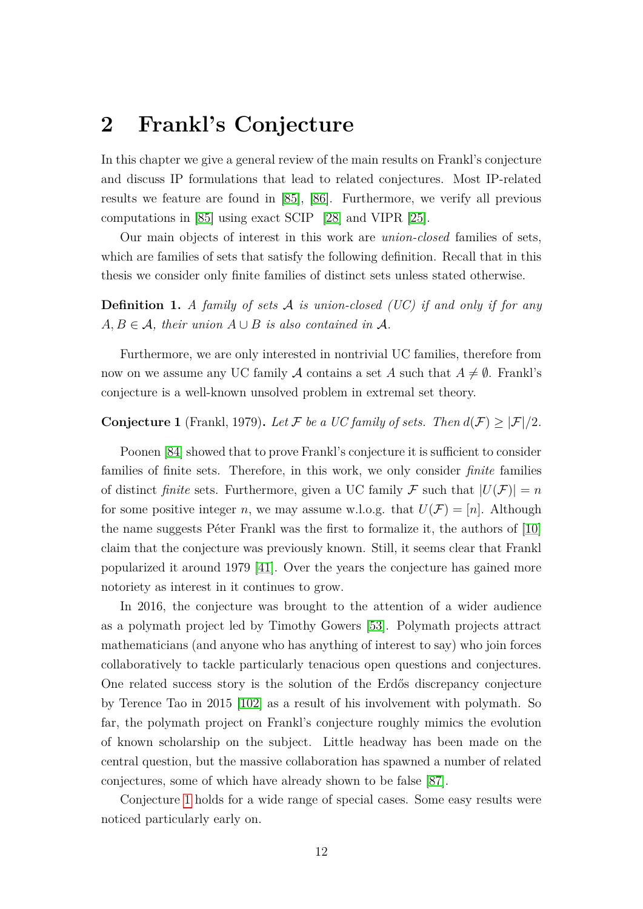# 2 Frankl's Conjecture

In this chapter we give a general review of the main results on Frankl's conjecture and discuss IP formulations that lead to related conjectures. Most IP-related results we feature are found in [85], [86]. Furthermore, we verify all previous computations in [85] using exact SCIP [28] and VIPR [25].

Our main objects of interest in this work are *union-closed* families of sets, which are families of sets that satisfy the following definition. Recall that in this thesis we consider only finite families of distinct sets unless stated otherwise.

**Definition 1.** *A family of sets $\mathcal{A}$ is union-closed (UC) if and only if for any $A, B \in \mathcal{A}$, their union $A \cup B$ is also contained in $\mathcal{A}$.*

Furthermore, we are only interested in nontrivial UC families, therefore from now on we assume any UC family $\mathcal{A}$ contains a set $A$ such that $A \neq \emptyset$. Frankl's conjecture is a well-known unsolved problem in extremal set theory.

**Conjecture 1** (Frankl, 1979)**.** *Let $\mathcal{F}$ be a UC family of sets. Then $d(\mathcal{F}) \geq |\mathcal{F}|/2$.*

Poonen [84] showed that to prove Frankl's conjecture it is sufficient to consider families of finite sets. Therefore, in this work, we only consider *finite* families of distinct *finite* sets. Furthermore, given a UC family $\mathcal{F}$ such that $|U(\mathcal{F})| = n$ for some positive integer $n$, we may assume w.l.o.g. that $U(\mathcal{F}) = [n]$. Although the name suggests Péter Frankl was the first to formalize it, the authors of [10] claim that the conjecture was previously known. Still, it seems clear that Frankl popularized it around 1979 [41]. Over the years the conjecture has gained more notoriety as interest in it continues to grow.

In 2016, the conjecture was brought to the attention of a wider audience as a polymath project led by Timothy Gowers [53]. Polymath projects attract mathematicians (and anyone who has anything of interest to say) who join forces collaboratively to tackle particularly tenacious open questions and conjectures. One related success story is the solution of the Erdős discrepancy conjecture by Terence Tao in 2015 [102] as a result of his involvement with polymath. So far, the polymath project on Frankl's conjecture roughly mimics the evolution of known scholarship on the subject. Little headway has been made on the central question, but the massive collaboration has spawned a number of related conjectures, some of which have already shown to be false [87].

Conjecture 1 holds for a wide range of special cases. Some easy results were noticed particularly early on.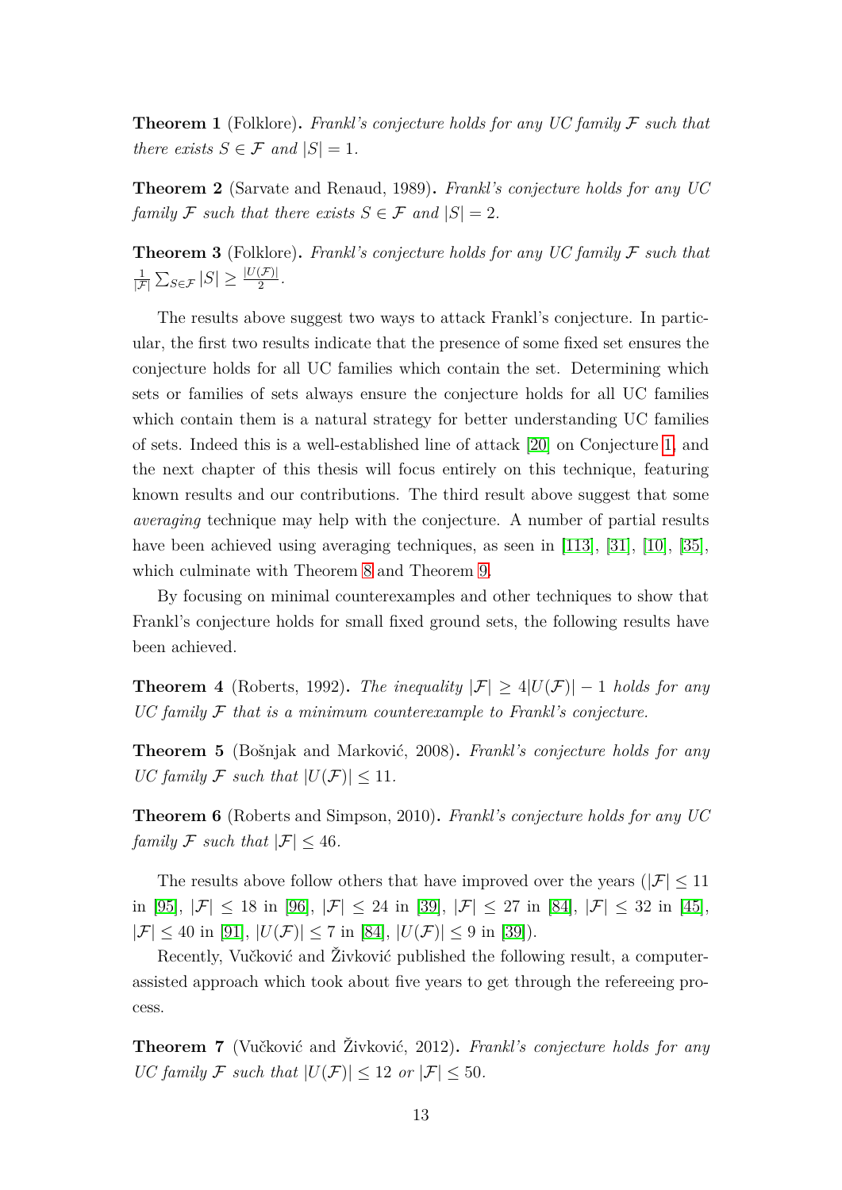**Theorem 1** (Folklore)**.** *Frankl's conjecture holds for any UC family $\mathcal{F}$ such that there exists $S \in \mathcal{F}$ and $|S| = 1$.*

**Theorem 2** (Sarvate and Renaud, 1989)**.** *Frankl's conjecture holds for any UC family $\mathcal{F}$ such that there exists $S \in \mathcal{F}$ and $|S| = 2$.*

**Theorem 3** (Folklore)**.** *Frankl's conjecture holds for any UC family $\mathcal{F}$ such that $\frac{1}{|\mathcal{F}|}\sum_{S\in\mathcal{F}} |S| \geq \frac{|U(\mathcal{F})|}{2}$.*

The results above suggest two ways to attack Frankl's conjecture. In particular, the first two results indicate that the presence of some fixed set ensures the conjecture holds for all UC families which contain the set. Determining which sets or families of sets always ensure the conjecture holds for all UC families which contain them is a natural strategy for better understanding UC families of sets. Indeed this is a well-established line of attack [20] on Conjecture 1, and the next chapter of this thesis will focus entirely on this technique, featuring known results and our contributions. The third result above suggest that some *averaging* technique may help with the conjecture. A number of partial results have been achieved using averaging techniques, as seen in [113], [31], [10], [35], which culminate with Theorem 8 and Theorem 9.

By focusing on minimal counterexamples and other techniques to show that Frankl's conjecture holds for small fixed ground sets, the following results have been achieved.

**Theorem 4** (Roberts, 1992)**.** *The inequality $|\mathcal{F}| \geq 4|U(\mathcal{F})| - 1$ holds for any UC family $\mathcal{F}$ that is a minimum counterexample to Frankl's conjecture.*

**Theorem 5** (Bošnjak and Marković, 2008)**.** *Frankl's conjecture holds for any UC family $\mathcal{F}$ such that $|U(\mathcal{F})| \leq 11$.*

**Theorem 6** (Roberts and Simpson, 2010)**.** *Frankl's conjecture holds for any UC family $\mathcal{F}$ such that $|\mathcal{F}| \leq 46$.*

The results above follow others that have improved over the years ($|\mathcal{F}| \leq 11$ in [95], $|\mathcal{F}| \leq 18$ in [96], $|\mathcal{F}| \leq 24$ in [39], $|\mathcal{F}| \leq 27$ in [84], $|\mathcal{F}| \leq 32$ in [45], $|\mathcal{F}| \leq 40$ in [91], $|U(\mathcal{F})| \leq 7$ in [84], $|U(\mathcal{F})| \leq 9$ in [39]).

Recently, Vučković and Živković published the following result, a computer-assisted approach which took about five years to get through the refereeing process.

**Theorem 7** (Vučković and Živković, 2012)**.** *Frankl's conjecture holds for any UC family $\mathcal{F}$ such that $|U(\mathcal{F})| \leq 12$ or $|\mathcal{F}| \leq 50$.*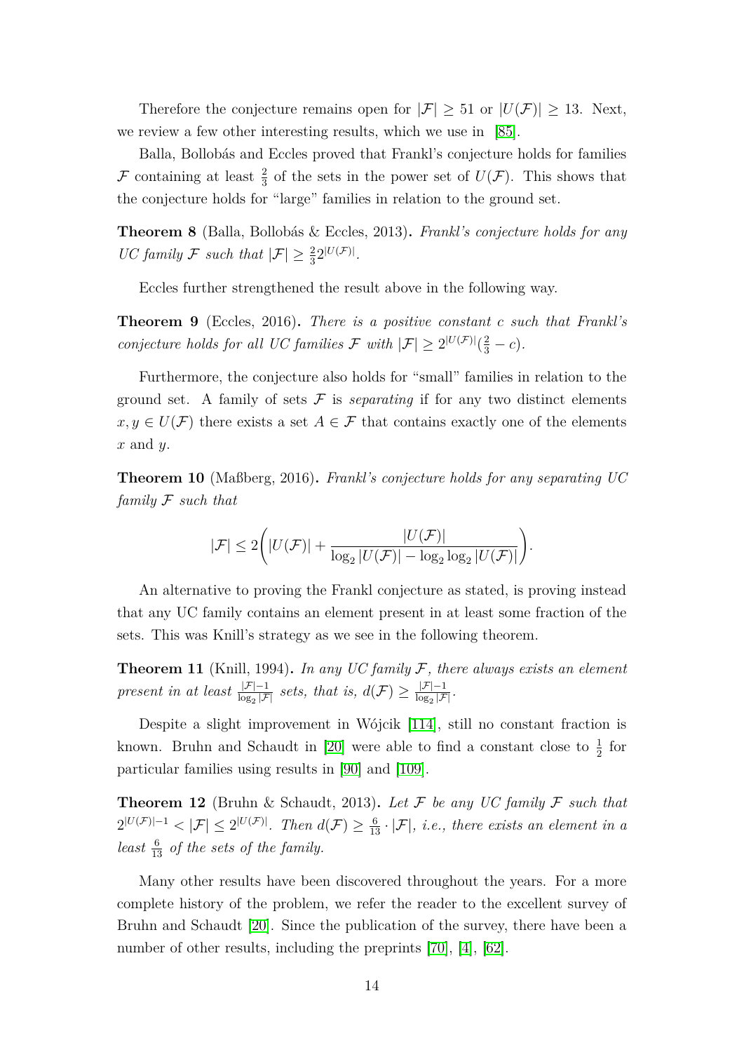Therefore the conjecture remains open for $|\mathcal{F}| \geq 51$ or $|U(\mathcal{F})| \geq 13$. Next, we review a few other interesting results, which we use in [85].

Balla, Bollobás and Eccles proved that Frankl's conjecture holds for families $\mathcal{F}$ containing at least $\frac{2}{3}$ of the sets in the power set of $U(\mathcal{F})$. This shows that the conjecture holds for "large" families in relation to the ground set.

**Theorem 8** (Balla, Bollobás & Eccles, 2013)**.** *Frankl's conjecture holds for any UC family $\mathcal{F}$ such that $|\mathcal{F}| \geq \frac{2}{3}2^{|U(\mathcal{F})|}$.*

Eccles further strengthened the result above in the following way.

**Theorem 9** (Eccles, 2016)**.** *There is a positive constant $c$ such that Frankl's conjecture holds for all UC families $\mathcal{F}$ with $|\mathcal{F}| \geq 2^{|U(\mathcal{F})|}(\frac{2}{3} - c)$.*

Furthermore, the conjecture also holds for "small" families in relation to the ground set. A family of sets $\mathcal{F}$ is *separating* if for any two distinct elements $x, y \in U(\mathcal{F})$ there exists a set $A \in \mathcal{F}$ that contains exactly one of the elements $x$ and $y$.

**Theorem 10** (Maßberg, 2016)**.** *Frankl's conjecture holds for any separating UC family $\mathcal{F}$ such that*

$$|\mathcal{F}| \leq 2\left(|U(\mathcal{F})| + \frac{|U(\mathcal{F})|}{\log_2 |U(\mathcal{F})| - \log_2 \log_2 |U(\mathcal{F})|}\right).$$

An alternative to proving the Frankl conjecture as stated, is proving instead that any UC family contains an element present in at least some fraction of the sets. This was Knill's strategy as we see in the following theorem.

**Theorem 11** (Knill, 1994)**.** *In any UC family $\mathcal{F}$, there always exists an element present in at least $\frac{|\mathcal{F}|-1}{\log_2 |\mathcal{F}|}$ sets, that is, $d(\mathcal{F}) \geq \frac{|\mathcal{F}|-1}{\log_2 |\mathcal{F}|}$.*

Despite a slight improvement in Wójcik [114], still no constant fraction is known. Bruhn and Schaudt in [20] were able to find a constant close to $\frac{1}{2}$ for particular families using results in [90] and [109].

**Theorem 12** (Bruhn & Schaudt, 2013)**.** *Let $\mathcal{F}$ be any UC family $\mathcal{F}$ such that $2^{|U(\mathcal{F})|-1} < |\mathcal{F}| \leq 2^{|U(\mathcal{F})|}$. Then $d(\mathcal{F}) \geq \frac{6}{13} \cdot |\mathcal{F}|$, i.e., there exists an element in a least $\frac{6}{13}$ of the sets of the family.*

Many other results have been discovered throughout the years. For a more complete history of the problem, we refer the reader to the excellent survey of Bruhn and Schaudt [20]. Since the publication of the survey, there have been a number of other results, including the preprints [70], [4], [62].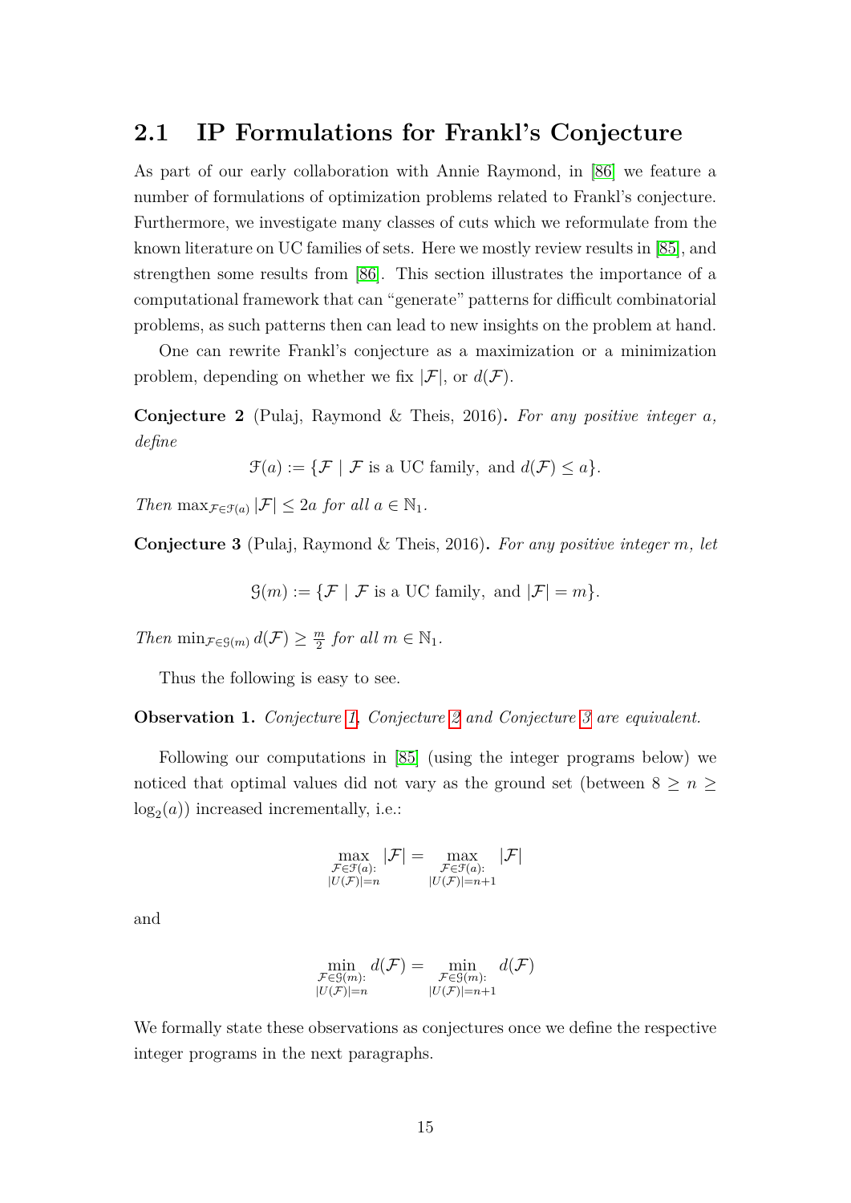## 2.1 IP Formulations for Frankl's Conjecture

As part of our early collaboration with Annie Raymond, in [86] we feature a number of formulations of optimization problems related to Frankl's conjecture. Furthermore, we investigate many classes of cuts which we reformulate from the known literature on UC families of sets. Here we mostly review results in [85], and strengthen some results from [86]. This section illustrates the importance of a computational framework that can "generate" patterns for difficult combinatorial problems, as such patterns then can lead to new insights on the problem at hand.

One can rewrite Frankl's conjecture as a maximization or a minimization problem, depending on whether we fix $|\mathcal{F}|$, or $d(\mathcal{F})$.

**Conjecture 2** (Pulaj, Raymond & Theis, 2016)**.** *For any positive integer $a$, define*

$$\mathcal{F}(a) := \{\mathcal{F} \mid \mathcal{F} \text{ is a UC family, and } d(\mathcal{F}) \leq a\}.$$

*Then $\max_{\mathcal{F} \in \mathcal{F}(a)} |\mathcal{F}| \leq 2a$ for all $a \in \mathbb{N}_1$.*

**Conjecture 3** (Pulaj, Raymond & Theis, 2016)**.** *For any positive integer $m$, let*

$$\mathcal{G}(m) := \{\mathcal{F} \mid \mathcal{F} \text{ is a UC family, and } |\mathcal{F}| = m\}.$$

*Then $\min_{\mathcal{F} \in \mathcal{G}(m)} d(\mathcal{F}) \geq \frac{m}{2}$ for all $m \in \mathbb{N}_1$.*

Thus the following is easy to see.

**Observation 1.** *Conjecture 1, Conjecture 2 and Conjecture 3 are equivalent.*

Following our computations in [85] (using the integer programs below) we noticed that optimal values did not vary as the ground set (between $8 \geq n \geq \log_2(a)$) increased incrementally, i.e.:

$$\max_{\substack{\mathcal{F} \in \mathcal{F}(a): \\ |U(\mathcal{F})| = n}} |\mathcal{F}| = \max_{\substack{\mathcal{F} \in \mathcal{F}(a): \\ |U(\mathcal{F})| = n+1}} |\mathcal{F}|$$

and

$$\min_{\substack{\mathcal{F} \in \mathcal{G}(m): \\ |U(\mathcal{F})| = n}} d(\mathcal{F}) = \min_{\substack{\mathcal{F} \in \mathcal{G}(m): \\ |U(\mathcal{F})| = n+1}} d(\mathcal{F})$$

We formally state these observations as conjectures once we define the respective integer programs in the next paragraphs.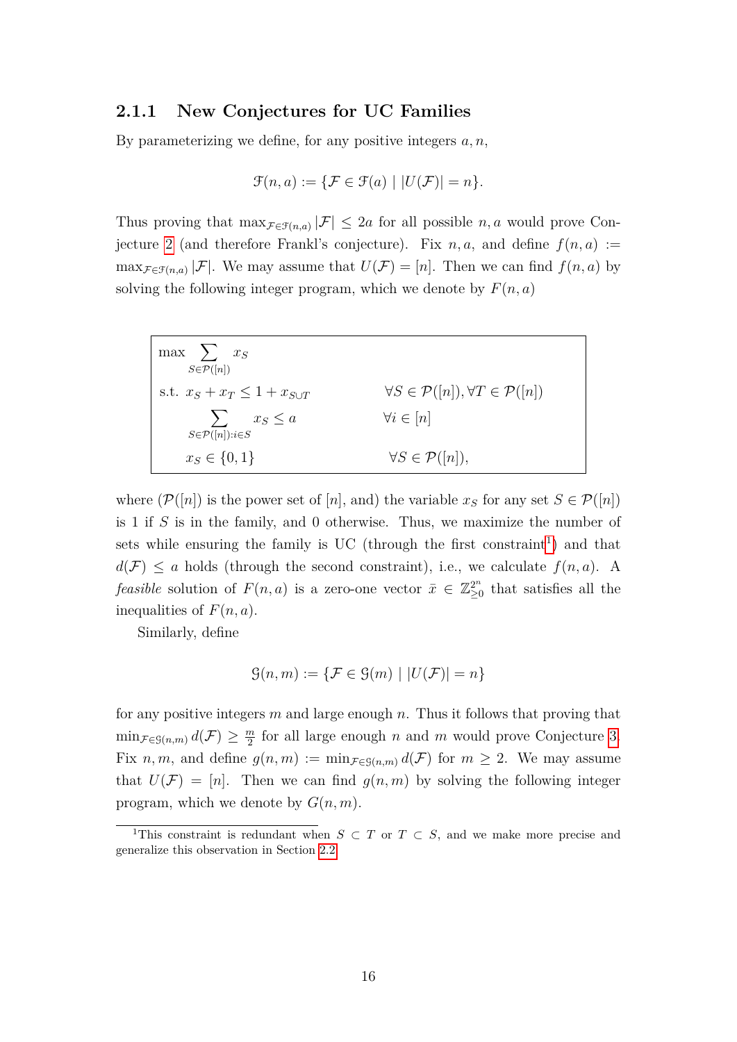### 2.1.1 New Conjectures for UC Families

By parameterizing we define, for any positive integers $a, n$,

$$\mathcal{F}(n, a) := \{\mathcal{F} \in \mathcal{F}(a) \mid |U(\mathcal{F})| = n\}.$$

Thus proving that $\max_{\mathcal{F}\in\mathcal{F}(n,a)} |\mathcal{F}| \leq 2a$ for all possible $n, a$ would prove Conjecture 2 (and therefore Frankl's conjecture). Fix $n, a$, and define $f(n, a) := \max_{\mathcal{F}\in\mathcal{F}(n,a)} |\mathcal{F}|$. We may assume that $U(\mathcal{F}) = [n]$. Then we can find $f(n, a)$ by solving the following integer program, which we denote by $F(n, a)$

$$\begin{array}{ll}
\max \displaystyle\sum_{S\in\mathcal{P}([n])} x_S & \\
\text{s.t. } x_S + x_T \leq 1 + x_{S\cup T} & \forall S \in \mathcal{P}([n]), \forall T \in \mathcal{P}([n]) \\
\displaystyle\sum_{S\in\mathcal{P}([n]):i\in S} x_S \leq a & \forall i \in [n] \\
x_S \in \{0, 1\} & \forall S \in \mathcal{P}([n]),
\end{array}$$

where ($\mathcal{P}([n])$ is the power set of $[n]$, and) the variable $x_S$ for any set $S \in \mathcal{P}([n])$ is 1 if $S$ is in the family, and 0 otherwise. Thus, we maximize the number of sets while ensuring the family is UC (through the first constraint[1]) and that $d(\mathcal{F}) \leq a$ holds (through the second constraint), i.e., we calculate $f(n, a)$. A *feasible* solution of $F(n, a)$ is a zero-one vector $\bar{x} \in \mathbb{Z}^{2^n}_{\geq 0}$ that satisfies all the inequalities of $F(n, a)$.

Similarly, define

$$\mathcal{G}(n, m) := \{\mathcal{F} \in \mathcal{G}(m) \mid |U(\mathcal{F})| = n\}$$

for any positive integers $m$ and large enough $n$. Thus it follows that proving that $\min_{\mathcal{F}\in\mathcal{G}(n,m)} d(\mathcal{F}) \geq \frac{m}{2}$ for all large enough $n$ and $m$ would prove Conjecture 3. Fix $n, m$, and define $g(n, m) := \min_{\mathcal{F}\in\mathcal{G}(n,m)} d(\mathcal{F})$ for $m \geq 2$. We may assume that $U(\mathcal{F}) = [n]$. Then we can find $g(n, m)$ by solving the following integer program, which we denote by $G(n, m)$.

[1]This constraint is redundant when $S \subset T$ or $T \subset S$, and we make more precise and generalize this observation in Section 2.2.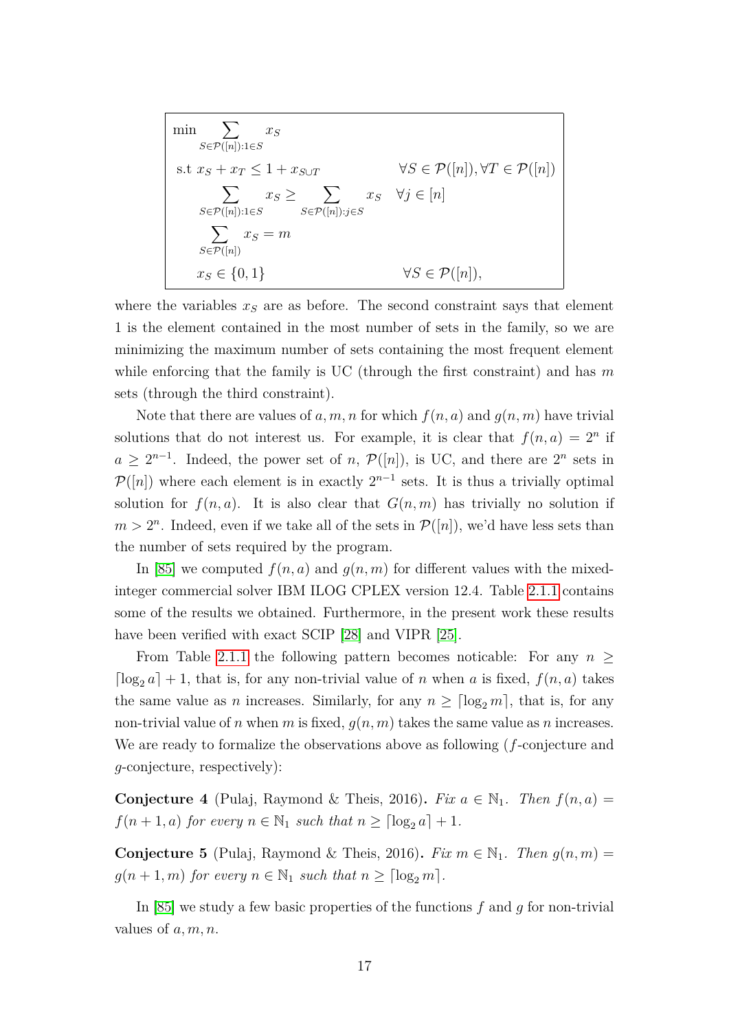$$
\begin{array}{lll}
\min & \displaystyle\sum_{S\in\mathcal{P}([n]):1\in S} x_S & \\
\text{s.t} & x_S + x_T \leq 1 + x_{S\cup T} & \forall S\in\mathcal{P}([n]), \forall T\in\mathcal{P}([n]) \\
& \displaystyle\sum_{S\in\mathcal{P}([n]):1\in S} x_S \geq \sum_{S\in\mathcal{P}([n]):j\in S} x_S & \forall j\in[n] \\
& \displaystyle\sum_{S\in\mathcal{P}([n])} x_S = m & \\
& x_S \in \{0,1\} & \forall S\in\mathcal{P}([n]),
\end{array}
$$

where the variables $x_S$ are as before. The second constraint says that element 1 is the element contained in the most number of sets in the family, so we are minimizing the maximum number of sets containing the most frequent element while enforcing that the family is UC (through the first constraint) and has $m$ sets (through the third constraint).

Note that there are values of $a, m, n$ for which $f(n, a)$ and $g(n, m)$ have trivial solutions that do not interest us. For example, it is clear that $f(n, a) = 2^n$ if $a \geq 2^{n-1}$. Indeed, the power set of $n$, $\mathcal{P}([n])$, is UC, and there are $2^n$ sets in $\mathcal{P}([n])$ where each element is in exactly $2^{n-1}$ sets. It is thus a trivially optimal solution for $f(n, a)$. It is also clear that $G(n, m)$ has trivially no solution if $m > 2^n$. Indeed, even if we take all of the sets in $\mathcal{P}([n])$, we'd have less sets than the number of sets required by the program.

In [85] we computed $f(n, a)$ and $g(n, m)$ for different values with the mixed-integer commercial solver IBM ILOG CPLEX version 12.4. Table 2.1.1 contains some of the results we obtained. Furthermore, in the present work these results have been verified with exact SCIP [28] and VIPR [25].

From Table 2.1.1 the following pattern becomes noticable: For any $n \geq \lceil \log_2 a \rceil + 1$, that is, for any non-trivial value of $n$ when $a$ is fixed, $f(n, a)$ takes the same value as $n$ increases. Similarly, for any $n \geq \lceil \log_2 m \rceil$, that is, for any non-trivial value of $n$ when $m$ is fixed, $g(n, m)$ takes the same value as $n$ increases. We are ready to formalize the observations above as following ($f$-conjecture and $g$-conjecture, respectively):

**Conjecture 4** (Pulaj, Raymond & Theis, 2016)**.** *Fix $a \in \mathbb{N}_1$. Then $f(n, a) = f(n+1, a)$ for every $n \in \mathbb{N}_1$ such that $n \geq \lceil \log_2 a \rceil + 1$.*

**Conjecture 5** (Pulaj, Raymond & Theis, 2016)**.** *Fix $m \in \mathbb{N}_1$. Then $g(n, m) = g(n+1, m)$ for every $n \in \mathbb{N}_1$ such that $n \geq \lceil \log_2 m \rceil$.*

In [85] we study a few basic properties of the functions $f$ and $g$ for non-trivial values of $a, m, n$.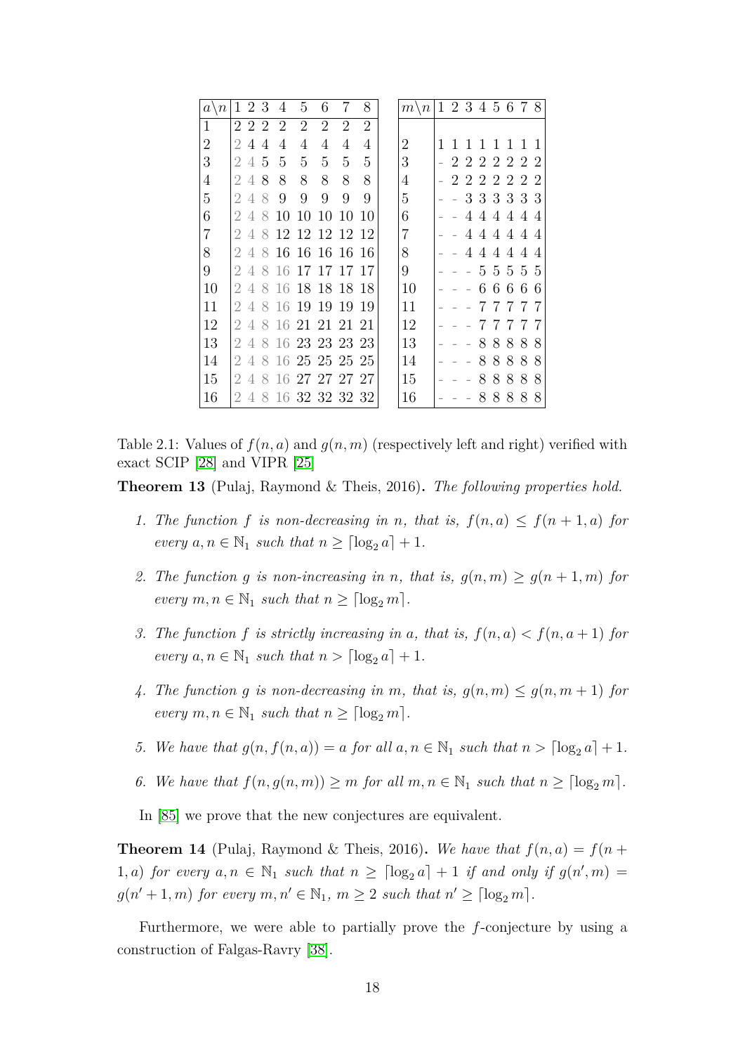| $a\backslash n$ | 1 | 2 | 3 | 4 | 5 | 6 | 7 | 8 |
|---|---|---|---|---|---|---|---|---|
| 1 | 2 | 2 | 2 | 2 | 2 | 2 | 2 | 2 |
| 2 | 2 | 4 | 4 | 4 | 4 | 4 | 4 | 4 |
| 3 | 2 | 4 | 5 | 5 | 5 | 5 | 5 | 5 |
| 4 | 2 | 4 | 8 | 8 | 8 | 8 | 8 | 8 |
| 5 | 2 | 4 | 8 | 9 | 9 | 9 | 9 | 9 |
| 6 | 2 | 4 | 8 | 10 | 10 | 10 | 10 | 10 |
| 7 | 2 | 4 | 8 | 12 | 12 | 12 | 12 | 12 |
| 8 | 2 | 4 | 8 | 16 | 16 | 16 | 16 | 16 |
| 9 | 2 | 4 | 8 | 16 | 17 | 17 | 17 | 17 |
| 10 | 2 | 4 | 8 | 16 | 18 | 18 | 18 | 18 |
| 11 | 2 | 4 | 8 | 16 | 19 | 19 | 19 | 19 |
| 12 | 2 | 4 | 8 | 16 | 21 | 21 | 21 | 21 |
| 13 | 2 | 4 | 8 | 16 | 23 | 23 | 23 | 23 |
| 14 | 2 | 4 | 8 | 16 | 25 | 25 | 25 | 25 |
| 15 | 2 | 4 | 8 | 16 | 27 | 27 | 27 | 27 |
| 16 | 2 | 4 | 8 | 16 | 32 | 32 | 32 | 32 |

| $m\backslash n$ | 1 | 2 | 3 | 4 | 5 | 6 | 7 | 8 |
|---|---|---|---|---|---|---|---|---|
| | | | | | | | | |
| 2 | 1 | 1 | 1 | 1 | 1 | 1 | 1 | 1 |
| 3 | - | 2 | 2 | 2 | 2 | 2 | 2 | 2 |
| 4 | - | 2 | 2 | 2 | 2 | 2 | 2 | 2 |
| 5 | - | - | 3 | 3 | 3 | 3 | 3 | 3 |
| 6 | - | - | 4 | 4 | 4 | 4 | 4 | 4 |
| 7 | - | - | 4 | 4 | 4 | 4 | 4 | 4 |
| 8 | - | - | 4 | 4 | 4 | 4 | 4 | 4 |
| 9 | - | - | - | 5 | 5 | 5 | 5 | 5 |
| 10 | - | - | - | 6 | 6 | 6 | 6 | 6 |
| 11 | - | - | - | 7 | 7 | 7 | 7 | 7 |
| 12 | - | - | - | 7 | 7 | 7 | 7 | 7 |
| 13 | - | - | - | 8 | 8 | 8 | 8 | 8 |
| 14 | - | - | - | 8 | 8 | 8 | 8 | 8 |
| 15 | - | - | - | 8 | 8 | 8 | 8 | 8 |
| 16 | - | - | - | 8 | 8 | 8 | 8 | 8 |

Table 2.1: Values of $f(n, a)$ and $g(n, m)$ (respectively left and right) verified with exact SCIP [28] and VIPR [25]

**Theorem 13** (Pulaj, Raymond & Theis, 2016)**.** *The following properties hold.*

1. *The function $f$ is non-decreasing in $n$, that is, $f(n, a) \leq f(n+1, a)$ for every $a, n \in \mathbb{N}_1$ such that $n \geq \lceil \log_2 a \rceil + 1$.*
2. *The function $g$ is non-increasing in $n$, that is, $g(n, m) \geq g(n+1, m)$ for every $m, n \in \mathbb{N}_1$ such that $n \geq \lceil \log_2 m \rceil$.*
3. *The function $f$ is strictly increasing in $a$, that is, $f(n, a) < f(n, a+1)$ for every $a, n \in \mathbb{N}_1$ such that $n > \lceil \log_2 a \rceil + 1$.*
4. *The function $g$ is non-decreasing in $m$, that is, $g(n, m) \leq g(n, m+1)$ for every $m, n \in \mathbb{N}_1$ such that $n \geq \lceil \log_2 m \rceil$.*
5. *We have that $g(n, f(n, a)) = a$ for all $a, n \in \mathbb{N}_1$ such that $n > \lceil \log_2 a \rceil + 1$.*
6. *We have that $f(n, g(n, m)) \geq m$ for all $m, n \in \mathbb{N}_1$ such that $n \geq \lceil \log_2 m \rceil$.*

In [85] we prove that the new conjectures are equivalent.

**Theorem 14** (Pulaj, Raymond & Theis, 2016)**.** *We have that $f(n, a) = f(n+1, a)$ for every $a, n \in \mathbb{N}_1$ such that $n \geq \lceil \log_2 a \rceil + 1$ if and only if $g(n', m) = g(n'+1, m)$ for every $m, n' \in \mathbb{N}_1$, $m \geq 2$ such that $n' \geq \lceil \log_2 m \rceil$.*

Furthermore, we were able to partially prove the $f$-conjecture by using a construction of Falgas-Ravry [38].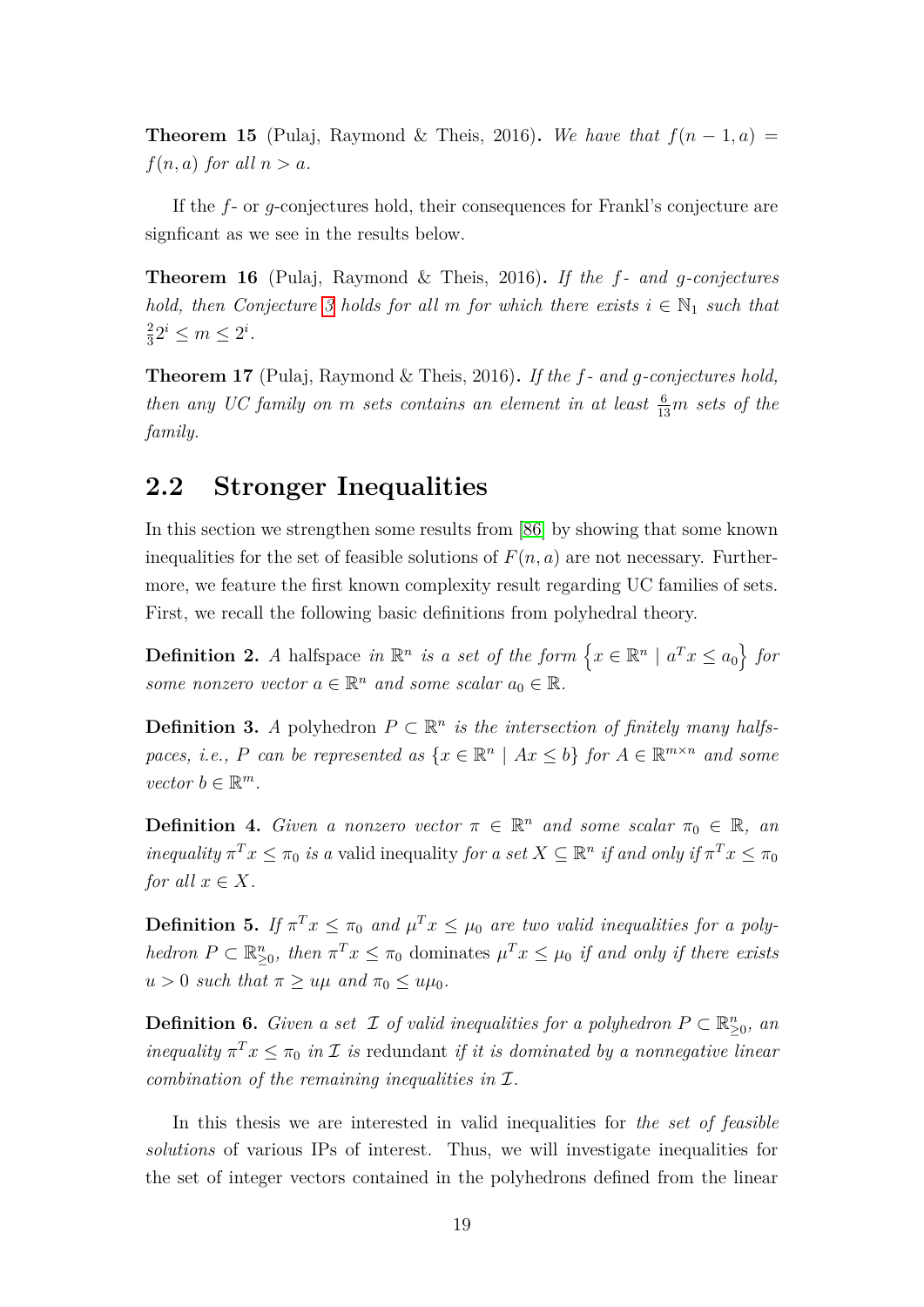**Theorem 15** (Pulaj, Raymond & Theis, 2016)**.** *We have that $f(n-1, a) = f(n, a)$ for all $n > a$.*

If the $f$- or $g$-conjectures hold, their consequences for Frankl's conjecture are signficant as we see in the results below.

**Theorem 16** (Pulaj, Raymond & Theis, 2016)**.** *If the $f$- and $g$-conjectures hold, then Conjecture 3 holds for all $m$ for which there exists $i \in \mathbb{N}_1$ such that $\frac{2}{3}2^i \leq m \leq 2^i$.*

**Theorem 17** (Pulaj, Raymond & Theis, 2016)**.** *If the $f$- and $g$-conjectures hold, then any UC family on $m$ sets contains an element in at least $\frac{6}{13}m$ sets of the family.*

## 2.2 Stronger Inequalities

In this section we strengthen some results from [86] by showing that some known inequalities for the set of feasible solutions of $F(n, a)$ are not necessary. Furthermore, we feature the first known complexity result regarding UC families of sets. First, we recall the following basic definitions from polyhedral theory.

**Definition 2.** *A* halfspace *in $\mathbb{R}^n$ is a set of the form $\left\{x \in \mathbb{R}^n \mid a^T x \leq a_0\right\}$ for some nonzero vector $a \in \mathbb{R}^n$ and some scalar $a_0 \in \mathbb{R}$.*

**Definition 3.** *A* polyhedron *$P \subset \mathbb{R}^n$ is the intersection of finitely many halfspaces, i.e., $P$ can be represented as $\{x \in \mathbb{R}^n \mid Ax \leq b\}$ for $A \in \mathbb{R}^{m \times n}$ and some vector $b \in \mathbb{R}^m$.*

**Definition 4.** *Given a nonzero vector $\pi \in \mathbb{R}^n$ and some scalar $\pi_0 \in \mathbb{R}$, an inequality $\pi^T x \leq \pi_0$ is a* valid inequality *for a set $X \subseteq \mathbb{R}^n$ if and only if $\pi^T x \leq \pi_0$ for all $x \in X$.*

**Definition 5.** *If $\pi^T x \leq \pi_0$ and $\mu^T x \leq \mu_0$ are two valid inequalities for a polyhedron $P \subset \mathbb{R}^n_{\geq 0}$, then $\pi^T x \leq \pi_0$* dominates *$\mu^T x \leq \mu_0$ if and only if there exists $u > 0$ such that $\pi \geq u\mu$ and $\pi_0 \leq u\mu_0$.*

**Definition 6.** *Given a set $\mathcal{I}$ of valid inequalities for a polyhedron $P \subset \mathbb{R}^n_{\geq 0}$, an inequality $\pi^T x \leq \pi_0$ in $\mathcal{I}$ is* redundant *if it is dominated by a nonnegative linear combination of the remaining inequalities in $\mathcal{I}$.*

In this thesis we are interested in valid inequalities for *the set of feasible solutions* of various IPs of interest. Thus, we will investigate inequalities for the set of integer vectors contained in the polyhedrons defined from the linear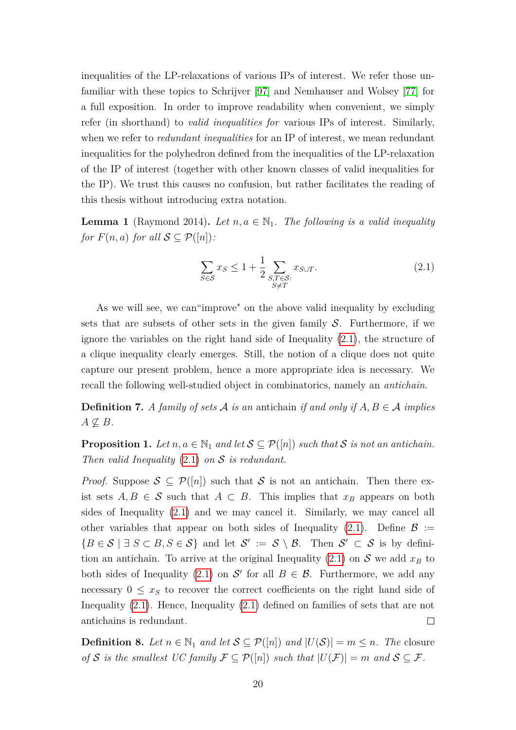inequalities of the LP-relaxations of various IPs of interest. We refer those unfamiliar with these topics to Schrijver [97] and Nemhauser and Wolsey [77] for a full exposition. In order to improve readability when convenient, we simply refer (in shorthand) to *valid inequalities for* various IPs of interest. Similarly, when we refer to *redundant inequalities* for an IP of interest, we mean redundant inequalities for the polyhedron defined from the inequalities of the LP-relaxation of the IP of interest (together with other known classes of valid inequalities for the IP). We trust this causes no confusion, but rather facilitates the reading of this thesis without introducing extra notation.

**Lemma 1** (Raymond 2014)**.** *Let $n, a \in \mathbb{N}_1$. The following is a valid inequality for $F(n,a)$ for all $\mathcal{S} \subseteq \mathcal{P}([n])$:*

$$\sum_{S \in \mathcal{S}} x_S \leq 1 + \frac{1}{2} \sum_{\substack{S,T \in \mathcal{S}: \\ S \neq T}} x_{S \cup T}. \tag{2.1}$$

As we will see, we can"improve" on the above valid inequality by excluding sets that are subsets of other sets in the given family $\mathcal{S}$. Furthermore, if we ignore the variables on the right hand side of Inequality (2.1), the structure of a clique inequality clearly emerges. Still, the notion of a clique does not quite capture our present problem, hence a more appropriate idea is necessary. We recall the following well-studied object in combinatorics, namely an *antichain*.

**Definition 7.** *A family of sets $\mathcal{A}$ is an* antichain *if and only if $A, B \in \mathcal{A}$ implies $A \not\subseteq B$.*

**Proposition 1.** *Let $n, a \in \mathbb{N}_1$ and let $\mathcal{S} \subseteq \mathcal{P}([n])$ such that $\mathcal{S}$ is not an antichain. Then valid Inequality (2.1) on $\mathcal{S}$ is redundant.*

*Proof.* Suppose $\mathcal{S} \subseteq \mathcal{P}([n])$ such that $\mathcal{S}$ is not an antichain. Then there exist sets $A, B \in \mathcal{S}$ such that $A \subset B$. This implies that $x_B$ appears on both sides of Inequality (2.1) and we may cancel it. Similarly, we may cancel all other variables that appear on both sides of Inequality (2.1). Define $\mathcal{B} := \{B \in \mathcal{S} \mid \exists\, S \subset B, S \in \mathcal{S}\}$ and let $\mathcal{S}' := \mathcal{S} \setminus \mathcal{B}$. Then $\mathcal{S}' \subset \mathcal{S}$ is by definition an antichain. To arrive at the original Inequality (2.1) on $\mathcal{S}$ we add $x_B$ to both sides of Inequality (2.1) on $\mathcal{S}'$ for all $B \in \mathcal{B}$. Furthermore, we add any necessary $0 \leq x_S$ to recover the correct coefficients on the right hand side of Inequality (2.1). Hence, Inequality (2.1) defined on families of sets that are not antichains is redundant. □

**Definition 8.** *Let $n \in \mathbb{N}_1$ and let $\mathcal{S} \subseteq \mathcal{P}([n])$ and $|U(\mathcal{S})| = m \leq n$. The* closure *of $\mathcal{S}$ is the smallest UC family $\mathcal{F} \subseteq \mathcal{P}([n])$ such that $|U(\mathcal{F})| = m$ and $\mathcal{S} \subseteq \mathcal{F}$.*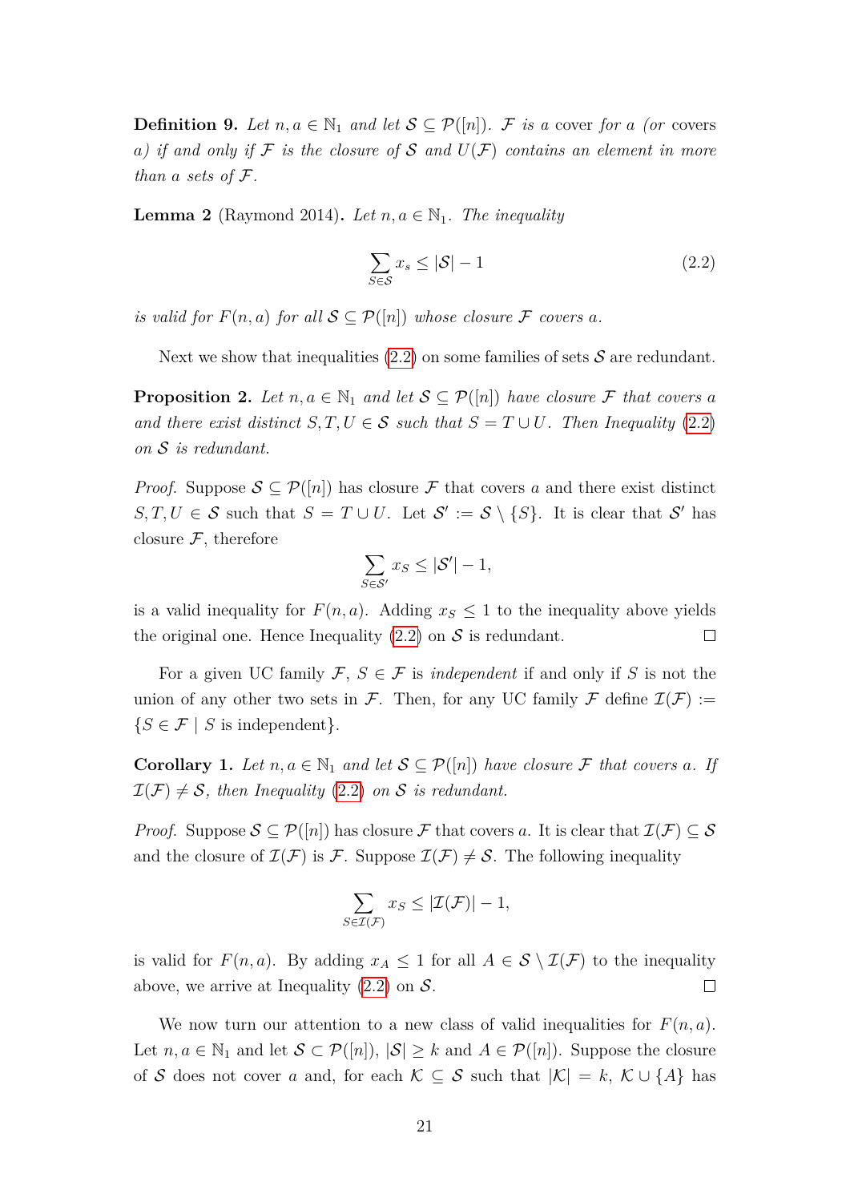**Definition 9.** *Let $n, a \in \mathbb{N}_1$ and let $\mathcal{S} \subseteq \mathcal{P}([n])$. $\mathcal{F}$ is a* cover *for $a$ (or* covers *$a$) if and only if $\mathcal{F}$ is the closure of $\mathcal{S}$ and $U(\mathcal{F})$ contains an element in more than $a$ sets of $\mathcal{F}$.*

**Lemma 2** (Raymond 2014)**.** *Let $n, a \in \mathbb{N}_1$. The inequality*

$$\sum_{S \in \mathcal{S}} x_s \leq |\mathcal{S}| - 1 \tag{2.2}$$

*is valid for $F(n, a)$ for all $\mathcal{S} \subseteq \mathcal{P}([n])$ whose closure $\mathcal{F}$ covers $a$.*

Next we show that inequalities (2.2) on some families of sets $\mathcal{S}$ are redundant.

**Proposition 2.** *Let $n, a \in \mathbb{N}_1$ and let $\mathcal{S} \subseteq \mathcal{P}([n])$ have closure $\mathcal{F}$ that covers $a$ and there exist distinct $S, T, U \in \mathcal{S}$ such that $S = T \cup U$. Then Inequality (2.2) on $\mathcal{S}$ is redundant.*

*Proof.* Suppose $\mathcal{S} \subseteq \mathcal{P}([n])$ has closure $\mathcal{F}$ that covers $a$ and there exist distinct $S, T, U \in \mathcal{S}$ such that $S = T \cup U$. Let $\mathcal{S}' := \mathcal{S} \setminus \{S\}$. It is clear that $\mathcal{S}'$ has closure $\mathcal{F}$, therefore

$$\sum_{S \in \mathcal{S}'} x_S \leq |\mathcal{S}'| - 1,$$

is a valid inequality for $F(n, a)$. Adding $x_S \leq 1$ to the inequality above yields the original one. Hence Inequality (2.2) on $\mathcal{S}$ is redundant. □

For a given UC family $\mathcal{F}$, $S \in \mathcal{F}$ is *independent* if and only if $S$ is not the union of any other two sets in $\mathcal{F}$. Then, for any UC family $\mathcal{F}$ define $\mathcal{I}(\mathcal{F}) := \{S \in \mathcal{F} \mid S \text{ is independent}\}$.

**Corollary 1.** *Let $n, a \in \mathbb{N}_1$ and let $\mathcal{S} \subseteq \mathcal{P}([n])$ have closure $\mathcal{F}$ that covers $a$. If $\mathcal{I}(\mathcal{F}) \neq \mathcal{S}$, then Inequality (2.2) on $\mathcal{S}$ is redundant.*

*Proof.* Suppose $\mathcal{S} \subseteq \mathcal{P}([n])$ has closure $\mathcal{F}$ that covers $a$. It is clear that $\mathcal{I}(\mathcal{F}) \subseteq \mathcal{S}$ and the closure of $\mathcal{I}(\mathcal{F})$ is $\mathcal{F}$. Suppose $\mathcal{I}(\mathcal{F}) \neq \mathcal{S}$. The following inequality

$$\sum_{S \in \mathcal{I}(\mathcal{F})} x_S \leq |\mathcal{I}(\mathcal{F})| - 1,$$

is valid for $F(n, a)$. By adding $x_A \leq 1$ for all $A \in \mathcal{S} \setminus \mathcal{I}(\mathcal{F})$ to the inequality above, we arrive at Inequality (2.2) on $\mathcal{S}$. □

We now turn our attention to a new class of valid inequalities for $F(n, a)$. Let $n, a \in \mathbb{N}_1$ and let $\mathcal{S} \subset \mathcal{P}([n])$, $|\mathcal{S}| \geq k$ and $A \in \mathcal{P}([n])$. Suppose the closure of $\mathcal{S}$ does not cover $a$ and, for each $\mathcal{K} \subseteq \mathcal{S}$ such that $|\mathcal{K}| = k$, $\mathcal{K} \cup \{A\}$ has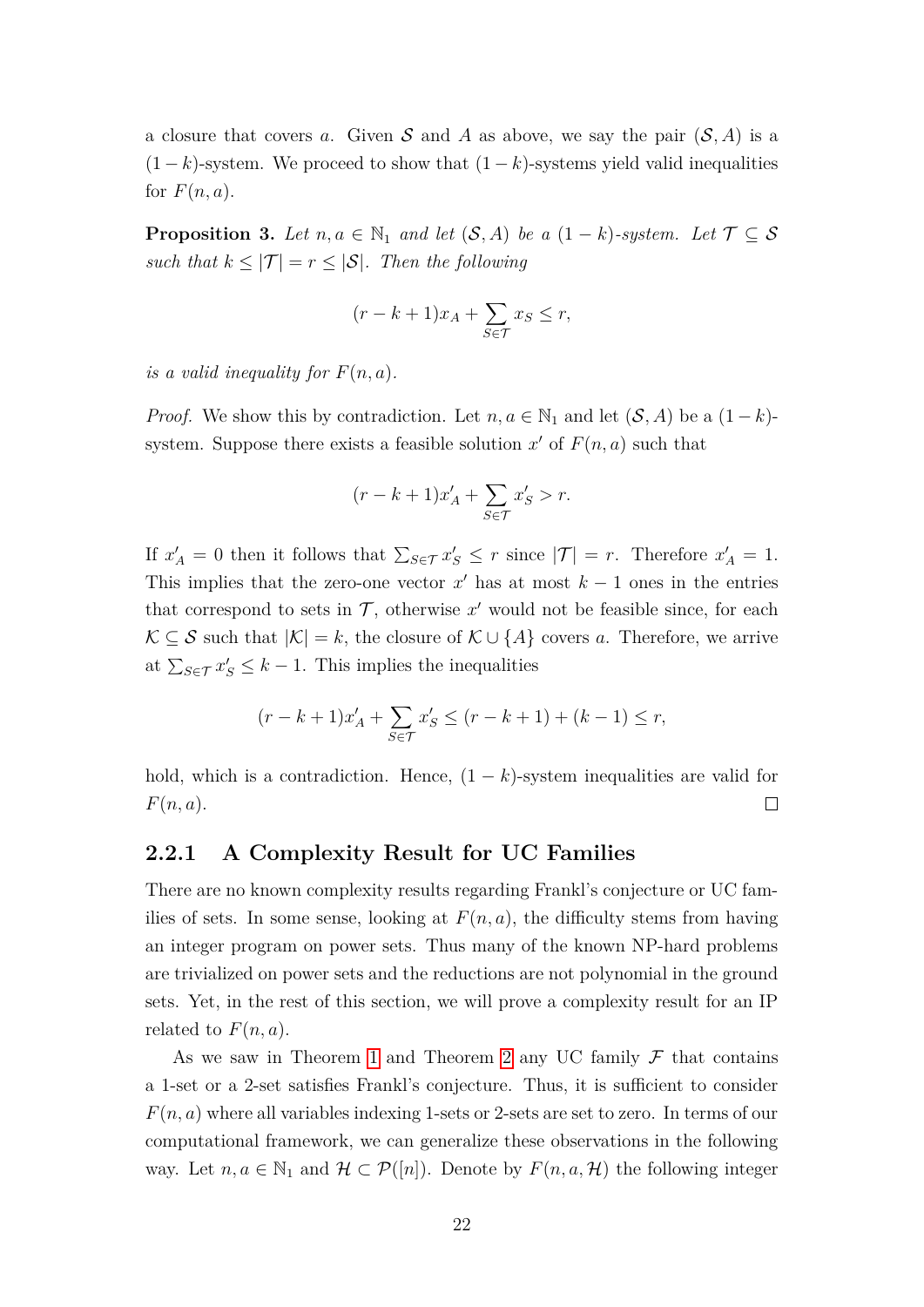a closure that covers $a$. Given $\mathcal{S}$ and $A$ as above, we say the pair $(\mathcal{S}, A)$ is a $(1-k)$-system. We proceed to show that $(1-k)$-systems yield valid inequalities for $F(n,a)$.

**Proposition 3.** *Let $n, a \in \mathbb{N}_1$ and let $(\mathcal{S}, A)$ be a $(1-k)$-system. Let $\mathcal{T} \subseteq \mathcal{S}$ such that $k \leq |\mathcal{T}| = r \leq |\mathcal{S}|$. Then the following*

$$(r-k+1)x_A + \sum_{S \in \mathcal{T}} x_S \leq r,$$

*is a valid inequality for $F(n,a)$.*

*Proof.* We show this by contradiction. Let $n, a \in \mathbb{N}_1$ and let $(\mathcal{S}, A)$ be a $(1-k)$-system. Suppose there exists a feasible solution $x'$ of $F(n,a)$ such that

$$(r-k+1)x'_A + \sum_{S \in \mathcal{T}} x'_S > r.$$

If $x'_A = 0$ then it follows that $\sum_{S \in \mathcal{T}} x'_S \leq r$ since $|\mathcal{T}| = r$. Therefore $x'_A = 1$. This implies that the zero-one vector $x'$ has at most $k-1$ ones in the entries that correspond to sets in $\mathcal{T}$, otherwise $x'$ would not be feasible since, for each $\mathcal{K} \subseteq \mathcal{S}$ such that $|\mathcal{K}| = k$, the closure of $\mathcal{K} \cup \{A\}$ covers $a$. Therefore, we arrive at $\sum_{S \in \mathcal{T}} x'_S \leq k-1$. This implies the inequalities

$$(r-k+1)x'_A + \sum_{S \in \mathcal{T}} x'_S \leq (r-k+1) + (k-1) \leq r,$$

hold, which is a contradiction. Hence, $(1-k)$-system inequalities are valid for $F(n,a)$. ◻

### 2.2.1 A Complexity Result for UC Families

There are no known complexity results regarding Frankl's conjecture or UC families of sets. In some sense, looking at $F(n,a)$, the difficulty stems from having an integer program on power sets. Thus many of the known NP-hard problems are trivialized on power sets and the reductions are not polynomial in the ground sets. Yet, in the rest of this section, we will prove a complexity result for an IP related to $F(n,a)$.

As we saw in Theorem 1 and Theorem 2 any UC family $\mathcal{F}$ that contains a 1-set or a 2-set satisfies Frankl's conjecture. Thus, it is sufficient to consider $F(n,a)$ where all variables indexing 1-sets or 2-sets are set to zero. In terms of our computational framework, we can generalize these observations in the following way. Let $n, a \in \mathbb{N}_1$ and $\mathcal{H} \subset \mathcal{P}([n])$. Denote by $F(n,a,\mathcal{H})$ the following integer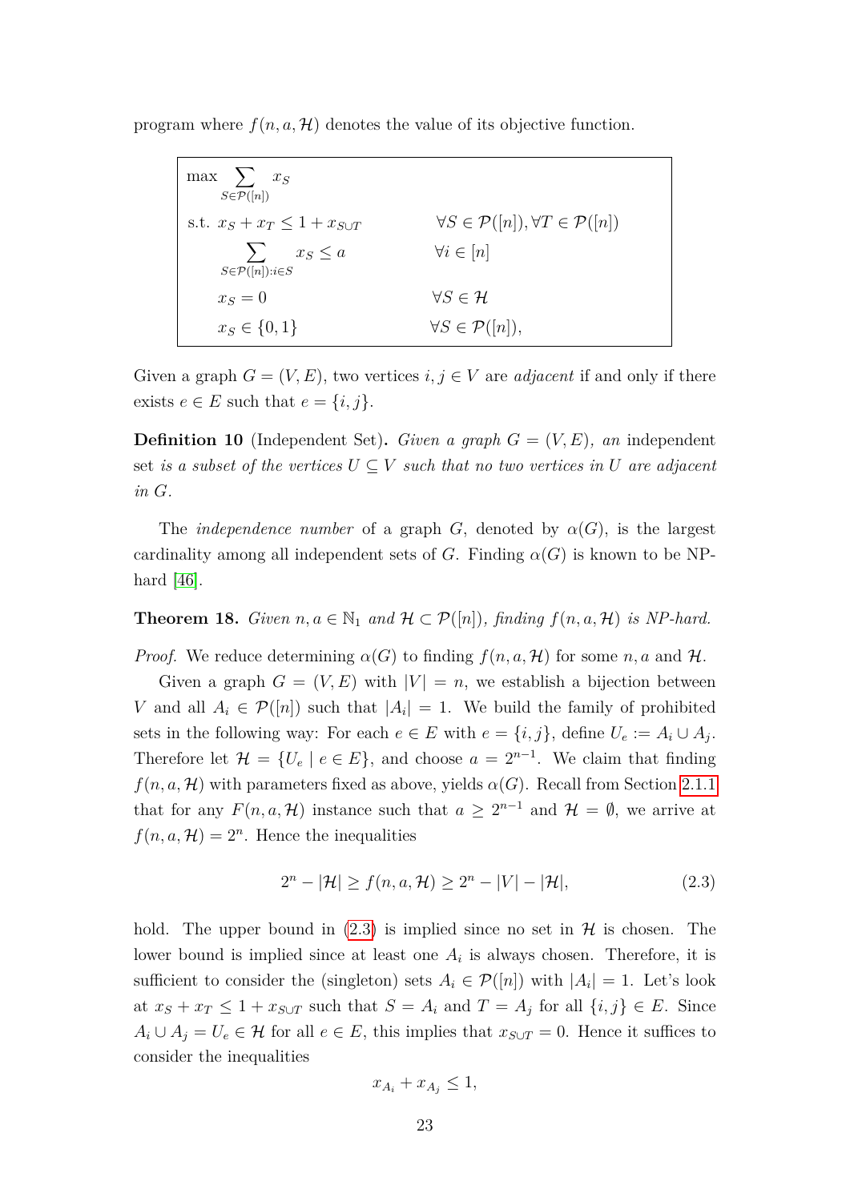program where $f(n, a, \mathcal{H})$ denotes the value of its objective function.

$$
\begin{array}{|lll|}
\hline
\max & \displaystyle\sum_{S \in \mathcal{P}([n])} x_S & \\
\text{s.t.} & x_S + x_T \leq 1 + x_{S \cup T} & \forall S \in \mathcal{P}([n]), \forall T \in \mathcal{P}([n]) \\
& \displaystyle\sum_{S \in \mathcal{P}([n]) : i \in S} x_S \leq a & \forall i \in [n] \\
& x_S = 0 & \forall S \in \mathcal{H} \\
& x_S \in \{0, 1\} & \forall S \in \mathcal{P}([n]), \\
\hline
\end{array}
$$

Given a graph $G = (V, E)$, two vertices $i, j \in V$ are *adjacent* if and only if there exists $e \in E$ such that $e = \{i, j\}$.

**Definition 10** (Independent Set). *Given a graph $G = (V, E)$, an* independent set *is a subset of the vertices $U \subseteq V$ such that no two vertices in $U$ are adjacent in $G$.*

The *independence number* of a graph $G$, denoted by $\alpha(G)$, is the largest cardinality among all independent sets of $G$. Finding $\alpha(G)$ is known to be NP-hard [46].

**Theorem 18.** *Given $n, a \in \mathbb{N}_1$ and $\mathcal{H} \subset \mathcal{P}([n])$, finding $f(n, a, \mathcal{H})$ is NP-hard.*

*Proof.* We reduce determining $\alpha(G)$ to finding $f(n, a, \mathcal{H})$ for some $n, a$ and $\mathcal{H}$.

Given a graph $G = (V, E)$ with $|V| = n$, we establish a bijection between $V$ and all $A_i \in \mathcal{P}([n])$ such that $|A_i| = 1$. We build the family of prohibited sets in the following way: For each $e \in E$ with $e = \{i, j\}$, define $U_e := A_i \cup A_j$. Therefore let $\mathcal{H} = \{U_e \mid e \in E\}$, and choose $a = 2^{n-1}$. We claim that finding $f(n, a, \mathcal{H})$ with parameters fixed as above, yields $\alpha(G)$. Recall from Section 2.1.1 that for any $F(n, a, \mathcal{H})$ instance such that $a \geq 2^{n-1}$ and $\mathcal{H} = \emptyset$, we arrive at $f(n, a, \mathcal{H}) = 2^n$. Hence the inequalities

$$2^n - |\mathcal{H}| \geq f(n, a, \mathcal{H}) \geq 2^n - |V| - |\mathcal{H}|, \tag{2.3}$$

hold. The upper bound in (2.3) is implied since no set in $\mathcal{H}$ is chosen. The lower bound is implied since at least one $A_i$ is always chosen. Therefore, it is sufficient to consider the (singleton) sets $A_i \in \mathcal{P}([n])$ with $|A_i| = 1$. Let's look at $x_S + x_T \leq 1 + x_{S \cup T}$ such that $S = A_i$ and $T = A_j$ for all $\{i, j\} \in E$. Since $A_i \cup A_j = U_e \in \mathcal{H}$ for all $e \in E$, this implies that $x_{S \cup T} = 0$. Hence it suffices to consider the inequalities

$$x_{A_i} + x_{A_j} \leq 1,$$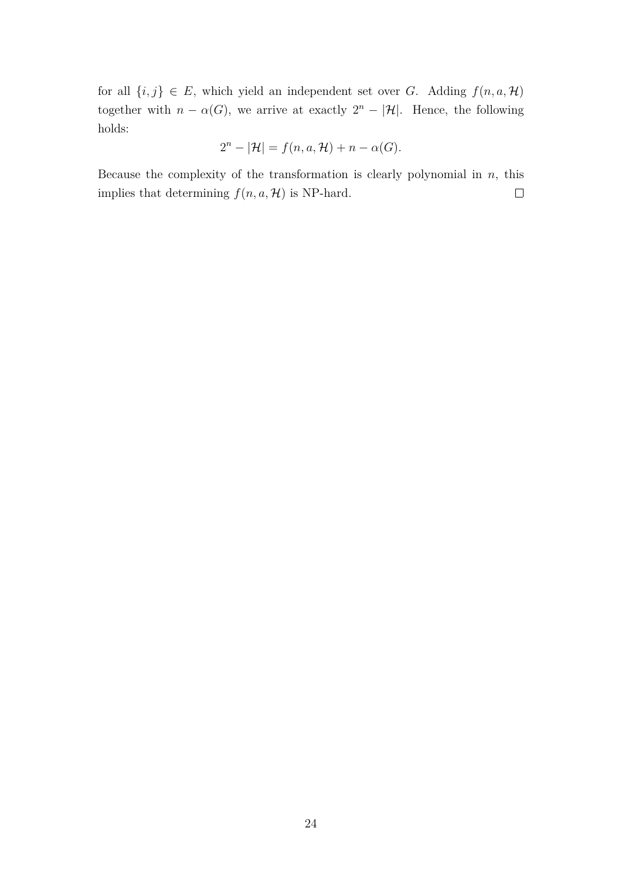for all $\{i, j\} \in E$, which yield an independent set over $G$. Adding $f(n, a, \mathcal{H})$ together with $n - \alpha(G)$, we arrive at exactly $2^n - |\mathcal{H}|$. Hence, the following holds:

$$2^n - |\mathcal{H}| = f(n, a, \mathcal{H}) + n - \alpha(G).$$

Because the complexity of the transformation is clearly polynomial in $n$, this implies that determining $f(n, a, \mathcal{H})$ is NP-hard. $\square$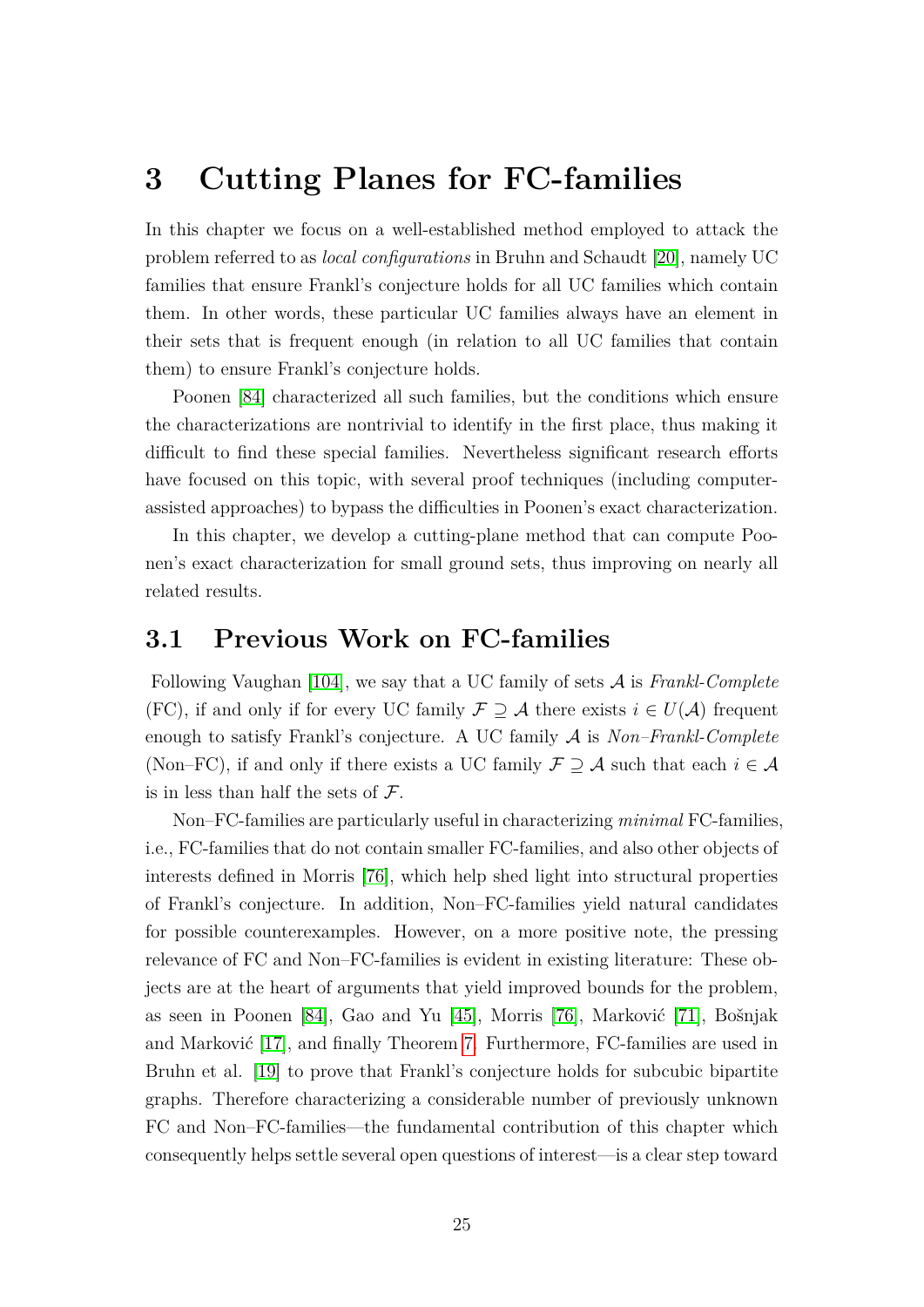# 3 Cutting Planes for FC-families

In this chapter we focus on a well-established method employed to attack the problem referred to as *local configurations* in Bruhn and Schaudt [20], namely UC families that ensure Frankl's conjecture holds for all UC families which contain them. In other words, these particular UC families always have an element in their sets that is frequent enough (in relation to all UC families that contain them) to ensure Frankl's conjecture holds.

Poonen [84] characterized all such families, but the conditions which ensure the characterizations are nontrivial to identify in the first place, thus making it difficult to find these special families. Nevertheless significant research efforts have focused on this topic, with several proof techniques (including computer-assisted approaches) to bypass the difficulties in Poonen's exact characterization.

In this chapter, we develop a cutting-plane method that can compute Poonen's exact characterization for small ground sets, thus improving on nearly all related results.

## 3.1 Previous Work on FC-families

Following Vaughan [104], we say that a UC family of sets $\mathcal{A}$ is *Frankl-Complete* (FC), if and only if for every UC family $\mathcal{F} \supseteq \mathcal{A}$ there exists $i \in U(\mathcal{A})$ frequent enough to satisfy Frankl's conjecture. A UC family $\mathcal{A}$ is *Non–Frankl-Complete* (Non–FC), if and only if there exists a UC family $\mathcal{F} \supseteq \mathcal{A}$ such that each $i \in \mathcal{A}$ is in less than half the sets of $\mathcal{F}$.

Non–FC-families are particularly useful in characterizing *minimal* FC-families, i.e., FC-families that do not contain smaller FC-families, and also other objects of interests defined in Morris [76], which help shed light into structural properties of Frankl's conjecture. In addition, Non–FC-families yield natural candidates for possible counterexamples. However, on a more positive note, the pressing relevance of FC and Non–FC-families is evident in existing literature: These objects are at the heart of arguments that yield improved bounds for the problem, as seen in Poonen [84], Gao and Yu [45], Morris [76], Marković [71], Bošnjak and Marković [17], and finally Theorem 7. Furthermore, FC-families are used in Bruhn et al. [19] to prove that Frankl's conjecture holds for subcubic bipartite graphs. Therefore characterizing a considerable number of previously unknown FC and Non–FC-families—the fundamental contribution of this chapter which consequently helps settle several open questions of interest—is a clear step toward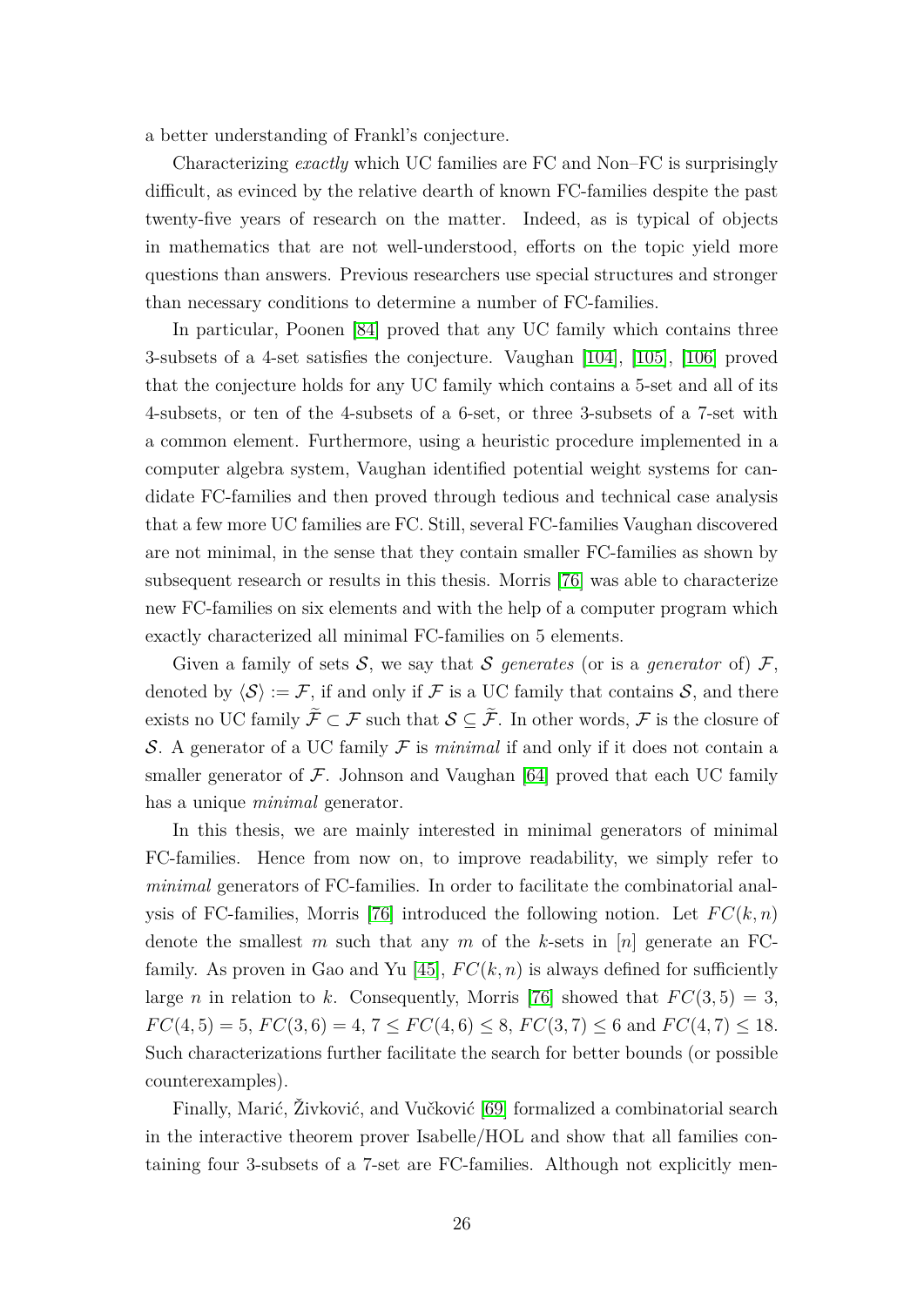a better understanding of Frankl's conjecture.

Characterizing *exactly* which UC families are FC and Non–FC is surprisingly difficult, as evinced by the relative dearth of known FC-families despite the past twenty-five years of research on the matter. Indeed, as is typical of objects in mathematics that are not well-understood, efforts on the topic yield more questions than answers. Previous researchers use special structures and stronger than necessary conditions to determine a number of FC-families.

In particular, Poonen [84] proved that any UC family which contains three 3-subsets of a 4-set satisfies the conjecture. Vaughan [104], [105], [106] proved that the conjecture holds for any UC family which contains a 5-set and all of its 4-subsets, or ten of the 4-subsets of a 6-set, or three 3-subsets of a 7-set with a common element. Furthermore, using a heuristic procedure implemented in a computer algebra system, Vaughan identified potential weight systems for candidate FC-families and then proved through tedious and technical case analysis that a few more UC families are FC. Still, several FC-families Vaughan discovered are not minimal, in the sense that they contain smaller FC-families as shown by subsequent research or results in this thesis. Morris [76] was able to characterize new FC-families on six elements and with the help of a computer program which exactly characterized all minimal FC-families on 5 elements.

Given a family of sets $\mathcal{S}$, we say that $\mathcal{S}$ *generates* (or is a *generator* of) $\mathcal{F}$, denoted by $\langle \mathcal{S} \rangle := \mathcal{F}$, if and only if $\mathcal{F}$ is a UC family that contains $\mathcal{S}$, and there exists no UC family $\widetilde{\mathcal{F}} \subset \mathcal{F}$ such that $\mathcal{S} \subseteq \widetilde{\mathcal{F}}$. In other words, $\mathcal{F}$ is the closure of $\mathcal{S}$. A generator of a UC family $\mathcal{F}$ is *minimal* if and only if it does not contain a smaller generator of $\mathcal{F}$. Johnson and Vaughan [64] proved that each UC family has a unique *minimal* generator.

In this thesis, we are mainly interested in minimal generators of minimal FC-families. Hence from now on, to improve readability, we simply refer to *minimal* generators of FC-families. In order to facilitate the combinatorial analysis of FC-families, Morris [76] introduced the following notion. Let $FC(k, n)$ denote the smallest $m$ such that any $m$ of the $k$-sets in $[n]$ generate an FC-family. As proven in Gao and Yu [45], $FC(k, n)$ is always defined for sufficiently large $n$ in relation to $k$. Consequently, Morris [76] showed that $FC(3, 5) = 3$, $FC(4, 5) = 5$, $FC(3, 6) = 4$, $7 \leq FC(4, 6) \leq 8$, $FC(3, 7) \leq 6$ and $FC(4, 7) \leq 18$. Such characterizations further facilitate the search for better bounds (or possible counterexamples).

Finally, Marić, Živković, and Vučković [69] formalized a combinatorial search in the interactive theorem prover Isabelle/HOL and show that all families containing four 3-subsets of a 7-set are FC-families. Although not explicitly men-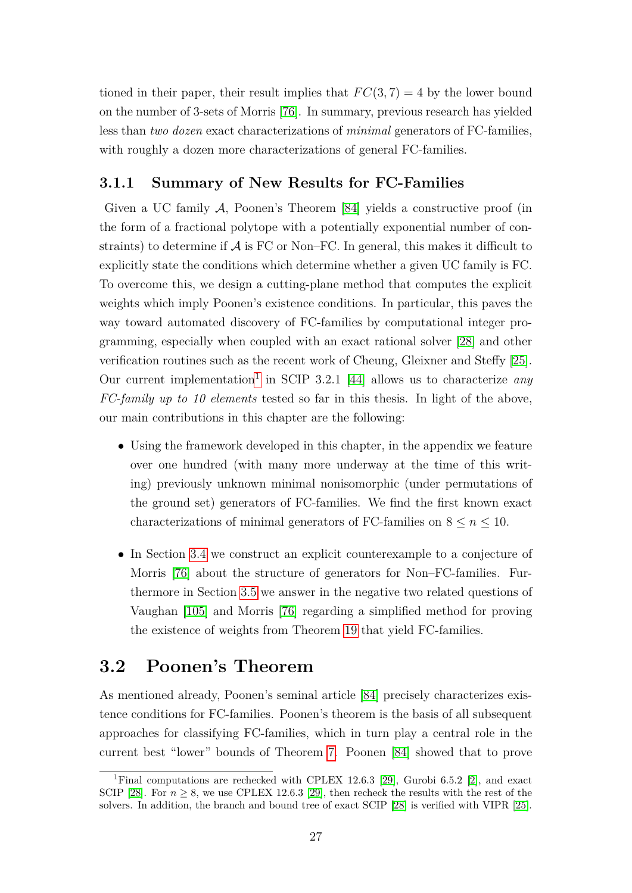tioned in their paper, their result implies that $FC(3, 7) = 4$ by the lower bound on the number of 3-sets of Morris [76]. In summary, previous research has yielded less than *two dozen* exact characterizations of *minimal* generators of FC-families, with roughly a dozen more characterizations of general FC-families.

### 3.1.1 Summary of New Results for FC-Families

Given a UC family $\mathcal{A}$, Poonen's Theorem [84] yields a constructive proof (in the form of a fractional polytope with a potentially exponential number of constraints) to determine if $\mathcal{A}$ is FC or Non–FC. In general, this makes it difficult to explicitly state the conditions which determine whether a given UC family is FC. To overcome this, we design a cutting-plane method that computes the explicit weights which imply Poonen's existence conditions. In particular, this paves the way toward automated discovery of FC-families by computational integer programming, especially when coupled with an exact rational solver [28] and other verification routines such as the recent work of Cheung, Gleixner and Steffy [25]. Our current implementation[1] in SCIP 3.2.1 [44] allows us to characterize *any FC-family up to 10 elements* tested so far in this thesis. In light of the above, our main contributions in this chapter are the following:

- Using the framework developed in this chapter, in the appendix we feature over one hundred (with many more underway at the time of this writing) previously unknown minimal nonisomorphic (under permutations of the ground set) generators of FC-families. We find the first known exact characterizations of minimal generators of FC-families on $8 \leq n \leq 10$.

- In Section 3.4 we construct an explicit counterexample to a conjecture of Morris [76] about the structure of generators for Non–FC-families. Furthermore in Section 3.5 we answer in the negative two related questions of Vaughan [105] and Morris [76] regarding a simplified method for proving the existence of weights from Theorem 19 that yield FC-families.

## 3.2 Poonen's Theorem

As mentioned already, Poonen's seminal article [84] precisely characterizes existence conditions for FC-families. Poonen's theorem is the basis of all subsequent approaches for classifying FC-families, which in turn play a central role in the current best "lower" bounds of Theorem 7. Poonen [84] showed that to prove

[1] Final computations are rechecked with CPLEX 12.6.3 [29], Gurobi 6.5.2 [2], and exact SCIP [28]. For $n \geq 8$, we use CPLEX 12.6.3 [29], then recheck the results with the rest of the solvers. In addition, the branch and bound tree of exact SCIP [28] is verified with VIPR [25].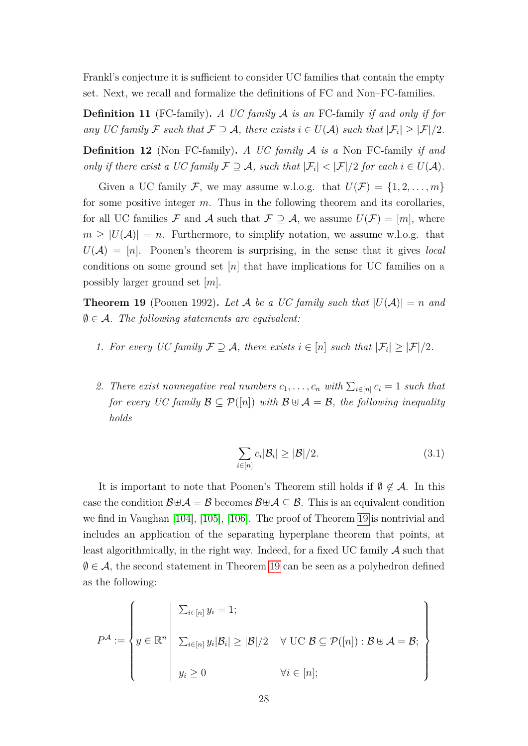Frankl's conjecture it is sufficient to consider UC families that contain the empty set. Next, we recall and formalize the definitions of FC and Non–FC-families.

**Definition 11** (FC-family)**.** *A UC family $\mathcal{A}$ is an* FC-family *if and only if for any UC family $\mathcal{F}$ such that $\mathcal{F} \supseteq \mathcal{A}$, there exists $i \in U(\mathcal{A})$ such that $|\mathcal{F}_i| \geq |\mathcal{F}|/2$.*

**Definition 12** (Non–FC-family)**.** *A UC family $\mathcal{A}$ is a* Non–FC-family *if and only if there exist a UC family $\mathcal{F} \supseteq \mathcal{A}$, such that $|\mathcal{F}_i| < |\mathcal{F}|/2$ for each $i \in U(\mathcal{A})$.*

Given a UC family $\mathcal{F}$, we may assume w.l.o.g. that $U(\mathcal{F}) = \{1, 2, \ldots, m\}$ for some positive integer $m$. Thus in the following theorem and its corollaries, for all UC families $\mathcal{F}$ and $\mathcal{A}$ such that $\mathcal{F} \supseteq \mathcal{A}$, we assume $U(\mathcal{F}) = [m]$, where $m \geq |U(\mathcal{A})| = n$. Furthermore, to simplify notation, we assume w.l.o.g. that $U(\mathcal{A}) = [n]$. Poonen's theorem is surprising, in the sense that it gives *local* conditions on some ground set $[n]$ that have implications for UC families on a possibly larger ground set $[m]$.

**Theorem 19** (Poonen 1992)**.** *Let $\mathcal{A}$ be a UC family such that $|U(\mathcal{A})| = n$ and $\emptyset \in \mathcal{A}$. The following statements are equivalent:*

1. *For every UC family $\mathcal{F} \supseteq \mathcal{A}$, there exists $i \in [n]$ such that $|\mathcal{F}_i| \geq |\mathcal{F}|/2$.*

2. *There exist nonnegative real numbers $c_1, \ldots, c_n$ with $\sum_{i \in [n]} c_i = 1$ such that for every UC family $\mathcal{B} \subseteq \mathcal{P}([n])$ with $\mathcal{B} \uplus \mathcal{A} = \mathcal{B}$, the following inequality holds*

$$\sum_{i \in [n]} c_i |\mathcal{B}_i| \geq |\mathcal{B}|/2. \tag{3.1}$$

It is important to note that Poonen's Theorem still holds if $\emptyset \notin \mathcal{A}$. In this case the condition $\mathcal{B} \uplus \mathcal{A} = \mathcal{B}$ becomes $\mathcal{B} \uplus \mathcal{A} \subseteq \mathcal{B}$. This is an equivalent condition we find in Vaughan [104], [105], [106]. The proof of Theorem 19 is nontrivial and includes an application of the separating hyperplane theorem that points, at least algorithmically, in the right way. Indeed, for a fixed UC family $\mathcal{A}$ such that $\emptyset \in \mathcal{A}$, the second statement in Theorem 19 can be seen as a polyhedron defined as the following:

$$P^{\mathcal{A}} := \left\{ y \in \mathbb{R}^n \;\middle|\; \begin{array}{ll} \sum_{i \in [n]} y_i = 1; & \\ \sum_{i \in [n]} y_i |\mathcal{B}_i| \geq |\mathcal{B}|/2 & \forall \text{ UC } \mathcal{B} \subseteq \mathcal{P}([n]) : \mathcal{B} \uplus \mathcal{A} = \mathcal{B}; \\ y_i \geq 0 & \forall i \in [n]; \end{array} \right\}$$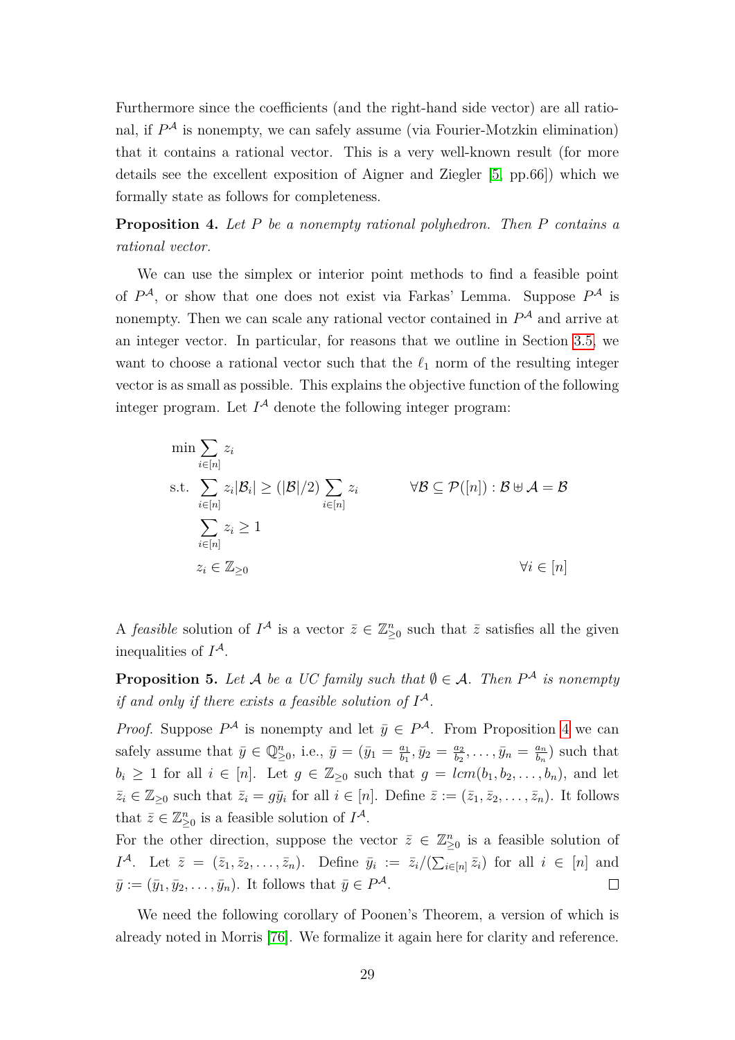Furthermore since the coefficients (and the right-hand side vector) are all rational, if $P^{\mathcal{A}}$ is nonempty, we can safely assume (via Fourier-Motzkin elimination) that it contains a rational vector. This is a very well-known result (for more details see the excellent exposition of Aigner and Ziegler [5, pp.66]) which we formally state as follows for completeness.

**Proposition 4.** *Let $P$ be a nonempty rational polyhedron. Then $P$ contains a rational vector.*

We can use the simplex or interior point methods to find a feasible point of $P^{\mathcal{A}}$, or show that one does not exist via Farkas' Lemma. Suppose $P^{\mathcal{A}}$ is nonempty. Then we can scale any rational vector contained in $P^{\mathcal{A}}$ and arrive at an integer vector. In particular, for reasons that we outline in Section 3.5, we want to choose a rational vector such that the $\ell_1$ norm of the resulting integer vector is as small as possible. This explains the objective function of the following integer program. Let $I^{\mathcal{A}}$ denote the following integer program:

$$
\begin{aligned}
\min \quad & \sum_{i \in [n]} z_i \\
\text{s.t.} \quad & \sum_{i \in [n]} z_i |\mathcal{B}_i| \geq (|\mathcal{B}|/2) \sum_{i \in [n]} z_i \qquad && \forall \mathcal{B} \subseteq \mathcal{P}([n]) : \mathcal{B} \uplus \mathcal{A} = \mathcal{B} \\
& \sum_{i \in [n]} z_i \geq 1 \\
& z_i \in \mathbb{Z}_{\geq 0} && \forall i \in [n]
\end{aligned}
$$

A *feasible* solution of $I^{\mathcal{A}}$ is a vector $\bar{z} \in \mathbb{Z}^n_{\geq 0}$ such that $\bar{z}$ satisfies all the given inequalities of $I^{\mathcal{A}}$.

**Proposition 5.** *Let $\mathcal{A}$ be a UC family such that $\emptyset \in \mathcal{A}$. Then $P^{\mathcal{A}}$ is nonempty if and only if there exists a feasible solution of $I^{\mathcal{A}}$.*

*Proof.* Suppose $P^{\mathcal{A}}$ is nonempty and let $\bar{y} \in P^{\mathcal{A}}$. From Proposition 4 we can safely assume that $\bar{y} \in \mathbb{Q}^n_{\geq 0}$, i.e., $\bar{y} = (\bar{y}_1 = \frac{a_1}{b_1}, \bar{y}_2 = \frac{a_2}{b_2}, \ldots, \bar{y}_n = \frac{a_n}{b_n})$ such that $b_i \geq 1$ for all $i \in [n]$. Let $g \in \mathbb{Z}_{\geq 0}$ such that $g = lcm(b_1, b_2, \ldots, b_n)$, and let $\bar{z}_i \in \mathbb{Z}_{\geq 0}$ such that $\bar{z}_i = g\bar{y}_i$ for all $i \in [n]$. Define $\bar{z} := (\bar{z}_1, \bar{z}_2, \ldots, \bar{z}_n)$. It follows that $\bar{z} \in \mathbb{Z}^n_{\geq 0}$ is a feasible solution of $I^{\mathcal{A}}$.

For the other direction, suppose the vector $\bar{z} \in \mathbb{Z}^n_{\geq 0}$ is a feasible solution of $I^{\mathcal{A}}$. Let $\bar{z} = (\bar{z}_1, \bar{z}_2, \ldots, \bar{z}_n)$. Define $\bar{y}_i := \bar{z}_i / (\sum_{i \in [n]} \bar{z}_i)$ for all $i \in [n]$ and $\bar{y} := (\bar{y}_1, \bar{y}_2, \ldots, \bar{y}_n)$. It follows that $\bar{y} \in P^{\mathcal{A}}$. $\square$

We need the following corollary of Poonen's Theorem, a version of which is already noted in Morris [76]. We formalize it again here for clarity and reference.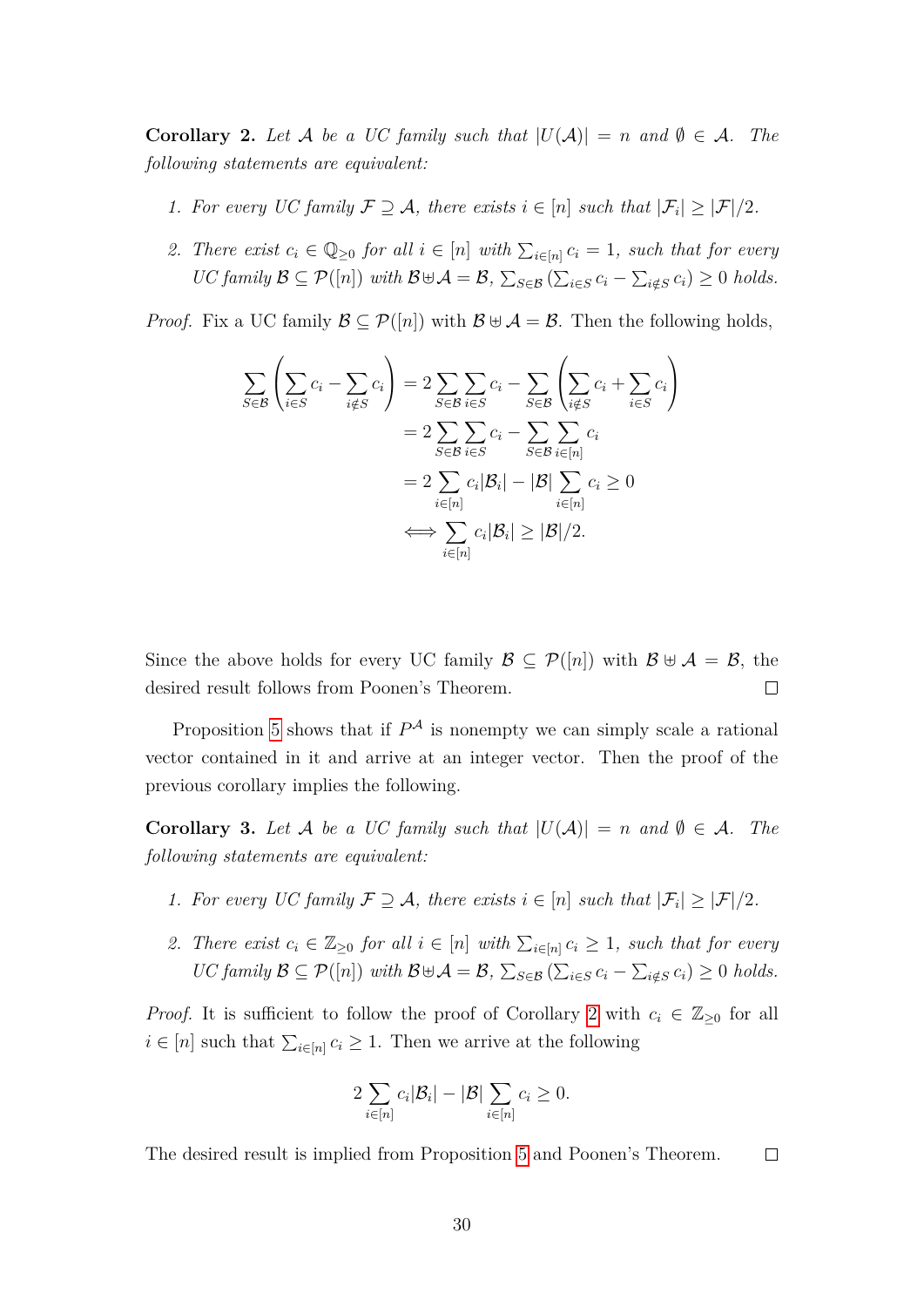**Corollary 2.** *Let $\mathcal{A}$ be a UC family such that $|U(\mathcal{A})| = n$ and $\emptyset \in \mathcal{A}$. The following statements are equivalent:*

1. *For every UC family $\mathcal{F} \supseteq \mathcal{A}$, there exists $i \in [n]$ such that $|\mathcal{F}_i| \geq |\mathcal{F}|/2$.*
2. *There exist $c_i \in \mathbb{Q}_{\geq 0}$ for all $i \in [n]$ with $\sum_{i \in [n]} c_i = 1$, such that for every UC family $\mathcal{B} \subseteq \mathcal{P}([n])$ with $\mathcal{B} \uplus \mathcal{A} = \mathcal{B}$, $\sum_{S \in \mathcal{B}} \left( \sum_{i \in S} c_i - \sum_{i \notin S} c_i \right) \geq 0$ holds.*

*Proof.* Fix a UC family $\mathcal{B} \subseteq \mathcal{P}([n])$ with $\mathcal{B} \uplus \mathcal{A} = \mathcal{B}$. Then the following holds,

$$
\begin{aligned}
\sum_{S \in \mathcal{B}} \left( \sum_{i \in S} c_i - \sum_{i \notin S} c_i \right) &= 2 \sum_{S \in \mathcal{B}} \sum_{i \in S} c_i - \sum_{S \in \mathcal{B}} \left( \sum_{i \notin S} c_i + \sum_{i \in S} c_i \right) \\
&= 2 \sum_{S \in \mathcal{B}} \sum_{i \in S} c_i - \sum_{S \in \mathcal{B}} \sum_{i \in [n]} c_i \\
&= 2 \sum_{i \in [n]} c_i |\mathcal{B}_i| - |\mathcal{B}| \sum_{i \in [n]} c_i \geq 0 \\
\iff & \sum_{i \in [n]} c_i |\mathcal{B}_i| \geq |\mathcal{B}|/2.
\end{aligned}
$$

Since the above holds for every UC family $\mathcal{B} \subseteq \mathcal{P}([n])$ with $\mathcal{B} \uplus \mathcal{A} = \mathcal{B}$, the desired result follows from Poonen's Theorem. $\square$

Proposition 5 shows that if $P^{\mathcal{A}}$ is nonempty we can simply scale a rational vector contained in it and arrive at an integer vector. Then the proof of the previous corollary implies the following.

**Corollary 3.** *Let $\mathcal{A}$ be a UC family such that $|U(\mathcal{A})| = n$ and $\emptyset \in \mathcal{A}$. The following statements are equivalent:*

1. *For every UC family $\mathcal{F} \supseteq \mathcal{A}$, there exists $i \in [n]$ such that $|\mathcal{F}_i| \geq |\mathcal{F}|/2$.*
2. *There exist $c_i \in \mathbb{Z}_{\geq 0}$ for all $i \in [n]$ with $\sum_{i \in [n]} c_i \geq 1$, such that for every UC family $\mathcal{B} \subseteq \mathcal{P}([n])$ with $\mathcal{B} \uplus \mathcal{A} = \mathcal{B}$, $\sum_{S \in \mathcal{B}} \left( \sum_{i \in S} c_i - \sum_{i \notin S} c_i \right) \geq 0$ holds.*

*Proof.* It is sufficient to follow the proof of Corollary 2 with $c_i \in \mathbb{Z}_{\geq 0}$ for all $i \in [n]$ such that $\sum_{i \in [n]} c_i \geq 1$. Then we arrive at the following

$$2 \sum_{i \in [n]} c_i |\mathcal{B}_i| - |\mathcal{B}| \sum_{i \in [n]} c_i \geq 0.$$

The desired result is implied from Proposition 5 and Poonen's Theorem. $\square$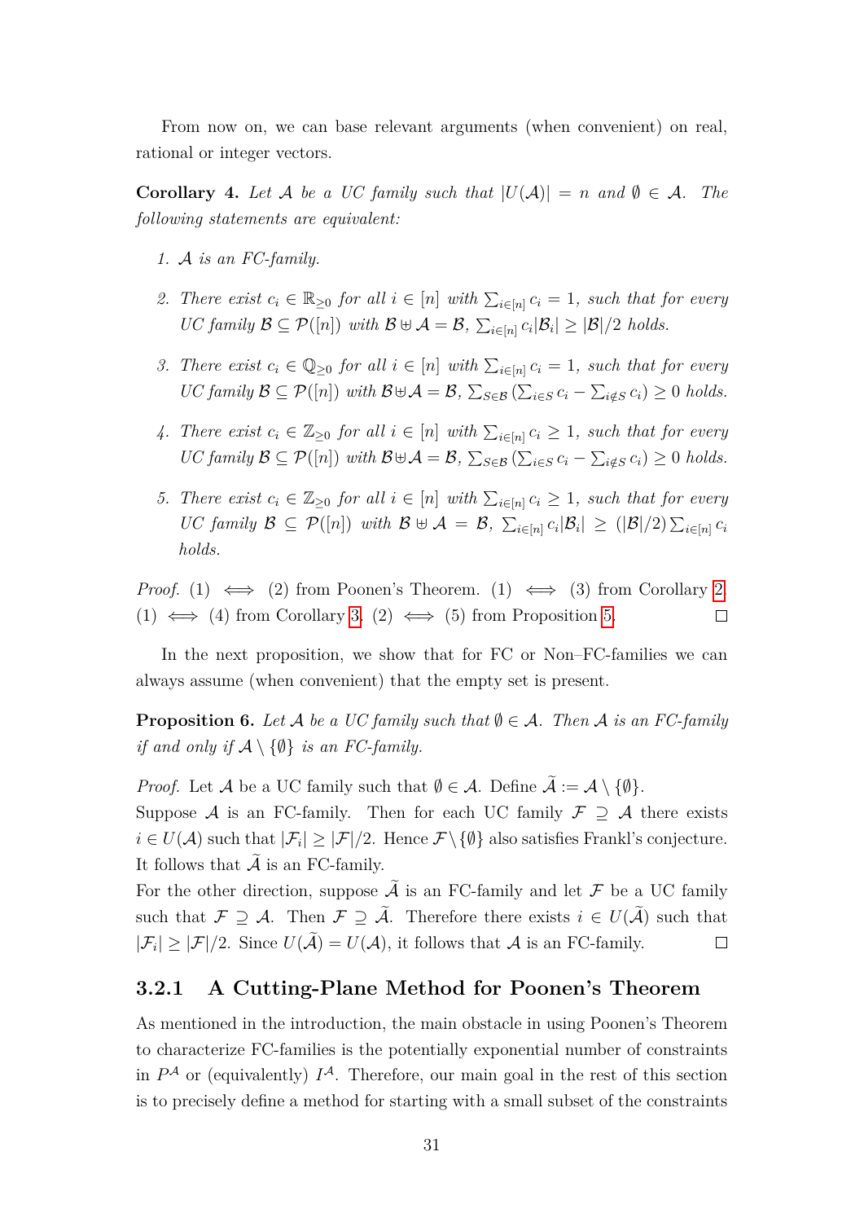From now on, we can base relevant arguments (when convenient) on real, rational or integer vectors.

**Corollary 4.** *Let $\mathcal{A}$ be a UC family such that $|U(\mathcal{A})| = n$ and $\emptyset \in \mathcal{A}$. The following statements are equivalent:*

1. *$\mathcal{A}$ is an FC-family.*
2. *There exist $c_i \in \mathbb{R}_{\geq 0}$ for all $i \in [n]$ with $\sum_{i\in[n]} c_i = 1$, such that for every UC family $\mathcal{B} \subseteq \mathcal{P}([n])$ with $\mathcal{B} \uplus \mathcal{A} = \mathcal{B}$, $\sum_{i\in[n]} c_i|\mathcal{B}_i| \geq |\mathcal{B}|/2$ holds.*
3. *There exist $c_i \in \mathbb{Q}_{\geq 0}$ for all $i \in [n]$ with $\sum_{i\in[n]} c_i = 1$, such that for every UC family $\mathcal{B} \subseteq \mathcal{P}([n])$ with $\mathcal{B} \uplus \mathcal{A} = \mathcal{B}$, $\sum_{S\in\mathcal{B}} (\sum_{i\in S} c_i - \sum_{i\notin S} c_i) \geq 0$ holds.*
4. *There exist $c_i \in \mathbb{Z}_{\geq 0}$ for all $i \in [n]$ with $\sum_{i\in[n]} c_i \geq 1$, such that for every UC family $\mathcal{B} \subseteq \mathcal{P}([n])$ with $\mathcal{B} \uplus \mathcal{A} = \mathcal{B}$, $\sum_{S\in\mathcal{B}} (\sum_{i\in S} c_i - \sum_{i\notin S} c_i) \geq 0$ holds.*
5. *There exist $c_i \in \mathbb{Z}_{\geq 0}$ for all $i \in [n]$ with $\sum_{i\in[n]} c_i \geq 1$, such that for every UC family $\mathcal{B} \subseteq \mathcal{P}([n])$ with $\mathcal{B} \uplus \mathcal{A} = \mathcal{B}$, $\sum_{i\in[n]} c_i|\mathcal{B}_i| \geq (|\mathcal{B}|/2) \sum_{i\in[n]} c_i$ holds.*

*Proof.* (1) $\iff$ (2) from Poonen's Theorem. (1) $\iff$ (3) from Corollary 2. (1) $\iff$ (4) from Corollary 3. (2) $\iff$ (5) from Proposition 5. □

In the next proposition, we show that for FC or Non–FC-families we can always assume (when convenient) that the empty set is present.

**Proposition 6.** *Let $\mathcal{A}$ be a UC family such that $\emptyset \in \mathcal{A}$. Then $\mathcal{A}$ is an FC-family if and only if $\mathcal{A} \setminus \{\emptyset\}$ is an FC-family.*

*Proof.* Let $\mathcal{A}$ be a UC family such that $\emptyset \in \mathcal{A}$. Define $\widetilde{\mathcal{A}} := \mathcal{A} \setminus \{\emptyset\}$.
Suppose $\mathcal{A}$ is an FC-family. Then for each UC family $\mathcal{F} \supseteq \mathcal{A}$ there exists $i \in U(\mathcal{A})$ such that $|\mathcal{F}_i| \geq |\mathcal{F}|/2$. Hence $\mathcal{F} \setminus \{\emptyset\}$ also satisfies Frankl's conjecture. It follows that $\widetilde{\mathcal{A}}$ is an FC-family.
For the other direction, suppose $\widetilde{\mathcal{A}}$ is an FC-family and let $\mathcal{F}$ be a UC family such that $\mathcal{F} \supseteq \mathcal{A}$. Then $\mathcal{F} \supseteq \widetilde{\mathcal{A}}$. Therefore there exists $i \in U(\widetilde{\mathcal{A}})$ such that $|\mathcal{F}_i| \geq |\mathcal{F}|/2$. Since $U(\widetilde{\mathcal{A}}) = U(\mathcal{A})$, it follows that $\mathcal{A}$ is an FC-family. □

### 3.2.1 A Cutting-Plane Method for Poonen's Theorem

As mentioned in the introduction, the main obstacle in using Poonen's Theorem to characterize FC-families is the potentially exponential number of constraints in $P^{\mathcal{A}}$ or (equivalently) $I^{\mathcal{A}}$. Therefore, our main goal in the rest of this section is to precisely define a method for starting with a small subset of the constraints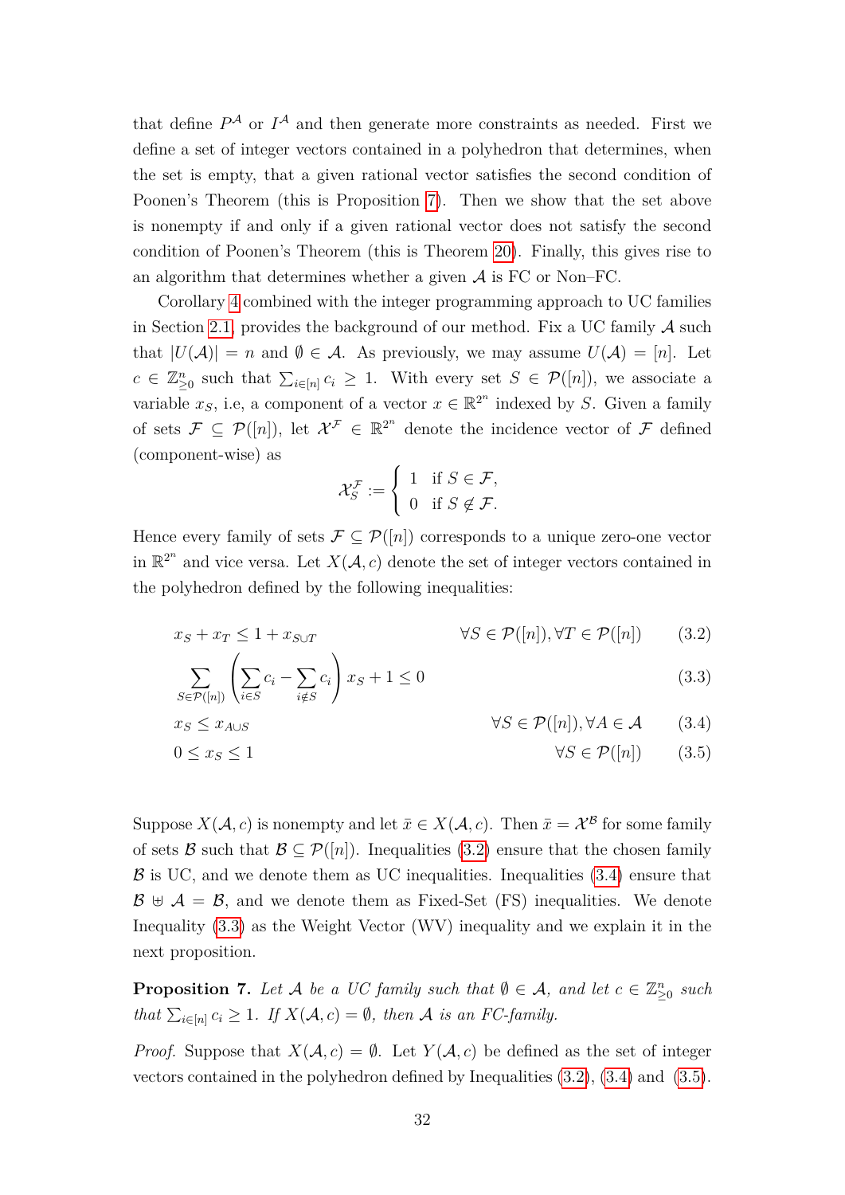that define $P^{\mathcal{A}}$ or $I^{\mathcal{A}}$ and then generate more constraints as needed. First we define a set of integer vectors contained in a polyhedron that determines, when the set is empty, that a given rational vector satisfies the second condition of Poonen's Theorem (this is Proposition 7). Then we show that the set above is nonempty if and only if a given rational vector does not satisfy the second condition of Poonen's Theorem (this is Theorem 20). Finally, this gives rise to an algorithm that determines whether a given $\mathcal{A}$ is FC or Non–FC.

Corollary 4 combined with the integer programming approach to UC families in Section 2.1 provides the background of our method. Fix a UC family $\mathcal{A}$ such that $|U(\mathcal{A})| = n$ and $\emptyset \in \mathcal{A}$. As previously, we may assume $U(\mathcal{A}) = [n]$. Let $c \in \mathbb{Z}^n_{\geq 0}$ such that $\sum_{i \in [n]} c_i \geq 1$. With every set $S \in \mathcal{P}([n])$, we associate a variable $x_S$, i.e, a component of a vector $x \in \mathbb{R}^{2^n}$ indexed by $S$. Given a family of sets $\mathcal{F} \subseteq \mathcal{P}([n])$, let $\mathcal{X}^{\mathcal{F}} \in \mathbb{R}^{2^n}$ denote the incidence vector of $\mathcal{F}$ defined (component-wise) as

$$\mathcal{X}^{\mathcal{F}}_S := \begin{cases} 1 & \text{if } S \in \mathcal{F}, \\ 0 & \text{if } S \notin \mathcal{F}. \end{cases}$$

Hence every family of sets $\mathcal{F} \subseteq \mathcal{P}([n])$ corresponds to a unique zero-one vector in $\mathbb{R}^{2^n}$ and vice versa. Let $X(\mathcal{A}, c)$ denote the set of integer vectors contained in the polyhedron defined by the following inequalities:

$$x_S + x_T \leq 1 + x_{S \cup T} \qquad \forall S \in \mathcal{P}([n]), \forall T \in \mathcal{P}([n]) \tag{3.2}$$

$$\sum_{S \in \mathcal{P}([n])} \left( \sum_{i \in S} c_i - \sum_{i \notin S} c_i \right) x_S + 1 \leq 0 \tag{3.3}$$

$$x_S \leq x_{A \cup S} \qquad \forall S \in \mathcal{P}([n]), \forall A \in \mathcal{A} \tag{3.4}$$

$$0 \leq x_S \leq 1 \qquad \forall S \in \mathcal{P}([n]) \tag{3.5}$$

Suppose $X(\mathcal{A}, c)$ is nonempty and let $\bar{x} \in X(\mathcal{A}, c)$. Then $\bar{x} = \mathcal{X}^{\mathcal{B}}$ for some family of sets $\mathcal{B}$ such that $\mathcal{B} \subseteq \mathcal{P}([n])$. Inequalities (3.2) ensure that the chosen family $\mathcal{B}$ is UC, and we denote them as UC inequalities. Inequalities (3.4) ensure that $\mathcal{B} \uplus \mathcal{A} = \mathcal{B}$, and we denote them as Fixed-Set (FS) inequalities. We denote Inequality (3.3) as the Weight Vector (WV) inequality and we explain it in the next proposition.

**Proposition 7.** *Let $\mathcal{A}$ be a UC family such that $\emptyset \in \mathcal{A}$, and let $c \in \mathbb{Z}^n_{\geq 0}$ such that $\sum_{i \in [n]} c_i \geq 1$. If $X(\mathcal{A}, c) = \emptyset$, then $\mathcal{A}$ is an FC-family.*

*Proof.* Suppose that $X(\mathcal{A}, c) = \emptyset$. Let $Y(\mathcal{A}, c)$ be defined as the set of integer vectors contained in the polyhedron defined by Inequalities (3.2), (3.4) and (3.5).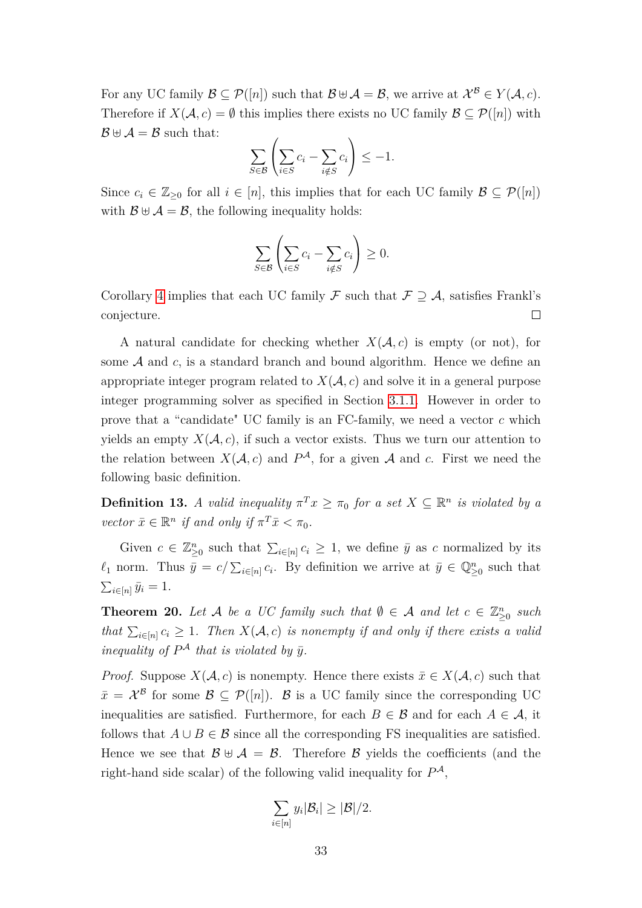For any UC family $\mathcal{B} \subseteq \mathcal{P}([n])$ such that $\mathcal{B} \uplus \mathcal{A} = \mathcal{B}$, we arrive at $\mathcal{X}^{\mathcal{B}} \in Y(\mathcal{A}, c)$. Therefore if $X(\mathcal{A}, c) = \emptyset$ this implies there exists no UC family $\mathcal{B} \subseteq \mathcal{P}([n])$ with $\mathcal{B} \uplus \mathcal{A} = \mathcal{B}$ such that:

$$\sum_{S \in \mathcal{B}} \left( \sum_{i \in S} c_i - \sum_{i \notin S} c_i \right) \leq -1.$$

Since $c_i \in \mathbb{Z}_{\geq 0}$ for all $i \in [n]$, this implies that for each UC family $\mathcal{B} \subseteq \mathcal{P}([n])$ with $\mathcal{B} \uplus \mathcal{A} = \mathcal{B}$, the following inequality holds:

$$\sum_{S \in \mathcal{B}} \left( \sum_{i \in S} c_i - \sum_{i \notin S} c_i \right) \geq 0.$$

Corollary 4 implies that each UC family $\mathcal{F}$ such that $\mathcal{F} \supseteq \mathcal{A}$, satisfies Frankl's conjecture. □

A natural candidate for checking whether $X(\mathcal{A}, c)$ is empty (or not), for some $\mathcal{A}$ and $c$, is a standard branch and bound algorithm. Hence we define an appropriate integer program related to $X(\mathcal{A}, c)$ and solve it in a general purpose integer programming solver as specified in Section 3.1.1. However in order to prove that a "candidate" UC family is an FC-family, we need a vector $c$ which yields an empty $X(\mathcal{A}, c)$, if such a vector exists. Thus we turn our attention to the relation between $X(\mathcal{A}, c)$ and $P^{\mathcal{A}}$, for a given $\mathcal{A}$ and $c$. First we need the following basic definition.

**Definition 13.** *A valid inequality $\pi^T x \geq \pi_0$ for a set $X \subseteq \mathbb{R}^n$ is violated by a vector $\bar{x} \in \mathbb{R}^n$ if and only if $\pi^T \bar{x} < \pi_0$.*

Given $c \in \mathbb{Z}^n_{\geq 0}$ such that $\sum_{i \in [n]} c_i \geq 1$, we define $\bar{y}$ as $c$ normalized by its $\ell_1$ norm. Thus $\bar{y} = c / \sum_{i \in [n]} c_i$. By definition we arrive at $\bar{y} \in \mathbb{Q}^n_{\geq 0}$ such that $\sum_{i \in [n]} \bar{y}_i = 1$.

**Theorem 20.** *Let $\mathcal{A}$ be a UC family such that $\emptyset \in \mathcal{A}$ and let $c \in \mathbb{Z}^n_{\geq 0}$ such that $\sum_{i \in [n]} c_i \geq 1$. Then $X(\mathcal{A}, c)$ is nonempty if and only if there exists a valid inequality of $P^{\mathcal{A}}$ that is violated by $\bar{y}$.*

*Proof.* Suppose $X(\mathcal{A}, c)$ is nonempty. Hence there exists $\bar{x} \in X(\mathcal{A}, c)$ such that $\bar{x} = \mathcal{X}^{\mathcal{B}}$ for some $\mathcal{B} \subseteq \mathcal{P}([n])$. $\mathcal{B}$ is a UC family since the corresponding UC inequalities are satisfied. Furthermore, for each $B \in \mathcal{B}$ and for each $A \in \mathcal{A}$, it follows that $A \cup B \in \mathcal{B}$ since all the corresponding FS inequalities are satisfied. Hence we see that $\mathcal{B} \uplus \mathcal{A} = \mathcal{B}$. Therefore $\mathcal{B}$ yields the coefficients (and the right-hand side scalar) of the following valid inequality for $P^{\mathcal{A}}$,

$$\sum_{i \in [n]} y_i |\mathcal{B}_i| \geq |\mathcal{B}|/2.$$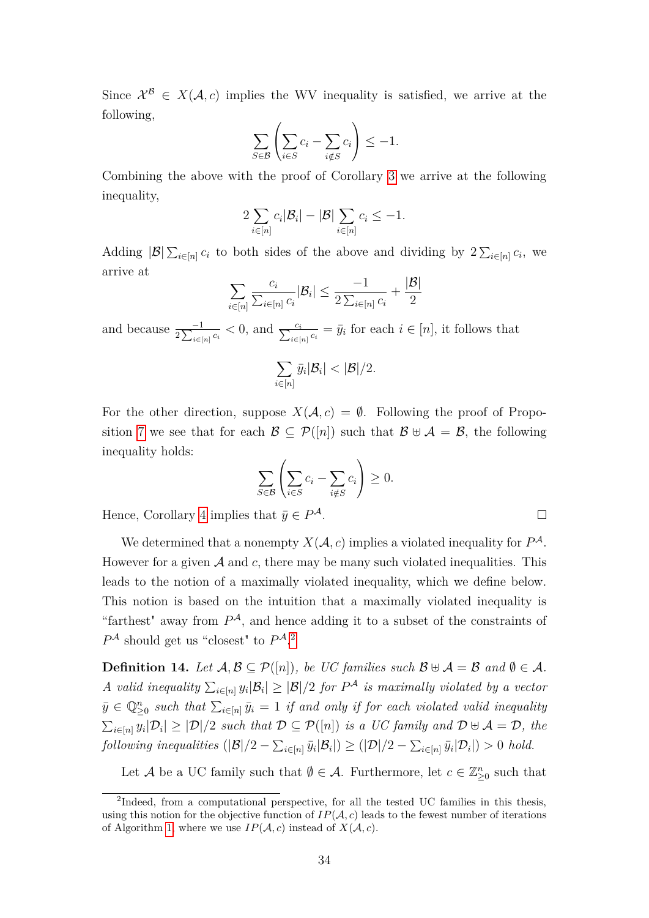Since $\mathcal{X}^{\mathcal{B}} \in X(\mathcal{A}, c)$ implies the WV inequality is satisfied, we arrive at the following,

$$\sum_{S \in \mathcal{B}} \left( \sum_{i \in S} c_i - \sum_{i \notin S} c_i \right) \leq -1.$$

Combining the above with the proof of Corollary 3 we arrive at the following inequality,

$$2 \sum_{i \in [n]} c_i |\mathcal{B}_i| - |\mathcal{B}| \sum_{i \in [n]} c_i \leq -1.$$

Adding $|\mathcal{B}| \sum_{i \in [n]} c_i$ to both sides of the above and dividing by $2 \sum_{i \in [n]} c_i$, we arrive at

$$\sum_{i \in [n]} \frac{c_i}{\sum_{i \in [n]} c_i} |\mathcal{B}_i| \leq \frac{-1}{2 \sum_{i \in [n]} c_i} + \frac{|\mathcal{B}|}{2}$$

and because $\frac{-1}{2 \sum_{i \in [n]} c_i} < 0$, and $\frac{c_i}{\sum_{i \in [n]} c_i} = \bar{y}_i$ for each $i \in [n]$, it follows that

$$\sum_{i \in [n]} \bar{y}_i |\mathcal{B}_i| < |\mathcal{B}|/2.$$

For the other direction, suppose $X(\mathcal{A}, c) = \emptyset$. Following the proof of Proposition 7 we see that for each $\mathcal{B} \subseteq \mathcal{P}([n])$ such that $\mathcal{B} \uplus \mathcal{A} = \mathcal{B}$, the following inequality holds:

$$\sum_{S \in \mathcal{B}} \left( \sum_{i \in S} c_i - \sum_{i \notin S} c_i \right) \geq 0.$$

Hence, Corollary 4 implies that $\bar{y} \in P^{\mathcal{A}}$. □

We determined that a nonempty $X(\mathcal{A}, c)$ implies a violated inequality for $P^{\mathcal{A}}$. However for a given $\mathcal{A}$ and $c$, there may be many such violated inequalities. This leads to the notion of a maximally violated inequality, which we define below. This notion is based on the intuition that a maximally violated inequality is "farthest" away from $P^{\mathcal{A}}$, and hence adding it to a subset of the constraints of $P^{\mathcal{A}}$ should get us "closest" to $P^{\mathcal{A}}$.[2]

**Definition 14.** *Let $\mathcal{A}, \mathcal{B} \subseteq \mathcal{P}([n])$, be UC families such $\mathcal{B} \uplus \mathcal{A} = \mathcal{B}$ and $\emptyset \in \mathcal{A}$. A valid inequality $\sum_{i \in [n]} y_i |\mathcal{B}_i| \geq |\mathcal{B}|/2$ for $P^{\mathcal{A}}$ is maximally violated by a vector $\bar{y} \in \mathbb{Q}^n_{\geq 0}$ such that $\sum_{i \in [n]} \bar{y}_i = 1$ if and only if for each violated valid inequality $\sum_{i \in [n]} y_i |\mathcal{D}_i| \geq |\mathcal{D}|/2$ such that $\mathcal{D} \subseteq \mathcal{P}([n])$ is a UC family and $\mathcal{D} \uplus \mathcal{A} = \mathcal{D}$, the following inequalities $(|\mathcal{B}|/2 - \sum_{i \in [n]} \bar{y}_i |\mathcal{B}_i|) \geq (|\mathcal{D}|/2 - \sum_{i \in [n]} \bar{y}_i |\mathcal{D}_i|) > 0$ hold.*

Let $\mathcal{A}$ be a UC family such that $\emptyset \in \mathcal{A}$. Furthermore, let $c \in \mathbb{Z}^n_{\geq 0}$ such that

[2] Indeed, from a computational perspective, for all the tested UC families in this thesis, using this notion for the objective function of $IP(\mathcal{A}, c)$ leads to the fewest number of iterations of Algorithm 1, where we use $IP(\mathcal{A}, c)$ instead of $X(\mathcal{A}, c)$.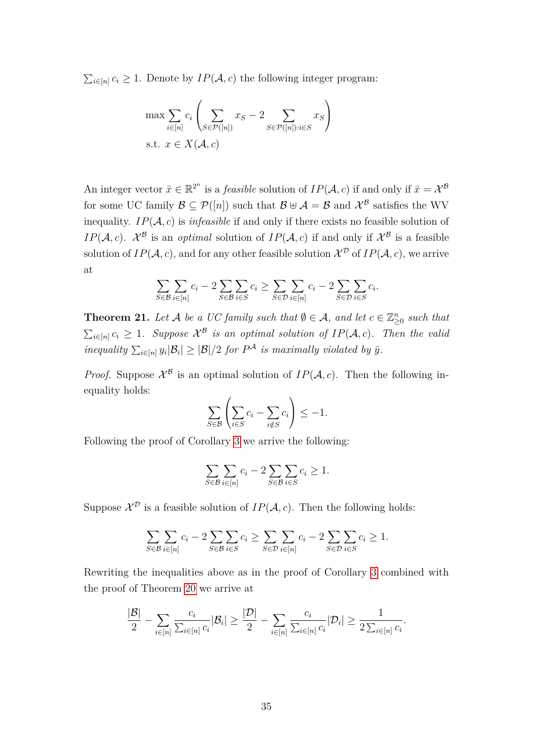$\sum_{i\in[n]} c_i \geq 1$. Denote by $IP(\mathcal{A}, c)$ the following integer program:

$$
\begin{aligned}
&\max \sum_{i\in[n]} c_i \left( \sum_{S\in\mathcal{P}([n])} x_S - 2 \sum_{S\in\mathcal{P}([n]):i\in S} x_S \right) \\
&\text{s.t. } x \in X(\mathcal{A}, c)
\end{aligned}
$$

An integer vector $\bar{x} \in \mathbb{R}^{2^n}$ is a *feasible* solution of $IP(\mathcal{A}, c)$ if and only if $\bar{x} = \mathcal{X}^{\mathcal{B}}$ for some UC family $\mathcal{B} \subseteq \mathcal{P}([n])$ such that $\mathcal{B} \uplus \mathcal{A} = \mathcal{B}$ and $\mathcal{X}^{\mathcal{B}}$ satisfies the WV inequality. $IP(\mathcal{A}, c)$ is *infeasible* if and only if there exists no feasible solution of $IP(\mathcal{A}, c)$. $\mathcal{X}^{\mathcal{B}}$ is an *optimal* solution of $IP(\mathcal{A}, c)$ if and only if $\mathcal{X}^{\mathcal{B}}$ is a feasible solution of $IP(\mathcal{A}, c)$, and for any other feasible solution $\mathcal{X}^{\mathcal{D}}$ of $IP(\mathcal{A}, c)$, we arrive at

$$
\sum_{S\in\mathcal{B}} \sum_{i\in[n]} c_i - 2 \sum_{S\in\mathcal{B}} \sum_{i\in S} c_i \geq \sum_{S\in\mathcal{D}} \sum_{i\in[n]} c_i - 2 \sum_{S\in\mathcal{D}} \sum_{i\in S} c_i.
$$

**Theorem 21.** *Let $\mathcal{A}$ be a UC family such that $\emptyset \in \mathcal{A}$, and let $c \in \mathbb{Z}^n_{\geq 0}$ such that $\sum_{i\in[n]} c_i \geq 1$. Suppose $\mathcal{X}^{\mathcal{B}}$ is an optimal solution of $IP(\mathcal{A}, c)$. Then the valid inequality $\sum_{i\in[n]} y_i |\mathcal{B}_i| \geq |\mathcal{B}|/2$ for $P^{\mathcal{A}}$ is maximally violated by $\bar{y}$.*

*Proof.* Suppose $\mathcal{X}^{\mathcal{B}}$ is an optimal solution of $IP(\mathcal{A}, c)$. Then the following inequality holds:

$$
\sum_{S\in\mathcal{B}} \left( \sum_{i\in S} c_i - \sum_{i\notin S} c_i \right) \leq -1.
$$

Following the proof of Corollary 3 we arrive the following:

$$
\sum_{S\in\mathcal{B}} \sum_{i\in[n]} c_i - 2 \sum_{S\in\mathcal{B}} \sum_{i\in S} c_i \geq 1.
$$

Suppose $\mathcal{X}^{\mathcal{D}}$ is a feasible solution of $IP(\mathcal{A}, c)$. Then the following holds:

$$
\sum_{S\in\mathcal{B}} \sum_{i\in[n]} c_i - 2 \sum_{S\in\mathcal{B}} \sum_{i\in S} c_i \geq \sum_{S\in\mathcal{D}} \sum_{i\in[n]} c_i - 2 \sum_{S\in\mathcal{D}} \sum_{i\in S} c_i \geq 1.
$$

Rewriting the inequalities above as in the proof of Corollary 3 combined with the proof of Theorem 20 we arrive at

$$
\frac{|\mathcal{B}|}{2} - \sum_{i\in[n]} \frac{c_i}{\sum_{i\in[n]} c_i} |\mathcal{B}_i| \geq \frac{|\mathcal{D}|}{2} - \sum_{i\in[n]} \frac{c_i}{\sum_{i\in[n]} c_i} |\mathcal{D}_i| \geq \frac{1}{2\sum_{i\in[n]} c_i}.
$$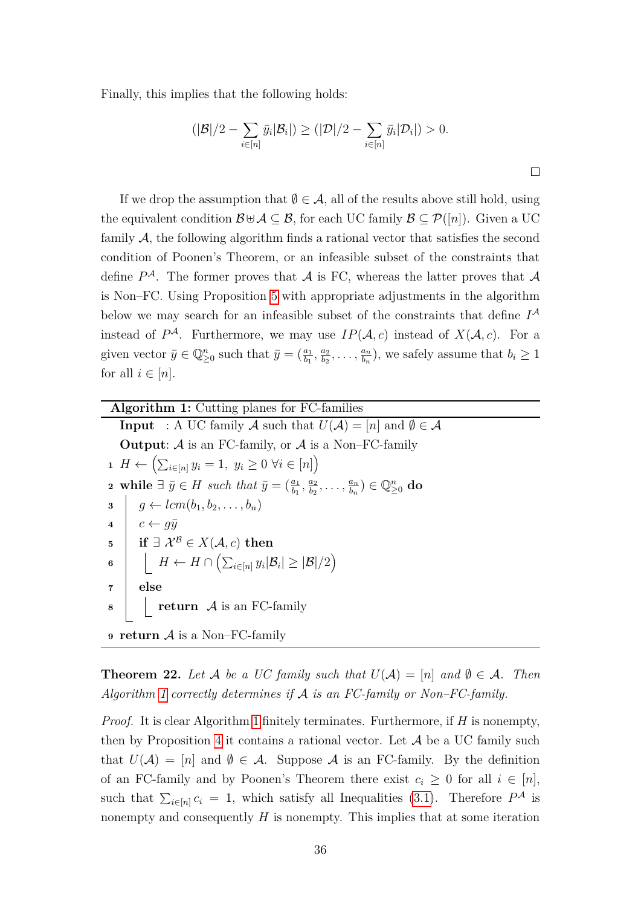Finally, this implies that the following holds:

$$(|\mathcal{B}|/2 - \sum_{i\in[n]} \bar{y}_i|\mathcal{B}_i|) \geq (|\mathcal{D}|/2 - \sum_{i\in[n]} \bar{y}_i|\mathcal{D}_i|) > 0.$$

□

If we drop the assumption that $\emptyset \in \mathcal{A}$, all of the results above still hold, using the equivalent condition $\mathcal{B} \uplus \mathcal{A} \subseteq \mathcal{B}$, for each UC family $\mathcal{B} \subseteq \mathcal{P}([n])$. Given a UC family $\mathcal{A}$, the following algorithm finds a rational vector that satisfies the second condition of Poonen's Theorem, or an infeasible subset of the constraints that define $P^{\mathcal{A}}$. The former proves that $\mathcal{A}$ is FC, whereas the latter proves that $\mathcal{A}$ is Non–FC. Using Proposition 5 with appropriate adjustments in the algorithm below we may search for an infeasible subset of the constraints that define $I^{\mathcal{A}}$ instead of $P^{\mathcal{A}}$. Furthermore, we may use $IP(\mathcal{A}, c)$ instead of $X(\mathcal{A}, c)$. For a given vector $\bar{y} \in \mathbb{Q}^n_{\geq 0}$ such that $\bar{y} = (\frac{a_1}{b_1}, \frac{a_2}{b_2}, \ldots, \frac{a_n}{b_n})$, we safely assume that $b_i \geq 1$ for all $i \in [n]$.

**Algorithm 1:** Cutting planes for FC-families

**Input** : A UC family $\mathcal{A}$ such that $U(\mathcal{A}) = [n]$ and $\emptyset \in \mathcal{A}$

**Output**: $\mathcal{A}$ is an FC-family, or $\mathcal{A}$ is a Non–FC-family

1. $H \leftarrow \left(\sum_{i\in[n]} y_i = 1,\ y_i \geq 0\ \forall i \in [n]\right)$
2. **while** $\exists\ \bar{y} \in H$ *such that* $\bar{y} = (\frac{a_1}{b_1}, \frac{a_2}{b_2}, \ldots, \frac{a_n}{b_n}) \in \mathbb{Q}^n_{\geq 0}$ **do**
3. $\quad g \leftarrow lcm(b_1, b_2, \ldots, b_n)$
4. $\quad c \leftarrow g\bar{y}$
5. $\quad$**if** $\exists\ \mathcal{X}^{\mathcal{B}} \in X(\mathcal{A}, c)$ **then**
6. $\quad\quad H \leftarrow H \cap \left(\sum_{i\in[n]} y_i|\mathcal{B}_i| \geq |\mathcal{B}|/2\right)$
7. $\quad$**else**
8. $\quad\quad$**return** $\mathcal{A}$ is an FC-family
9. **return** $\mathcal{A}$ is a Non–FC-family

**Theorem 22.** *Let $\mathcal{A}$ be a UC family such that $U(\mathcal{A}) = [n]$ and $\emptyset \in \mathcal{A}$. Then Algorithm 1 correctly determines if $\mathcal{A}$ is an FC-family or Non–FC-family.*

*Proof.* It is clear Algorithm 1 finitely terminates. Furthermore, if $H$ is nonempty, then by Proposition 4 it contains a rational vector. Let $\mathcal{A}$ be a UC family such that $U(\mathcal{A}) = [n]$ and $\emptyset \in \mathcal{A}$. Suppose $\mathcal{A}$ is an FC-family. By the definition of an FC-family and by Poonen's Theorem there exist $c_i \geq 0$ for all $i \in [n]$, such that $\sum_{i\in[n]} c_i = 1$, which satisfy all Inequalities (3.1). Therefore $P^{\mathcal{A}}$ is nonempty and consequently $H$ is nonempty. This implies that at some iteration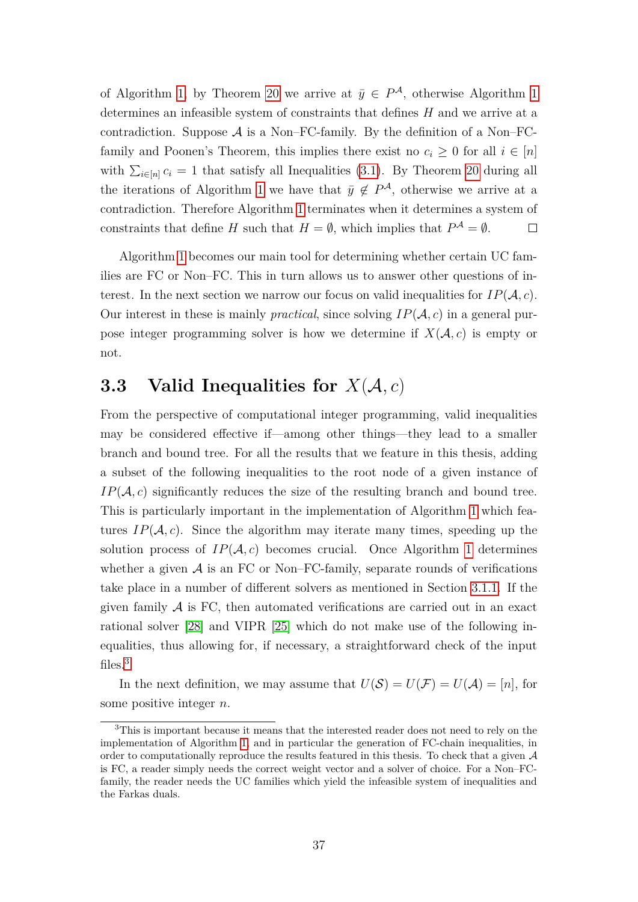of Algorithm 1, by Theorem 20 we arrive at $\bar{y} \in P^{\mathcal{A}}$, otherwise Algorithm 1 determines an infeasible system of constraints that defines $H$ and we arrive at a contradiction. Suppose $\mathcal{A}$ is a Non–FC-family. By the definition of a Non–FC-family and Poonen's Theorem, this implies there exist no $c_i \geq 0$ for all $i \in [n]$ with $\sum_{i\in[n]} c_i = 1$ that satisfy all Inequalities (3.1). By Theorem 20 during all the iterations of Algorithm 1 we have that $\bar{y} \notin P^{\mathcal{A}}$, otherwise we arrive at a contradiction. Therefore Algorithm 1 terminates when it determines a system of constraints that define $H$ such that $H = \emptyset$, which implies that $P^{\mathcal{A}} = \emptyset$. □

Algorithm 1 becomes our main tool for determining whether certain UC families are FC or Non–FC. This in turn allows us to answer other questions of interest. In the next section we narrow our focus on valid inequalities for $IP(\mathcal{A}, c)$. Our interest in these is mainly *practical*, since solving $IP(\mathcal{A}, c)$ in a general purpose integer programming solver is how we determine if $X(\mathcal{A}, c)$ is empty or not.

## 3.3 Valid Inequalities for $X(\mathcal{A}, c)$

From the perspective of computational integer programming, valid inequalities may be considered effective if—among other things—they lead to a smaller branch and bound tree. For all the results that we feature in this thesis, adding a subset of the following inequalities to the root node of a given instance of $IP(\mathcal{A}, c)$ significantly reduces the size of the resulting branch and bound tree. This is particularly important in the implementation of Algorithm 1 which features $IP(\mathcal{A}, c)$. Since the algorithm may iterate many times, speeding up the solution process of $IP(\mathcal{A}, c)$ becomes crucial. Once Algorithm 1 determines whether a given $\mathcal{A}$ is an FC or Non–FC-family, separate rounds of verifications take place in a number of different solvers as mentioned in Section 3.1.1. If the given family $\mathcal{A}$ is FC, then automated verifications are carried out in an exact rational solver [28] and VIPR [25] which do not make use of the following inequalities, thus allowing for, if necessary, a straightforward check of the input files.[3]

In the next definition, we may assume that $U(\mathcal{S}) = U(\mathcal{F}) = U(\mathcal{A}) = [n]$, for some positive integer $n$.

[3]This is important because it means that the interested reader does not need to rely on the implementation of Algorithm 1, and in particular the generation of FC-chain inequalities, in order to computationally reproduce the results featured in this thesis. To check that a given $\mathcal{A}$ is FC, a reader simply needs the correct weight vector and a solver of choice. For a Non–FC-family, the reader needs the UC families which yield the infeasible system of inequalities and the Farkas duals.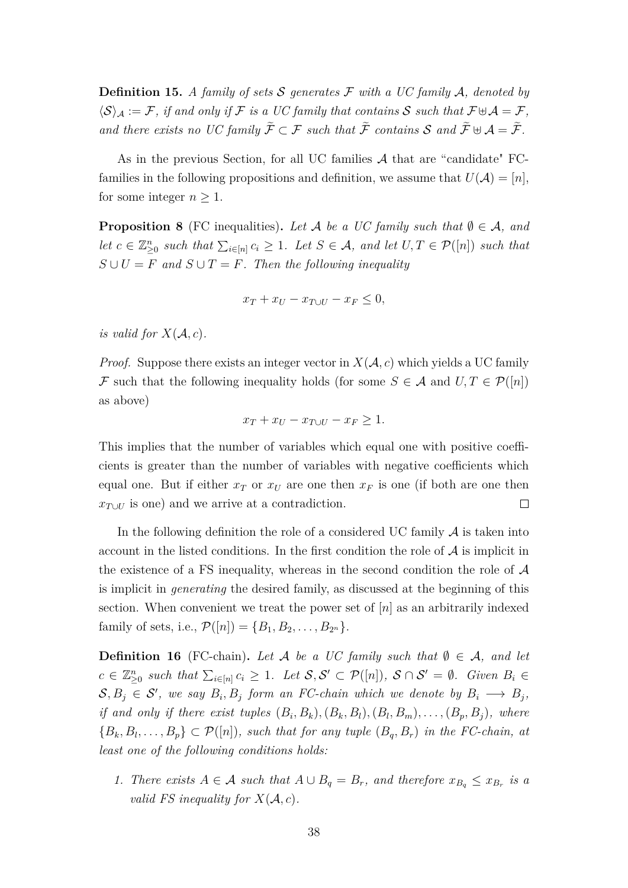**Definition 15.** *A family of sets $\mathcal{S}$ generates $\mathcal{F}$ with a UC family $\mathcal{A}$, denoted by $\langle \mathcal{S} \rangle_{\mathcal{A}} := \mathcal{F}$, if and only if $\mathcal{F}$ is a UC family that contains $\mathcal{S}$ such that $\mathcal{F} \uplus \mathcal{A} = \mathcal{F}$, and there exists no UC family $\widetilde{\mathcal{F}} \subset \mathcal{F}$ such that $\widetilde{\mathcal{F}}$ contains $\mathcal{S}$ and $\widetilde{\mathcal{F}} \uplus \mathcal{A} = \widetilde{\mathcal{F}}$.*

As in the previous Section, for all UC families $\mathcal{A}$ that are "candidate" FC-families in the following propositions and definition, we assume that $U(\mathcal{A}) = [n]$, for some integer $n \geq 1$.

**Proposition 8** (FC inequalities)**.** *Let $\mathcal{A}$ be a UC family such that $\emptyset \in \mathcal{A}$, and let $c \in \mathbb{Z}^n_{\geq 0}$ such that $\sum_{i \in [n]} c_i \geq 1$. Let $S \in \mathcal{A}$, and let $U, T \in \mathcal{P}([n])$ such that $S \cup U = F$ and $S \cup T = F$. Then the following inequality*

$$x_T + x_U - x_{T \cup U} - x_F \leq 0,$$

*is valid for $X(\mathcal{A}, c)$.*

*Proof.* Suppose there exists an integer vector in $X(\mathcal{A}, c)$ which yields a UC family $\mathcal{F}$ such that the following inequality holds (for some $S \in \mathcal{A}$ and $U, T \in \mathcal{P}([n])$ as above)

$$x_T + x_U - x_{T \cup U} - x_F \geq 1.$$

This implies that the number of variables which equal one with positive coefficients is greater than the number of variables with negative coefficients which equal one. But if either $x_T$ or $x_U$ are one then $x_F$ is one (if both are one then $x_{T \cup U}$ is one) and we arrive at a contradiction. $\square$

In the following definition the role of a considered UC family $\mathcal{A}$ is taken into account in the listed conditions. In the first condition the role of $\mathcal{A}$ is implicit in the existence of a FS inequality, whereas in the second condition the role of $\mathcal{A}$ is implicit in *generating* the desired family, as discussed at the beginning of this section. When convenient we treat the power set of $[n]$ as an arbitrarily indexed family of sets, i.e., $\mathcal{P}([n]) = \{B_1, B_2, \ldots, B_{2^n}\}$.

**Definition 16** (FC-chain)**.** *Let $\mathcal{A}$ be a UC family such that $\emptyset \in \mathcal{A}$, and let $c \in \mathbb{Z}^n_{\geq 0}$ such that $\sum_{i \in [n]} c_i \geq 1$. Let $\mathcal{S}, \mathcal{S}' \subset \mathcal{P}([n])$, $\mathcal{S} \cap \mathcal{S}' = \emptyset$. Given $B_i \in \mathcal{S}, B_j \in \mathcal{S}'$, we say $B_i, B_j$ form an FC-chain which we denote by $B_i \longrightarrow B_j$, if and only if there exist tuples $(B_i, B_k), (B_k, B_l), (B_l, B_m), \ldots, (B_p, B_j)$, where $\{B_k, B_l, \ldots, B_p\} \subset \mathcal{P}([n])$, such that for any tuple $(B_q, B_r)$ in the FC-chain, at least one of the following conditions holds:*

1. *There exists $A \in \mathcal{A}$ such that $A \cup B_q = B_r$, and therefore $x_{B_q} \leq x_{B_r}$ is a valid FS inequality for $X(\mathcal{A}, c)$.*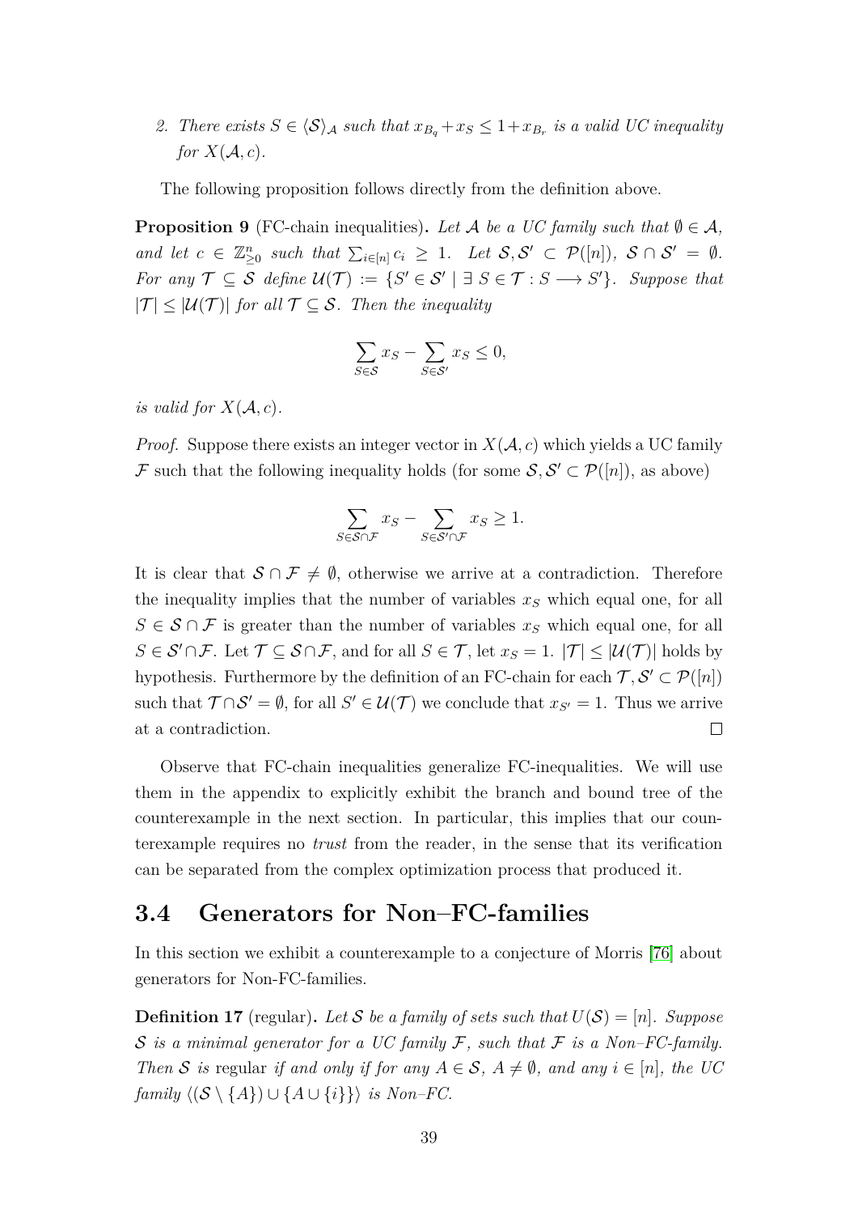2. *There exists $S \in \langle \mathcal{S} \rangle_{\mathcal{A}}$ such that $x_{B_q} + x_S \leq 1 + x_{B_r}$ is a valid UC inequality for $X(\mathcal{A}, c)$.*

The following proposition follows directly from the definition above.

**Proposition 9** (FC-chain inequalities)**.** *Let $\mathcal{A}$ be a UC family such that $\emptyset \in \mathcal{A}$, and let $c \in \mathbb{Z}^n_{\geq 0}$ such that $\sum_{i \in [n]} c_i \geq 1$. Let $\mathcal{S}, \mathcal{S}' \subset \mathcal{P}([n])$, $\mathcal{S} \cap \mathcal{S}' = \emptyset$. For any $\mathcal{T} \subseteq \mathcal{S}$ define $\mathcal{U}(\mathcal{T}) := \{S' \in \mathcal{S}' \mid \exists\, S \in \mathcal{T} : S \longrightarrow S'\}$. Suppose that $|\mathcal{T}| \leq |\mathcal{U}(\mathcal{T})|$ for all $\mathcal{T} \subseteq \mathcal{S}$. Then the inequality*

$$\sum_{S \in \mathcal{S}} x_S - \sum_{S \in \mathcal{S}'} x_S \leq 0,$$

*is valid for $X(\mathcal{A}, c)$.*

*Proof.* Suppose there exists an integer vector in $X(\mathcal{A}, c)$ which yields a UC family $\mathcal{F}$ such that the following inequality holds (for some $\mathcal{S}, \mathcal{S}' \subset \mathcal{P}([n])$, as above)

$$\sum_{S \in \mathcal{S} \cap \mathcal{F}} x_S - \sum_{S \in \mathcal{S}' \cap \mathcal{F}} x_S \geq 1.$$

It is clear that $\mathcal{S} \cap \mathcal{F} \neq \emptyset$, otherwise we arrive at a contradiction. Therefore the inequality implies that the number of variables $x_S$ which equal one, for all $S \in \mathcal{S} \cap \mathcal{F}$ is greater than the number of variables $x_S$ which equal one, for all $S \in \mathcal{S}' \cap \mathcal{F}$. Let $\mathcal{T} \subseteq \mathcal{S} \cap \mathcal{F}$, and for all $S \in \mathcal{T}$, let $x_S = 1$. $|\mathcal{T}| \leq |\mathcal{U}(\mathcal{T})|$ holds by hypothesis. Furthermore by the definition of an FC-chain for each $\mathcal{T}, \mathcal{S}' \subset \mathcal{P}([n])$ such that $\mathcal{T} \cap \mathcal{S}' = \emptyset$, for all $S' \in \mathcal{U}(\mathcal{T})$ we conclude that $x_{S'} = 1$. Thus we arrive at a contradiction. $\square$

Observe that FC-chain inequalities generalize FC-inequalities. We will use them in the appendix to explicitly exhibit the branch and bound tree of the counterexample in the next section. In particular, this implies that our counterexample requires no *trust* from the reader, in the sense that its verification can be separated from the complex optimization process that produced it.

## 3.4 Generators for Non–FC-families

In this section we exhibit a counterexample to a conjecture of Morris [76] about generators for Non-FC-families.

**Definition 17** (regular)**.** *Let $\mathcal{S}$ be a family of sets such that $U(\mathcal{S}) = [n]$. Suppose $\mathcal{S}$ is a minimal generator for a UC family $\mathcal{F}$, such that $\mathcal{F}$ is a Non–FC-family. Then $\mathcal{S}$ is* regular *if and only if for any $A \in \mathcal{S}$, $A \neq \emptyset$, and any $i \in [n]$, the UC family $\langle (\mathcal{S} \setminus \{A\}) \cup \{A \cup \{i\}\} \rangle$ is Non–FC.*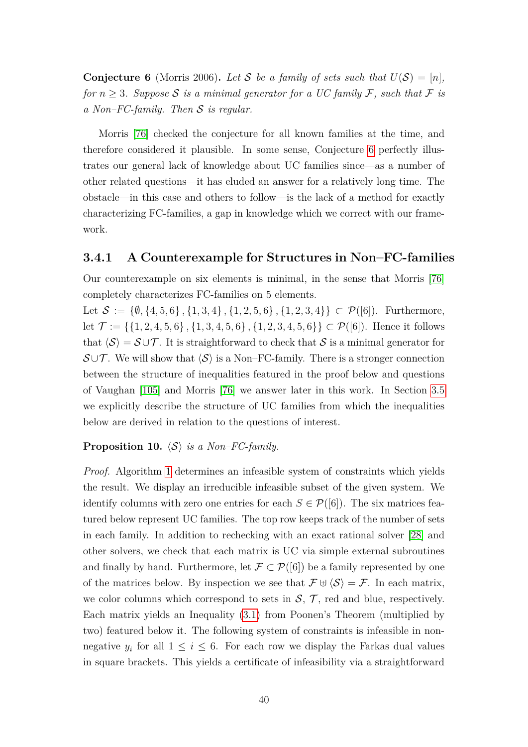**Conjecture 6** (Morris 2006)**.** *Let $\mathcal{S}$ be a family of sets such that $U(\mathcal{S}) = [n]$, for $n \geq 3$. Suppose $\mathcal{S}$ is a minimal generator for a UC family $\mathcal{F}$, such that $\mathcal{F}$ is a Non–FC-family. Then $\mathcal{S}$ is regular.*

Morris [76] checked the conjecture for all known families at the time, and therefore considered it plausible. In some sense, Conjecture 6 perfectly illustrates our general lack of knowledge about UC families since—as a number of other related questions—it has eluded an answer for a relatively long time. The obstacle—in this case and others to follow—is the lack of a method for exactly characterizing FC-families, a gap in knowledge which we correct with our framework.

### 3.4.1 A Counterexample for Structures in Non–FC-families

Our counterexample on six elements is minimal, in the sense that Morris [76] completely characterizes FC-families on 5 elements.

Let $\mathcal{S} := \{\emptyset, \{4,5,6\}, \{1,3,4\}, \{1,2,5,6\}, \{1,2,3,4\}\} \subset \mathcal{P}([6])$. Furthermore, let $\mathcal{T} := \{\{1,2,4,5,6\}, \{1,3,4,5,6\}, \{1,2,3,4,5,6\}\} \subset \mathcal{P}([6])$. Hence it follows that $\langle \mathcal{S} \rangle = \mathcal{S} \cup \mathcal{T}$. It is straightforward to check that $\mathcal{S}$ is a minimal generator for $\mathcal{S} \cup \mathcal{T}$. We will show that $\langle \mathcal{S} \rangle$ is a Non–FC-family. There is a stronger connection between the structure of inequalities featured in the proof below and questions of Vaughan [105] and Morris [76] we answer later in this work. In Section 3.5 we explicitly describe the structure of UC families from which the inequalities below are derived in relation to the questions of interest.

**Proposition 10.** *$\langle \mathcal{S} \rangle$ is a Non–FC-family.*

*Proof.* Algorithm 1 determines an infeasible system of constraints which yields the result. We display an irreducible infeasible subset of the given system. We identify columns with zero one entries for each $S \in \mathcal{P}([6])$. The six matrices featured below represent UC families. The top row keeps track of the number of sets in each family. In addition to rechecking with an exact rational solver [28] and other solvers, we check that each matrix is UC via simple external subroutines and finally by hand. Furthermore, let $\mathcal{F} \subset \mathcal{P}([6])$ be a family represented by one of the matrices below. By inspection we see that $\mathcal{F} \uplus \langle \mathcal{S} \rangle = \mathcal{F}$. In each matrix, we color columns which correspond to sets in $\mathcal{S}$, $\mathcal{T}$, red and blue, respectively. Each matrix yields an Inequality (3.1) from Poonen's Theorem (multiplied by two) featured below it. The following system of constraints is infeasible in non-negative $y_i$ for all $1 \leq i \leq 6$. For each row we display the Farkas dual values in square brackets. This yields a certificate of infeasibility via a straightforward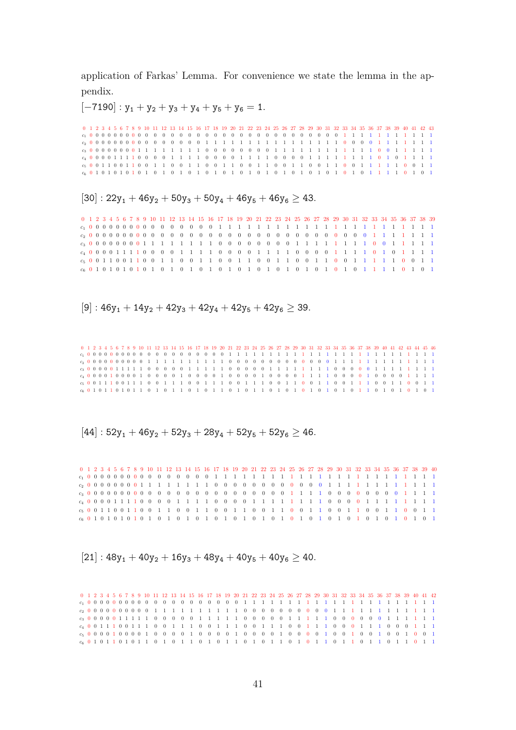application of Farkas' Lemma. For convenience we state the lemma in the appendix.

$[-7190]: \mathsf{y_1 + y_2 + y_3 + y_4 + y_5 + y_6 = 1}.$

| | 0 | 1 | 2 | 3 | 4 | 5 | 6 | 7 | 8 | 9 | 10 | 11 | 12 | 13 | 14 | 15 | 16 | 17 | 18 | 19 | 20 | 21 | 22 | 23 | 24 | 25 | 26 | 27 | 28 | 29 | 30 | 31 | 32 | 33 | 34 | 35 | 36 | 37 | 38 | 39 | 40 | 41 | 42 | 43 |
|---|---|---|---|---|---|---|---|---|---|---|---|---|---|---|---|---|---|---|---|---|---|---|---|---|---|---|---|---|---|---|---|---|---|---|---|---|---|---|---|---|---|---|---|---|
| $c_1$ | 0 | 0 | 0 | 0 | 0 | 0 | 0 | 0 | 0 | 0 | 0 | 0 | 0 | 0 | 0 | 0 | 0 | 0 | 0 | 0 | 0 | 0 | 0 | 0 | 0 | 0 | 0 | 0 | 0 | 0 | 0 | 0 | 1 | 1 | 1 | 1 | 1 | 1 | 1 | 1 | 1 | 1 | 1 | 1 |
| $c_2$ | 0 | 0 | 0 | 0 | 0 | 0 | 0 | 0 | 0 | 0 | 0 | 0 | 0 | 0 | 0 | 0 | 1 | 1 | 1 | 1 | 1 | 1 | 1 | 1 | 1 | 1 | 1 | 1 | 1 | 1 | 1 | 1 | 0 | 0 | 0 | 0 | 1 | 1 | 1 | 1 | 1 | 1 | 1 | 1 |
| $c_3$ | 0 | 0 | 0 | 0 | 0 | 0 | 0 | 0 | 1 | 1 | 1 | 1 | 1 | 1 | 1 | 1 | 0 | 0 | 0 | 0 | 0 | 0 | 0 | 0 | 1 | 1 | 1 | 1 | 1 | 1 | 1 | 1 | 1 | 1 | 1 | 1 | 1 | 0 | 0 | 1 | 1 | 1 | 1 | 1 |
| $c_4$ | 0 | 0 | 0 | 0 | 1 | 1 | 1 | 1 | 0 | 0 | 0 | 0 | 1 | 1 | 1 | 1 | 0 | 0 | 0 | 0 | 1 | 1 | 1 | 1 | 0 | 0 | 0 | 0 | 1 | 1 | 1 | 1 | 1 | 1 | 1 | 1 | 1 | 0 | 1 | 0 | 1 | 1 | 1 | 1 |
| $c_5$ | 0 | 0 | 1 | 1 | 0 | 0 | 1 | 1 | 0 | 0 | 1 | 1 | 0 | 0 | 1 | 1 | 0 | 0 | 1 | 1 | 0 | 0 | 1 | 1 | 0 | 0 | 1 | 1 | 0 | 0 | 1 | 1 | 0 | 0 | 1 | 1 | 1 | 1 | 1 | 1 | 0 | 0 | 1 | 1 |
| $c_6$ | 0 | 1 | 0 | 1 | 0 | 1 | 0 | 1 | 0 | 1 | 0 | 1 | 0 | 1 | 0 | 1 | 0 | 1 | 0 | 1 | 0 | 1 | 0 | 1 | 0 | 1 | 0 | 1 | 0 | 1 | 0 | 1 | 0 | 1 | 0 | 1 | 1 | 1 | 1 | 1 | 0 | 1 | 0 | 1 |

$[30]: \mathsf{22y_1 + 46y_2 + 50y_3 + 50y_4 + 46y_5 + 46y_6 \geq 43}.$

| | 0 | 1 | 2 | 3 | 4 | 5 | 6 | 7 | 8 | 9 | 10 | 11 | 12 | 13 | 14 | 15 | 16 | 17 | 18 | 19 | 20 | 21 | 22 | 23 | 24 | 25 | 26 | 27 | 28 | 29 | 30 | 31 | 32 | 33 | 34 | 35 | 36 | 37 | 38 | 39 |
|---|---|---|---|---|---|---|---|---|---|---|---|---|---|---|---|---|---|---|---|---|---|---|---|---|---|---|---|---|---|---|---|---|---|---|---|---|---|---|---|---|
| $c_1$ | 0 | 0 | 0 | 0 | 0 | 0 | 0 | 0 | 0 | 0 | 0 | 0 | 0 | 0 | 0 | 0 | 1 | 1 | 1 | 1 | 1 | 1 | 1 | 1 | 1 | 1 | 1 | 1 | 1 | 1 | 1 | 1 | 1 | 1 | 1 | 1 | 1 | 1 | 1 | 1 |
| $c_2$ | 0 | 0 | 0 | 0 | 0 | 0 | 0 | 0 | 0 | 0 | 0 | 0 | 0 | 0 | 0 | 0 | 0 | 0 | 0 | 0 | 0 | 0 | 0 | 0 | 0 | 0 | 0 | 0 | 0 | 0 | 0 | 0 | 1 | 1 | 1 | 1 | 1 | 1 | 1 | 1 |
| $c_3$ | 0 | 0 | 0 | 0 | 0 | 0 | 0 | 0 | 1 | 1 | 1 | 1 | 1 | 1 | 1 | 1 | 0 | 0 | 0 | 0 | 0 | 0 | 0 | 0 | 1 | 1 | 1 | 1 | 1 | 1 | 1 | 1 | 1 | 0 | 0 | 1 | 1 | 1 | 1 | 1 |
| $c_4$ | 0 | 0 | 0 | 0 | 1 | 1 | 1 | 1 | 0 | 0 | 0 | 0 | 1 | 1 | 1 | 1 | 0 | 0 | 0 | 0 | 1 | 1 | 1 | 1 | 0 | 0 | 0 | 0 | 1 | 1 | 1 | 1 | 1 | 0 | 1 | 0 | 1 | 1 | 1 | 1 |
| $c_5$ | 0 | 0 | 1 | 1 | 0 | 0 | 1 | 1 | 0 | 0 | 1 | 1 | 0 | 0 | 1 | 1 | 0 | 0 | 1 | 1 | 0 | 0 | 1 | 1 | 0 | 0 | 1 | 1 | 0 | 0 | 1 | 1 | 1 | 1 | 1 | 1 | 0 | 0 | 1 | 1 |
| $c_6$ | 0 | 1 | 0 | 1 | 0 | 1 | 0 | 1 | 0 | 1 | 0 | 1 | 0 | 1 | 0 | 1 | 0 | 1 | 0 | 1 | 0 | 1 | 0 | 1 | 0 | 1 | 0 | 1 | 0 | 1 | 0 | 1 | 1 | 1 | 1 | 1 | 0 | 1 | 0 | 1 |

$[9]: \mathsf{46y_1 + 14y_2 + 42y_3 + 42y_4 + 42y_5 + 42y_6 \geq 39}.$

| | 0 | 1 | 2 | 3 | 4 | 5 | 6 | 7 | 8 | 9 | 10 | 11 | 12 | 13 | 14 | 15 | 16 | 17 | 18 | 19 | 20 | 21 | 22 | 23 | 24 | 25 | 26 | 27 | 28 | 29 | 30 | 31 | 32 | 33 | 34 | 35 | 36 | 37 | 38 | 39 | 40 | 41 | 42 | 43 | 44 | 45 | 46 |
|---|---|---|---|---|---|---|---|---|---|---|---|---|---|---|---|---|---|---|---|---|---|---|---|---|---|---|---|---|---|---|---|---|---|---|---|---|---|---|---|---|---|---|---|---|---|---|---|
| $c_1$ | 0 | 0 | 0 | 0 | 0 | 0 | 0 | 0 | 0 | 0 | 0 | 0 | 0 | 0 | 0 | 0 | 0 | 0 | 0 | 0 | 1 | 1 | 1 | 1 | 1 | 1 | 1 | 1 | 1 | 1 | 1 | 1 | 1 | 1 | 1 | 1 | 1 | 1 | 1 | 1 | 1 | 1 | 1 | 1 | 1 | 1 | 1 |
| $c_2$ | 0 | 0 | 0 | 0 | 0 | 0 | 0 | 0 | 0 | 0 | 1 | 1 | 1 | 1 | 1 | 1 | 1 | 1 | 1 | 1 | 0 | 0 | 0 | 0 | 0 | 0 | 0 | 0 | 0 | 0 | 0 | 0 | 0 | 0 | 1 | 1 | 1 | 1 | 1 | 1 | 1 | 1 | 1 | 1 | 1 | 1 | 1 |
| $c_3$ | 0 | 0 | 0 | 0 | 0 | 1 | 1 | 1 | 1 | 1 | 0 | 0 | 0 | 0 | 0 | 1 | 1 | 1 | 1 | 1 | 0 | 0 | 0 | 0 | 0 | 1 | 1 | 1 | 1 | 1 | 1 | 1 | 1 | 1 | 0 | 0 | 0 | 0 | 0 | 1 | 1 | 1 | 1 | 1 | 1 | 1 | 1 |
| $c_4$ | 0 | 0 | 0 | 0 | 1 | 0 | 0 | 0 | 0 | 1 | 0 | 0 | 0 | 0 | 1 | 0 | 0 | 0 | 0 | 1 | 0 | 0 | 0 | 0 | 1 | 0 | 0 | 0 | 0 | 1 | 1 | 1 | 1 | 1 | 0 | 0 | 0 | 0 | 1 | 0 | 0 | 0 | 0 | 1 | 1 | 1 | 1 |
| $c_5$ | 0 | 0 | 1 | 1 | 1 | 0 | 0 | 1 | 1 | 1 | 0 | 0 | 1 | 1 | 1 | 0 | 0 | 1 | 1 | 1 | 0 | 0 | 1 | 1 | 1 | 0 | 0 | 1 | 1 | 1 | 0 | 0 | 1 | 1 | 0 | 0 | 1 | 1 | 1 | 0 | 0 | 1 | 1 | 1 | 0 | 1 | 1 |
| $c_6$ | 0 | 1 | 0 | 1 | 1 | 0 | 1 | 0 | 1 | 1 | 0 | 1 | 0 | 1 | 1 | 0 | 1 | 0 | 1 | 1 | 0 | 1 | 0 | 1 | 1 | 0 | 1 | 0 | 1 | 1 | 0 | 1 | 0 | 1 | 0 | 1 | 0 | 1 | 1 | 0 | 1 | 0 | 1 | 1 | 1 | 0 | 1 |

$[44]: \mathsf{52y_1 + 46y_2 + 52y_3 + 28y_4 + 52y_5 + 52y_6 \geq 46}.$

| | 0 | 1 | 2 | 3 | 4 | 5 | 6 | 7 | 8 | 9 | 10 | 11 | 12 | 13 | 14 | 15 | 16 | 17 | 18 | 19 | 20 | 21 | 22 | 23 | 24 | 25 | 26 | 27 | 28 | 29 | 30 | 31 | 32 | 33 | 34 | 35 | 36 | 37 | 38 | 39 | 40 |
|---|---|---|---|---|---|---|---|---|---|---|---|---|---|---|---|---|---|---|---|---|---|---|---|---|---|---|---|---|---|---|---|---|---|---|---|---|---|---|---|---|---|
| $c_1$ | 0 | 0 | 0 | 0 | 0 | 0 | 0 | 0 | 0 | 0 | 0 | 0 | 0 | 0 | 0 | 0 | 1 | 1 | 1 | 1 | 1 | 1 | 1 | 1 | 1 | 1 | 1 | 1 | 1 | 1 | 1 | 1 | 1 | 1 | 1 | 1 | 1 | 1 | 1 | 1 | 1 |
| $c_2$ | 0 | 0 | 0 | 0 | 0 | 0 | 0 | 0 | 1 | 1 | 1 | 1 | 1 | 1 | 1 | 1 | 0 | 0 | 0 | 0 | 0 | 0 | 0 | 0 | 0 | 0 | 0 | 0 | 1 | 1 | 1 | 1 | 1 | 1 | 1 | 1 | 1 | 1 | 1 | 1 | 1 |
| $c_3$ | 0 | 0 | 0 | 0 | 0 | 0 | 0 | 0 | 0 | 0 | 0 | 0 | 0 | 0 | 0 | 0 | 0 | 0 | 0 | 0 | 0 | 0 | 0 | 0 | 1 | 1 | 1 | 1 | 0 | 0 | 0 | 0 | 0 | 0 | 0 | 0 | 1 | 1 | 1 | 1 | 1 |
| $c_4$ | 0 | 0 | 0 | 0 | 1 | 1 | 1 | 1 | 0 | 0 | 0 | 0 | 1 | 1 | 1 | 1 | 0 | 0 | 0 | 0 | 1 | 1 | 1 | 1 | 1 | 1 | 1 | 1 | 0 | 0 | 0 | 0 | 1 | 1 | 1 | 1 | 1 | 1 | 1 | 1 | 1 |
| $c_5$ | 0 | 0 | 1 | 1 | 0 | 0 | 1 | 1 | 0 | 0 | 1 | 1 | 0 | 0 | 1 | 1 | 0 | 0 | 1 | 1 | 0 | 0 | 1 | 1 | 0 | 0 | 1 | 1 | 0 | 0 | 1 | 1 | 0 | 0 | 1 | 1 | 0 | 0 | 1 | 1 | 1 |
| $c_6$ | 0 | 1 | 0 | 1 | 0 | 1 | 0 | 1 | 0 | 1 | 0 | 1 | 0 | 1 | 0 | 1 | 0 | 1 | 0 | 1 | 0 | 1 | 0 | 1 | 0 | 1 | 0 | 1 | 0 | 1 | 0 | 1 | 0 | 1 | 0 | 1 | 0 | 1 | 0 | 1 | 1 |

$[21]: \mathsf{48y_1 + 40y_2 + 16y_3 + 48y_4 + 40y_5 + 40y_6 \geq 40}.$

| | 0 | 1 | 2 | 3 | 4 | 5 | 6 | 7 | 8 | 9 | 10 | 11 | 12 | 13 | 14 | 15 | 16 | 17 | 18 | 19 | 20 | 21 | 22 | 23 | 24 | 25 | 26 | 27 | 28 | 29 | 30 | 31 | 32 | 33 | 34 | 35 | 36 | 37 | 38 | 39 | 40 | 41 | 42 |
|---|---|---|---|---|---|---|---|---|---|---|---|---|---|---|---|---|---|---|---|---|---|---|---|---|---|---|---|---|---|---|---|---|---|---|---|---|---|---|---|---|---|---|---|
| $c_1$ | 0 | 0 | 0 | 0 | 0 | 0 | 0 | 0 | 0 | 0 | 0 | 0 | 0 | 0 | 0 | 0 | 0 | 0 | 0 | 0 | 1 | 1 | 1 | 1 | 1 | 1 | 1 | 1 | 1 | 1 | 1 | 1 | 1 | 1 | 1 | 1 | 1 | 1 | 1 | 1 | 1 | 1 | 1 |
| $c_2$ | 0 | 0 | 0 | 0 | 0 | 0 | 0 | 0 | 0 | 0 | 1 | 1 | 1 | 1 | 1 | 1 | 1 | 1 | 1 | 1 | 0 | 0 | 0 | 0 | 0 | 0 | 0 | 0 | 0 | 0 | 1 | 1 | 1 | 1 | 1 | 1 | 1 | 1 | 1 | 1 | 1 | 1 | 1 |
| $c_3$ | 0 | 0 | 0 | 0 | 0 | 1 | 1 | 1 | 1 | 1 | 0 | 0 | 0 | 0 | 0 | 1 | 1 | 1 | 1 | 1 | 0 | 0 | 0 | 0 | 0 | 1 | 1 | 1 | 1 | 1 | 0 | 0 | 0 | 0 | 0 | 0 | 1 | 1 | 1 | 1 | 1 | 1 | 1 |
| $c_4$ | 0 | 0 | 1 | 1 | 1 | 0 | 0 | 1 | 1 | 1 | 0 | 0 | 1 | 1 | 1 | 0 | 0 | 1 | 1 | 1 | 0 | 0 | 1 | 1 | 1 | 0 | 0 | 1 | 1 | 1 | 0 | 0 | 0 | 1 | 1 | 1 | 0 | 0 | 0 | 1 | 1 | 1 | 1 |
| $c_5$ | 0 | 0 | 0 | 0 | 1 | 0 | 0 | 0 | 0 | 1 | 0 | 0 | 0 | 0 | 1 | 0 | 0 | 0 | 0 | 1 | 0 | 0 | 0 | 0 | 1 | 0 | 0 | 0 | 0 | 1 | 0 | 0 | 1 | 0 | 0 | 1 | 0 | 0 | 1 | 0 | 0 | 1 | 1 |
| $c_6$ | 0 | 1 | 0 | 1 | 1 | 0 | 1 | 0 | 1 | 1 | 0 | 1 | 0 | 1 | 1 | 0 | 1 | 0 | 1 | 1 | 0 | 1 | 0 | 1 | 1 | 0 | 1 | 0 | 1 | 1 | 0 | 1 | 1 | 0 | 1 | 1 | 0 | 1 | 1 | 0 | 1 | 1 | 1 |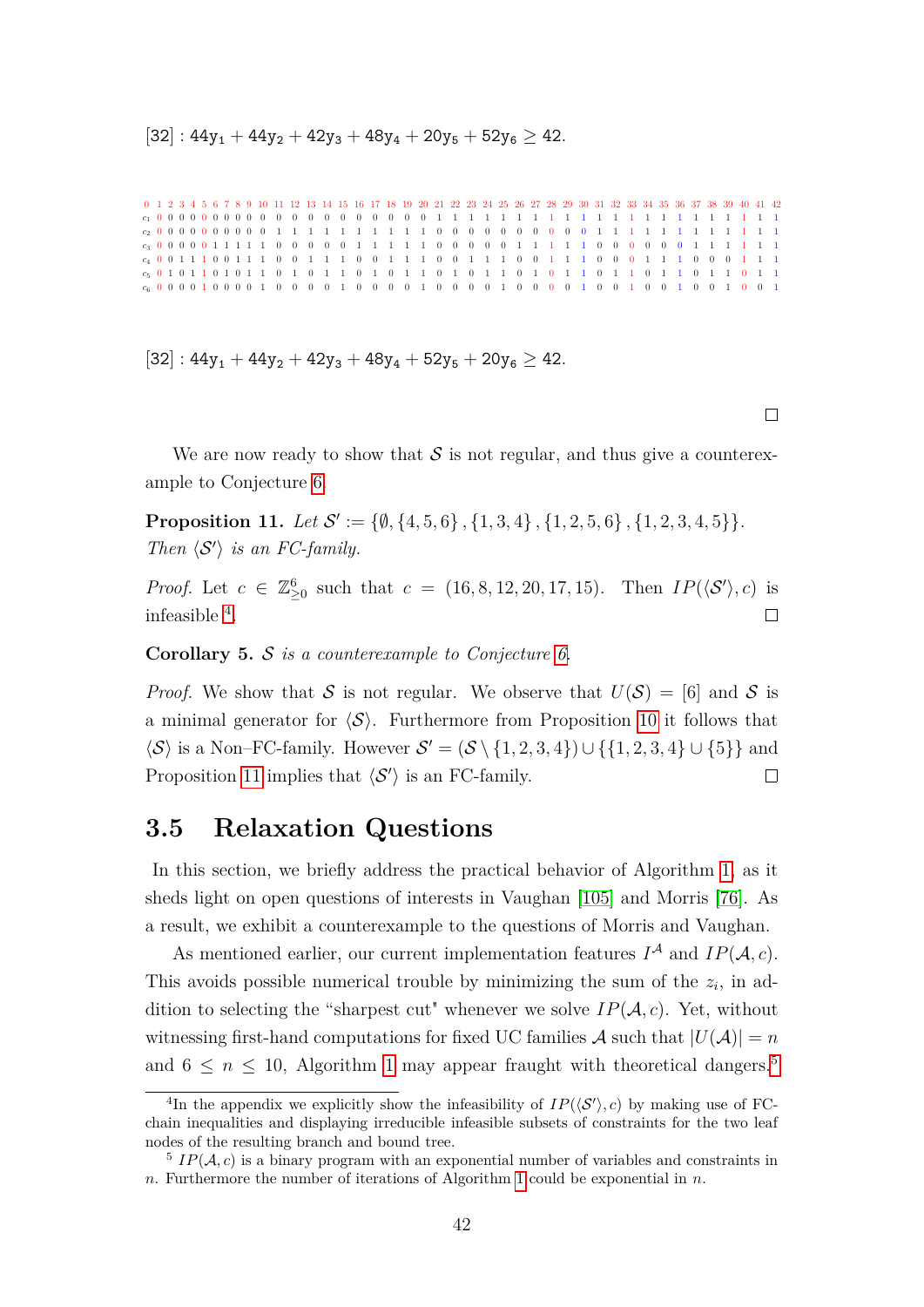[32] : $44y_1 + 44y_2 + 42y_3 + 48y_4 + 20y_5 + 52y_6 \geq 42$.

| | 0 | 1 | 2 | 3 | 4 | 5 | 6 | 7 | 8 | 9 | 10 | 11 | 12 | 13 | 14 | 15 | 16 | 17 | 18 | 19 | 20 | 21 | 22 | 23 | 24 | 25 | 26 | 27 | 28 | 29 | 30 | 31 | 32 | 33 | 34 | 35 | 36 | 37 | 38 | 39 | 40 | 41 | 42 |
|---|---|---|---|---|---|---|---|---|---|---|---|---|---|---|---|---|---|---|---|---|---|---|---|---|---|---|---|---|---|---|---|---|---|---|---|---|---|---|---|---|---|---|---|
| $c_1$ | 0 | 0 | 0 | 0 | 0 | 0 | 0 | 0 | 0 | 0 | 0 | 0 | 0 | 0 | 0 | 0 | 0 | 0 | 0 | 0 | 0 | 0 | 1 | 1 | 1 | 1 | 1 | 1 | 1 | 1 | 1 | 1 | 1 | 1 | 1 | 1 | 1 | 1 | 1 | 1 | 1 | 1 | 1 |
| $c_2$ | 0 | 0 | 0 | 0 | 0 | 0 | 0 | 0 | 0 | 0 | 0 | 1 | 1 | 1 | 1 | 1 | 1 | 1 | 1 | 1 | 1 | 1 | 0 | 0 | 0 | 0 | 0 | 0 | 0 | 0 | 0 | 1 | 1 | 1 | 1 | 1 | 1 | 1 | 1 | 1 | 1 | 1 | 1 |
| $c_3$ | 0 | 0 | 0 | 0 | 0 | 0 | 1 | 1 | 1 | 1 | 1 | 0 | 0 | 0 | 0 | 0 | 0 | 1 | 1 | 1 | 1 | 1 | 0 | 0 | 0 | 0 | 1 | 1 | 1 | 1 | 1 | 0 | 0 | 0 | 0 | 0 | 0 | 1 | 1 | 1 | 1 | 1 | 1 |
| $c_4$ | 0 | 0 | 1 | 1 | 1 | 1 | 0 | 0 | 1 | 1 | 1 | 0 | 0 | 1 | 1 | 1 | 0 | 0 | 1 | 1 | 1 | 0 | 0 | 1 | 1 | 1 | 0 | 0 | 1 | 1 | 1 | 0 | 0 | 0 | 1 | 1 | 1 | 0 | 0 | 0 | 1 | 1 | 1 |
| $c_5$ | 0 | 1 | 0 | 1 | 1 | 0 | 1 | 0 | 1 | 1 | 0 | 1 | 0 | 1 | 1 | 0 | 1 | 0 | 1 | 1 | 0 | 1 | 0 | 1 | 1 | 0 | 1 | 0 | 1 | 1 | 0 | 1 | 1 | 0 | 1 | 1 | 0 | 1 | 1 | 0 | 1 | 1 | 1 |
| $c_6$ | 0 | 0 | 0 | 0 | 1 | 0 | 0 | 0 | 0 | 1 | 0 | 0 | 0 | 0 | 1 | 0 | 0 | 0 | 0 | 1 | 0 | 0 | 0 | 0 | 1 | 0 | 0 | 0 | 0 | 1 | 0 | 0 | 1 | 0 | 0 | 1 | 0 | 0 | 1 | 0 | 0 | 1 | 1 |

[32] : $44y_1 + 44y_2 + 42y_3 + 48y_4 + 52y_5 + 20y_6 \geq 42$.

□

We are now ready to show that $\mathcal{S}$ is not regular, and thus give a counterexample to Conjecture 6.

**Proposition 11.** *Let* $\mathcal{S}' := \{\emptyset, \{4,5,6\}, \{1,3,4\}, \{1,2,5,6\}, \{1,2,3,4,5\}\}$. *Then* $\langle \mathcal{S}' \rangle$ *is an FC-family.*

*Proof.* Let $c \in \mathbb{Z}^6_{\geq 0}$ such that $c = (16, 8, 12, 20, 17, 15)$. Then $IP(\langle \mathcal{S}' \rangle, c)$ is infeasible [4]. □

**Corollary 5.** $\mathcal{S}$ *is a counterexample to Conjecture 6.*

*Proof.* We show that $\mathcal{S}$ is not regular. We observe that $U(\mathcal{S}) = [6]$ and $\mathcal{S}$ is a minimal generator for $\langle \mathcal{S} \rangle$. Furthermore from Proposition 10 it follows that $\langle \mathcal{S} \rangle$ is a Non–FC-family. However $\mathcal{S}' = (\mathcal{S} \setminus \{1,2,3,4\}) \cup \{\{1,2,3,4\} \cup \{5\}\}$ and Proposition 11 implies that $\langle \mathcal{S}' \rangle$ is an FC-family. □

### 3.5 Relaxation Questions

In this section, we briefly address the practical behavior of Algorithm 1, as it sheds light on open questions of interests in Vaughan [105] and Morris [76]. As a result, we exhibit a counterexample to the questions of Morris and Vaughan.

As mentioned earlier, our current implementation features $I^{\mathcal{A}}$ and $IP(\mathcal{A}, c)$. This avoids possible numerical trouble by minimizing the sum of the $z_i$, in addition to selecting the "sharpest cut" whenever we solve $IP(\mathcal{A}, c)$. Yet, without witnessing first-hand computations for fixed UC families $\mathcal{A}$ such that $|U(\mathcal{A})| = n$ and $6 \leq n \leq 10$, Algorithm 1 may appear fraught with theoretical dangers.[5]

---

[4] In the appendix we explicitly show the infeasibility of $IP(\langle \mathcal{S}' \rangle, c)$ by making use of FC-chain inequalities and displaying irreducible infeasible subsets of constraints for the two leaf nodes of the resulting branch and bound tree.

[5] $IP(\mathcal{A}, c)$ is a binary program with an exponential number of variables and constraints in $n$. Furthermore the number of iterations of Algorithm 1 could be exponential in $n$.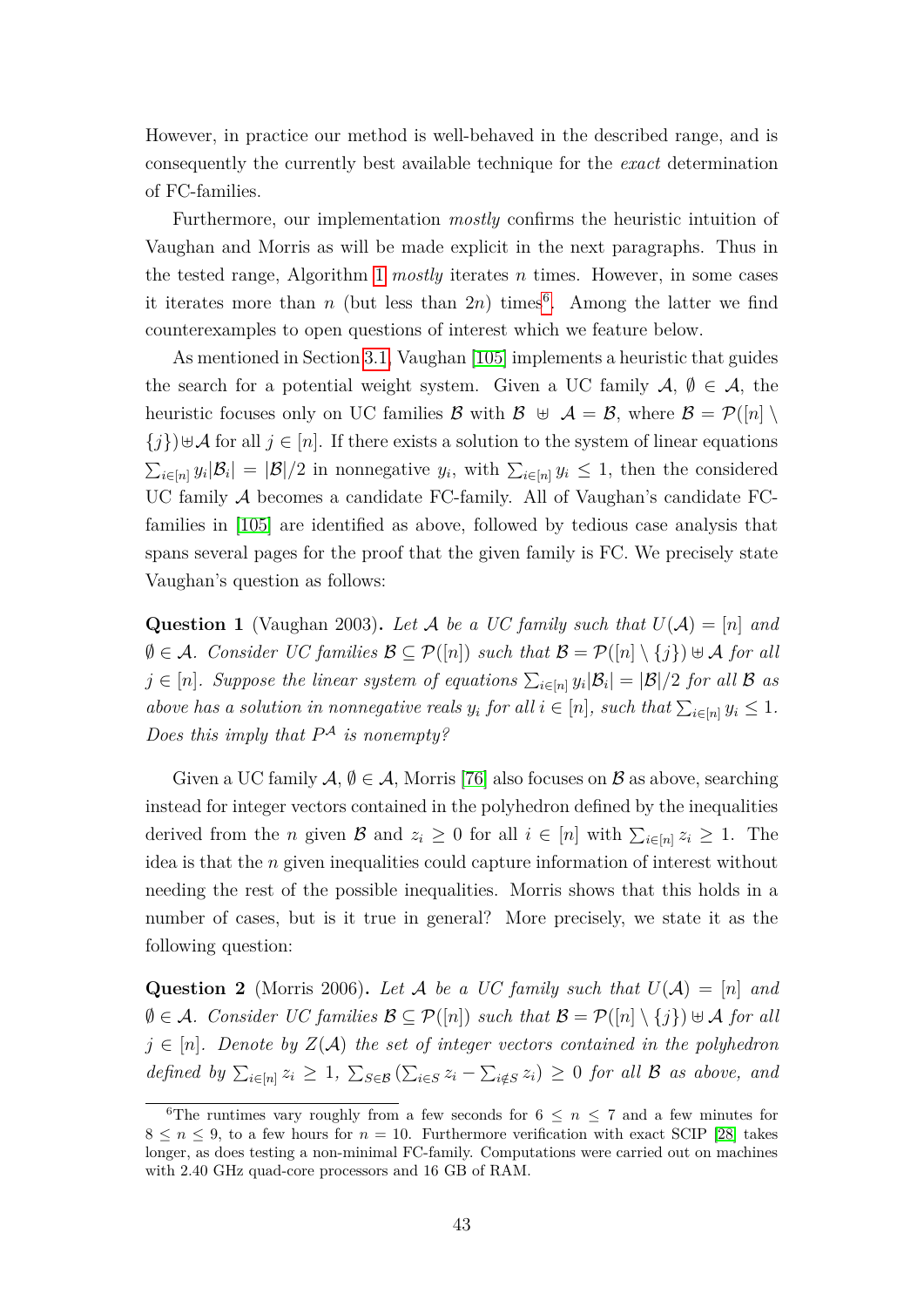However, in practice our method is well-behaved in the described range, and is consequently the currently best available technique for the *exact* determination of FC-families.

Furthermore, our implementation *mostly* confirms the heuristic intuition of Vaughan and Morris as will be made explicit in the next paragraphs. Thus in the tested range, Algorithm 1 *mostly* iterates $n$ times. However, in some cases it iterates more than $n$ (but less than $2n$) times[6]. Among the latter we find counterexamples to open questions of interest which we feature below.

As mentioned in Section 3.1, Vaughan [105] implements a heuristic that guides the search for a potential weight system. Given a UC family $\mathcal{A}$, $\emptyset \in \mathcal{A}$, the heuristic focuses only on UC families $\mathcal{B}$ with $\mathcal{B} \uplus \mathcal{A} = \mathcal{B}$, where $\mathcal{B} = \mathcal{P}([n] \setminus \{j\}) \uplus \mathcal{A}$ for all $j \in [n]$. If there exists a solution to the system of linear equations $\sum_{i\in[n]} y_i|\mathcal{B}_i| = |\mathcal{B}|/2$ in nonnegative $y_i$, with $\sum_{i\in[n]} y_i \leq 1$, then the considered UC family $\mathcal{A}$ becomes a candidate FC-family. All of Vaughan's candidate FC-families in [105] are identified as above, followed by tedious case analysis that spans several pages for the proof that the given family is FC. We precisely state Vaughan's question as follows:

**Question 1** (Vaughan 2003)**.** *Let $\mathcal{A}$ be a UC family such that $U(\mathcal{A}) = [n]$ and $\emptyset \in \mathcal{A}$. Consider UC families $\mathcal{B} \subseteq \mathcal{P}([n])$ such that $\mathcal{B} = \mathcal{P}([n] \setminus \{j\}) \uplus \mathcal{A}$ for all $j \in [n]$. Suppose the linear system of equations $\sum_{i\in[n]} y_i|\mathcal{B}_i| = |\mathcal{B}|/2$ for all $\mathcal{B}$ as above has a solution in nonnegative reals $y_i$ for all $i \in [n]$, such that $\sum_{i\in[n]} y_i \leq 1$. Does this imply that $P^{\mathcal{A}}$ is nonempty?*

Given a UC family $\mathcal{A}$, $\emptyset \in \mathcal{A}$, Morris [76] also focuses on $\mathcal{B}$ as above, searching instead for integer vectors contained in the polyhedron defined by the inequalities derived from the $n$ given $\mathcal{B}$ and $z_i \geq 0$ for all $i \in [n]$ with $\sum_{i\in[n]} z_i \geq 1$. The idea is that the $n$ given inequalities could capture information of interest without needing the rest of the possible inequalities. Morris shows that this holds in a number of cases, but is it true in general? More precisely, we state it as the following question:

**Question 2** (Morris 2006)**.** *Let $\mathcal{A}$ be a UC family such that $U(\mathcal{A}) = [n]$ and $\emptyset \in \mathcal{A}$. Consider UC families $\mathcal{B} \subseteq \mathcal{P}([n])$ such that $\mathcal{B} = \mathcal{P}([n] \setminus \{j\}) \uplus \mathcal{A}$ for all $j \in [n]$. Denote by $Z(\mathcal{A})$ the set of integer vectors contained in the polyhedron defined by $\sum_{i\in[n]} z_i \geq 1$, $\sum_{S\in\mathcal{B}} (\sum_{i\in S} z_i - \sum_{i\notin S} z_i) \geq 0$ for all $\mathcal{B}$ as above, and*

[6] The runtimes vary roughly from a few seconds for $6 \leq n \leq 7$ and a few minutes for $8 \leq n \leq 9$, to a few hours for $n = 10$. Furthermore verification with exact SCIP [28] takes longer, as does testing a non-minimal FC-family. Computations were carried out on machines with 2.40 GHz quad-core processors and 16 GB of RAM.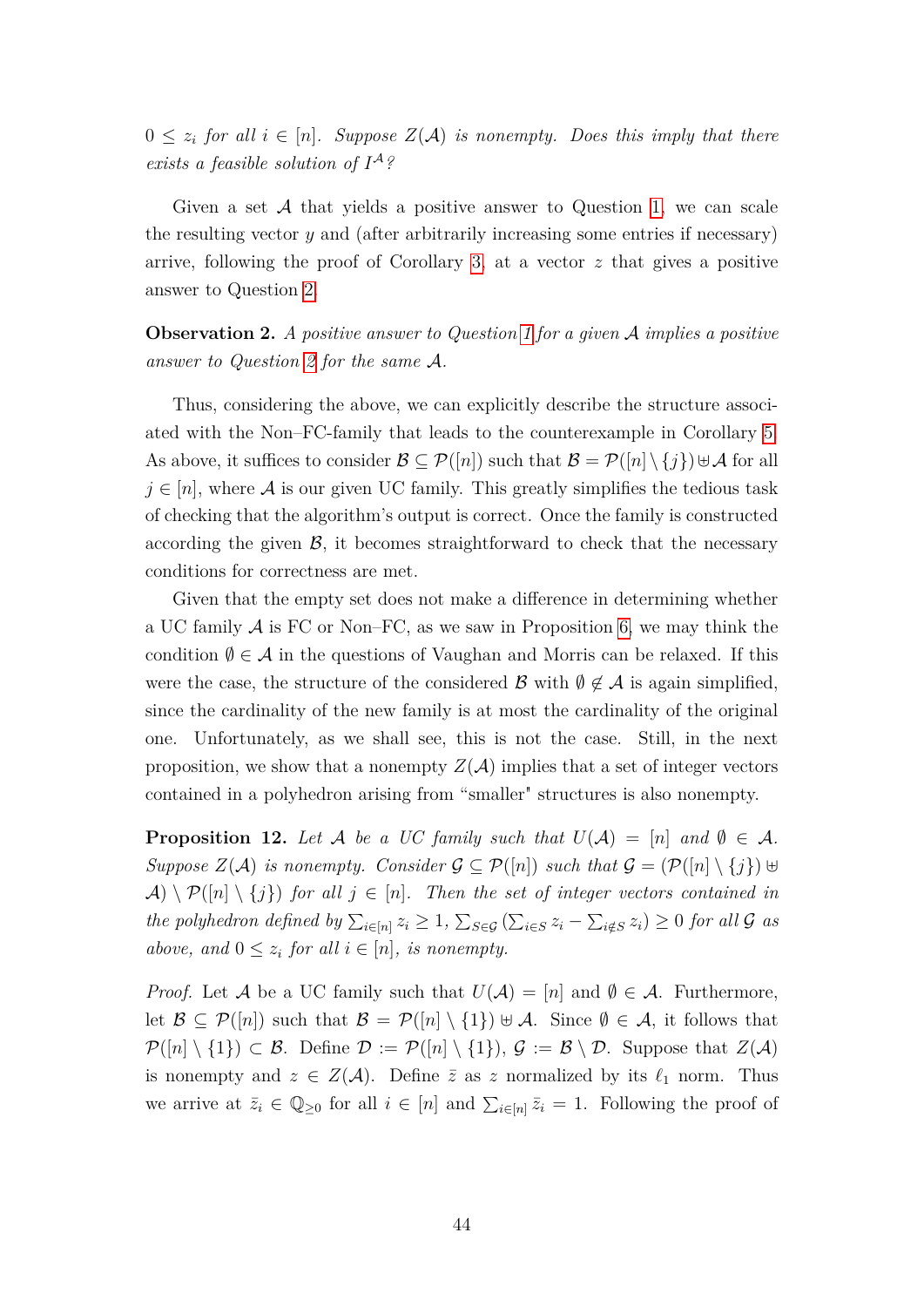$0 \leq z_i$ *for all* $i \in [n]$. *Suppose* $Z(\mathcal{A})$ *is nonempty. Does this imply that there exists a feasible solution of* $I^{\mathcal{A}}$*?*

Given a set $\mathcal{A}$ that yields a positive answer to Question 1, we can scale the resulting vector $y$ and (after arbitrarily increasing some entries if necessary) arrive, following the proof of Corollary 3, at a vector $z$ that gives a positive answer to Question 2.

**Observation 2.** *A positive answer to Question 1 for a given* $\mathcal{A}$ *implies a positive answer to Question 2 for the same* $\mathcal{A}$.

Thus, considering the above, we can explicitly describe the structure associated with the Non–FC-family that leads to the counterexample in Corollary 5. As above, it suffices to consider $\mathcal{B} \subseteq \mathcal{P}([n])$ such that $\mathcal{B} = \mathcal{P}([n] \setminus \{j\}) \uplus \mathcal{A}$ for all $j \in [n]$, where $\mathcal{A}$ is our given UC family. This greatly simplifies the tedious task of checking that the algorithm's output is correct. Once the family is constructed according the given $\mathcal{B}$, it becomes straightforward to check that the necessary conditions for correctness are met.

Given that the empty set does not make a difference in determining whether a UC family $\mathcal{A}$ is FC or Non–FC, as we saw in Proposition 6, we may think the condition $\emptyset \in \mathcal{A}$ in the questions of Vaughan and Morris can be relaxed. If this were the case, the structure of the considered $\mathcal{B}$ with $\emptyset \notin \mathcal{A}$ is again simplified, since the cardinality of the new family is at most the cardinality of the original one. Unfortunately, as we shall see, this is not the case. Still, in the next proposition, we show that a nonempty $Z(\mathcal{A})$ implies that a set of integer vectors contained in a polyhedron arising from "smaller" structures is also nonempty.

**Proposition 12.** *Let* $\mathcal{A}$ *be a UC family such that* $U(\mathcal{A}) = [n]$ *and* $\emptyset \in \mathcal{A}$. *Suppose* $Z(\mathcal{A})$ *is nonempty. Consider* $\mathcal{G} \subseteq \mathcal{P}([n])$ *such that* $\mathcal{G} = (\mathcal{P}([n] \setminus \{j\}) \uplus \mathcal{A}) \setminus \mathcal{P}([n] \setminus \{j\})$ *for all* $j \in [n]$. *Then the set of integer vectors contained in the polyhedron defined by* $\sum_{i \in [n]} z_i \geq 1$, $\sum_{S \in \mathcal{G}} \left( \sum_{i \in S} z_i - \sum_{i \notin S} z_i \right) \geq 0$ *for all* $\mathcal{G}$ *as above, and* $0 \leq z_i$ *for all* $i \in [n]$, *is nonempty.*

*Proof.* Let $\mathcal{A}$ be a UC family such that $U(\mathcal{A}) = [n]$ and $\emptyset \in \mathcal{A}$. Furthermore, let $\mathcal{B} \subseteq \mathcal{P}([n])$ such that $\mathcal{B} = \mathcal{P}([n] \setminus \{1\}) \uplus \mathcal{A}$. Since $\emptyset \in \mathcal{A}$, it follows that $\mathcal{P}([n] \setminus \{1\}) \subset \mathcal{B}$. Define $\mathcal{D} := \mathcal{P}([n] \setminus \{1\})$, $\mathcal{G} := \mathcal{B} \setminus \mathcal{D}$. Suppose that $Z(\mathcal{A})$ is nonempty and $z \in Z(\mathcal{A})$. Define $\bar{z}$ as $z$ normalized by its $\ell_1$ norm. Thus we arrive at $\bar{z}_i \in \mathbb{Q}_{\geq 0}$ for all $i \in [n]$ and $\sum_{i \in [n]} \bar{z}_i = 1$. Following the proof of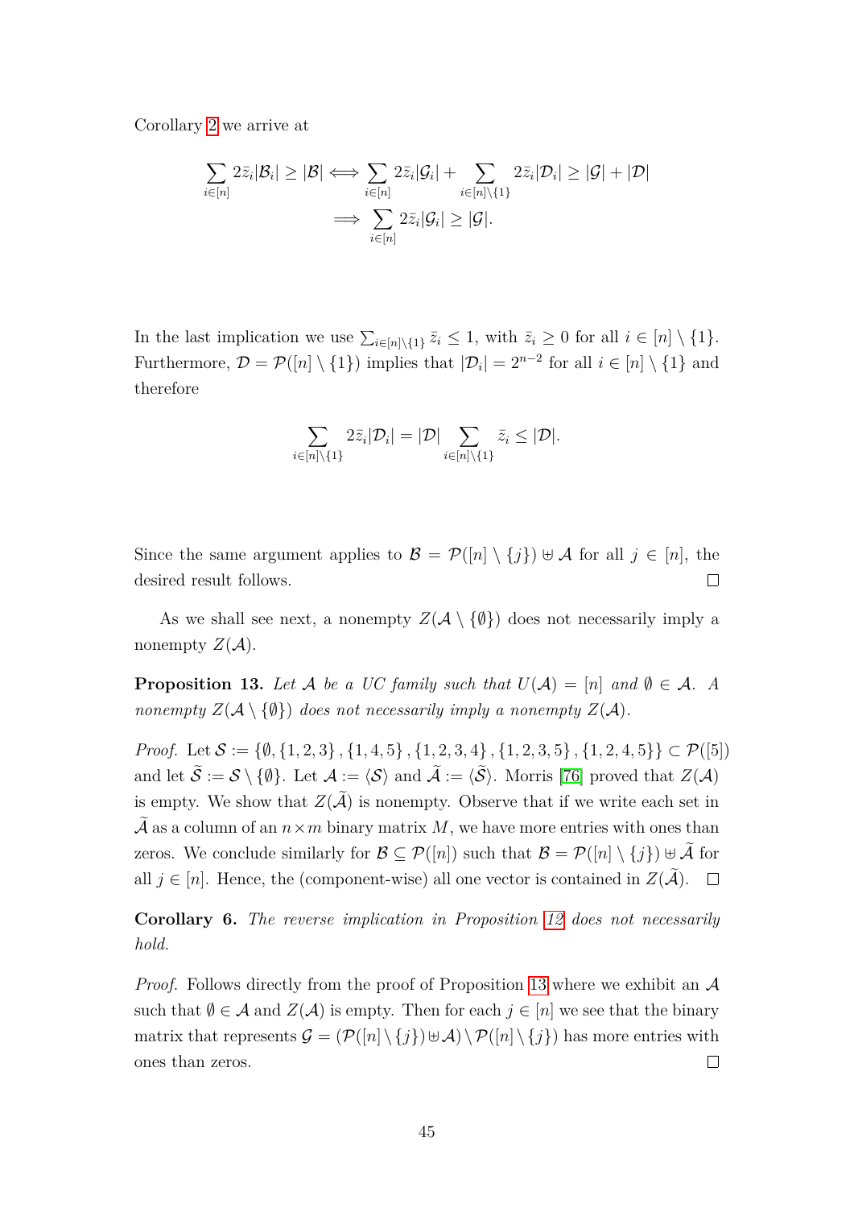Corollary 2 we arrive at

$$\sum_{i\in[n]} 2\bar{z}_i|\mathcal{B}_i| \geq |\mathcal{B}| \iff \sum_{i\in[n]} 2\bar{z}_i|\mathcal{G}_i| + \sum_{i\in[n]\setminus\{1\}} 2\bar{z}_i|\mathcal{D}_i| \geq |\mathcal{G}| + |\mathcal{D}|$$
$$\implies \sum_{i\in[n]} 2\bar{z}_i|\mathcal{G}_i| \geq |\mathcal{G}|.$$

In the last implication we use $\sum_{i\in[n]\setminus\{1\}} \bar{z}_i \leq 1$, with $\bar{z}_i \geq 0$ for all $i \in [n] \setminus \{1\}$. Furthermore, $\mathcal{D} = \mathcal{P}([n] \setminus \{1\})$ implies that $|\mathcal{D}_i| = 2^{n-2}$ for all $i \in [n] \setminus \{1\}$ and therefore

$$\sum_{i\in[n]\setminus\{1\}} 2\bar{z}_i|\mathcal{D}_i| = |\mathcal{D}| \sum_{i\in[n]\setminus\{1\}} \bar{z}_i \leq |\mathcal{D}|.$$

Since the same argument applies to $\mathcal{B} = \mathcal{P}([n] \setminus \{j\}) \uplus \mathcal{A}$ for all $j \in [n]$, the desired result follows. □

As we shall see next, a nonempty $Z(\mathcal{A} \setminus \{\emptyset\})$ does not necessarily imply a nonempty $Z(\mathcal{A})$.

**Proposition 13.** *Let $\mathcal{A}$ be a UC family such that $U(\mathcal{A}) = [n]$ and $\emptyset \in \mathcal{A}$. A nonempty $Z(\mathcal{A} \setminus \{\emptyset\})$ does not necessarily imply a nonempty $Z(\mathcal{A})$.*

*Proof.* Let $\mathcal{S} := \{\emptyset, \{1, 2, 3\}, \{1, 4, 5\}, \{1, 2, 3, 4\}, \{1, 2, 3, 5\}, \{1, 2, 4, 5\}\} \subset \mathcal{P}([5])$ and let $\widetilde{\mathcal{S}} := \mathcal{S} \setminus \{\emptyset\}$. Let $\mathcal{A} := \langle \mathcal{S} \rangle$ and $\widetilde{\mathcal{A}} := \langle \widetilde{\mathcal{S}} \rangle$. Morris [76] proved that $Z(\mathcal{A})$ is empty. We show that $Z(\widetilde{\mathcal{A}})$ is nonempty. Observe that if we write each set in $\widetilde{\mathcal{A}}$ as a column of an $n \times m$ binary matrix $M$, we have more entries with ones than zeros. We conclude similarly for $\mathcal{B} \subseteq \mathcal{P}([n])$ such that $\mathcal{B} = \mathcal{P}([n] \setminus \{j\}) \uplus \widetilde{\mathcal{A}}$ for all $j \in [n]$. Hence, the (component-wise) all one vector is contained in $Z(\widetilde{\mathcal{A}})$. □

**Corollary 6.** *The reverse implication in Proposition 12 does not necessarily hold.*

*Proof.* Follows directly from the proof of Proposition 13 where we exhibit an $\mathcal{A}$ such that $\emptyset \in \mathcal{A}$ and $Z(\mathcal{A})$ is empty. Then for each $j \in [n]$ we see that the binary matrix that represents $\mathcal{G} = (\mathcal{P}([n] \setminus \{j\}) \uplus \mathcal{A}) \setminus \mathcal{P}([n] \setminus \{j\})$ has more entries with ones than zeros. □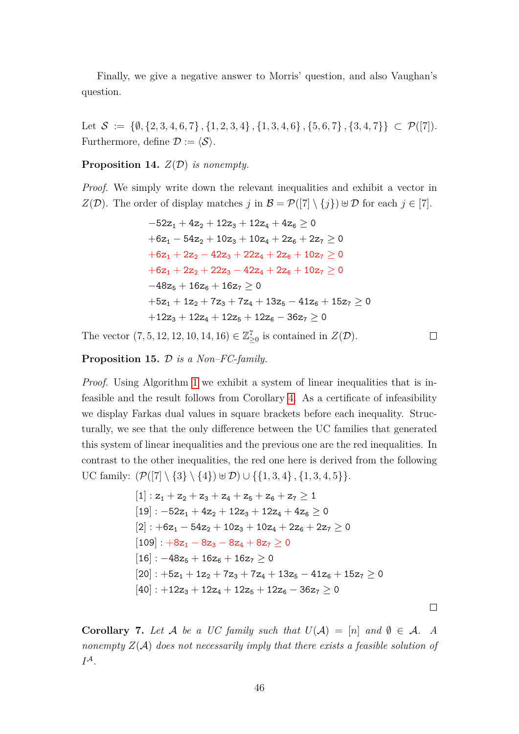Finally, we give a negative answer to Morris' question, and also Vaughan's question.

Let $\mathcal{S} := \{\emptyset, \{2,3,4,6,7\}, \{1,2,3,4\}, \{1,3,4,6\}, \{5,6,7\}, \{3,4,7\}\} \subset \mathcal{P}([7])$. Furthermore, define $\mathcal{D} := \langle \mathcal{S} \rangle$.

**Proposition 14.** *$Z(\mathcal{D})$ is nonempty.*

*Proof.* We simply write down the relevant inequalities and exhibit a vector in $Z(\mathcal{D})$. The order of display matches $j$ in $\mathcal{B} = \mathcal{P}([7] \setminus \{j\}) \uplus \mathcal{D}$ for each $j \in [7]$.

$$-52z_1 + 4z_2 + 12z_3 + 12z_4 + 4z_6 \geq 0$$
$$+6z_1 - 54z_2 + 10z_3 + 10z_4 + 2z_6 + 2z_7 \geq 0$$
$$+6z_1 + 2z_2 - 42z_3 + 22z_4 + 2z_6 + 10z_7 \geq 0$$
$$+6z_1 + 2z_2 + 22z_3 - 42z_4 + 2z_6 + 10z_7 \geq 0$$
$$-48z_5 + 16z_6 + 16z_7 \geq 0$$
$$+5z_1 + 1z_2 + 7z_3 + 7z_4 + 13z_5 - 41z_6 + 15z_7 \geq 0$$
$$+12z_3 + 12z_4 + 12z_5 + 12z_6 - 36z_7 \geq 0$$

The vector $(7,5,12,12,10,14,16) \in \mathbb{Z}^7_{\geq 0}$ is contained in $Z(\mathcal{D})$. □

**Proposition 15.** *$\mathcal{D}$ is a Non–FC-family.*

*Proof.* Using Algorithm 1 we exhibit a system of linear inequalities that is infeasible and the result follows from Corollary 4. As a certificate of infeasibility we display Farkas dual values in square brackets before each inequality. Structurally, we see that the only difference between the UC families that generated this system of linear inequalities and the previous one are the red inequalities. In contrast to the other inequalities, the red one here is derived from the following UC family: $(\mathcal{P}([7] \setminus \{3\} \setminus \{4\}) \uplus \mathcal{D}) \cup \{\{1,3,4\}, \{1,3,4,5\}\}$.

$$[1] : z_1 + z_2 + z_3 + z_4 + z_5 + z_6 + z_7 \geq 1$$
$$[19] : -52z_1 + 4z_2 + 12z_3 + 12z_4 + 4z_6 \geq 0$$
$$[2] : +6z_1 - 54z_2 + 10z_3 + 10z_4 + 2z_6 + 2z_7 \geq 0$$
$$[109] : +8z_1 - 8z_3 - 8z_4 + 8z_7 \geq 0$$
$$[16] : -48z_5 + 16z_6 + 16z_7 \geq 0$$
$$[20] : +5z_1 + 1z_2 + 7z_3 + 7z_4 + 13z_5 - 41z_6 + 15z_7 \geq 0$$
$$[40] : +12z_3 + 12z_4 + 12z_5 + 12z_6 - 36z_7 \geq 0$$

□

**Corollary 7.** *Let $\mathcal{A}$ be a UC family such that $U(\mathcal{A}) = [n]$ and $\emptyset \in \mathcal{A}$. A nonempty $Z(\mathcal{A})$ does not necessarily imply that there exists a feasible solution of $I^{\mathcal{A}}$.*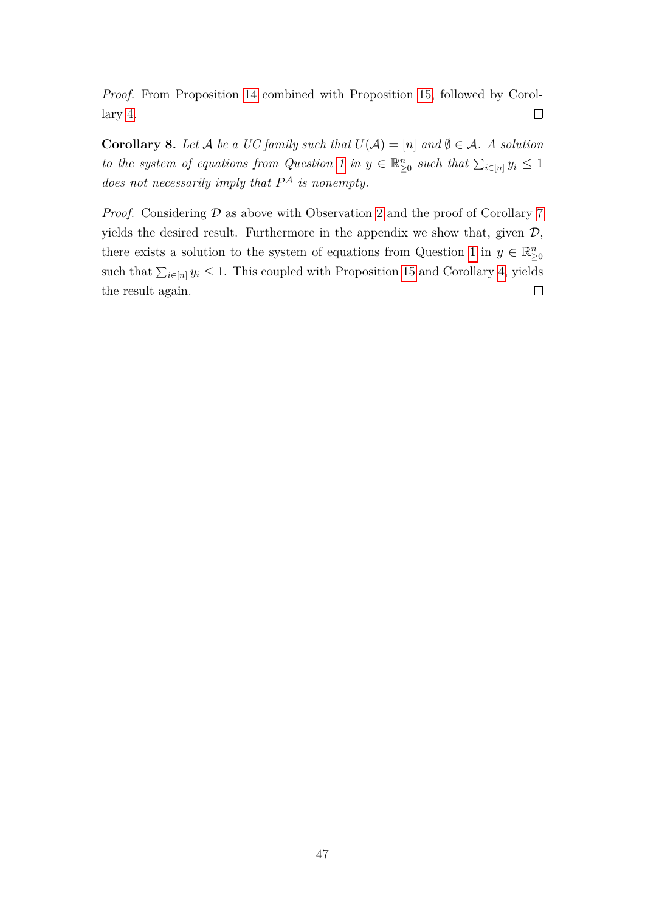*Proof.* From Proposition 14 combined with Proposition 15, followed by Corollary 4. □

**Corollary 8.** *Let $\mathcal{A}$ be a UC family such that $U(\mathcal{A}) = [n]$ and $\emptyset \in \mathcal{A}$. A solution to the system of equations from Question 1 in $y \in \mathbb{R}^n_{\geq 0}$ such that $\sum_{i \in [n]} y_i \leq 1$ does not necessarily imply that $P^{\mathcal{A}}$ is nonempty.*

*Proof.* Considering $\mathcal{D}$ as above with Observation 2 and the proof of Corollary 7 yields the desired result. Furthermore in the appendix we show that, given $\mathcal{D}$, there exists a solution to the system of equations from Question 1 in $y \in \mathbb{R}^n_{\geq 0}$ such that $\sum_{i \in [n]} y_i \leq 1$. This coupled with Proposition 15 and Corollary 4, yields the result again. □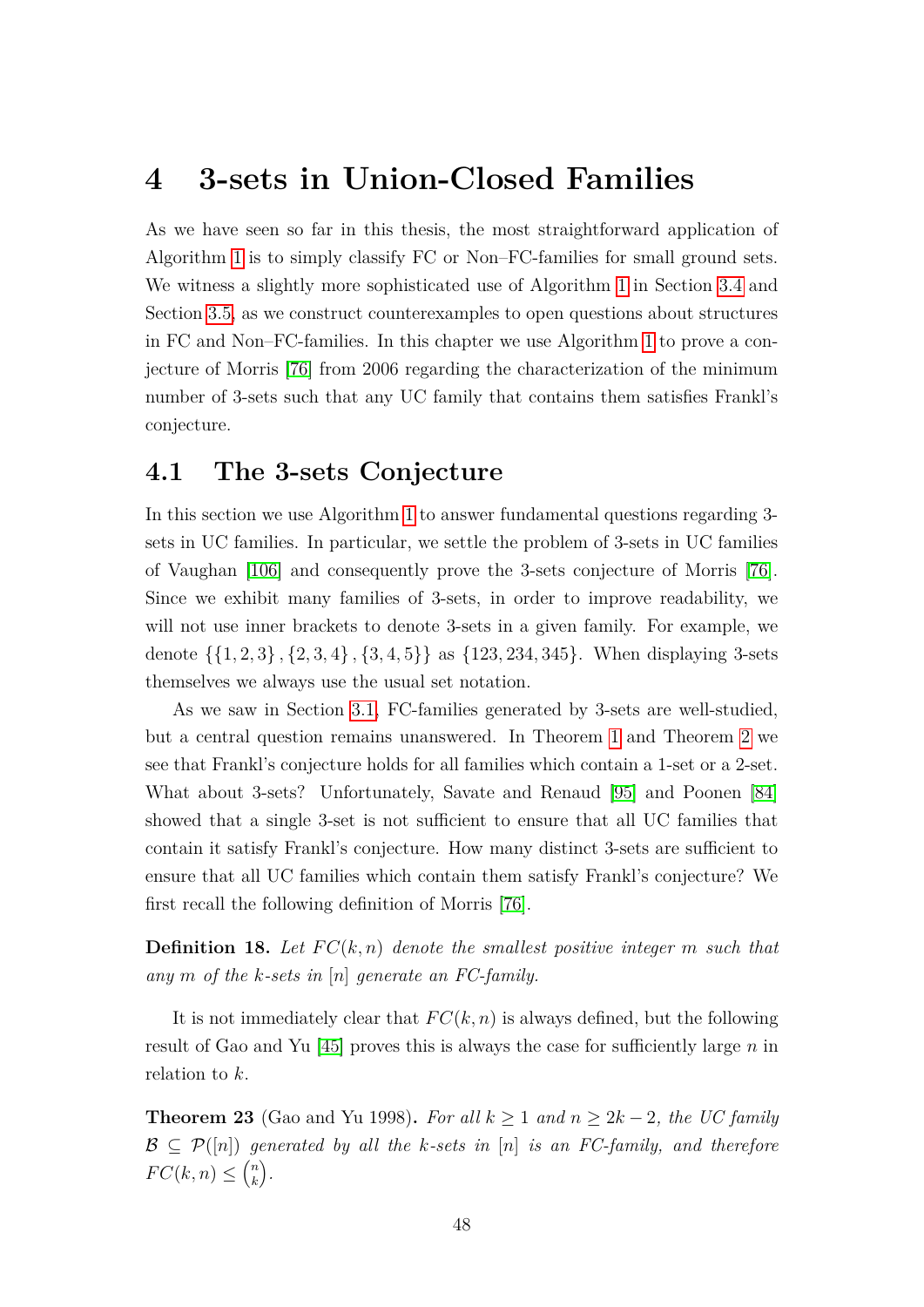# 4 3-sets in Union-Closed Families

As we have seen so far in this thesis, the most straightforward application of Algorithm 1 is to simply classify FC or Non–FC-families for small ground sets. We witness a slightly more sophisticated use of Algorithm 1 in Section 3.4 and Section 3.5, as we construct counterexamples to open questions about structures in FC and Non–FC-families. In this chapter we use Algorithm 1 to prove a conjecture of Morris [76] from 2006 regarding the characterization of the minimum number of 3-sets such that any UC family that contains them satisfies Frankl's conjecture.

## 4.1 The 3-sets Conjecture

In this section we use Algorithm 1 to answer fundamental questions regarding 3-sets in UC families. In particular, we settle the problem of 3-sets in UC families of Vaughan [106] and consequently prove the 3-sets conjecture of Morris [76]. Since we exhibit many families of 3-sets, in order to improve readability, we will not use inner brackets to denote 3-sets in a given family. For example, we denote $\{\{1,2,3\},\{2,3,4\},\{3,4,5\}\}$ as $\{123, 234, 345\}$. When displaying 3-sets themselves we always use the usual set notation.

As we saw in Section 3.1, FC-families generated by 3-sets are well-studied, but a central question remains unanswered. In Theorem 1 and Theorem 2 we see that Frankl's conjecture holds for all families which contain a 1-set or a 2-set. What about 3-sets? Unfortunately, Savate and Renaud [95] and Poonen [84] showed that a single 3-set is not sufficient to ensure that all UC families that contain it satisfy Frankl's conjecture. How many distinct 3-sets are sufficient to ensure that all UC families which contain them satisfy Frankl's conjecture? We first recall the following definition of Morris [76].

**Definition 18.** *Let $FC(k,n)$ denote the smallest positive integer $m$ such that any $m$ of the $k$-sets in $[n]$ generate an FC-family.*

It is not immediately clear that $FC(k,n)$ is always defined, but the following result of Gao and Yu [45] proves this is always the case for sufficiently large $n$ in relation to $k$.

**Theorem 23** (Gao and Yu 1998)**.** *For all $k \geq 1$ and $n \geq 2k-2$, the UC family $\mathcal{B} \subseteq \mathcal{P}([n])$ generated by all the $k$-sets in $[n]$ is an FC-family, and therefore $FC(k,n) \leq \binom{n}{k}$.*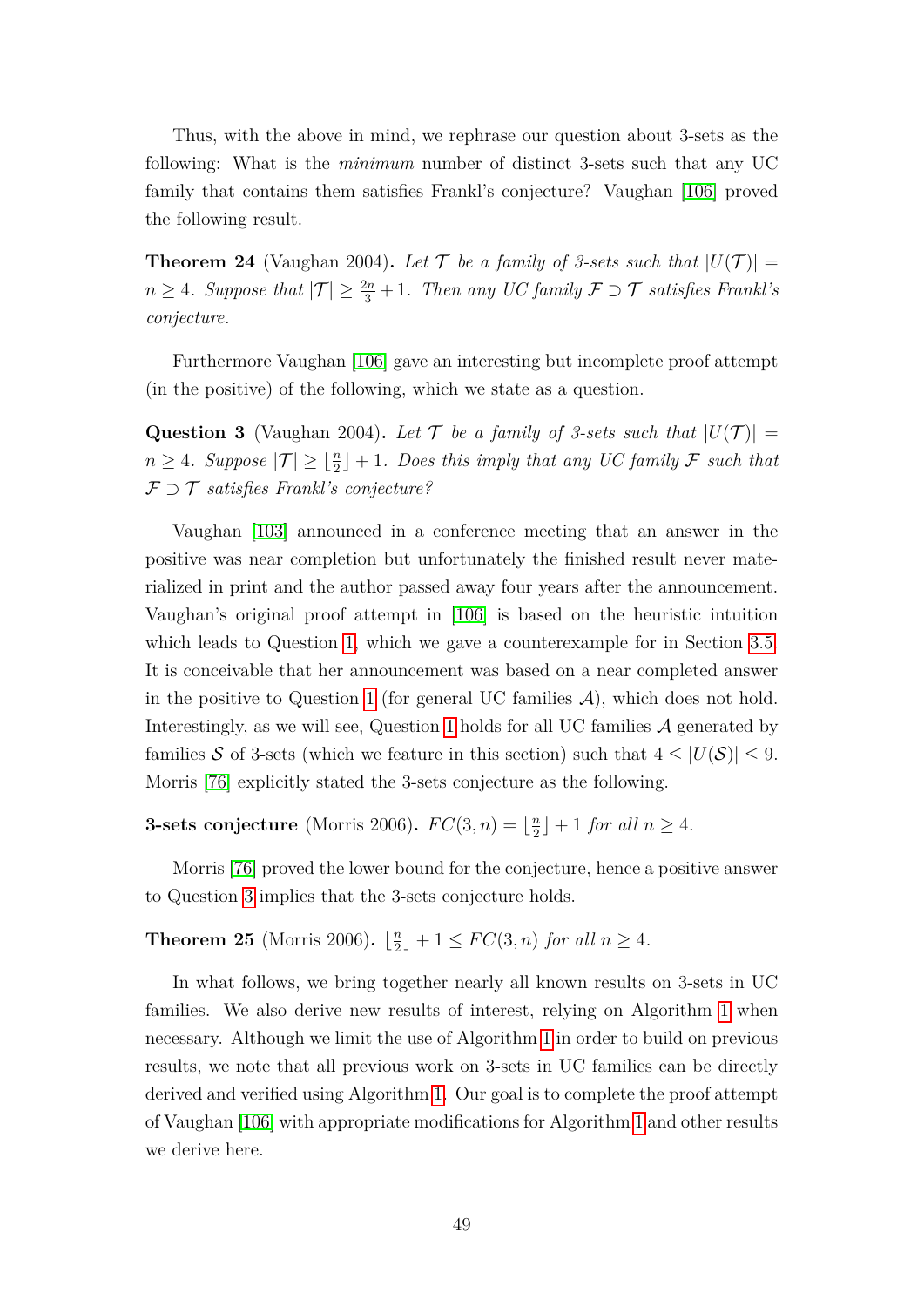Thus, with the above in mind, we rephrase our question about 3-sets as the following: What is the *minimum* number of distinct 3-sets such that any UC family that contains them satisfies Frankl's conjecture? Vaughan [106] proved the following result.

**Theorem 24** (Vaughan 2004)**.** *Let $\mathcal{T}$ be a family of 3-sets such that $|U(\mathcal{T})| = n \geq 4$. Suppose that $|\mathcal{T}| \geq \frac{2n}{3} + 1$. Then any UC family $\mathcal{F} \supset \mathcal{T}$ satisfies Frankl's conjecture.*

Furthermore Vaughan [106] gave an interesting but incomplete proof attempt (in the positive) of the following, which we state as a question.

**Question 3** (Vaughan 2004)**.** *Let $\mathcal{T}$ be a family of 3-sets such that $|U(\mathcal{T})| = n \geq 4$. Suppose $|\mathcal{T}| \geq \lfloor \frac{n}{2} \rfloor + 1$. Does this imply that any UC family $\mathcal{F}$ such that $\mathcal{F} \supset \mathcal{T}$ satisfies Frankl's conjecture?*

Vaughan [103] announced in a conference meeting that an answer in the positive was near completion but unfortunately the finished result never materialized in print and the author passed away four years after the announcement. Vaughan's original proof attempt in [106] is based on the heuristic intuition which leads to Question 1, which we gave a counterexample for in Section 3.5. It is conceivable that her announcement was based on a near completed answer in the positive to Question 1 (for general UC families $\mathcal{A}$), which does not hold. Interestingly, as we will see, Question 1 holds for all UC families $\mathcal{A}$ generated by families $\mathcal{S}$ of 3-sets (which we feature in this section) such that $4 \leq |U(\mathcal{S})| \leq 9$. Morris [76] explicitly stated the 3-sets conjecture as the following.

**3-sets conjecture** (Morris 2006)**.** *$FC(3, n) = \lfloor \frac{n}{2} \rfloor + 1$ for all $n \geq 4$.*

Morris [76] proved the lower bound for the conjecture, hence a positive answer to Question 3 implies that the 3-sets conjecture holds.

**Theorem 25** (Morris 2006)**.** *$\lfloor \frac{n}{2} \rfloor + 1 \leq FC(3, n)$ for all $n \geq 4$.*

In what follows, we bring together nearly all known results on 3-sets in UC families. We also derive new results of interest, relying on Algorithm 1 when necessary. Although we limit the use of Algorithm 1 in order to build on previous results, we note that all previous work on 3-sets in UC families can be directly derived and verified using Algorithm 1. Our goal is to complete the proof attempt of Vaughan [106] with appropriate modifications for Algorithm 1 and other results we derive here.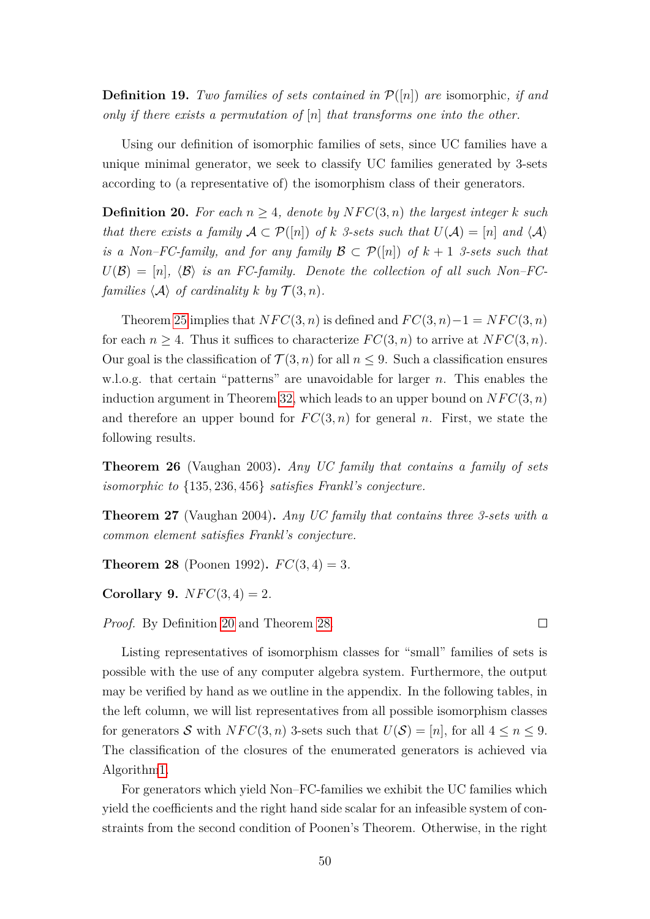**Definition 19.** *Two families of sets contained in* $\mathcal{P}([n])$ *are* isomorphic*, if and only if there exists a permutation of* $[n]$ *that transforms one into the other.*

Using our definition of isomorphic families of sets, since UC families have a unique minimal generator, we seek to classify UC families generated by 3-sets according to (a representative of) the isomorphism class of their generators.

**Definition 20.** *For each* $n \geq 4$*, denote by* $NFC(3, n)$ *the largest integer* $k$ *such that there exists a family* $\mathcal{A} \subset \mathcal{P}([n])$ *of* $k$ *3-sets such that* $U(\mathcal{A}) = [n]$ *and* $\langle \mathcal{A} \rangle$ *is a Non–FC-family, and for any family* $\mathcal{B} \subset \mathcal{P}([n])$ *of* $k+1$ *3-sets such that* $U(\mathcal{B}) = [n]$*,* $\langle \mathcal{B} \rangle$ *is an FC-family. Denote the collection of all such Non–FC-families* $\langle \mathcal{A} \rangle$ *of cardinality* $k$ *by* $\mathcal{T}(3, n)$*.*

Theorem 25 implies that $NFC(3, n)$ is defined and $FC(3, n) - 1 = NFC(3, n)$ for each $n \geq 4$. Thus it suffices to characterize $FC(3, n)$ to arrive at $NFC(3, n)$. Our goal is the classification of $\mathcal{T}(3, n)$ for all $n \leq 9$. Such a classification ensures w.l.o.g. that certain "patterns" are unavoidable for larger $n$. This enables the induction argument in Theorem 32, which leads to an upper bound on $NFC(3, n)$ and therefore an upper bound for $FC(3, n)$ for general $n$. First, we state the following results.

**Theorem 26** (Vaughan 2003)**.** *Any UC family that contains a family of sets isomorphic to* $\{135, 236, 456\}$ *satisfies Frankl's conjecture.*

**Theorem 27** (Vaughan 2004)**.** *Any UC family that contains three 3-sets with a common element satisfies Frankl's conjecture.*

**Theorem 28** (Poonen 1992)**.** $FC(3, 4) = 3$*.*

**Corollary 9.** $NFC(3, 4) = 2$*.*

*Proof.* By Definition 20 and Theorem 28. □

Listing representatives of isomorphism classes for "small" families of sets is possible with the use of any computer algebra system. Furthermore, the output may be verified by hand as we outline in the appendix. In the following tables, in the left column, we will list representatives from all possible isomorphism classes for generators $\mathcal{S}$ with $NFC(3, n)$ 3-sets such that $U(\mathcal{S}) = [n]$, for all $4 \leq n \leq 9$. The classification of the closures of the enumerated generators is achieved via Algorithm 1.

For generators which yield Non–FC-families we exhibit the UC families which yield the coefficients and the right hand side scalar for an infeasible system of constraints from the second condition of Poonen's Theorem. Otherwise, in the right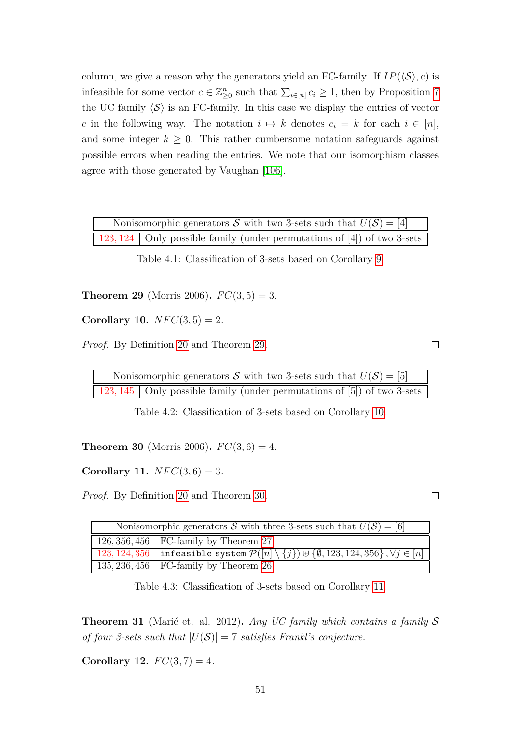column, we give a reason why the generators yield an FC-family. If $IP(\langle \mathcal{S} \rangle, c)$ is infeasible for some vector $c \in \mathbb{Z}^n_{\geq 0}$ such that $\sum_{i \in [n]} c_i \geq 1$, then by Proposition 7 the UC family $\langle \mathcal{S} \rangle$ is an FC-family. In this case we display the entries of vector $c$ in the following way. The notation $i \mapsto k$ denotes $c_i = k$ for each $i \in [n]$, and some integer $k \geq 0$. This rather cumbersome notation safeguards against possible errors when reading the entries. We note that our isomorphism classes agree with those generated by Vaughan [106].

| Nonisomorphic generators $\mathcal{S}$ with two 3-sets such that $U(\mathcal{S}) = [4]$ | |
|---|---|
| 123, 124 | Only possible family (under permutations of [4]) of two 3-sets |

Table 4.1: Classification of 3-sets based on Corollary 9.

**Theorem 29** (Morris 2006). $FC(3, 5) = 3$.

**Corollary 10.** $NFC(3, 5) = 2$.

*Proof.* By Definition 20 and Theorem 29. □

| Nonisomorphic generators $\mathcal{S}$ with two 3-sets such that $U(\mathcal{S}) = [5]$ | |
|---|---|
| 123, 145 | Only possible family (under permutations of [5]) of two 3-sets |

Table 4.2: Classification of 3-sets based on Corollary 10.

**Theorem 30** (Morris 2006). $FC(3, 6) = 4$.

**Corollary 11.** $NFC(3, 6) = 3$.

*Proof.* By Definition 20 and Theorem 30. □

| Nonisomorphic generators $\mathcal{S}$ with three 3-sets such that $U(\mathcal{S}) = [6]$ | |
|---|---|
| 126, 356, 456 | FC-family by Theorem 27 |
| 123, 124, 356 | `infeasible system` $\mathcal{P}([n] \setminus \{j\}) \uplus \{\emptyset, 123, 124, 356\}, \forall j \in [n]$ |
| 135, 236, 456 | FC-family by Theorem 26 |

Table 4.3: Classification of 3-sets based on Corollary 11.

**Theorem 31** (Marić et. al. 2012). *Any UC family which contains a family $\mathcal{S}$ of four 3-sets such that $|U(\mathcal{S})| = 7$ satisfies Frankl's conjecture.*

**Corollary 12.** $FC(3, 7) = 4$.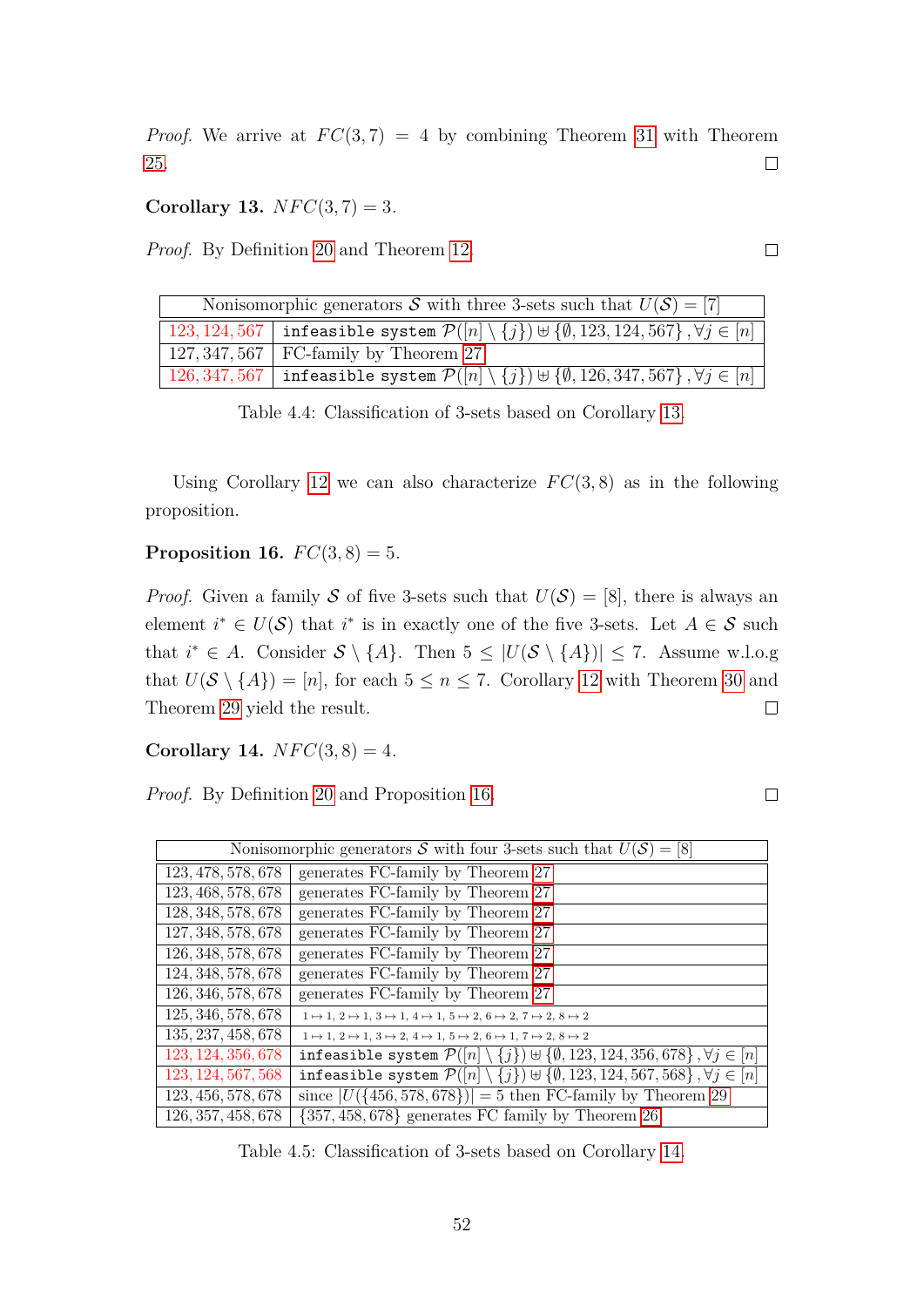*Proof.* We arrive at $FC(3,7) = 4$ by combining Theorem 31 with Theorem 25. □

**Corollary 13.** $NFC(3,7) = 3$.

*Proof.* By Definition 20 and Theorem 12. □

| Nonisomorphic generators $\mathcal{S}$ with three 3-sets such that $U(\mathcal{S}) = [7]$ | |
|---|---|
| 123, 124, 567 | `infeasible system` $\mathcal{P}([n] \setminus \{j\}) \uplus \{\emptyset, 123, 124, 567\}, \forall j \in [n]$ |
| 127, 347, 567 | FC-family by Theorem 27 |
| 126, 347, 567 | `infeasible system` $\mathcal{P}([n] \setminus \{j\}) \uplus \{\emptyset, 126, 347, 567\}, \forall j \in [n]$ |

Table 4.4: Classification of 3-sets based on Corollary 13.

Using Corollary 12 we can also characterize $FC(3,8)$ as in the following proposition.

**Proposition 16.** $FC(3,8) = 5$.

*Proof.* Given a family $\mathcal{S}$ of five 3-sets such that $U(\mathcal{S}) = [8]$, there is always an element $i^* \in U(\mathcal{S})$ that $i^*$ is in exactly one of the five 3-sets. Let $A \in \mathcal{S}$ such that $i^* \in A$. Consider $\mathcal{S} \setminus \{A\}$. Then $5 \leq |U(\mathcal{S} \setminus \{A\})| \leq 7$. Assume w.l.o.g that $U(\mathcal{S} \setminus \{A\}) = [n]$, for each $5 \leq n \leq 7$. Corollary 12 with Theorem 30 and Theorem 29 yield the result. □

**Corollary 14.** $NFC(3,8) = 4$.

*Proof.* By Definition 20 and Proposition 16. □

| Nonisomorphic generators $\mathcal{S}$ with four 3-sets such that $U(\mathcal{S}) = [8]$ | |
|---|---|
| 123, 478, 578, 678 | generates FC-family by Theorem 27 |
| 123, 468, 578, 678 | generates FC-family by Theorem 27 |
| 128, 348, 578, 678 | generates FC-family by Theorem 27 |
| 127, 348, 578, 678 | generates FC-family by Theorem 27 |
| 126, 348, 578, 678 | generates FC-family by Theorem 27 |
| 124, 348, 578, 678 | generates FC-family by Theorem 27 |
| 126, 346, 578, 678 | generates FC-family by Theorem 27 |
| 125, 346, 578, 678 | $1 \mapsto 1,\ 2 \mapsto 1,\ 3 \mapsto 1,\ 4 \mapsto 1,\ 5 \mapsto 2,\ 6 \mapsto 2,\ 7 \mapsto 2,\ 8 \mapsto 2$ |
| 135, 237, 458, 678 | $1 \mapsto 1,\ 2 \mapsto 1,\ 3 \mapsto 2,\ 4 \mapsto 1,\ 5 \mapsto 2,\ 6 \mapsto 1,\ 7 \mapsto 2,\ 8 \mapsto 2$ |
| 123, 124, 356, 678 | `infeasible system` $\mathcal{P}([n] \setminus \{j\}) \uplus \{\emptyset, 123, 124, 356, 678\}, \forall j \in [n]$ |
| 123, 124, 567, 568 | `infeasible system` $\mathcal{P}([n] \setminus \{j\}) \uplus \{\emptyset, 123, 124, 567, 568\}, \forall j \in [n]$ |
| 123, 456, 578, 678 | since $|U(\{456, 578, 678\})| = 5$ then FC-family by Theorem 29 |
| 126, 357, 458, 678 | $\{357, 458, 678\}$ generates FC family by Theorem 26 |

Table 4.5: Classification of 3-sets based on Corollary 14.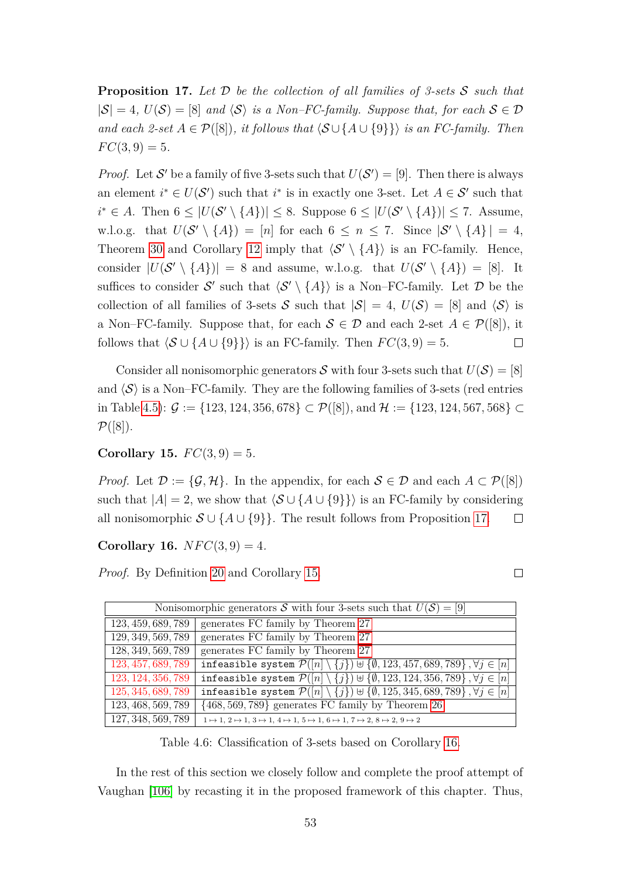**Proposition 17.** *Let $\mathcal{D}$ be the collection of all families of 3-sets $\mathcal{S}$ such that $|\mathcal{S}| = 4$, $U(\mathcal{S}) = [8]$ and $\langle \mathcal{S} \rangle$ is a Non–FC-family. Suppose that, for each $\mathcal{S} \in \mathcal{D}$ and each 2-set $A \in \mathcal{P}([8])$, it follows that $\langle \mathcal{S} \cup \{A \cup \{9\}\} \rangle$ is an FC-family. Then $FC(3, 9) = 5$.*

*Proof.* Let $\mathcal{S}'$ be a family of five 3-sets such that $U(\mathcal{S}') = [9]$. Then there is always an element $i^* \in U(\mathcal{S}')$ such that $i^*$ is in exactly one 3-set. Let $A \in \mathcal{S}'$ such that $i^* \in A$. Then $6 \leq |U(\mathcal{S}' \setminus \{A\})| \leq 8$. Suppose $6 \leq |U(\mathcal{S}' \setminus \{A\})| \leq 7$. Assume, w.l.o.g. that $U(\mathcal{S}' \setminus \{A\}) = [n]$ for each $6 \leq n \leq 7$. Since $|\mathcal{S}' \setminus \{A\}| = 4$, Theorem 30 and Corollary 12 imply that $\langle \mathcal{S}' \setminus \{A\} \rangle$ is an FC-family. Hence, consider $|U(\mathcal{S}' \setminus \{A\})| = 8$ and assume, w.l.o.g. that $U(\mathcal{S}' \setminus \{A\}) = [8]$. It suffices to consider $\mathcal{S}'$ such that $\langle \mathcal{S}' \setminus \{A\} \rangle$ is a Non–FC-family. Let $\mathcal{D}$ be the collection of all families of 3-sets $\mathcal{S}$ such that $|\mathcal{S}| = 4$, $U(\mathcal{S}) = [8]$ and $\langle \mathcal{S} \rangle$ is a Non–FC-family. Suppose that, for each $\mathcal{S} \in \mathcal{D}$ and each 2-set $A \in \mathcal{P}([8])$, it follows that $\langle \mathcal{S} \cup \{A \cup \{9\}\} \rangle$ is an FC-family. Then $FC(3, 9) = 5$. □

Consider all nonisomorphic generators $\mathcal{S}$ with four 3-sets such that $U(\mathcal{S}) = [8]$ and $\langle \mathcal{S} \rangle$ is a Non–FC-family. They are the following families of 3-sets (red entries in Table 4.5): $\mathcal{G} := \{123, 124, 356, 678\} \subset \mathcal{P}([8])$, and $\mathcal{H} := \{123, 124, 567, 568\} \subset \mathcal{P}([8])$.

**Corollary 15.** $FC(3, 9) = 5$.

*Proof.* Let $\mathcal{D} := \{\mathcal{G}, \mathcal{H}\}$. In the appendix, for each $\mathcal{S} \in \mathcal{D}$ and each $A \subset \mathcal{P}([8])$ such that $|A| = 2$, we show that $\langle \mathcal{S} \cup \{A \cup \{9\}\} \rangle$ is an FC-family by considering all nonisomorphic $\mathcal{S} \cup \{A \cup \{9\}\}$. The result follows from Proposition 17. □

**Corollary 16.** $NFC(3, 9) = 4$.

*Proof.* By Definition 20 and Corollary 15. □

| Nonisomorphic generators $\mathcal{S}$ with four 3-sets such that $U(\mathcal{S}) = [9]$ | |
|---|---|
| $123, 459, 689, 789$ | generates FC family by Theorem 27 |
| $129, 349, 569, 789$ | generates FC family by Theorem 27 |
| $128, 349, 569, 789$ | generates FC family by Theorem 27 |
| $123, 457, 689, 789$ | `infeasible system` $\mathcal{P}([n] \setminus \{j\}) \uplus \{\emptyset, 123, 457, 689, 789\}, \forall j \in [n]$ |
| $123, 124, 356, 789$ | `infeasible system` $\mathcal{P}([n] \setminus \{j\}) \uplus \{\emptyset, 123, 124, 356, 789\}, \forall j \in [n]$ |
| $125, 345, 689, 789$ | `infeasible system` $\mathcal{P}([n] \setminus \{j\}) \uplus \{\emptyset, 125, 345, 689, 789\}, \forall j \in [n]$ |
| $123, 468, 569, 789$ | $\{468, 569, 789\}$ generates FC family by Theorem 26 |
| $127, 348, 569, 789$ | $1 \mapsto 1,\ 2 \mapsto 1,\ 3 \mapsto 1,\ 4 \mapsto 1,\ 5 \mapsto 1,\ 6 \mapsto 1,\ 7 \mapsto 2,\ 8 \mapsto 2,\ 9 \mapsto 2$ |

Table 4.6: Classification of 3-sets based on Corollary 16.

In the rest of this section we closely follow and complete the proof attempt of Vaughan [106] by recasting it in the proposed framework of this chapter. Thus,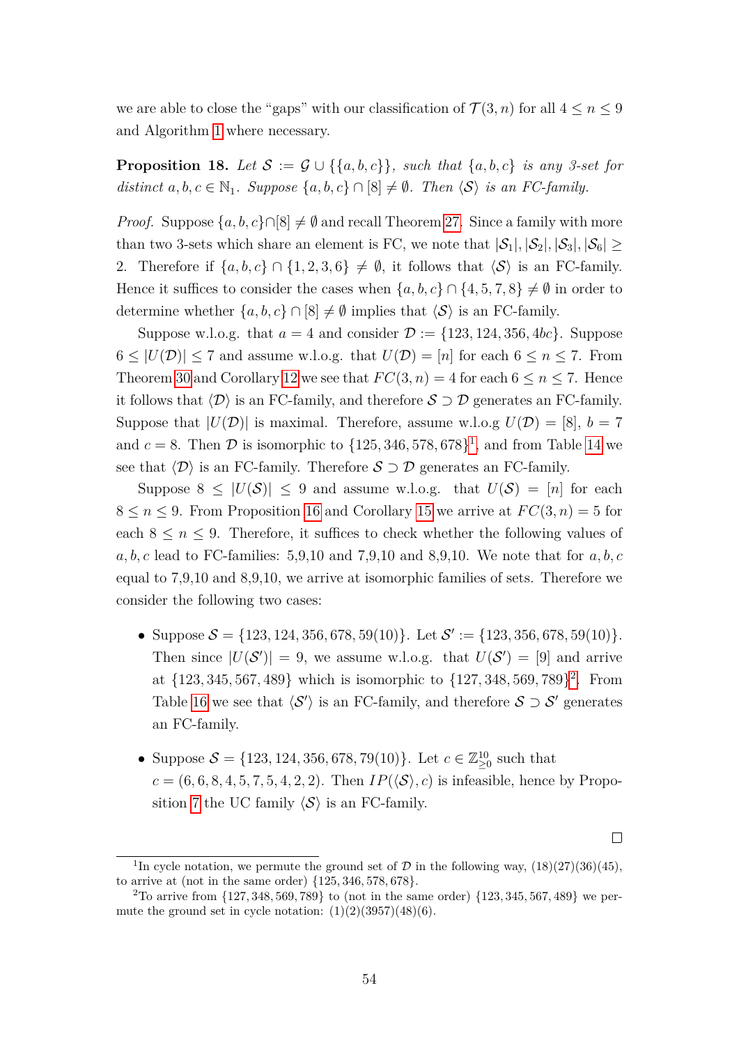we are able to close the "gaps" with our classification of $\mathcal{T}(3,n)$ for all $4 \le n \le 9$ and Algorithm 1 where necessary.

**Proposition 18.** *Let $\mathcal{S} := \mathcal{G} \cup \{\{a,b,c\}\}$, such that $\{a,b,c\}$ is any 3-set for distinct $a,b,c \in \mathbb{N}_1$. Suppose $\{a,b,c\} \cap [8] \neq \emptyset$. Then $\langle \mathcal{S} \rangle$ is an FC-family.*

*Proof.* Suppose $\{a,b,c\} \cap [8] \neq \emptyset$ and recall Theorem 27. Since a family with more than two 3-sets which share an element is FC, we note that $|\mathcal{S}_1|, |\mathcal{S}_2|, |\mathcal{S}_3|, |\mathcal{S}_6| \ge 2$. Therefore if $\{a,b,c\} \cap \{1,2,3,6\} \neq \emptyset$, it follows that $\langle \mathcal{S} \rangle$ is an FC-family. Hence it suffices to consider the cases when $\{a,b,c\} \cap \{4,5,7,8\} \neq \emptyset$ in order to determine whether $\{a,b,c\} \cap [8] \neq \emptyset$ implies that $\langle \mathcal{S} \rangle$ is an FC-family.

Suppose w.l.o.g. that $a = 4$ and consider $\mathcal{D} := \{123, 124, 356, 4bc\}$. Suppose $6 \le |U(\mathcal{D})| \le 7$ and assume w.l.o.g. that $U(\mathcal{D}) = [n]$ for each $6 \le n \le 7$. From Theorem 30 and Corollary 12 we see that $FC(3,n) = 4$ for each $6 \le n \le 7$. Hence it follows that $\langle \mathcal{D} \rangle$ is an FC-family, and therefore $\mathcal{S} \supset \mathcal{D}$ generates an FC-family. Suppose that $|U(\mathcal{D})|$ is maximal. Therefore, assume w.l.o.g $U(\mathcal{D}) = [8]$, $b = 7$ and $c = 8$. Then $\mathcal{D}$ is isomorphic to $\{125, 346, 578, 678\}$[1], and from Table 14 we see that $\langle \mathcal{D} \rangle$ is an FC-family. Therefore $\mathcal{S} \supset \mathcal{D}$ generates an FC-family.

Suppose $8 \le |U(\mathcal{S})| \le 9$ and assume w.l.o.g. that $U(\mathcal{S}) = [n]$ for each $8 \le n \le 9$. From Proposition 16 and Corollary 15 we arrive at $FC(3,n) = 5$ for each $8 \le n \le 9$. Therefore, it suffices to check whether the following values of $a,b,c$ lead to FC-families: 5,9,10 and 7,9,10 and 8,9,10. We note that for $a,b,c$ equal to 7,9,10 and 8,9,10, we arrive at isomorphic families of sets. Therefore we consider the following two cases:

- Suppose $\mathcal{S} = \{123, 124, 356, 678, 59(10)\}$. Let $\mathcal{S}' := \{123, 356, 678, 59(10)\}$. Then since $|U(\mathcal{S}')| = 9$, we assume w.l.o.g. that $U(\mathcal{S}') = [9]$ and arrive at $\{123, 345, 567, 489\}$ which is isomorphic to $\{127, 348, 569, 789\}$[2]. From Table 16 we see that $\langle \mathcal{S}' \rangle$ is an FC-family, and therefore $\mathcal{S} \supset \mathcal{S}'$ generates an FC-family.

- Suppose $\mathcal{S} = \{123, 124, 356, 678, 79(10)\}$. Let $c \in \mathbb{Z}^{10}_{\ge 0}$ such that $c = (6, 6, 8, 4, 5, 7, 5, 4, 2, 2)$. Then $IP(\langle \mathcal{S} \rangle, c)$ is infeasible, hence by Proposition 7 the UC family $\langle \mathcal{S} \rangle$ is an FC-family.

□

[1] In cycle notation, we permute the ground set of $\mathcal{D}$ in the following way, (18)(27)(36)(45), to arrive at (not in the same order) $\{125, 346, 578, 678\}$.

[2] To arrive from $\{127, 348, 569, 789\}$ to (not in the same order) $\{123, 345, 567, 489\}$ we permute the ground set in cycle notation: (1)(2)(3957)(48)(6).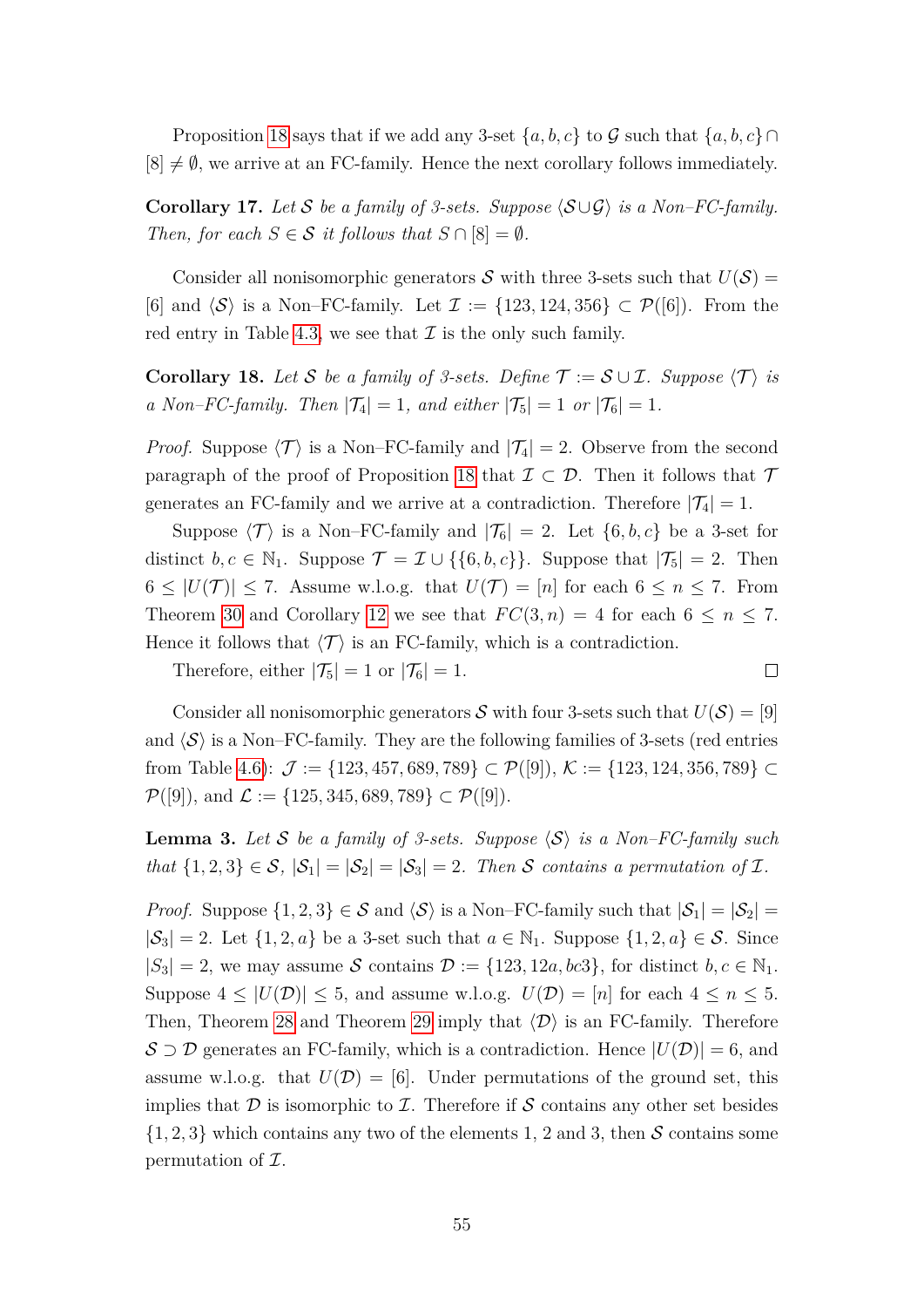Proposition 18 says that if we add any 3-set $\{a, b, c\}$ to $\mathcal{G}$ such that $\{a, b, c\} \cap [8] \neq \emptyset$, we arrive at an FC-family. Hence the next corollary follows immediately.

**Corollary 17.** *Let $\mathcal{S}$ be a family of 3-sets. Suppose $\langle \mathcal{S} \cup \mathcal{G} \rangle$ is a Non–FC-family. Then, for each $S \in \mathcal{S}$ it follows that $S \cap [8] = \emptyset$.*

Consider all nonisomorphic generators $\mathcal{S}$ with three 3-sets such that $U(\mathcal{S}) = [6]$ and $\langle \mathcal{S} \rangle$ is a Non–FC-family. Let $\mathcal{I} := \{123, 124, 356\} \subset \mathcal{P}([6])$. From the red entry in Table 4.3, we see that $\mathcal{I}$ is the only such family.

**Corollary 18.** *Let $\mathcal{S}$ be a family of 3-sets. Define $\mathcal{T} := \mathcal{S} \cup \mathcal{I}$. Suppose $\langle \mathcal{T} \rangle$ is a Non–FC-family. Then $|\mathcal{T}_4| = 1$, and either $|\mathcal{T}_5| = 1$ or $|\mathcal{T}_6| = 1$.*

*Proof.* Suppose $\langle \mathcal{T} \rangle$ is a Non–FC-family and $|\mathcal{T}_4| = 2$. Observe from the second paragraph of the proof of Proposition 18 that $\mathcal{I} \subset \mathcal{D}$. Then it follows that $\mathcal{T}$ generates an FC-family and we arrive at a contradiction. Therefore $|\mathcal{T}_4| = 1$.

Suppose $\langle \mathcal{T} \rangle$ is a Non–FC-family and $|\mathcal{T}_6| = 2$. Let $\{6, b, c\}$ be a 3-set for distinct $b, c \in \mathbb{N}_1$. Suppose $\mathcal{T} = \mathcal{I} \cup \{\{6, b, c\}\}$. Suppose that $|\mathcal{T}_5| = 2$. Then $6 \leq |U(\mathcal{T})| \leq 7$. Assume w.l.o.g. that $U(\mathcal{T}) = [n]$ for each $6 \leq n \leq 7$. From Theorem 30 and Corollary 12 we see that $FC(3, n) = 4$ for each $6 \leq n \leq 7$. Hence it follows that $\langle \mathcal{T} \rangle$ is an FC-family, which is a contradiction.

Therefore, either $|\mathcal{T}_5| = 1$ or $|\mathcal{T}_6| = 1$. $\square$

Consider all nonisomorphic generators $\mathcal{S}$ with four 3-sets such that $U(\mathcal{S}) = [9]$ and $\langle \mathcal{S} \rangle$ is a Non–FC-family. They are the following families of 3-sets (red entries from Table 4.6): $\mathcal{J} := \{123, 457, 689, 789\} \subset \mathcal{P}([9])$, $\mathcal{K} := \{123, 124, 356, 789\} \subset \mathcal{P}([9])$, and $\mathcal{L} := \{125, 345, 689, 789\} \subset \mathcal{P}([9])$.

**Lemma 3.** *Let $\mathcal{S}$ be a family of 3-sets. Suppose $\langle \mathcal{S} \rangle$ is a Non–FC-family such that $\{1, 2, 3\} \in \mathcal{S}$, $|\mathcal{S}_1| = |\mathcal{S}_2| = |\mathcal{S}_3| = 2$. Then $\mathcal{S}$ contains a permutation of $\mathcal{I}$.*

*Proof.* Suppose $\{1, 2, 3\} \in \mathcal{S}$ and $\langle \mathcal{S} \rangle$ is a Non–FC-family such that $|\mathcal{S}_1| = |\mathcal{S}_2| = |\mathcal{S}_3| = 2$. Let $\{1, 2, a\}$ be a 3-set such that $a \in \mathbb{N}_1$. Suppose $\{1, 2, a\} \in \mathcal{S}$. Since $|S_3| = 2$, we may assume $\mathcal{S}$ contains $\mathcal{D} := \{123, 12a, bc3\}$, for distinct $b, c \in \mathbb{N}_1$. Suppose $4 \leq |U(\mathcal{D})| \leq 5$, and assume w.l.o.g. $U(\mathcal{D}) = [n]$ for each $4 \leq n \leq 5$. Then, Theorem 28 and Theorem 29 imply that $\langle \mathcal{D} \rangle$ is an FC-family. Therefore $\mathcal{S} \supset \mathcal{D}$ generates an FC-family, which is a contradiction. Hence $|U(\mathcal{D})| = 6$, and assume w.l.o.g. that $U(\mathcal{D}) = [6]$. Under permutations of the ground set, this implies that $\mathcal{D}$ is isomorphic to $\mathcal{I}$. Therefore if $\mathcal{S}$ contains any other set besides $\{1, 2, 3\}$ which contains any two of the elements 1, 2 and 3, then $\mathcal{S}$ contains some permutation of $\mathcal{I}$.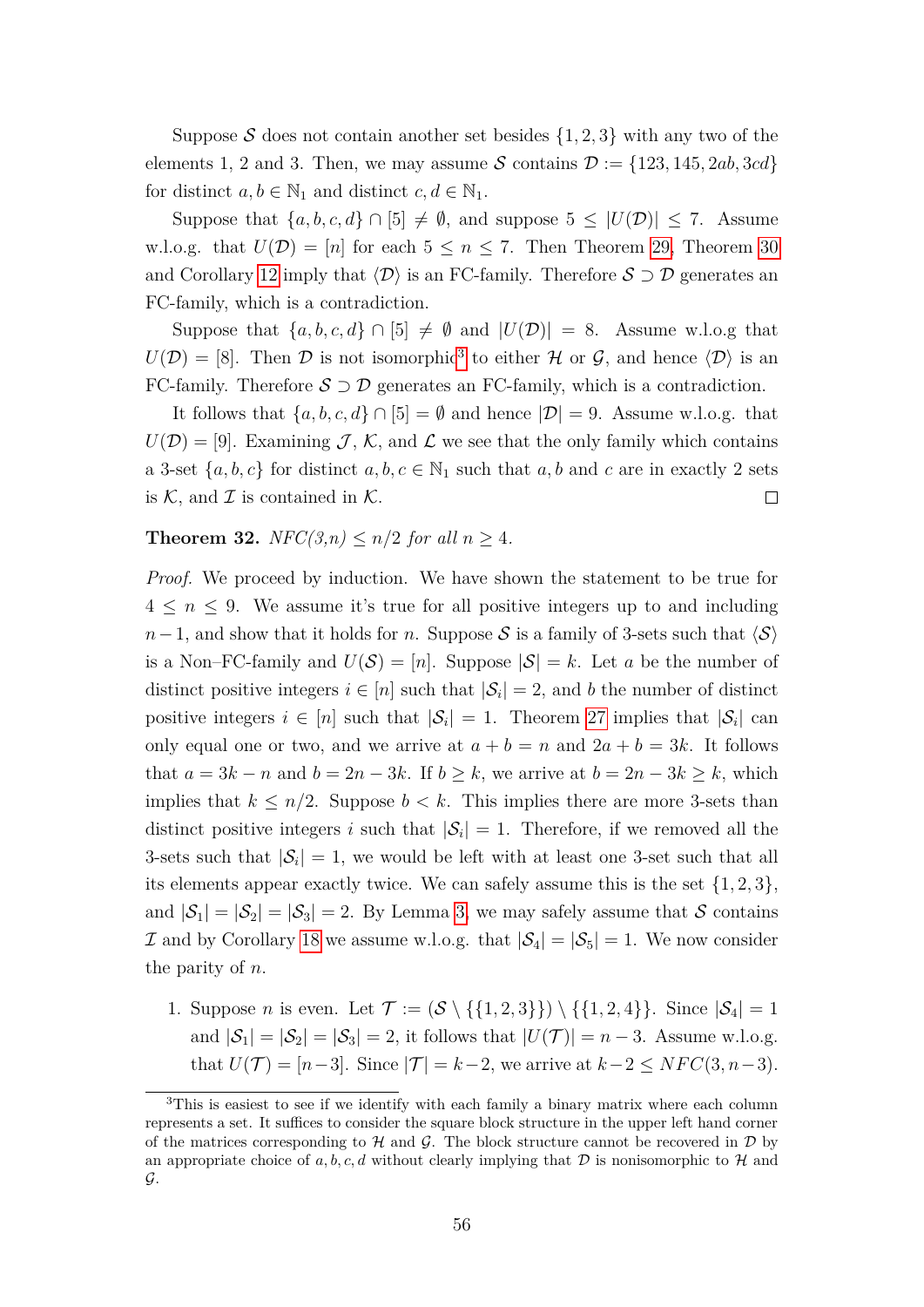Suppose $\mathcal{S}$ does not contain another set besides $\{1, 2, 3\}$ with any two of the elements 1, 2 and 3. Then, we may assume $\mathcal{S}$ contains $\mathcal{D} := \{123, 145, 2ab, 3cd\}$ for distinct $a, b \in \mathbb{N}_1$ and distinct $c, d \in \mathbb{N}_1$.

Suppose that $\{a, b, c, d\} \cap [5] \neq \emptyset$, and suppose $5 \leq |U(\mathcal{D})| \leq 7$. Assume w.l.o.g. that $U(\mathcal{D}) = [n]$ for each $5 \leq n \leq 7$. Then Theorem 29, Theorem 30 and Corollary 12 imply that $\langle \mathcal{D} \rangle$ is an FC-family. Therefore $\mathcal{S} \supset \mathcal{D}$ generates an FC-family, which is a contradiction.

Suppose that $\{a, b, c, d\} \cap [5] \neq \emptyset$ and $|U(\mathcal{D})| = 8$. Assume w.l.o.g that $U(\mathcal{D}) = [8]$. Then $\mathcal{D}$ is not isomorphic[3] to either $\mathcal{H}$ or $\mathcal{G}$, and hence $\langle \mathcal{D} \rangle$ is an FC-family. Therefore $\mathcal{S} \supset \mathcal{D}$ generates an FC-family, which is a contradiction.

It follows that $\{a, b, c, d\} \cap [5] = \emptyset$ and hence $|\mathcal{D}| = 9$. Assume w.l.o.g. that $U(\mathcal{D}) = [9]$. Examining $\mathcal{J}$, $\mathcal{K}$, and $\mathcal{L}$ we see that the only family which contains a 3-set $\{a, b, c\}$ for distinct $a, b, c \in \mathbb{N}_1$ such that $a, b$ and $c$ are in exactly 2 sets is $\mathcal{K}$, and $\mathcal{I}$ is contained in $\mathcal{K}$. $\square$

**Theorem 32.** *NFC(3,n) $\leq n/2$ for all $n \geq 4$.*

*Proof.* We proceed by induction. We have shown the statement to be true for $4 \leq n \leq 9$. We assume it's true for all positive integers up to and including $n-1$, and show that it holds for $n$. Suppose $\mathcal{S}$ is a family of 3-sets such that $\langle \mathcal{S} \rangle$ is a Non–FC-family and $U(\mathcal{S}) = [n]$. Suppose $|\mathcal{S}| = k$. Let $a$ be the number of distinct positive integers $i \in [n]$ such that $|\mathcal{S}_i| = 2$, and $b$ the number of distinct positive integers $i \in [n]$ such that $|\mathcal{S}_i| = 1$. Theorem 27 implies that $|\mathcal{S}_i|$ can only equal one or two, and we arrive at $a + b = n$ and $2a + b = 3k$. It follows that $a = 3k - n$ and $b = 2n - 3k$. If $b \geq k$, we arrive at $b = 2n - 3k \geq k$, which implies that $k \leq n/2$. Suppose $b < k$. This implies there are more 3-sets than distinct positive integers $i$ such that $|\mathcal{S}_i| = 1$. Therefore, if we removed all the 3-sets such that $|\mathcal{S}_i| = 1$, we would be left with at least one 3-set such that all its elements appear exactly twice. We can safely assume this is the set $\{1, 2, 3\}$, and $|\mathcal{S}_1| = |\mathcal{S}_2| = |\mathcal{S}_3| = 2$. By Lemma 3, we may safely assume that $\mathcal{S}$ contains $\mathcal{I}$ and by Corollary 18 we assume w.l.o.g. that $|\mathcal{S}_4| = |\mathcal{S}_5| = 1$. We now consider the parity of $n$.

1. Suppose $n$ is even. Let $\mathcal{T} := (\mathcal{S} \setminus \{\{1, 2, 3\}\}) \setminus \{\{1, 2, 4\}\}$. Since $|\mathcal{S}_4| = 1$ and $|\mathcal{S}_1| = |\mathcal{S}_2| = |\mathcal{S}_3| = 2$, it follows that $|U(\mathcal{T})| = n - 3$. Assume w.l.o.g. that $U(\mathcal{T}) = [n-3]$. Since $|\mathcal{T}| = k-2$, we arrive at $k-2 \leq NFC(3, n-3)$.

[3]This is easiest to see if we identify with each family a binary matrix where each column represents a set. It suffices to consider the square block structure in the upper left hand corner of the matrices corresponding to $\mathcal{H}$ and $\mathcal{G}$. The block structure cannot be recovered in $\mathcal{D}$ by an appropriate choice of $a, b, c, d$ without clearly implying that $\mathcal{D}$ is nonisomorphic to $\mathcal{H}$ and $\mathcal{G}$.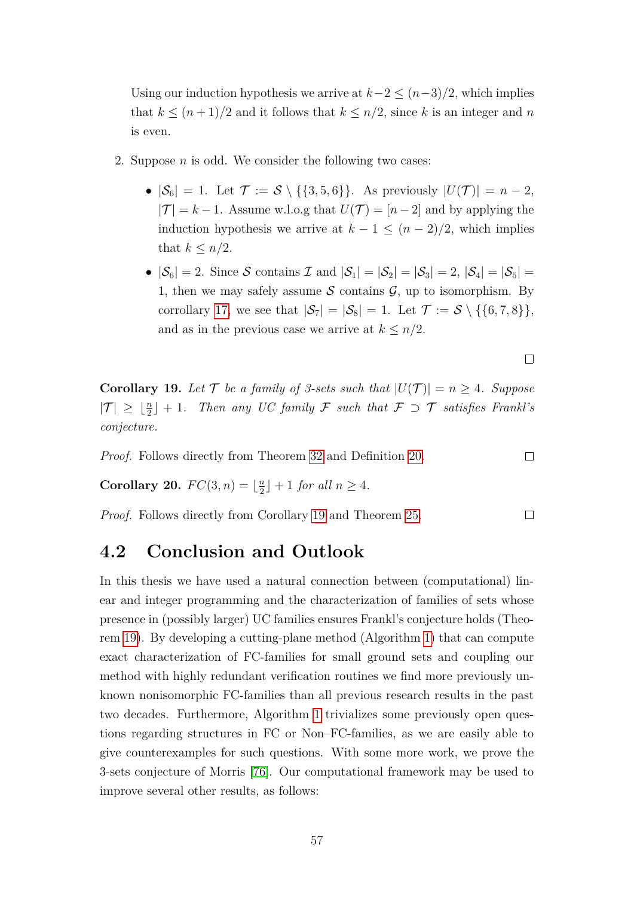Using our induction hypothesis we arrive at $k-2 \leq (n-3)/2$, which implies that $k \leq (n+1)/2$ and it follows that $k \leq n/2$, since $k$ is an integer and $n$ is even.

2. Suppose $n$ is odd. We consider the following two cases:

   - $|\mathcal{S}_6| = 1$. Let $\mathcal{T} := \mathcal{S} \setminus \{\{3,5,6\}\}$. As previously $|U(\mathcal{T})| = n-2$, $|\mathcal{T}| = k-1$. Assume w.l.o.g that $U(\mathcal{T}) = [n-2]$ and by applying the induction hypothesis we arrive at $k-1 \leq (n-2)/2$, which implies that $k \leq n/2$.

   - $|\mathcal{S}_6| = 2$. Since $\mathcal{S}$ contains $\mathcal{I}$ and $|\mathcal{S}_1| = |\mathcal{S}_2| = |\mathcal{S}_3| = 2$, $|\mathcal{S}_4| = |\mathcal{S}_5| = 1$, then we may safely assume $\mathcal{S}$ contains $\mathcal{G}$, up to isomorphism. By corrollary 17, we see that $|\mathcal{S}_7| = |\mathcal{S}_8| = 1$. Let $\mathcal{T} := \mathcal{S} \setminus \{\{6,7,8\}\}$, and as in the previous case we arrive at $k \leq n/2$.

□

**Corollary 19.** *Let $\mathcal{T}$ be a family of 3-sets such that $|U(\mathcal{T})| = n \geq 4$. Suppose $|\mathcal{T}| \geq \lfloor \frac{n}{2} \rfloor + 1$. Then any UC family $\mathcal{F}$ such that $\mathcal{F} \supset \mathcal{T}$ satisfies Frankl's conjecture.*

*Proof.* Follows directly from Theorem 32 and Definition 20. □

**Corollary 20.** *$FC(3,n) = \lfloor \frac{n}{2} \rfloor + 1$ for all $n \geq 4$.*

*Proof.* Follows directly from Corollary 19 and Theorem 25. □

## 4.2 Conclusion and Outlook

In this thesis we have used a natural connection between (computational) linear and integer programming and the characterization of families of sets whose presence in (possibly larger) UC families ensures Frankl's conjecture holds (Theorem 19). By developing a cutting-plane method (Algorithm 1) that can compute exact characterization of FC-families for small ground sets and coupling our method with highly redundant verification routines we find more previously unknown nonisomorphic FC-families than all previous research results in the past two decades. Furthermore, Algorithm 1 trivializes some previously open questions regarding structures in FC or Non–FC-families, as we are easily able to give counterexamples for such questions. With some more work, we prove the 3-sets conjecture of Morris [76]. Our computational framework may be used to improve several other results, as follows: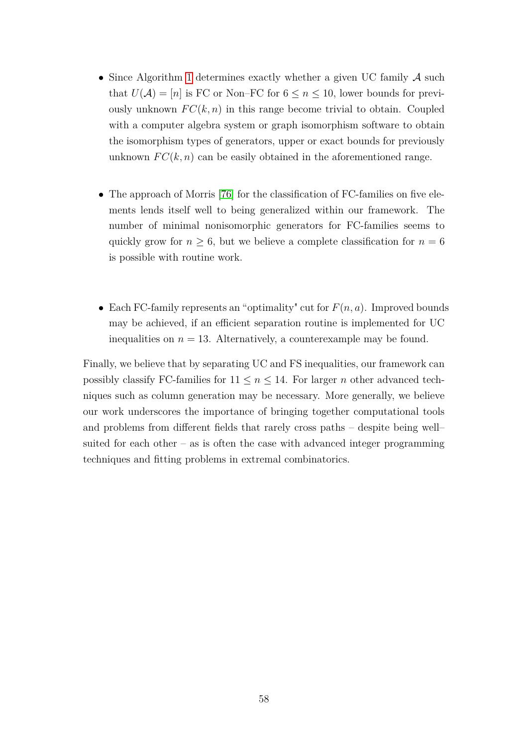- Since Algorithm 1 determines exactly whether a given UC family $\mathcal{A}$ such that $U(\mathcal{A}) = [n]$ is FC or Non–FC for $6 \leq n \leq 10$, lower bounds for previously unknown $FC(k, n)$ in this range become trivial to obtain. Coupled with a computer algebra system or graph isomorphism software to obtain the isomorphism types of generators, upper or exact bounds for previously unknown $FC(k, n)$ can be easily obtained in the aforementioned range.

- The approach of Morris [76] for the classification of FC-families on five elements lends itself well to being generalized within our framework. The number of minimal nonisomorphic generators for FC-families seems to quickly grow for $n \geq 6$, but we believe a complete classification for $n = 6$ is possible with routine work.

- Each FC-family represents an "optimality" cut for $F(n, a)$. Improved bounds may be achieved, if an efficient separation routine is implemented for UC inequalities on $n = 13$. Alternatively, a counterexample may be found.

Finally, we believe that by separating UC and FS inequalities, our framework can possibly classify FC-families for $11 \leq n \leq 14$. For larger $n$ other advanced techniques such as column generation may be necessary. More generally, we believe our work underscores the importance of bringing together computational tools and problems from different fields that rarely cross paths – despite being well–suited for each other – as is often the case with advanced integer programming techniques and fitting problems in extremal combinatorics.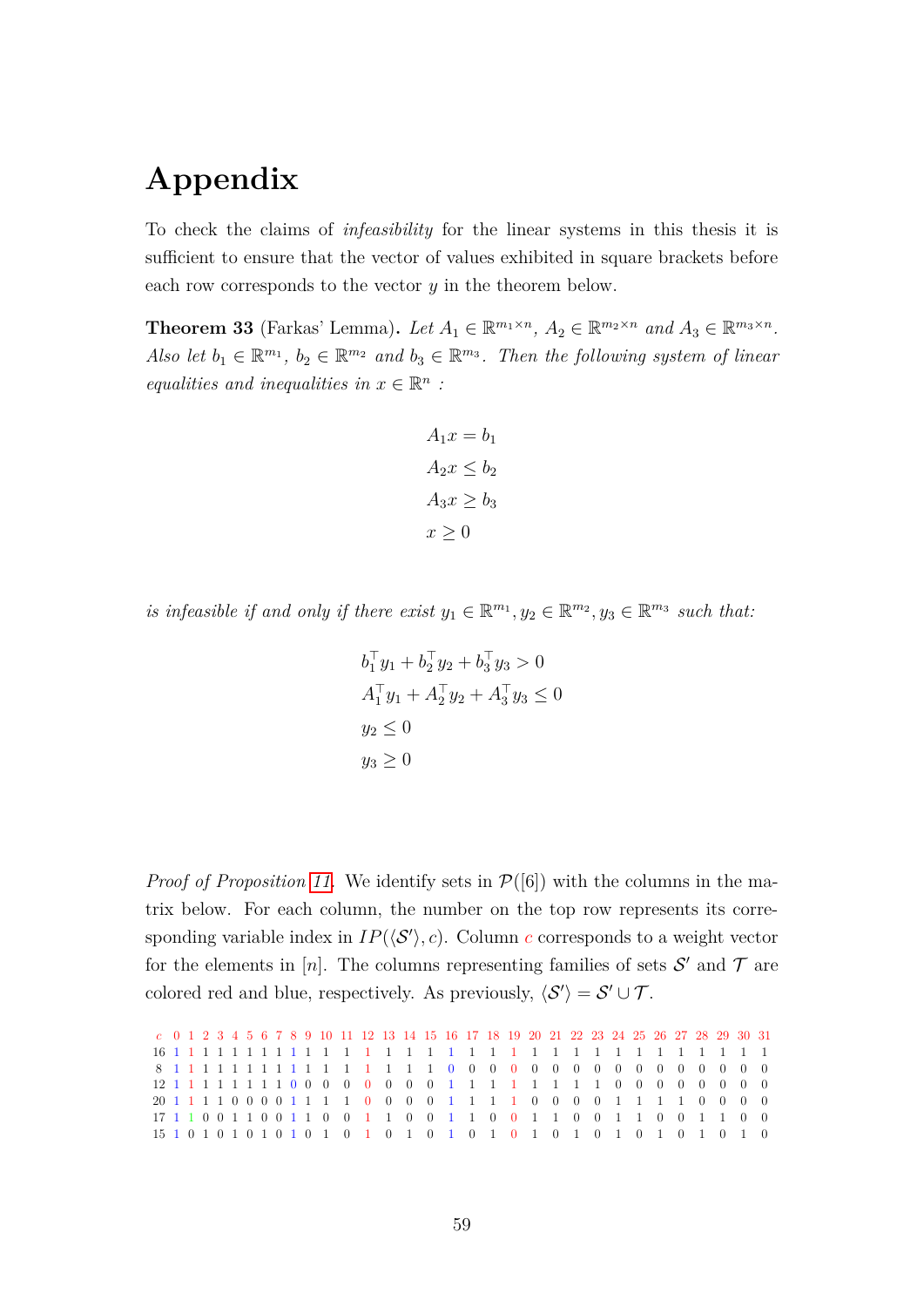# Appendix

To check the claims of *infeasibility* for the linear systems in this thesis it is sufficient to ensure that the vector of values exhibited in square brackets before each row corresponds to the vector $y$ in the theorem below.

**Theorem 33** (Farkas' Lemma). *Let $A_1 \in \mathbb{R}^{m_1 \times n}$, $A_2 \in \mathbb{R}^{m_2 \times n}$ and $A_3 \in \mathbb{R}^{m_3 \times n}$. Also let $b_1 \in \mathbb{R}^{m_1}$, $b_2 \in \mathbb{R}^{m_2}$ and $b_3 \in \mathbb{R}^{m_3}$. Then the following system of linear equalities and inequalities in $x \in \mathbb{R}^n$ :*

$$
\begin{aligned}
A_1 x &= b_1 \\
A_2 x &\leq b_2 \\
A_3 x &\geq b_3 \\
x &\geq 0
\end{aligned}
$$

*is infeasible if and only if there exist $y_1 \in \mathbb{R}^{m_1}, y_2 \in \mathbb{R}^{m_2}, y_3 \in \mathbb{R}^{m_3}$ such that:*

$$
\begin{aligned}
b_1^\top y_1 + b_2^\top y_2 + b_3^\top y_3 &> 0 \\
A_1^\top y_1 + A_2^\top y_2 + A_3^\top y_3 &\leq 0 \\
y_2 &\leq 0 \\
y_3 &\geq 0
\end{aligned}
$$

*Proof of Proposition 11.* We identify sets in $\mathcal{P}([6])$ with the columns in the matrix below. For each column, the number on the top row represents its corresponding variable index in $IP(\langle \mathcal{S}' \rangle, c)$. Column $c$ corresponds to a weight vector for the elements in $[n]$. The columns representing families of sets $\mathcal{S}'$ and $\mathcal{T}$ are colored red and blue, respectively. As previously, $\langle \mathcal{S}' \rangle = \mathcal{S}' \cup \mathcal{T}$.

| $c$ | 0 | 1 | 2 | 3 | 4 | 5 | 6 | 7 | 8 | 9 | 10 | 11 | 12 | 13 | 14 | 15 | 16 | 17 | 18 | 19 | 20 | 21 | 22 | 23 | 24 | 25 | 26 | 27 | 28 | 29 | 30 | 31 |
|---|---|---|---|---|---|---|---|---|---|---|---|---|---|---|---|---|---|---|---|---|---|---|---|---|---|---|---|---|---|---|---|---|
| 16 | 1 | 1 | 1 | 1 | 1 | 1 | 1 | 1 | 1 | 1 | 1 | 1 | 1 | 1 | 1 | 1 | 1 | 1 | 1 | 1 | 1 | 1 | 1 | 1 | 1 | 1 | 1 | 1 | 1 | 1 | 1 | 1 |
| 8 | 1 | 1 | 1 | 1 | 1 | 1 | 1 | 1 | 1 | 1 | 1 | 1 | 1 | 1 | 1 | 1 | 0 | 0 | 0 | 0 | 0 | 0 | 0 | 0 | 0 | 0 | 0 | 0 | 0 | 0 | 0 | 0 |
| 12 | 1 | 1 | 1 | 1 | 1 | 1 | 1 | 1 | 0 | 0 | 0 | 0 | 0 | 0 | 0 | 0 | 1 | 1 | 1 | 1 | 1 | 1 | 1 | 1 | 0 | 0 | 0 | 0 | 0 | 0 | 0 | 0 |
| 20 | 1 | 1 | 1 | 1 | 0 | 0 | 0 | 0 | 1 | 1 | 1 | 1 | 0 | 0 | 0 | 0 | 1 | 1 | 1 | 1 | 0 | 0 | 0 | 0 | 1 | 1 | 1 | 1 | 0 | 0 | 0 | 0 |
| 17 | 1 | 1 | 0 | 0 | 1 | 1 | 0 | 0 | 1 | 1 | 0 | 0 | 1 | 1 | 0 | 0 | 1 | 1 | 0 | 0 | 1 | 1 | 0 | 0 | 1 | 1 | 0 | 0 | 1 | 1 | 0 | 0 |
| 15 | 1 | 0 | 1 | 0 | 1 | 0 | 1 | 0 | 1 | 0 | 1 | 0 | 1 | 0 | 1 | 0 | 1 | 0 | 1 | 0 | 1 | 0 | 1 | 0 | 1 | 0 | 1 | 0 | 1 | 0 | 1 | 0 |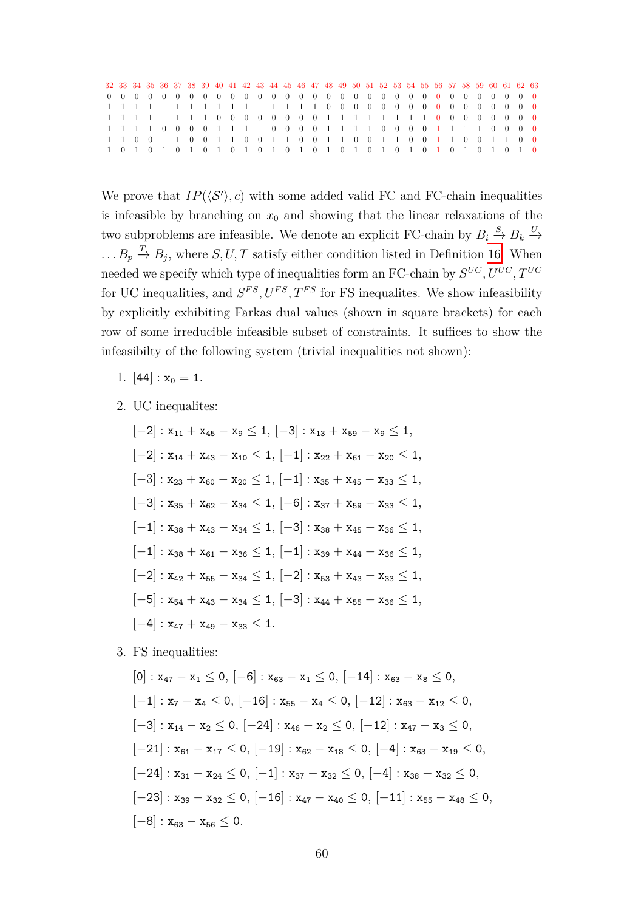| 32 | 33 | 34 | 35 | 36 | 37 | 38 | 39 | 40 | 41 | 42 | 43 | 44 | 45 | 46 | 47 | 48 | 49 | 50 | 51 | 52 | 53 | 54 | 55 | 56 | 57 | 58 | 59 | 60 | 61 | 62 | 63 |
|---|---|---|---|---|---|---|---|---|---|---|---|---|---|---|---|---|---|---|---|---|---|---|---|---|---|---|---|---|---|---|---|
| 0 | 0 | 0 | 0 | 0 | 0 | 0 | 0 | 0 | 0 | 0 | 0 | 0 | 0 | 0 | 0 | 0 | 0 | 0 | 0 | 0 | 0 | 0 | 0 | 0 | 0 | 0 | 0 | 0 | 0 | 0 | 0 |
| 1 | 1 | 1 | 1 | 1 | 1 | 1 | 1 | 1 | 1 | 1 | 1 | 1 | 1 | 1 | 1 | 0 | 0 | 0 | 0 | 0 | 0 | 0 | 0 | 0 | 0 | 0 | 0 | 0 | 0 | 0 | 0 |
| 1 | 1 | 1 | 1 | 1 | 1 | 1 | 1 | 0 | 0 | 0 | 0 | 0 | 0 | 0 | 0 | 1 | 1 | 1 | 1 | 1 | 1 | 1 | 1 | 0 | 0 | 0 | 0 | 0 | 0 | 0 | 0 |
| 1 | 1 | 1 | 1 | 0 | 0 | 0 | 0 | 1 | 1 | 1 | 1 | 0 | 0 | 0 | 0 | 1 | 1 | 1 | 1 | 0 | 0 | 0 | 0 | 1 | 1 | 1 | 1 | 0 | 0 | 0 | 0 |
| 1 | 1 | 0 | 0 | 1 | 1 | 0 | 0 | 1 | 1 | 0 | 0 | 1 | 1 | 0 | 0 | 1 | 1 | 0 | 0 | 1 | 1 | 0 | 0 | 1 | 1 | 0 | 0 | 1 | 1 | 0 | 0 |
| 1 | 0 | 1 | 0 | 1 | 0 | 1 | 0 | 1 | 0 | 1 | 0 | 1 | 0 | 1 | 0 | 1 | 0 | 1 | 0 | 1 | 0 | 1 | 0 | 1 | 0 | 1 | 0 | 1 | 0 | 1 | 0 |

We prove that $IP(\langle \mathcal{S}' \rangle, c)$ with some added valid FC and FC-chain inequalities is infeasible by branching on $x_0$ and showing that the linear relaxations of the two subproblems are infeasible. We denote an explicit FC-chain by $B_i \xrightarrow{S} B_k \xrightarrow{U} \dots B_p \xrightarrow{T} B_j$, where $S, U, T$ satisfy either condition listed in Definition 16. When needed we specify which type of inequalities form an FC-chain by $S^{UC}, U^{UC}, T^{UC}$ for UC inequalities, and $S^{FS}, U^{FS}, T^{FS}$ for FS inequalites. We show infeasibility by explicitly exhibiting Farkas dual values (shown in square brackets) for each row of some irreducible infeasible subset of constraints. It suffices to show the infeasibilty of the following system (trivial inequalities not shown):

1. [44] : $x_0 = 1$.
2. UC inequalites:

   [−2] : $x_{11} + x_{45} - x_9 \leq 1$, [−3] : $x_{13} + x_{59} - x_9 \leq 1$,
   
   [−2] : $x_{14} + x_{43} - x_{10} \leq 1$, [−1] : $x_{22} + x_{61} - x_{20} \leq 1$,
   
   [−3] : $x_{23} + x_{60} - x_{20} \leq 1$, [−1] : $x_{35} + x_{45} - x_{33} \leq 1$,
   
   [−3] : $x_{35} + x_{62} - x_{34} \leq 1$, [−6] : $x_{37} + x_{59} - x_{33} \leq 1$,
   
   [−1] : $x_{38} + x_{43} - x_{34} \leq 1$, [−3] : $x_{38} + x_{45} - x_{36} \leq 1$,
   
   [−1] : $x_{38} + x_{61} - x_{36} \leq 1$, [−1] : $x_{39} + x_{44} - x_{36} \leq 1$,
   
   [−2] : $x_{42} + x_{55} - x_{34} \leq 1$, [−2] : $x_{53} + x_{43} - x_{33} \leq 1$,
   
   [−5] : $x_{54} + x_{43} - x_{34} \leq 1$, [−3] : $x_{44} + x_{55} - x_{36} \leq 1$,
   
   [−4] : $x_{47} + x_{49} - x_{33} \leq 1$.
3. FS inequalities:

   [0] : $x_{47} - x_1 \leq 0$, [−6] : $x_{63} - x_1 \leq 0$, [−14] : $x_{63} - x_8 \leq 0$,
   
   [−1] : $x_7 - x_4 \leq 0$, [−16] : $x_{55} - x_4 \leq 0$, [−12] : $x_{63} - x_{12} \leq 0$,
   
   [−3] : $x_{14} - x_2 \leq 0$, [−24] : $x_{46} - x_2 \leq 0$, [−12] : $x_{47} - x_3 \leq 0$,
   
   [−21] : $x_{61} - x_{17} \leq 0$, [−19] : $x_{62} - x_{18} \leq 0$, [−4] : $x_{63} - x_{19} \leq 0$,
   
   [−24] : $x_{31} - x_{24} \leq 0$, [−1] : $x_{37} - x_{32} \leq 0$, [−4] : $x_{38} - x_{32} \leq 0$,
   
   [−23] : $x_{39} - x_{32} \leq 0$, [−16] : $x_{47} - x_{40} \leq 0$, [−11] : $x_{55} - x_{48} \leq 0$,
   
   [−8] : $x_{63} - x_{56} \leq 0$.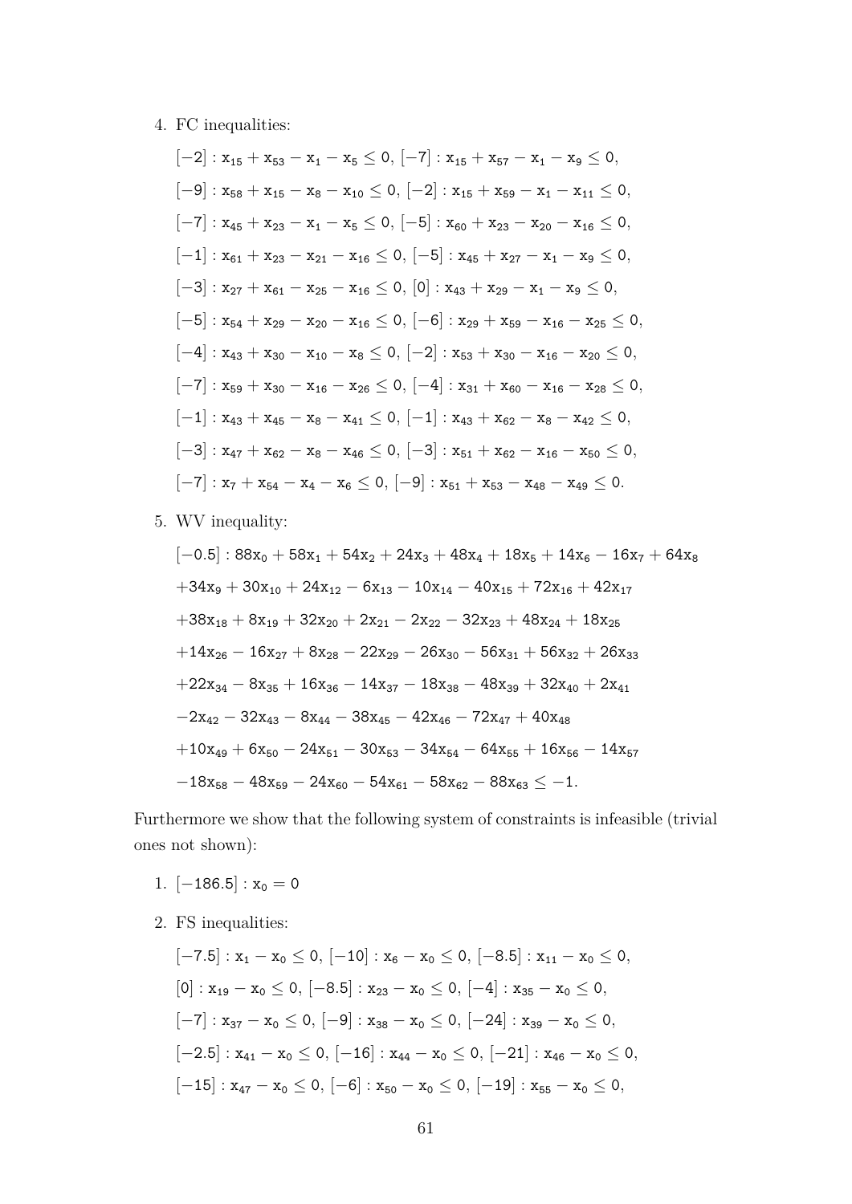4. FC inequalities:

   $[-2] : x_{15} + x_{53} - x_1 - x_5 \leq 0$, $[-7] : x_{15} + x_{57} - x_1 - x_9 \leq 0$,

   $[-9] : x_{58} + x_{15} - x_8 - x_{10} \leq 0$, $[-2] : x_{15} + x_{59} - x_1 - x_{11} \leq 0$,

   $[-7] : x_{45} + x_{23} - x_1 - x_5 \leq 0$, $[-5] : x_{60} + x_{23} - x_{20} - x_{16} \leq 0$,

   $[-1] : x_{61} + x_{23} - x_{21} - x_{16} \leq 0$, $[-5] : x_{45} + x_{27} - x_1 - x_9 \leq 0$,

   $[-3] : x_{27} + x_{61} - x_{25} - x_{16} \leq 0$, $[0] : x_{43} + x_{29} - x_1 - x_9 \leq 0$,

   $[-5] : x_{54} + x_{29} - x_{20} - x_{16} \leq 0$, $[-6] : x_{29} + x_{59} - x_{16} - x_{25} \leq 0$,

   $[-4] : x_{43} + x_{30} - x_{10} - x_8 \leq 0$, $[-2] : x_{53} + x_{30} - x_{16} - x_{20} \leq 0$,

   $[-7] : x_{59} + x_{30} - x_{16} - x_{26} \leq 0$, $[-4] : x_{31} + x_{60} - x_{16} - x_{28} \leq 0$,

   $[-1] : x_{43} + x_{45} - x_8 - x_{41} \leq 0$, $[-1] : x_{43} + x_{62} - x_8 - x_{42} \leq 0$,

   $[-3] : x_{47} + x_{62} - x_8 - x_{46} \leq 0$, $[-3] : x_{51} + x_{62} - x_{16} - x_{50} \leq 0$,

   $[-7] : x_7 + x_{54} - x_4 - x_6 \leq 0$, $[-9] : x_{51} + x_{53} - x_{48} - x_{49} \leq 0$.

5. WV inequality:

$$
\begin{aligned}
&[-0.5] : 88x_0 + 58x_1 + 54x_2 + 24x_3 + 48x_4 + 18x_5 + 14x_6 - 16x_7 + 64x_8 \\
&+34x_9 + 30x_{10} + 24x_{12} - 6x_{13} - 10x_{14} - 40x_{15} + 72x_{16} + 42x_{17} \\
&+38x_{18} + 8x_{19} + 32x_{20} + 2x_{21} - 2x_{22} - 32x_{23} + 48x_{24} + 18x_{25} \\
&+14x_{26} - 16x_{27} + 8x_{28} - 22x_{29} - 26x_{30} - 56x_{31} + 56x_{32} + 26x_{33} \\
&+22x_{34} - 8x_{35} + 16x_{36} - 14x_{37} - 18x_{38} - 48x_{39} + 32x_{40} + 2x_{41} \\
&-2x_{42} - 32x_{43} - 8x_{44} - 38x_{45} - 42x_{46} - 72x_{47} + 40x_{48} \\
&+10x_{49} + 6x_{50} - 24x_{51} - 30x_{53} - 34x_{54} - 64x_{55} + 16x_{56} - 14x_{57} \\
&-18x_{58} - 48x_{59} - 24x_{60} - 54x_{61} - 58x_{62} - 88x_{63} \leq -1.
\end{aligned}
$$

Furthermore we show that the following system of constraints is infeasible (trivial ones not shown):

1. $[-186.5] : x_0 = 0$

2. FS inequalities:

   $[-7.5] : x_1 - x_0 \leq 0$, $[-10] : x_6 - x_0 \leq 0$, $[-8.5] : x_{11} - x_0 \leq 0$,

   $[0] : x_{19} - x_0 \leq 0$, $[-8.5] : x_{23} - x_0 \leq 0$, $[-4] : x_{35} - x_0 \leq 0$,

   $[-7] : x_{37} - x_0 \leq 0$, $[-9] : x_{38} - x_0 \leq 0$, $[-24] : x_{39} - x_0 \leq 0$,

   $[-2.5] : x_{41} - x_0 \leq 0$, $[-16] : x_{44} - x_0 \leq 0$, $[-21] : x_{46} - x_0 \leq 0$,

   $[-15] : x_{47} - x_0 \leq 0$, $[-6] : x_{50} - x_0 \leq 0$, $[-19] : x_{55} - x_0 \leq 0$,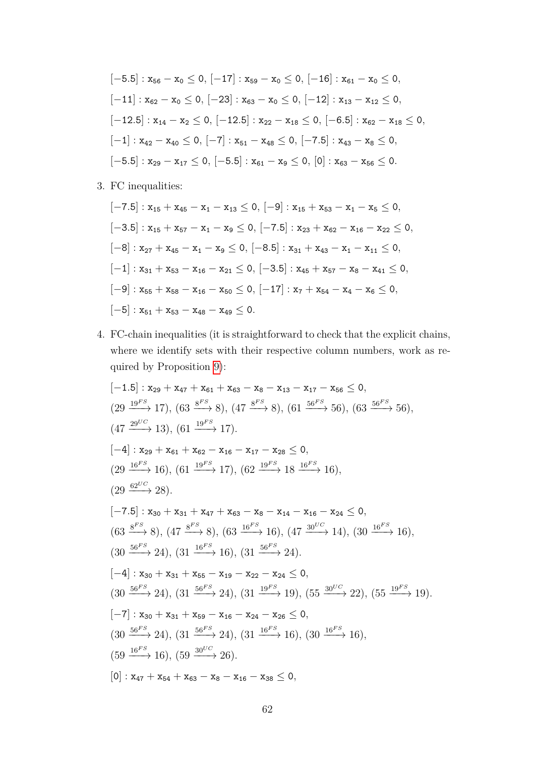$[-5.5] : \mathsf{x}_{56} - \mathsf{x}_0 \leq 0$, $[-17] : \mathsf{x}_{59} - \mathsf{x}_0 \leq 0$, $[-16] : \mathsf{x}_{61} - \mathsf{x}_0 \leq 0$,

$[-11] : \mathsf{x}_{62} - \mathsf{x}_0 \leq 0$, $[-23] : \mathsf{x}_{63} - \mathsf{x}_0 \leq 0$, $[-12] : \mathsf{x}_{13} - \mathsf{x}_{12} \leq 0$,

$[-12.5] : \mathsf{x}_{14} - \mathsf{x}_2 \leq 0$, $[-12.5] : \mathsf{x}_{22} - \mathsf{x}_{18} \leq 0$, $[-6.5] : \mathsf{x}_{62} - \mathsf{x}_{18} \leq 0$,

$[-1] : \mathsf{x}_{42} - \mathsf{x}_{40} \leq 0$, $[-7] : \mathsf{x}_{51} - \mathsf{x}_{48} \leq 0$, $[-7.5] : \mathsf{x}_{43} - \mathsf{x}_8 \leq 0$,

$[-5.5] : \mathsf{x}_{29} - \mathsf{x}_{17} \leq 0$, $[-5.5] : \mathsf{x}_{61} - \mathsf{x}_9 \leq 0$, $[0] : \mathsf{x}_{63} - \mathsf{x}_{56} \leq 0$.

3. FC inequalities:

$[-7.5] : \mathsf{x}_{15} + \mathsf{x}_{45} - \mathsf{x}_1 - \mathsf{x}_{13} \leq 0$, $[-9] : \mathsf{x}_{15} + \mathsf{x}_{53} - \mathsf{x}_1 - \mathsf{x}_5 \leq 0$,

$[-3.5] : \mathsf{x}_{15} + \mathsf{x}_{57} - \mathsf{x}_1 - \mathsf{x}_9 \leq 0$, $[-7.5] : \mathsf{x}_{23} + \mathsf{x}_{62} - \mathsf{x}_{16} - \mathsf{x}_{22} \leq 0$,

$[-8] : \mathsf{x}_{27} + \mathsf{x}_{45} - \mathsf{x}_1 - \mathsf{x}_9 \leq 0$, $[-8.5] : \mathsf{x}_{31} + \mathsf{x}_{43} - \mathsf{x}_1 - \mathsf{x}_{11} \leq 0$,

$[-1] : \mathsf{x}_{31} + \mathsf{x}_{53} - \mathsf{x}_{16} - \mathsf{x}_{21} \leq 0$, $[-3.5] : \mathsf{x}_{45} + \mathsf{x}_{57} - \mathsf{x}_8 - \mathsf{x}_{41} \leq 0$,

$[-9] : \mathsf{x}_{55} + \mathsf{x}_{58} - \mathsf{x}_{16} - \mathsf{x}_{50} \leq 0$, $[-17] : \mathsf{x}_7 + \mathsf{x}_{54} - \mathsf{x}_4 - \mathsf{x}_6 \leq 0$,

$[-5] : \mathsf{x}_{51} + \mathsf{x}_{53} - \mathsf{x}_{48} - \mathsf{x}_{49} \leq 0$.

4. FC-chain inequalities (it is straightforward to check that the explicit chains, where we identify sets with their respective column numbers, work as required by Proposition 9):

$[-1.5] : \mathsf{x}_{29} + \mathsf{x}_{47} + \mathsf{x}_{61} + \mathsf{x}_{63} - \mathsf{x}_8 - \mathsf{x}_{13} - \mathsf{x}_{17} - \mathsf{x}_{56} \leq 0$,
$(29 \xrightarrow{19^{FS}} 17)$, $(63 \xrightarrow{8^{FS}} 8)$, $(47 \xrightarrow{8^{FS}} 8)$, $(61 \xrightarrow{56^{FS}} 56)$, $(63 \xrightarrow{56^{FS}} 56)$,
$(47 \xrightarrow{29^{UC}} 13)$, $(61 \xrightarrow{19^{FS}} 17)$.

$[-4] : \mathsf{x}_{29} + \mathsf{x}_{61} + \mathsf{x}_{62} - \mathsf{x}_{16} - \mathsf{x}_{17} - \mathsf{x}_{28} \leq 0$,
$(29 \xrightarrow{16^{FS}} 16)$, $(61 \xrightarrow{19^{FS}} 17)$, $(62 \xrightarrow{19^{FS}} 18 \xrightarrow{16^{FS}} 16)$,
$(29 \xrightarrow{62^{UC}} 28)$.

$[-7.5] : \mathsf{x}_{30} + \mathsf{x}_{31} + \mathsf{x}_{47} + \mathsf{x}_{63} - \mathsf{x}_8 - \mathsf{x}_{14} - \mathsf{x}_{16} - \mathsf{x}_{24} \leq 0$,
$(63 \xrightarrow{8^{FS}} 8)$, $(47 \xrightarrow{8^{FS}} 8)$, $(63 \xrightarrow{16^{FS}} 16)$, $(47 \xrightarrow{30^{UC}} 14)$, $(30 \xrightarrow{16^{FS}} 16)$,
$(30 \xrightarrow{56^{FS}} 24)$, $(31 \xrightarrow{16^{FS}} 16)$, $(31 \xrightarrow{56^{FS}} 24)$.

$[-4] : \mathsf{x}_{30} + \mathsf{x}_{31} + \mathsf{x}_{55} - \mathsf{x}_{19} - \mathsf{x}_{22} - \mathsf{x}_{24} \leq 0$,
$(30 \xrightarrow{56^{FS}} 24)$, $(31 \xrightarrow{56^{FS}} 24)$, $(31 \xrightarrow{19^{FS}} 19)$, $(55 \xrightarrow{30^{UC}} 22)$, $(55 \xrightarrow{19^{FS}} 19)$.

$[-7] : \mathsf{x}_{30} + \mathsf{x}_{31} + \mathsf{x}_{59} - \mathsf{x}_{16} - \mathsf{x}_{24} - \mathsf{x}_{26} \leq 0$,
$(30 \xrightarrow{56^{FS}} 24)$, $(31 \xrightarrow{56^{FS}} 24)$, $(31 \xrightarrow{16^{FS}} 16)$, $(30 \xrightarrow{16^{FS}} 16)$,
$(59 \xrightarrow{16^{FS}} 16)$, $(59 \xrightarrow{30^{UC}} 26)$.

$[0] : \mathsf{x}_{47} + \mathsf{x}_{54} + \mathsf{x}_{63} - \mathsf{x}_8 - \mathsf{x}_{16} - \mathsf{x}_{38} \leq 0$,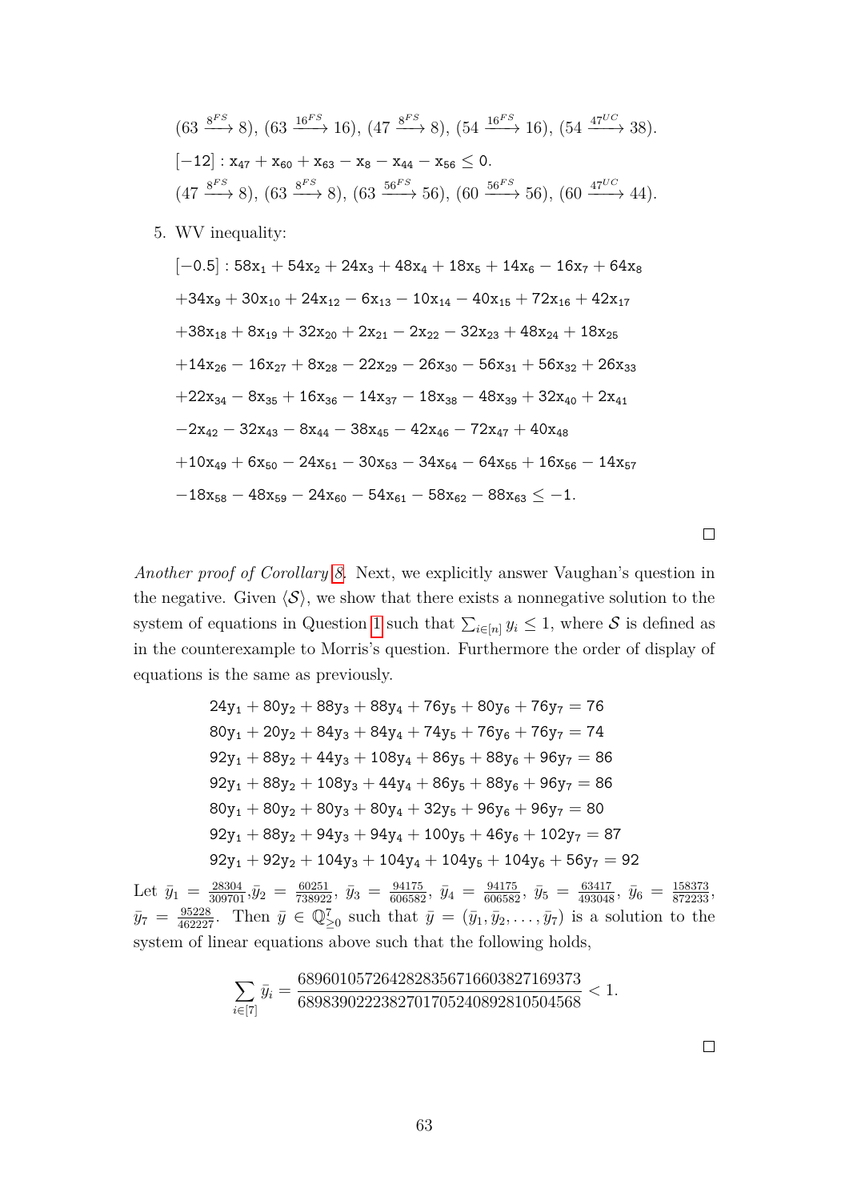$(63 \xrightarrow{8^{FS}} 8)$, $(63 \xrightarrow{16^{FS}} 16)$, $(47 \xrightarrow{8^{FS}} 8)$, $(54 \xrightarrow{16^{FS}} 16)$, $(54 \xrightarrow{47^{UC}} 38)$.

$[-12]$ : $\mathsf{x}_{47} + \mathsf{x}_{60} + \mathsf{x}_{63} - \mathsf{x}_{8} - \mathsf{x}_{44} - \mathsf{x}_{56} \leq 0$.

$(47 \xrightarrow{8^{FS}} 8)$, $(63 \xrightarrow{8^{FS}} 8)$, $(63 \xrightarrow{56^{FS}} 56)$, $(60 \xrightarrow{56^{FS}} 56)$, $(60 \xrightarrow{47^{UC}} 44)$.

5. WV inequality:

$$
\begin{aligned}
&[-0.5] : 58\mathsf{x}_1 + 54\mathsf{x}_2 + 24\mathsf{x}_3 + 48\mathsf{x}_4 + 18\mathsf{x}_5 + 14\mathsf{x}_6 - 16\mathsf{x}_7 + 64\mathsf{x}_8 \\
&+34\mathsf{x}_9 + 30\mathsf{x}_{10} + 24\mathsf{x}_{12} - 6\mathsf{x}_{13} - 10\mathsf{x}_{14} - 40\mathsf{x}_{15} + 72\mathsf{x}_{16} + 42\mathsf{x}_{17} \\
&+38\mathsf{x}_{18} + 8\mathsf{x}_{19} + 32\mathsf{x}_{20} + 2\mathsf{x}_{21} - 2\mathsf{x}_{22} - 32\mathsf{x}_{23} + 48\mathsf{x}_{24} + 18\mathsf{x}_{25} \\
&+14\mathsf{x}_{26} - 16\mathsf{x}_{27} + 8\mathsf{x}_{28} - 22\mathsf{x}_{29} - 26\mathsf{x}_{30} - 56\mathsf{x}_{31} + 56\mathsf{x}_{32} + 26\mathsf{x}_{33} \\
&+22\mathsf{x}_{34} - 8\mathsf{x}_{35} + 16\mathsf{x}_{36} - 14\mathsf{x}_{37} - 18\mathsf{x}_{38} - 48\mathsf{x}_{39} + 32\mathsf{x}_{40} + 2\mathsf{x}_{41} \\
&-2\mathsf{x}_{42} - 32\mathsf{x}_{43} - 8\mathsf{x}_{44} - 38\mathsf{x}_{45} - 42\mathsf{x}_{46} - 72\mathsf{x}_{47} + 40\mathsf{x}_{48} \\
&+10\mathsf{x}_{49} + 6\mathsf{x}_{50} - 24\mathsf{x}_{51} - 30\mathsf{x}_{53} - 34\mathsf{x}_{54} - 64\mathsf{x}_{55} + 16\mathsf{x}_{56} - 14\mathsf{x}_{57} \\
&-18\mathsf{x}_{58} - 48\mathsf{x}_{59} - 24\mathsf{x}_{60} - 54\mathsf{x}_{61} - 58\mathsf{x}_{62} - 88\mathsf{x}_{63} \leq -1.
\end{aligned}
$$

□

*Another proof of Corollary 8.* Next, we explicitly answer Vaughan's question in the negative. Given $\langle \mathcal{S} \rangle$, we show that there exists a nonnegative solution to the system of equations in Question 1 such that $\sum_{i \in [n]} y_i \leq 1$, where $\mathcal{S}$ is defined as in the counterexample to Morris's question. Furthermore the order of display of equations is the same as previously.

$$
\begin{aligned}
24\mathsf{y}_1 + 80\mathsf{y}_2 + 88\mathsf{y}_3 + 88\mathsf{y}_4 + 76\mathsf{y}_5 + 80\mathsf{y}_6 + 76\mathsf{y}_7 &= 76 \\
80\mathsf{y}_1 + 20\mathsf{y}_2 + 84\mathsf{y}_3 + 84\mathsf{y}_4 + 74\mathsf{y}_5 + 76\mathsf{y}_6 + 76\mathsf{y}_7 &= 74 \\
92\mathsf{y}_1 + 88\mathsf{y}_2 + 44\mathsf{y}_3 + 108\mathsf{y}_4 + 86\mathsf{y}_5 + 88\mathsf{y}_6 + 96\mathsf{y}_7 &= 86 \\
92\mathsf{y}_1 + 88\mathsf{y}_2 + 108\mathsf{y}_3 + 44\mathsf{y}_4 + 86\mathsf{y}_5 + 88\mathsf{y}_6 + 96\mathsf{y}_7 &= 86 \\
80\mathsf{y}_1 + 80\mathsf{y}_2 + 80\mathsf{y}_3 + 80\mathsf{y}_4 + 32\mathsf{y}_5 + 96\mathsf{y}_6 + 96\mathsf{y}_7 &= 80 \\
92\mathsf{y}_1 + 88\mathsf{y}_2 + 94\mathsf{y}_3 + 94\mathsf{y}_4 + 100\mathsf{y}_5 + 46\mathsf{y}_6 + 102\mathsf{y}_7 &= 87 \\
92\mathsf{y}_1 + 92\mathsf{y}_2 + 104\mathsf{y}_3 + 104\mathsf{y}_4 + 104\mathsf{y}_5 + 104\mathsf{y}_6 + 56\mathsf{y}_7 &= 92
\end{aligned}
$$

Let $\bar{y}_1 = \frac{28304}{309701}$, $\bar{y}_2 = \frac{60251}{738922}$, $\bar{y}_3 = \frac{94175}{606582}$, $\bar{y}_4 = \frac{94175}{606582}$, $\bar{y}_5 = \frac{63417}{493048}$, $\bar{y}_6 = \frac{158373}{872233}$, $\bar{y}_7 = \frac{95228}{462227}$. Then $\bar{y} \in \mathbb{Q}^7_{\geq 0}$ such that $\bar{y} = (\bar{y}_1, \bar{y}_2, \ldots, \bar{y}_7)$ is a solution to the system of linear equations above such that the following holds,

$$
\sum_{i \in [7]} \bar{y}_i = \frac{689601057264282835671660382716937 3}{6898390222382701705240892810504568} < 1.
$$

□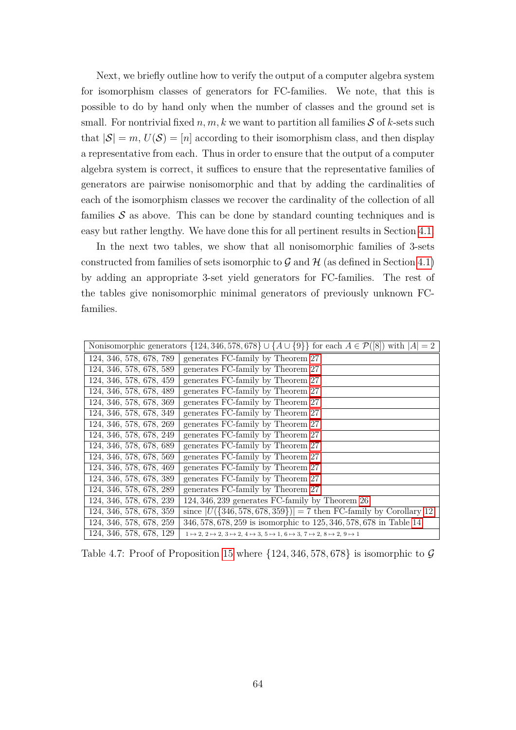Next, we briefly outline how to verify the output of a computer algebra system for isomorphism classes of generators for FC-families. We note, that this is possible to do by hand only when the number of classes and the ground set is small. For nontrivial fixed $n, m, k$ we want to partition all families $\mathcal{S}$ of $k$-sets such that $|\mathcal{S}| = m$, $U(\mathcal{S}) = [n]$ according to their isomorphism class, and then display a representative from each. Thus in order to ensure that the output of a computer algebra system is correct, it suffices to ensure that the representative families of generators are pairwise nonisomorphic and that by adding the cardinalities of each of the isomorphism classes we recover the cardinality of the collection of all families $\mathcal{S}$ as above. This can be done by standard counting techniques and is easy but rather lengthy. We have done this for all pertinent results in Section 4.1.

In the next two tables, we show that all nonisomorphic families of 3-sets constructed from families of sets isomorphic to $\mathcal{G}$ and $\mathcal{H}$ (as defined in Section 4.1) by adding an appropriate 3-set yield generators for FC-families. The rest of the tables give nonisomorphic minimal generators of previously unknown FC-families.

| Nonisomorphic generators $\{124, 346, 578, 678\} \cup \{A \cup \{9\}\}$ for each $A \in \mathcal{P}([8])$ with $\lvert A\rvert = 2$ | |
|---|---|
| 124, 346, 578, 678, 789 | generates FC-family by Theorem 27 |
| 124, 346, 578, 678, 589 | generates FC-family by Theorem 27 |
| 124, 346, 578, 678, 459 | generates FC-family by Theorem 27 |
| 124, 346, 578, 678, 489 | generates FC-family by Theorem 27 |
| 124, 346, 578, 678, 369 | generates FC-family by Theorem 27 |
| 124, 346, 578, 678, 349 | generates FC-family by Theorem 27 |
| 124, 346, 578, 678, 269 | generates FC-family by Theorem 27 |
| 124, 346, 578, 678, 249 | generates FC-family by Theorem 27 |
| 124, 346, 578, 678, 689 | generates FC-family by Theorem 27 |
| 124, 346, 578, 678, 569 | generates FC-family by Theorem 27 |
| 124, 346, 578, 678, 469 | generates FC-family by Theorem 27 |
| 124, 346, 578, 678, 389 | generates FC-family by Theorem 27 |
| 124, 346, 578, 678, 289 | generates FC-family by Theorem 27 |
| 124, 346, 578, 678, 239 | $124, 346, 239$ generates FC-family by Theorem 26 |
| 124, 346, 578, 678, 359 | since $\lvert U(\{346, 578, 678, 359\})\rvert = 7$ then FC-family by Corollary 12 |
| 124, 346, 578, 678, 259 | $346, 578, 678, 259$ is isomorphic to $125, 346, 578, 678$ in Table 14 |
| 124, 346, 578, 678, 129 | $1 \mapsto 2$, $2 \mapsto 2$, $3 \mapsto 2$, $4 \mapsto 3$, $5 \mapsto 1$, $6 \mapsto 3$, $7 \mapsto 2$, $8 \mapsto 2$, $9 \mapsto 1$ |

Table 4.7: Proof of Proposition 15 where $\{124, 346, 578, 678\}$ is isomorphic to $\mathcal{G}$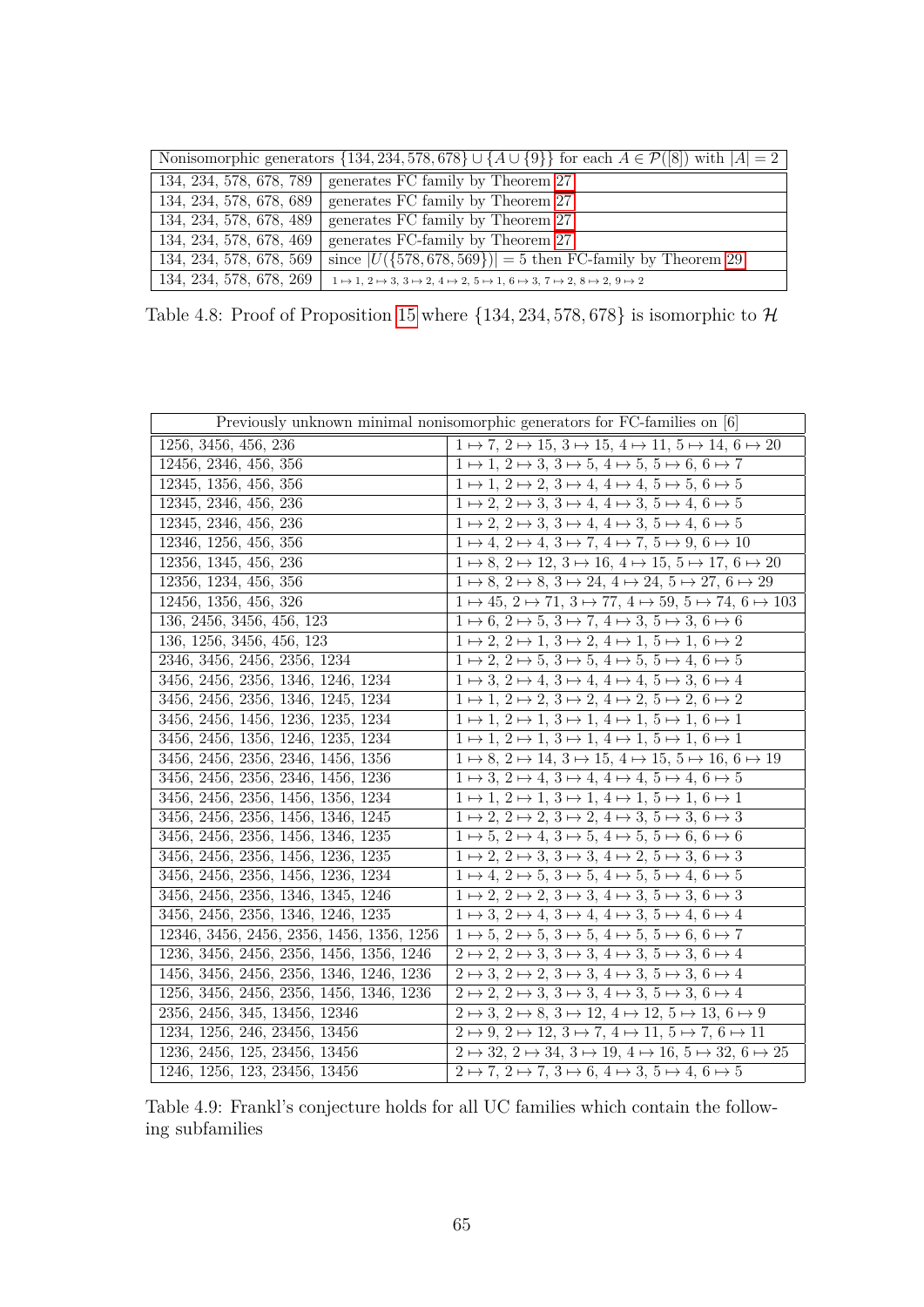| Nonisomorphic generators $\{134, 234, 578, 678\} \cup \{A \cup \{9\}\}$ for each $A \in \mathcal{P}([8])$ with $\|A\| = 2$ | |
|---|---|
| 134, 234, 578, 678, 789 | generates FC family by Theorem 27 |
| 134, 234, 578, 678, 689 | generates FC family by Theorem 27 |
| 134, 234, 578, 678, 489 | generates FC family by Theorem 27 |
| 134, 234, 578, 678, 469 | generates FC-family by Theorem 27 |
| 134, 234, 578, 678, 569 | since $\|U(\{578, 678, 569\})\| = 5$ then FC-family by Theorem 29 |
| 134, 234, 578, 678, 269 | $1 \mapsto 1$, $2 \mapsto 3$, $3 \mapsto 2$, $4 \mapsto 2$, $5 \mapsto 1$, $6 \mapsto 3$, $7 \mapsto 2$, $8 \mapsto 2$, $9 \mapsto 2$ |

Table 4.8: Proof of Proposition 15 where $\{134, 234, 578, 678\}$ is isomorphic to $\mathcal{H}$

| Previously unknown minimal nonisomorphic generators for FC-families on [6] | |
|---|---|
| 1256, 3456, 456, 236 | $1 \mapsto 7$, $2 \mapsto 15$, $3 \mapsto 15$, $4 \mapsto 11$, $5 \mapsto 14$, $6 \mapsto 20$ |
| 12456, 2346, 456, 356 | $1 \mapsto 1$, $2 \mapsto 3$, $3 \mapsto 5$, $4 \mapsto 5$, $5 \mapsto 6$, $6 \mapsto 7$ |
| 12345, 1356, 456, 356 | $1 \mapsto 1$, $2 \mapsto 2$, $3 \mapsto 4$, $4 \mapsto 4$, $5 \mapsto 5$, $6 \mapsto 5$ |
| 12345, 2346, 456, 236 | $1 \mapsto 2$, $2 \mapsto 3$, $3 \mapsto 4$, $4 \mapsto 3$, $5 \mapsto 4$, $6 \mapsto 5$ |
| 12345, 2346, 456, 236 | $1 \mapsto 2$, $2 \mapsto 3$, $3 \mapsto 4$, $4 \mapsto 3$, $5 \mapsto 4$, $6 \mapsto 5$ |
| 12346, 1256, 456, 356 | $1 \mapsto 4$, $2 \mapsto 4$, $3 \mapsto 7$, $4 \mapsto 7$, $5 \mapsto 9$, $6 \mapsto 10$ |
| 12356, 1345, 456, 236 | $1 \mapsto 8$, $2 \mapsto 12$, $3 \mapsto 16$, $4 \mapsto 15$, $5 \mapsto 17$, $6 \mapsto 20$ |
| 12356, 1234, 456, 356 | $1 \mapsto 8$, $2 \mapsto 8$, $3 \mapsto 24$, $4 \mapsto 24$, $5 \mapsto 27$, $6 \mapsto 29$ |
| 12456, 1356, 456, 326 | $1 \mapsto 45$, $2 \mapsto 71$, $3 \mapsto 77$, $4 \mapsto 59$, $5 \mapsto 74$, $6 \mapsto 103$ |
| 136, 2456, 3456, 456, 123 | $1 \mapsto 6$, $2 \mapsto 5$, $3 \mapsto 7$, $4 \mapsto 3$, $5 \mapsto 3$, $6 \mapsto 6$ |
| 136, 1256, 3456, 456, 123 | $1 \mapsto 2$, $2 \mapsto 1$, $3 \mapsto 2$, $4 \mapsto 1$, $5 \mapsto 1$, $6 \mapsto 2$ |
| 2346, 3456, 2456, 2356, 1234 | $1 \mapsto 2$, $2 \mapsto 5$, $3 \mapsto 5$, $4 \mapsto 5$, $5 \mapsto 4$, $6 \mapsto 5$ |
| 3456, 2456, 2356, 1346, 1246, 1234 | $1 \mapsto 3$, $2 \mapsto 4$, $3 \mapsto 4$, $4 \mapsto 4$, $5 \mapsto 3$, $6 \mapsto 4$ |
| 3456, 2456, 2356, 1346, 1245, 1234 | $1 \mapsto 1$, $2 \mapsto 2$, $3 \mapsto 2$, $4 \mapsto 2$, $5 \mapsto 2$, $6 \mapsto 2$ |
| 3456, 2456, 1456, 1236, 1235, 1234 | $1 \mapsto 1$, $2 \mapsto 1$, $3 \mapsto 1$, $4 \mapsto 1$, $5 \mapsto 1$, $6 \mapsto 1$ |
| 3456, 2456, 1356, 1246, 1235, 1234 | $1 \mapsto 1$, $2 \mapsto 1$, $3 \mapsto 1$, $4 \mapsto 1$, $5 \mapsto 1$, $6 \mapsto 1$ |
| 3456, 2456, 2356, 2346, 1456, 1356 | $1 \mapsto 8$, $2 \mapsto 14$, $3 \mapsto 15$, $4 \mapsto 15$, $5 \mapsto 16$, $6 \mapsto 19$ |
| 3456, 2456, 2356, 2346, 1456, 1236 | $1 \mapsto 3$, $2 \mapsto 4$, $3 \mapsto 4$, $4 \mapsto 4$, $5 \mapsto 4$, $6 \mapsto 5$ |
| 3456, 2456, 2356, 1456, 1356, 1234 | $1 \mapsto 1$, $2 \mapsto 1$, $3 \mapsto 1$, $4 \mapsto 1$, $5 \mapsto 1$, $6 \mapsto 1$ |
| 3456, 2456, 2356, 1456, 1346, 1245 | $1 \mapsto 2$, $2 \mapsto 2$, $3 \mapsto 2$, $4 \mapsto 3$, $5 \mapsto 3$, $6 \mapsto 3$ |
| 3456, 2456, 2356, 1456, 1346, 1235 | $1 \mapsto 5$, $2 \mapsto 4$, $3 \mapsto 5$, $4 \mapsto 5$, $5 \mapsto 6$, $6 \mapsto 6$ |
| 3456, 2456, 2356, 1456, 1236, 1235 | $1 \mapsto 2$, $2 \mapsto 3$, $3 \mapsto 3$, $4 \mapsto 2$, $5 \mapsto 3$, $6 \mapsto 3$ |
| 3456, 2456, 2356, 1456, 1236, 1234 | $1 \mapsto 4$, $2 \mapsto 5$, $3 \mapsto 5$, $4 \mapsto 5$, $5 \mapsto 4$, $6 \mapsto 5$ |
| 3456, 2456, 2356, 1346, 1345, 1246 | $1 \mapsto 2$, $2 \mapsto 2$, $3 \mapsto 3$, $4 \mapsto 3$, $5 \mapsto 3$, $6 \mapsto 3$ |
| 3456, 2456, 2356, 1346, 1246, 1235 | $1 \mapsto 3$, $2 \mapsto 4$, $3 \mapsto 4$, $4 \mapsto 3$, $5 \mapsto 4$, $6 \mapsto 4$ |
| 12346, 3456, 2456, 2356, 1456, 1356, 1256 | $1 \mapsto 5$, $2 \mapsto 5$, $3 \mapsto 5$, $4 \mapsto 5$, $5 \mapsto 6$, $6 \mapsto 7$ |
| 1236, 3456, 2456, 2356, 1456, 1356, 1246 | $2 \mapsto 2$, $2 \mapsto 3$, $3 \mapsto 3$, $4 \mapsto 3$, $5 \mapsto 3$, $6 \mapsto 4$ |
| 1456, 3456, 2456, 2356, 1346, 1246, 1236 | $2 \mapsto 3$, $2 \mapsto 2$, $3 \mapsto 3$, $4 \mapsto 3$, $5 \mapsto 3$, $6 \mapsto 4$ |
| 1256, 3456, 2456, 2356, 1456, 1346, 1236 | $2 \mapsto 2$, $2 \mapsto 3$, $3 \mapsto 3$, $4 \mapsto 3$, $5 \mapsto 3$, $6 \mapsto 4$ |
| 2356, 2456, 345, 13456, 12346 | $2 \mapsto 3$, $2 \mapsto 8$, $3 \mapsto 12$, $4 \mapsto 12$, $5 \mapsto 13$, $6 \mapsto 9$ |
| 1234, 1256, 246, 23456, 13456 | $2 \mapsto 9$, $2 \mapsto 12$, $3 \mapsto 7$, $4 \mapsto 11$, $5 \mapsto 7$, $6 \mapsto 11$ |
| 1236, 2456, 125, 23456, 13456 | $2 \mapsto 32$, $2 \mapsto 34$, $3 \mapsto 19$, $4 \mapsto 16$, $5 \mapsto 32$, $6 \mapsto 25$ |
| 1246, 1256, 123, 23456, 13456 | $2 \mapsto 7$, $2 \mapsto 7$, $3 \mapsto 6$, $4 \mapsto 3$, $5 \mapsto 4$, $6 \mapsto 5$ |

Table 4.9: Frankl's conjecture holds for all UC families which contain the following subfamilies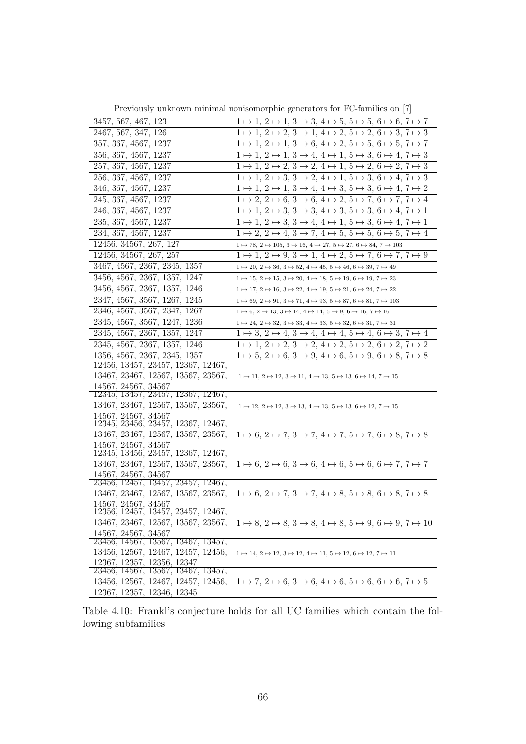| Previously unknown minimal nonisomorphic generators for FC-families on [7] | |
|---|---|
| 3457, 567, 467, 123 | $1 \mapsto 1,\ 2 \mapsto 1,\ 3 \mapsto 3,\ 4 \mapsto 5,\ 5 \mapsto 5,\ 6 \mapsto 6,\ 7 \mapsto 7$ |
| 2467, 567, 347, 126 | $1 \mapsto 1,\ 2 \mapsto 2,\ 3 \mapsto 1,\ 4 \mapsto 2,\ 5 \mapsto 2,\ 6 \mapsto 3,\ 7 \mapsto 3$ |
| 357, 367, 4567, 1237 | $1 \mapsto 1,\ 2 \mapsto 1,\ 3 \mapsto 6,\ 4 \mapsto 2,\ 5 \mapsto 5,\ 6 \mapsto 5,\ 7 \mapsto 7$ |
| 356, 367, 4567, 1237 | $1 \mapsto 1,\ 2 \mapsto 1,\ 3 \mapsto 4,\ 4 \mapsto 1,\ 5 \mapsto 3,\ 6 \mapsto 4,\ 7 \mapsto 3$ |
| 257, 367, 4567, 1237 | $1 \mapsto 1,\ 2 \mapsto 2,\ 3 \mapsto 2,\ 4 \mapsto 1,\ 5 \mapsto 2,\ 6 \mapsto 2,\ 7 \mapsto 3$ |
| 256, 367, 4567, 1237 | $1 \mapsto 1,\ 2 \mapsto 3,\ 3 \mapsto 2,\ 4 \mapsto 1,\ 5 \mapsto 3,\ 6 \mapsto 4,\ 7 \mapsto 3$ |
| 346, 367, 4567, 1237 | $1 \mapsto 1,\ 2 \mapsto 1,\ 3 \mapsto 4,\ 4 \mapsto 3,\ 5 \mapsto 3,\ 6 \mapsto 4,\ 7 \mapsto 2$ |
| 245, 367, 4567, 1237 | $1 \mapsto 2,\ 2 \mapsto 6,\ 3 \mapsto 6,\ 4 \mapsto 2,\ 5 \mapsto 7,\ 6 \mapsto 7,\ 7 \mapsto 4$ |
| 246, 367, 4567, 1237 | $1 \mapsto 1,\ 2 \mapsto 3,\ 3 \mapsto 3,\ 4 \mapsto 3,\ 5 \mapsto 3,\ 6 \mapsto 4,\ 7 \mapsto 1$ |
| 235, 367, 4567, 1237 | $1 \mapsto 1,\ 2 \mapsto 3,\ 3 \mapsto 4,\ 4 \mapsto 1,\ 5 \mapsto 3,\ 6 \mapsto 4,\ 7 \mapsto 1$ |
| 234, 367, 4567, 1237 | $1 \mapsto 2,\ 2 \mapsto 4,\ 3 \mapsto 7,\ 4 \mapsto 5,\ 5 \mapsto 5,\ 6 \mapsto 5,\ 7 \mapsto 4$ |
| 12456, 34567, 267, 127 | $1 \mapsto 78,\ 2 \mapsto 105,\ 3 \mapsto 16,\ 4 \mapsto 27,\ 5 \mapsto 27,\ 6 \mapsto 84,\ 7 \mapsto 103$ |
| 12456, 34567, 267, 257 | $1 \mapsto 1,\ 2 \mapsto 9,\ 3 \mapsto 1,\ 4 \mapsto 2,\ 5 \mapsto 7,\ 6 \mapsto 7,\ 7 \mapsto 9$ |
| 3467, 4567, 2367, 2345, 1357 | $1 \mapsto 20,\ 2 \mapsto 36,\ 3 \mapsto 52,\ 4 \mapsto 45,\ 5 \mapsto 46,\ 6 \mapsto 39,\ 7 \mapsto 49$ |
| 3456, 4567, 2367, 1357, 1247 | $1 \mapsto 15,\ 2 \mapsto 15,\ 3 \mapsto 20,\ 4 \mapsto 18,\ 5 \mapsto 19,\ 6 \mapsto 19,\ 7 \mapsto 23$ |
| 3456, 4567, 2367, 1357, 1246 | $1 \mapsto 17,\ 2 \mapsto 16,\ 3 \mapsto 22,\ 4 \mapsto 19,\ 5 \mapsto 21,\ 6 \mapsto 24,\ 7 \mapsto 22$ |
| 2347, 4567, 3567, 1267, 1245 | $1 \mapsto 69,\ 2 \mapsto 91,\ 3 \mapsto 71,\ 4 \mapsto 93,\ 5 \mapsto 87,\ 6 \mapsto 81,\ 7 \mapsto 103$ |
| 2346, 4567, 3567, 2347, 1267 | $1 \mapsto 6,\ 2 \mapsto 13,\ 3 \mapsto 14,\ 4 \mapsto 14,\ 5 \mapsto 9,\ 6 \mapsto 16,\ 7 \mapsto 16$ |
| 2345, 4567, 3567, 1247, 1236 | $1 \mapsto 24,\ 2 \mapsto 32,\ 3 \mapsto 33,\ 4 \mapsto 33,\ 5 \mapsto 32,\ 6 \mapsto 31,\ 7 \mapsto 31$ |
| 2345, 4567, 2367, 1357, 1247 | $1 \mapsto 3,\ 2 \mapsto 4,\ 3 \mapsto 4,\ 4 \mapsto 4,\ 5 \mapsto 4,\ 6 \mapsto 3,\ 7 \mapsto 4$ |
| 2345, 4567, 2367, 1357, 1246 | $1 \mapsto 1,\ 2 \mapsto 2,\ 3 \mapsto 2,\ 4 \mapsto 2,\ 5 \mapsto 2,\ 6 \mapsto 2,\ 7 \mapsto 2$ |
| 1356, 4567, 2367, 2345, 1357 | $1 \mapsto 5,\ 2 \mapsto 6,\ 3 \mapsto 9,\ 4 \mapsto 6,\ 5 \mapsto 9,\ 6 \mapsto 8,\ 7 \mapsto 8$ |
| 12456, 13457, 23457, 12367, 12467, 13467, 23467, 12567, 13567, 23567, 14567, 24567, 34567 | $1 \mapsto 11,\ 2 \mapsto 12,\ 3 \mapsto 11,\ 4 \mapsto 13,\ 5 \mapsto 13,\ 6 \mapsto 14,\ 7 \mapsto 15$ |
| 12345, 13457, 23457, 12367, 12467, 13467, 23467, 12567, 13567, 23567, 14567, 24567, 34567 | $1 \mapsto 12,\ 2 \mapsto 12,\ 3 \mapsto 13,\ 4 \mapsto 13,\ 5 \mapsto 13,\ 6 \mapsto 12,\ 7 \mapsto 15$ |
| 12345, 23456, 23457, 12367, 12467, 13467, 23467, 12567, 13567, 23567, 14567, 24567, 34567 | $1 \mapsto 6,\ 2 \mapsto 7,\ 3 \mapsto 7,\ 4 \mapsto 7,\ 5 \mapsto 7,\ 6 \mapsto 8,\ 7 \mapsto 8$ |
| 12345, 13456, 23457, 12367, 12467, 13467, 23467, 12567, 13567, 23567, 14567, 24567, 34567 | $1 \mapsto 6,\ 2 \mapsto 6,\ 3 \mapsto 6,\ 4 \mapsto 6,\ 5 \mapsto 6,\ 6 \mapsto 7,\ 7 \mapsto 7$ |
| 23456, 12457, 13457, 23457, 12467, 13467, 23467, 12567, 13567, 23567, 14567, 24567, 34567 | $1 \mapsto 6,\ 2 \mapsto 7,\ 3 \mapsto 7,\ 4 \mapsto 8,\ 5 \mapsto 8,\ 6 \mapsto 8,\ 7 \mapsto 8$ |
| 12356, 12457, 13457, 23457, 12467, 13467, 23467, 12567, 13567, 23567, 14567, 24567, 34567 | $1 \mapsto 8,\ 2 \mapsto 8,\ 3 \mapsto 8,\ 4 \mapsto 8,\ 5 \mapsto 9,\ 6 \mapsto 9,\ 7 \mapsto 10$ |
| 23456, 14567, 13567, 13467, 13457, 13456, 12567, 12467, 12457, 12456, 12367, 12357, 12356, 12347 | $1 \mapsto 14,\ 2 \mapsto 12,\ 3 \mapsto 12,\ 4 \mapsto 11,\ 5 \mapsto 12,\ 6 \mapsto 12,\ 7 \mapsto 11$ |
| 23456, 14567, 13567, 13467, 13457, 13456, 12567, 12467, 12457, 12456, 12367, 12357, 12346, 12345 | $1 \mapsto 7,\ 2 \mapsto 6,\ 3 \mapsto 6,\ 4 \mapsto 6,\ 5 \mapsto 6,\ 6 \mapsto 6,\ 7 \mapsto 5$ |

Table 4.10: Frankl's conjecture holds for all UC families which contain the following subfamilies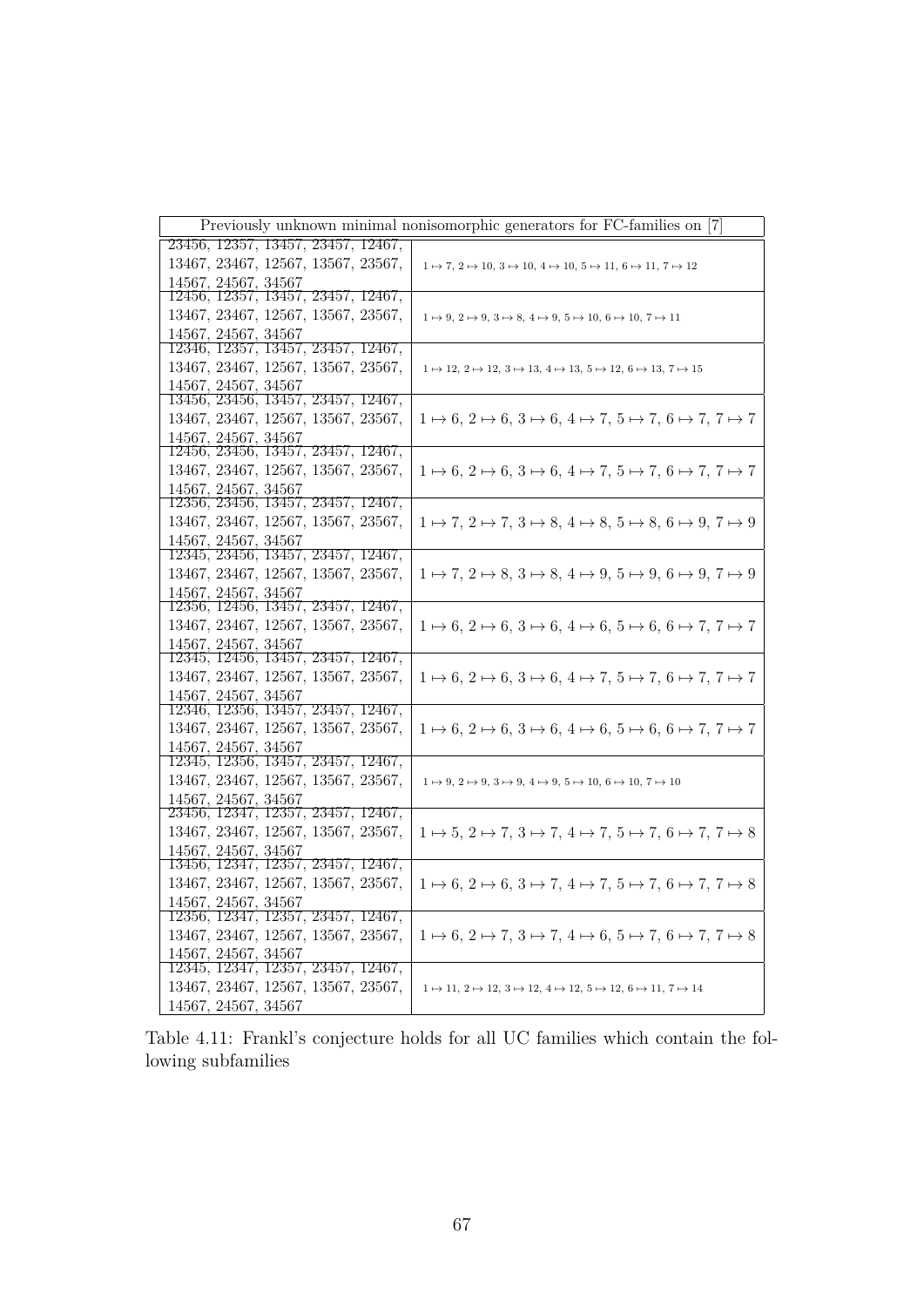| Previously unknown minimal nonisomorphic generators for FC-families on [7] | |
|---|---|
| 23456, 12357, 13457, 23457, 12467, 13467, 23467, 12567, 13567, 23567, 14567, 24567, 34567 | $1 \mapsto 7$, $2 \mapsto 10$, $3 \mapsto 10$, $4 \mapsto 10$, $5 \mapsto 11$, $6 \mapsto 11$, $7 \mapsto 12$ |
| 12456, 12357, 13457, 23457, 12467, 13467, 23467, 12567, 13567, 23567, 14567, 24567, 34567 | $1 \mapsto 9$, $2 \mapsto 9$, $3 \mapsto 8$, $4 \mapsto 9$, $5 \mapsto 10$, $6 \mapsto 10$, $7 \mapsto 11$ |
| 12346, 12357, 13457, 23457, 12467, 13467, 23467, 12567, 13567, 23567, 14567, 24567, 34567 | $1 \mapsto 12$, $2 \mapsto 12$, $3 \mapsto 13$, $4 \mapsto 13$, $5 \mapsto 12$, $6 \mapsto 13$, $7 \mapsto 15$ |
| 13456, 23456, 13457, 23457, 12467, 13467, 23467, 12567, 13567, 23567, 14567, 24567, 34567 | $1 \mapsto 6$, $2 \mapsto 6$, $3 \mapsto 6$, $4 \mapsto 7$, $5 \mapsto 7$, $6 \mapsto 7$, $7 \mapsto 7$ |
| 12456, 23456, 13457, 23457, 12467, 13467, 23467, 12567, 13567, 23567, 14567, 24567, 34567 | $1 \mapsto 6$, $2 \mapsto 6$, $3 \mapsto 6$, $4 \mapsto 7$, $5 \mapsto 7$, $6 \mapsto 7$, $7 \mapsto 7$ |
| 12356, 23456, 13457, 23457, 12467, 13467, 23467, 12567, 13567, 23567, 14567, 24567, 34567 | $1 \mapsto 7$, $2 \mapsto 7$, $3 \mapsto 8$, $4 \mapsto 8$, $5 \mapsto 8$, $6 \mapsto 9$, $7 \mapsto 9$ |
| 12345, 23456, 13457, 23457, 12467, 13467, 23467, 12567, 13567, 23567, 14567, 24567, 34567 | $1 \mapsto 7$, $2 \mapsto 8$, $3 \mapsto 8$, $4 \mapsto 9$, $5 \mapsto 9$, $6 \mapsto 9$, $7 \mapsto 9$ |
| 12356, 12456, 13457, 23457, 12467, 13467, 23467, 12567, 13567, 23567, 14567, 24567, 34567 | $1 \mapsto 6$, $2 \mapsto 6$, $3 \mapsto 6$, $4 \mapsto 6$, $5 \mapsto 6$, $6 \mapsto 7$, $7 \mapsto 7$ |
| 12345, 12456, 13457, 23457, 12467, 13467, 23467, 12567, 13567, 23567, 14567, 24567, 34567 | $1 \mapsto 6$, $2 \mapsto 6$, $3 \mapsto 6$, $4 \mapsto 7$, $5 \mapsto 7$, $6 \mapsto 7$, $7 \mapsto 7$ |
| 12346, 12356, 13457, 23457, 12467, 13467, 23467, 12567, 13567, 23567, 14567, 24567, 34567 | $1 \mapsto 6$, $2 \mapsto 6$, $3 \mapsto 6$, $4 \mapsto 6$, $5 \mapsto 6$, $6 \mapsto 7$, $7 \mapsto 7$ |
| 12345, 12356, 13457, 23457, 12467, 13467, 23467, 12567, 13567, 23567, 14567, 24567, 34567 | $1 \mapsto 9$, $2 \mapsto 9$, $3 \mapsto 9$, $4 \mapsto 9$, $5 \mapsto 10$, $6 \mapsto 10$, $7 \mapsto 10$ |
| 23456, 12347, 12357, 23457, 12467, 13467, 23467, 12567, 13567, 23567, 14567, 24567, 34567 | $1 \mapsto 5$, $2 \mapsto 7$, $3 \mapsto 7$, $4 \mapsto 7$, $5 \mapsto 7$, $6 \mapsto 7$, $7 \mapsto 8$ |
| 13456, 12347, 12357, 23457, 12467, 13467, 23467, 12567, 13567, 23567, 14567, 24567, 34567 | $1 \mapsto 6$, $2 \mapsto 6$, $3 \mapsto 7$, $4 \mapsto 7$, $5 \mapsto 7$, $6 \mapsto 7$, $7 \mapsto 8$ |
| 12356, 12347, 12357, 23457, 12467, 13467, 23467, 12567, 13567, 23567, 14567, 24567, 34567 | $1 \mapsto 6$, $2 \mapsto 7$, $3 \mapsto 7$, $4 \mapsto 6$, $5 \mapsto 7$, $6 \mapsto 7$, $7 \mapsto 8$ |
| 12345, 12347, 12357, 23457, 12467, 13467, 23467, 12567, 13567, 23567, 14567, 24567, 34567 | $1 \mapsto 11$, $2 \mapsto 12$, $3 \mapsto 12$, $4 \mapsto 12$, $5 \mapsto 12$, $6 \mapsto 11$, $7 \mapsto 14$ |

Table 4.11: Frankl's conjecture holds for all UC families which contain the following subfamilies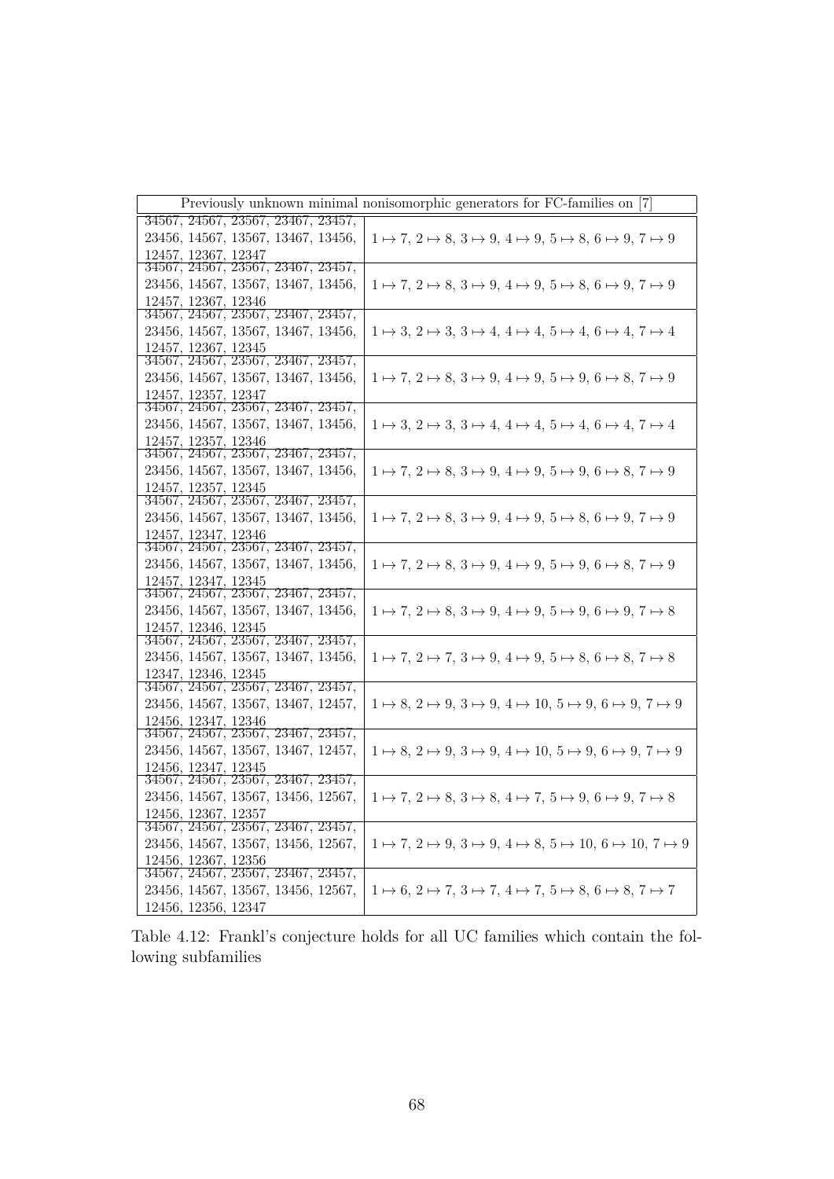| Previously unknown minimal nonisomorphic generators for FC-families on [7] | |
|---|---|
| 34567, 24567, 23567, 23467, 23457, 23456, 14567, 13567, 13467, 13456, 12457, 12367, 12347 | $1 \mapsto 7,\ 2 \mapsto 8,\ 3 \mapsto 9,\ 4 \mapsto 9,\ 5 \mapsto 8,\ 6 \mapsto 9,\ 7 \mapsto 9$ |
| 34567, 24567, 23567, 23467, 23457, 23456, 14567, 13567, 13467, 13456, 12457, 12367, 12346 | $1 \mapsto 7,\ 2 \mapsto 8,\ 3 \mapsto 9,\ 4 \mapsto 9,\ 5 \mapsto 8,\ 6 \mapsto 9,\ 7 \mapsto 9$ |
| 34567, 24567, 23567, 23467, 23457, 23456, 14567, 13567, 13467, 13456, 12457, 12367, 12345 | $1 \mapsto 3,\ 2 \mapsto 3,\ 3 \mapsto 4,\ 4 \mapsto 4,\ 5 \mapsto 4,\ 6 \mapsto 4,\ 7 \mapsto 4$ |
| 34567, 24567, 23567, 23467, 23457, 23456, 14567, 13567, 13467, 13456, 12457, 12357, 12347 | $1 \mapsto 7,\ 2 \mapsto 8,\ 3 \mapsto 9,\ 4 \mapsto 9,\ 5 \mapsto 9,\ 6 \mapsto 8,\ 7 \mapsto 9$ |
| 34567, 24567, 23567, 23467, 23457, 23456, 14567, 13567, 13467, 13456, 12457, 12357, 12346 | $1 \mapsto 3,\ 2 \mapsto 3,\ 3 \mapsto 4,\ 4 \mapsto 4,\ 5 \mapsto 4,\ 6 \mapsto 4,\ 7 \mapsto 4$ |
| 34567, 24567, 23567, 23467, 23457, 23456, 14567, 13567, 13467, 13456, 12457, 12357, 12345 | $1 \mapsto 7,\ 2 \mapsto 8,\ 3 \mapsto 9,\ 4 \mapsto 9,\ 5 \mapsto 9,\ 6 \mapsto 8,\ 7 \mapsto 9$ |
| 34567, 24567, 23567, 23467, 23457, 23456, 14567, 13567, 13467, 13456, 12457, 12347, 12346 | $1 \mapsto 7,\ 2 \mapsto 8,\ 3 \mapsto 9,\ 4 \mapsto 9,\ 5 \mapsto 8,\ 6 \mapsto 9,\ 7 \mapsto 9$ |
| 34567, 24567, 23567, 23467, 23457, 23456, 14567, 13567, 13467, 13456, 12457, 12347, 12345 | $1 \mapsto 7,\ 2 \mapsto 8,\ 3 \mapsto 9,\ 4 \mapsto 9,\ 5 \mapsto 9,\ 6 \mapsto 8,\ 7 \mapsto 9$ |
| 34567, 24567, 23567, 23467, 23457, 23456, 14567, 13567, 13467, 13456, 12457, 12346, 12345 | $1 \mapsto 7,\ 2 \mapsto 8,\ 3 \mapsto 9,\ 4 \mapsto 9,\ 5 \mapsto 9,\ 6 \mapsto 9,\ 7 \mapsto 8$ |
| 34567, 24567, 23567, 23467, 23457, 23456, 14567, 13567, 13467, 13456, 12347, 12346, 12345 | $1 \mapsto 7,\ 2 \mapsto 7,\ 3 \mapsto 9,\ 4 \mapsto 9,\ 5 \mapsto 8,\ 6 \mapsto 8,\ 7 \mapsto 8$ |
| 34567, 24567, 23567, 23467, 23457, 23456, 14567, 13567, 13467, 12457, 12456, 12347, 12346 | $1 \mapsto 8,\ 2 \mapsto 9,\ 3 \mapsto 9,\ 4 \mapsto 10,\ 5 \mapsto 9,\ 6 \mapsto 9,\ 7 \mapsto 9$ |
| 34567, 24567, 23567, 23467, 23457, 23456, 14567, 13567, 13467, 12457, 12456, 12347, 12345 | $1 \mapsto 8,\ 2 \mapsto 9,\ 3 \mapsto 9,\ 4 \mapsto 10,\ 5 \mapsto 9,\ 6 \mapsto 9,\ 7 \mapsto 9$ |
| 34567, 24567, 23567, 23467, 23457, 23456, 14567, 13567, 13456, 12567, 12456, 12367, 12357 | $1 \mapsto 7,\ 2 \mapsto 8,\ 3 \mapsto 8,\ 4 \mapsto 7,\ 5 \mapsto 9,\ 6 \mapsto 9,\ 7 \mapsto 8$ |
| 34567, 24567, 23567, 23467, 23457, 23456, 14567, 13567, 13456, 12567, 12456, 12367, 12356 | $1 \mapsto 7,\ 2 \mapsto 9,\ 3 \mapsto 9,\ 4 \mapsto 8,\ 5 \mapsto 10,\ 6 \mapsto 10,\ 7 \mapsto 9$ |
| 34567, 24567, 23567, 23467, 23457, 23456, 14567, 13567, 13456, 12567, 12456, 12356, 12347 | $1 \mapsto 6,\ 2 \mapsto 7,\ 3 \mapsto 7,\ 4 \mapsto 7,\ 5 \mapsto 8,\ 6 \mapsto 8,\ 7 \mapsto 7$ |

Table 4.12: Frankl's conjecture holds for all UC families which contain the following subfamilies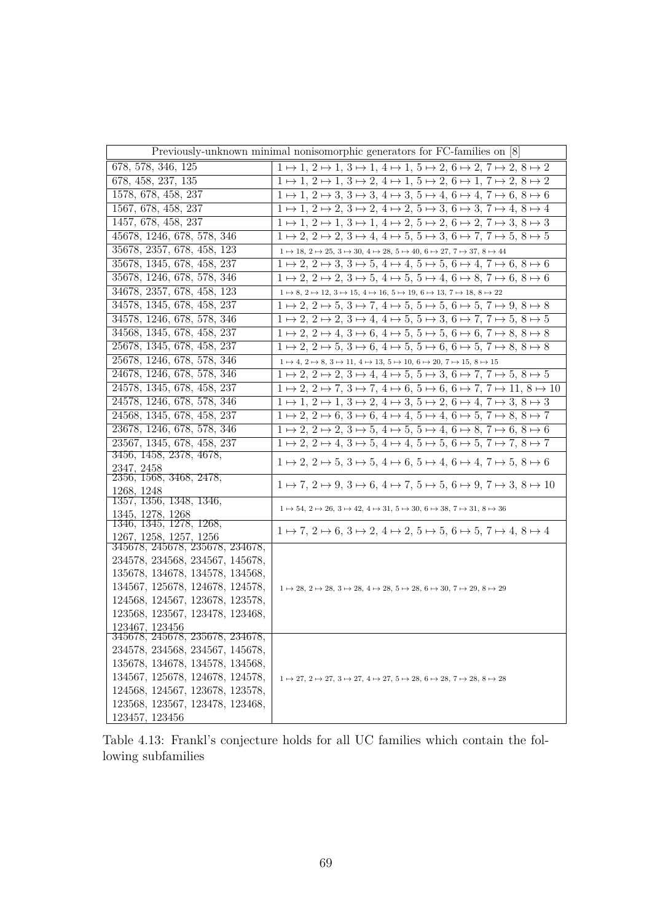| Previously-unknown minimal nonisomorphic generators for FC-families on [8] | |
|---|---|
| 678, 578, 346, 125 | $1 \mapsto 1$, $2 \mapsto 1$, $3 \mapsto 1$, $4 \mapsto 1$, $5 \mapsto 2$, $6 \mapsto 2$, $7 \mapsto 2$, $8 \mapsto 2$ |
| 678, 458, 237, 135 | $1 \mapsto 1$, $2 \mapsto 1$, $3 \mapsto 2$, $4 \mapsto 1$, $5 \mapsto 2$, $6 \mapsto 1$, $7 \mapsto 2$, $8 \mapsto 2$ |
| 1578, 678, 458, 237 | $1 \mapsto 1$, $2 \mapsto 3$, $3 \mapsto 3$, $4 \mapsto 3$, $5 \mapsto 4$, $6 \mapsto 4$, $7 \mapsto 6$, $8 \mapsto 6$ |
| 1567, 678, 458, 237 | $1 \mapsto 1$, $2 \mapsto 2$, $3 \mapsto 2$, $4 \mapsto 2$, $5 \mapsto 3$, $6 \mapsto 3$, $7 \mapsto 4$, $8 \mapsto 4$ |
| 1457, 678, 458, 237 | $1 \mapsto 1$, $2 \mapsto 1$, $3 \mapsto 1$, $4 \mapsto 2$, $5 \mapsto 2$, $6 \mapsto 2$, $7 \mapsto 3$, $8 \mapsto 3$ |
| 45678, 1246, 678, 578, 346 | $1 \mapsto 2$, $2 \mapsto 2$, $3 \mapsto 4$, $4 \mapsto 5$, $5 \mapsto 3$, $6 \mapsto 7$, $7 \mapsto 5$, $8 \mapsto 5$ |
| 35678, 2357, 678, 458, 123 | $1 \mapsto 18$, $2 \mapsto 25$, $3 \mapsto 30$, $4 \mapsto 28$, $5 \mapsto 40$, $6 \mapsto 27$, $7 \mapsto 37$, $8 \mapsto 44$ |
| 35678, 1345, 678, 458, 237 | $1 \mapsto 2$, $2 \mapsto 3$, $3 \mapsto 5$, $4 \mapsto 4$, $5 \mapsto 5$, $6 \mapsto 4$, $7 \mapsto 6$, $8 \mapsto 6$ |
| 35678, 1246, 678, 578, 346 | $1 \mapsto 2$, $2 \mapsto 2$, $3 \mapsto 5$, $4 \mapsto 5$, $5 \mapsto 4$, $6 \mapsto 8$, $7 \mapsto 6$, $8 \mapsto 6$ |
| 34678, 2357, 678, 458, 123 | $1 \mapsto 8$, $2 \mapsto 12$, $3 \mapsto 15$, $4 \mapsto 16$, $5 \mapsto 19$, $6 \mapsto 13$, $7 \mapsto 18$, $8 \mapsto 22$ |
| 34578, 1345, 678, 458, 237 | $1 \mapsto 2$, $2 \mapsto 5$, $3 \mapsto 7$, $4 \mapsto 5$, $5 \mapsto 5$, $6 \mapsto 5$, $7 \mapsto 9$, $8 \mapsto 8$ |
| 34578, 1246, 678, 578, 346 | $1 \mapsto 2$, $2 \mapsto 2$, $3 \mapsto 4$, $4 \mapsto 5$, $5 \mapsto 3$, $6 \mapsto 7$, $7 \mapsto 5$, $8 \mapsto 5$ |
| 34568, 1345, 678, 458, 237 | $1 \mapsto 2$, $2 \mapsto 4$, $3 \mapsto 6$, $4 \mapsto 5$, $5 \mapsto 5$, $6 \mapsto 6$, $7 \mapsto 8$, $8 \mapsto 8$ |
| 25678, 1345, 678, 458, 237 | $1 \mapsto 2$, $2 \mapsto 5$, $3 \mapsto 6$, $4 \mapsto 5$, $5 \mapsto 6$, $6 \mapsto 5$, $7 \mapsto 8$, $8 \mapsto 8$ |
| 25678, 1246, 678, 578, 346 | $1 \mapsto 4$, $2 \mapsto 8$, $3 \mapsto 11$, $4 \mapsto 13$, $5 \mapsto 10$, $6 \mapsto 20$, $7 \mapsto 15$, $8 \mapsto 15$ |
| 24678, 1246, 678, 578, 346 | $1 \mapsto 2$, $2 \mapsto 2$, $3 \mapsto 4$, $4 \mapsto 5$, $5 \mapsto 3$, $6 \mapsto 7$, $7 \mapsto 5$, $8 \mapsto 5$ |
| 24578, 1345, 678, 458, 237 | $1 \mapsto 2$, $2 \mapsto 7$, $3 \mapsto 7$, $4 \mapsto 6$, $5 \mapsto 6$, $6 \mapsto 7$, $7 \mapsto 11$, $8 \mapsto 10$ |
| 24578, 1246, 678, 578, 346 | $1 \mapsto 1$, $2 \mapsto 1$, $3 \mapsto 2$, $4 \mapsto 3$, $5 \mapsto 2$, $6 \mapsto 4$, $7 \mapsto 3$, $8 \mapsto 3$ |
| 24568, 1345, 678, 458, 237 | $1 \mapsto 2$, $2 \mapsto 6$, $3 \mapsto 6$, $4 \mapsto 4$, $5 \mapsto 4$, $6 \mapsto 5$, $7 \mapsto 8$, $8 \mapsto 7$ |
| 23678, 1246, 678, 578, 346 | $1 \mapsto 2$, $2 \mapsto 2$, $3 \mapsto 5$, $4 \mapsto 5$, $5 \mapsto 4$, $6 \mapsto 8$, $7 \mapsto 6$, $8 \mapsto 6$ |
| 23567, 1345, 678, 458, 237 | $1 \mapsto 2$, $2 \mapsto 4$, $3 \mapsto 5$, $4 \mapsto 4$, $5 \mapsto 5$, $6 \mapsto 5$, $7 \mapsto 7$, $8 \mapsto 7$ |
| 3456, 1458, 2378, 4678, 2347, 2458 | $1 \mapsto 2$, $2 \mapsto 5$, $3 \mapsto 5$, $4 \mapsto 6$, $5 \mapsto 4$, $6 \mapsto 4$, $7 \mapsto 5$, $8 \mapsto 6$ |
| 2356, 1568, 3468, 2478, 1268, 1248 | $1 \mapsto 7$, $2 \mapsto 9$, $3 \mapsto 6$, $4 \mapsto 7$, $5 \mapsto 5$, $6 \mapsto 9$, $7 \mapsto 3$, $8 \mapsto 10$ |
| 1357, 1356, 1348, 1346, 1345, 1278, 1268 | $1 \mapsto 54$, $2 \mapsto 26$, $3 \mapsto 42$, $4 \mapsto 31$, $5 \mapsto 30$, $6 \mapsto 38$, $7 \mapsto 31$, $8 \mapsto 36$ |
| 1346, 1345, 1278, 1268, 1267, 1258, 1257, 1256 | $1 \mapsto 7$, $2 \mapsto 6$, $3 \mapsto 2$, $4 \mapsto 2$, $5 \mapsto 5$, $6 \mapsto 5$, $7 \mapsto 4$, $8 \mapsto 4$ |
| 345678, 245678, 235678, 234678, 234578, 234568, 234567, 145678, 135678, 134678, 134578, 134568, 134567, 125678, 124678, 124578, 124568, 124567, 123678, 123578, 123568, 123567, 123478, 123468, 123467, 123456 | $1 \mapsto 28$, $2 \mapsto 28$, $3 \mapsto 28$, $4 \mapsto 28$, $5 \mapsto 28$, $6 \mapsto 30$, $7 \mapsto 29$, $8 \mapsto 29$ |
| 345678, 245678, 235678, 234678, 234578, 234568, 234567, 145678, 135678, 134678, 134578, 134568, 134567, 125678, 124678, 124578, 124568, 124567, 123678, 123578, 123568, 123567, 123478, 123468, 123457, 123456 | $1 \mapsto 27$, $2 \mapsto 27$, $3 \mapsto 27$, $4 \mapsto 27$, $5 \mapsto 28$, $6 \mapsto 28$, $7 \mapsto 28$, $8 \mapsto 28$ |

Table 4.13: Frankl's conjecture holds for all UC families which contain the following subfamilies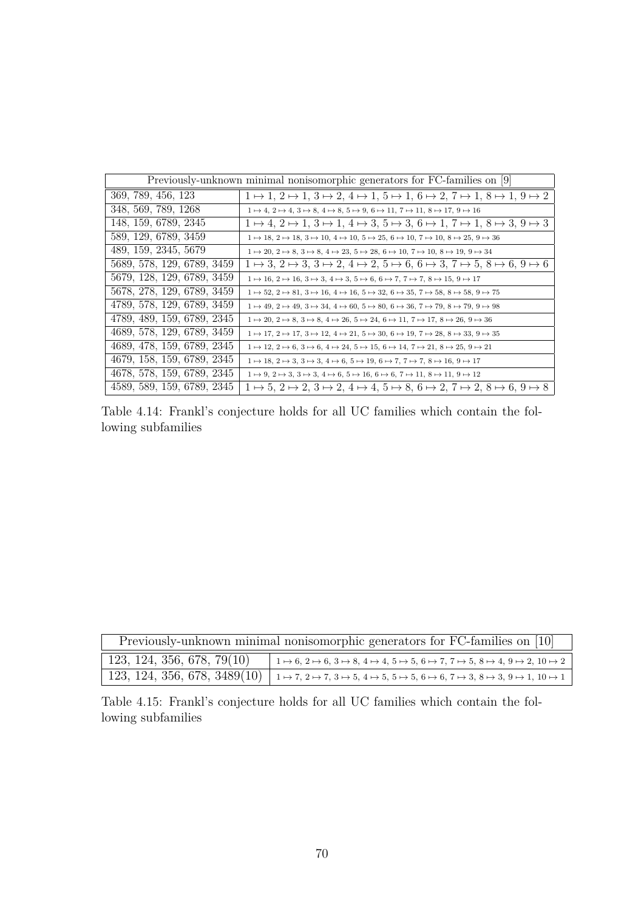| Previously-unknown minimal nonisomorphic generators for FC-families on [9] | |
|---|---|
| 369, 789, 456, 123 | $1 \mapsto 1$, $2 \mapsto 1$, $3 \mapsto 2$, $4 \mapsto 1$, $5 \mapsto 1$, $6 \mapsto 2$, $7 \mapsto 1$, $8 \mapsto 1$, $9 \mapsto 2$ |
| 348, 569, 789, 1268 | $1 \mapsto 4$, $2 \mapsto 4$, $3 \mapsto 8$, $4 \mapsto 8$, $5 \mapsto 9$, $6 \mapsto 11$, $7 \mapsto 11$, $8 \mapsto 17$, $9 \mapsto 16$ |
| 148, 159, 6789, 2345 | $1 \mapsto 4$, $2 \mapsto 1$, $3 \mapsto 1$, $4 \mapsto 3$, $5 \mapsto 3$, $6 \mapsto 1$, $7 \mapsto 1$, $8 \mapsto 3$, $9 \mapsto 3$ |
| 589, 129, 6789, 3459 | $1 \mapsto 18$, $2 \mapsto 18$, $3 \mapsto 10$, $4 \mapsto 10$, $5 \mapsto 25$, $6 \mapsto 10$, $7 \mapsto 10$, $8 \mapsto 25$, $9 \mapsto 36$ |
| 489, 159, 2345, 5679 | $1 \mapsto 20$, $2 \mapsto 8$, $3 \mapsto 8$, $4 \mapsto 23$, $5 \mapsto 28$, $6 \mapsto 10$, $7 \mapsto 10$, $8 \mapsto 19$, $9 \mapsto 34$ |
| 5689, 578, 129, 6789, 3459 | $1 \mapsto 3$, $2 \mapsto 3$, $3 \mapsto 2$, $4 \mapsto 2$, $5 \mapsto 6$, $6 \mapsto 3$, $7 \mapsto 5$, $8 \mapsto 6$, $9 \mapsto 6$ |
| 5679, 128, 129, 6789, 3459 | $1 \mapsto 16$, $2 \mapsto 16$, $3 \mapsto 3$, $4 \mapsto 3$, $5 \mapsto 6$, $6 \mapsto 7$, $7 \mapsto 7$, $8 \mapsto 15$, $9 \mapsto 17$ |
| 5678, 278, 129, 6789, 3459 | $1 \mapsto 52$, $2 \mapsto 81$, $3 \mapsto 16$, $4 \mapsto 16$, $5 \mapsto 32$, $6 \mapsto 35$, $7 \mapsto 58$, $8 \mapsto 58$, $9 \mapsto 75$ |
| 4789, 578, 129, 6789, 3459 | $1 \mapsto 49$, $2 \mapsto 49$, $3 \mapsto 34$, $4 \mapsto 60$, $5 \mapsto 80$, $6 \mapsto 36$, $7 \mapsto 79$, $8 \mapsto 79$, $9 \mapsto 98$ |
| 4789, 489, 159, 6789, 2345 | $1 \mapsto 20$, $2 \mapsto 8$, $3 \mapsto 8$, $4 \mapsto 26$, $5 \mapsto 24$, $6 \mapsto 11$, $7 \mapsto 17$, $8 \mapsto 26$, $9 \mapsto 36$ |
| 4689, 578, 129, 6789, 3459 | $1 \mapsto 17$, $2 \mapsto 17$, $3 \mapsto 12$, $4 \mapsto 21$, $5 \mapsto 30$, $6 \mapsto 19$, $7 \mapsto 28$, $8 \mapsto 33$, $9 \mapsto 35$ |
| 4689, 478, 159, 6789, 2345 | $1 \mapsto 12$, $2 \mapsto 6$, $3 \mapsto 6$, $4 \mapsto 24$, $5 \mapsto 15$, $6 \mapsto 14$, $7 \mapsto 21$, $8 \mapsto 25$, $9 \mapsto 21$ |
| 4679, 158, 159, 6789, 2345 | $1 \mapsto 18$, $2 \mapsto 3$, $3 \mapsto 3$, $4 \mapsto 6$, $5 \mapsto 19$, $6 \mapsto 7$, $7 \mapsto 7$, $8 \mapsto 16$, $9 \mapsto 17$ |
| 4678, 578, 159, 6789, 2345 | $1 \mapsto 9$, $2 \mapsto 3$, $3 \mapsto 3$, $4 \mapsto 6$, $5 \mapsto 16$, $6 \mapsto 6$, $7 \mapsto 11$, $8 \mapsto 11$, $9 \mapsto 12$ |
| 4589, 589, 159, 6789, 2345 | $1 \mapsto 5$, $2 \mapsto 2$, $3 \mapsto 2$, $4 \mapsto 4$, $5 \mapsto 8$, $6 \mapsto 2$, $7 \mapsto 2$, $8 \mapsto 6$, $9 \mapsto 8$ |

Table 4.14: Frankl's conjecture holds for all UC families which contain the following subfamilies

| Previously-unknown minimal nonisomorphic generators for FC-families on [10] | |
|---|---|
| 123, 124, 356, 678, 79(10) | $1 \mapsto 6$, $2 \mapsto 6$, $3 \mapsto 8$, $4 \mapsto 4$, $5 \mapsto 5$, $6 \mapsto 7$, $7 \mapsto 5$, $8 \mapsto 4$, $9 \mapsto 2$, $10 \mapsto 2$ |
| 123, 124, 356, 678, 3489(10) | $1 \mapsto 7$, $2 \mapsto 7$, $3 \mapsto 5$, $4 \mapsto 5$, $5 \mapsto 5$, $6 \mapsto 6$, $7 \mapsto 3$, $8 \mapsto 3$, $9 \mapsto 1$, $10 \mapsto 1$ |

Table 4.15: Frankl's conjecture holds for all UC families which contain the following subfamilies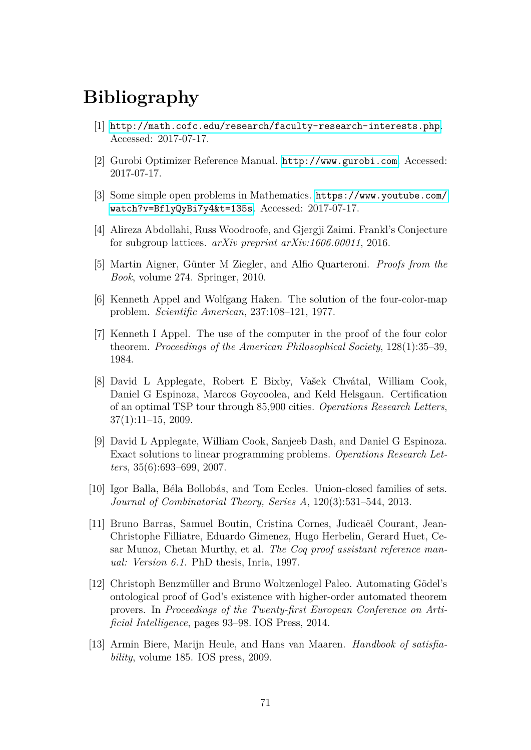# Bibliography

[1] http://math.cofc.edu/research/faculty-research-interests.php. Accessed: 2017-07-17.

[2] Gurobi Optimizer Reference Manual. http://www.gurobi.com. Accessed: 2017-07-17.

[3] Some simple open problems in Mathematics. https://www.youtube.com/watch?v=BflyQyBi7y4&t=135s. Accessed: 2017-07-17.

[4] Alireza Abdollahi, Russ Woodroofe, and Gjergji Zaimi. Frankl's Conjecture for subgroup lattices. *arXiv preprint arXiv:1606.00011*, 2016.

[5] Martin Aigner, Günter M Ziegler, and Alfio Quarteroni. *Proofs from the Book*, volume 274. Springer, 2010.

[6] Kenneth Appel and Wolfgang Haken. The solution of the four-color-map problem. *Scientific American*, 237:108–121, 1977.

[7] Kenneth I Appel. The use of the computer in the proof of the four color theorem. *Proceedings of the American Philosophical Society*, 128(1):35–39, 1984.

[8] David L Applegate, Robert E Bixby, Vašek Chvátal, William Cook, Daniel G Espinoza, Marcos Goycoolea, and Keld Helsgaun. Certification of an optimal TSP tour through 85,900 cities. *Operations Research Letters*, 37(1):11–15, 2009.

[9] David L Applegate, William Cook, Sanjeeb Dash, and Daniel G Espinoza. Exact solutions to linear programming problems. *Operations Research Letters*, 35(6):693–699, 2007.

[10] Igor Balla, Béla Bollobás, and Tom Eccles. Union-closed families of sets. *Journal of Combinatorial Theory, Series A*, 120(3):531–544, 2013.

[11] Bruno Barras, Samuel Boutin, Cristina Cornes, Judicaël Courant, Jean-Christophe Filliatre, Eduardo Gimenez, Hugo Herbelin, Gerard Huet, Cesar Munoz, Chetan Murthy, et al. *The Coq proof assistant reference manual: Version 6.1.* PhD thesis, Inria, 1997.

[12] Christoph Benzmüller and Bruno Woltzenlogel Paleo. Automating Gödel's ontological proof of God's existence with higher-order automated theorem provers. In *Proceedings of the Twenty-first European Conference on Artificial Intelligence*, pages 93–98. IOS Press, 2014.

[13] Armin Biere, Marijn Heule, and Hans van Maaren. *Handbook of satisfiability*, volume 185. IOS press, 2009.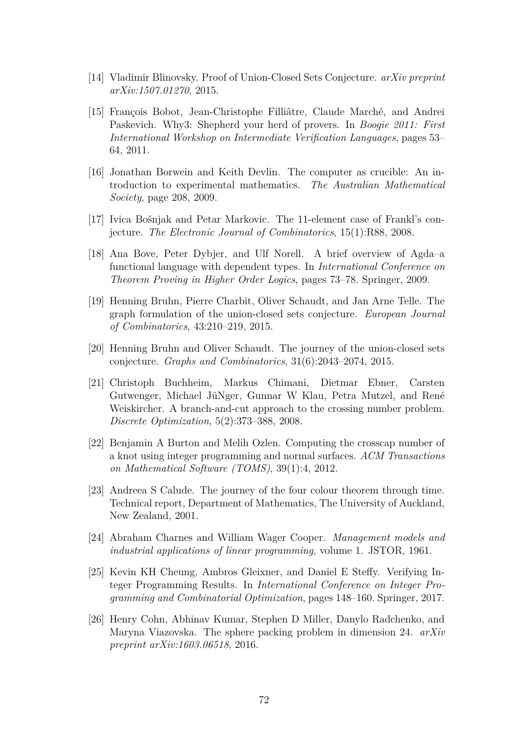[14] Vladimir Blinovsky. Proof of Union-Closed Sets Conjecture. *arXiv preprint arXiv:1507.01270*, 2015.

[15] François Bobot, Jean-Christophe Filliâtre, Claude Marché, and Andrei Paskevich. Why3: Shepherd your herd of provers. In *Boogie 2011: First International Workshop on Intermediate Verification Languages*, pages 53–64, 2011.

[16] Jonathan Borwein and Keith Devlin. The computer as crucible: An introduction to experimental mathematics. *The Australian Mathematical Society*, page 208, 2009.

[17] Ivica Bošnjak and Petar Markovic. The 11-element case of Frankl's conjecture. *The Electronic Journal of Combinatorics*, 15(1):R88, 2008.

[18] Ana Bove, Peter Dybjer, and Ulf Norell. A brief overview of Agda–a functional language with dependent types. In *International Conference on Theorem Proving in Higher Order Logics*, pages 73–78. Springer, 2009.

[19] Henning Bruhn, Pierre Charbit, Oliver Schaudt, and Jan Arne Telle. The graph formulation of the union-closed sets conjecture. *European Journal of Combinatorics*, 43:210–219, 2015.

[20] Henning Bruhn and Oliver Schaudt. The journey of the union-closed sets conjecture. *Graphs and Combinatorics*, 31(6):2043–2074, 2015.

[21] Christoph Buchheim, Markus Chimani, Dietmar Ebner, Carsten Gutwenger, Michael JüNger, Gunnar W Klau, Petra Mutzel, and René Weiskircher. A branch-and-cut approach to the crossing number problem. *Discrete Optimization*, 5(2):373–388, 2008.

[22] Benjamin A Burton and Melih Ozlen. Computing the crosscap number of a knot using integer programming and normal surfaces. *ACM Transactions on Mathematical Software (TOMS)*, 39(1):4, 2012.

[23] Andreea S Calude. The journey of the four colour theorem through time. Technical report, Department of Mathematics, The University of Auckland, New Zealand, 2001.

[24] Abraham Charnes and William Wager Cooper. *Management models and industrial applications of linear programming*, volume 1. JSTOR, 1961.

[25] Kevin KH Cheung, Ambros Gleixner, and Daniel E Steffy. Verifying Integer Programming Results. In *International Conference on Integer Programming and Combinatorial Optimization*, pages 148–160. Springer, 2017.

[26] Henry Cohn, Abhinav Kumar, Stephen D Miller, Danylo Radchenko, and Maryna Viazovska. The sphere packing problem in dimension 24. *arXiv preprint arXiv:1603.06518*, 2016.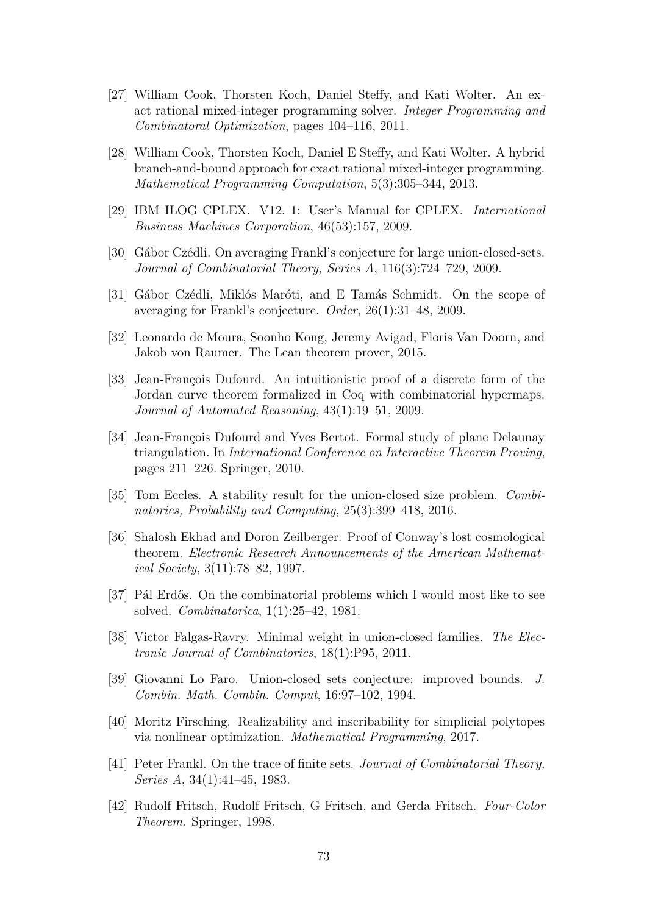[27] William Cook, Thorsten Koch, Daniel Steffy, and Kati Wolter. An exact rational mixed-integer programming solver. *Integer Programming and Combinatoral Optimization*, pages 104–116, 2011.

[28] William Cook, Thorsten Koch, Daniel E Steffy, and Kati Wolter. A hybrid branch-and-bound approach for exact rational mixed-integer programming. *Mathematical Programming Computation*, 5(3):305–344, 2013.

[29] IBM ILOG CPLEX. V12. 1: User's Manual for CPLEX. *International Business Machines Corporation*, 46(53):157, 2009.

[30] Gábor Czédli. On averaging Frankl's conjecture for large union-closed-sets. *Journal of Combinatorial Theory, Series A*, 116(3):724–729, 2009.

[31] Gábor Czédli, Miklós Maróti, and E Tamás Schmidt. On the scope of averaging for Frankl's conjecture. *Order*, 26(1):31–48, 2009.

[32] Leonardo de Moura, Soonho Kong, Jeremy Avigad, Floris Van Doorn, and Jakob von Raumer. The Lean theorem prover, 2015.

[33] Jean-François Dufourd. An intuitionistic proof of a discrete form of the Jordan curve theorem formalized in Coq with combinatorial hypermaps. *Journal of Automated Reasoning*, 43(1):19–51, 2009.

[34] Jean-François Dufourd and Yves Bertot. Formal study of plane Delaunay triangulation. In *International Conference on Interactive Theorem Proving*, pages 211–226. Springer, 2010.

[35] Tom Eccles. A stability result for the union-closed size problem. *Combinatorics, Probability and Computing*, 25(3):399–418, 2016.

[36] Shalosh Ekhad and Doron Zeilberger. Proof of Conway's lost cosmological theorem. *Electronic Research Announcements of the American Mathematical Society*, 3(11):78–82, 1997.

[37] Pál Erdős. On the combinatorial problems which I would most like to see solved. *Combinatorica*, 1(1):25–42, 1981.

[38] Victor Falgas-Ravry. Minimal weight in union-closed families. *The Electronic Journal of Combinatorics*, 18(1):P95, 2011.

[39] Giovanni Lo Faro. Union-closed sets conjecture: improved bounds. *J. Combin. Math. Combin. Comput*, 16:97–102, 1994.

[40] Moritz Firsching. Realizability and inscribability for simplicial polytopes via nonlinear optimization. *Mathematical Programming*, 2017.

[41] Peter Frankl. On the trace of finite sets. *Journal of Combinatorial Theory, Series A*, 34(1):41–45, 1983.

[42] Rudolf Fritsch, Rudolf Fritsch, G Fritsch, and Gerda Fritsch. *Four-Color Theorem*. Springer, 1998.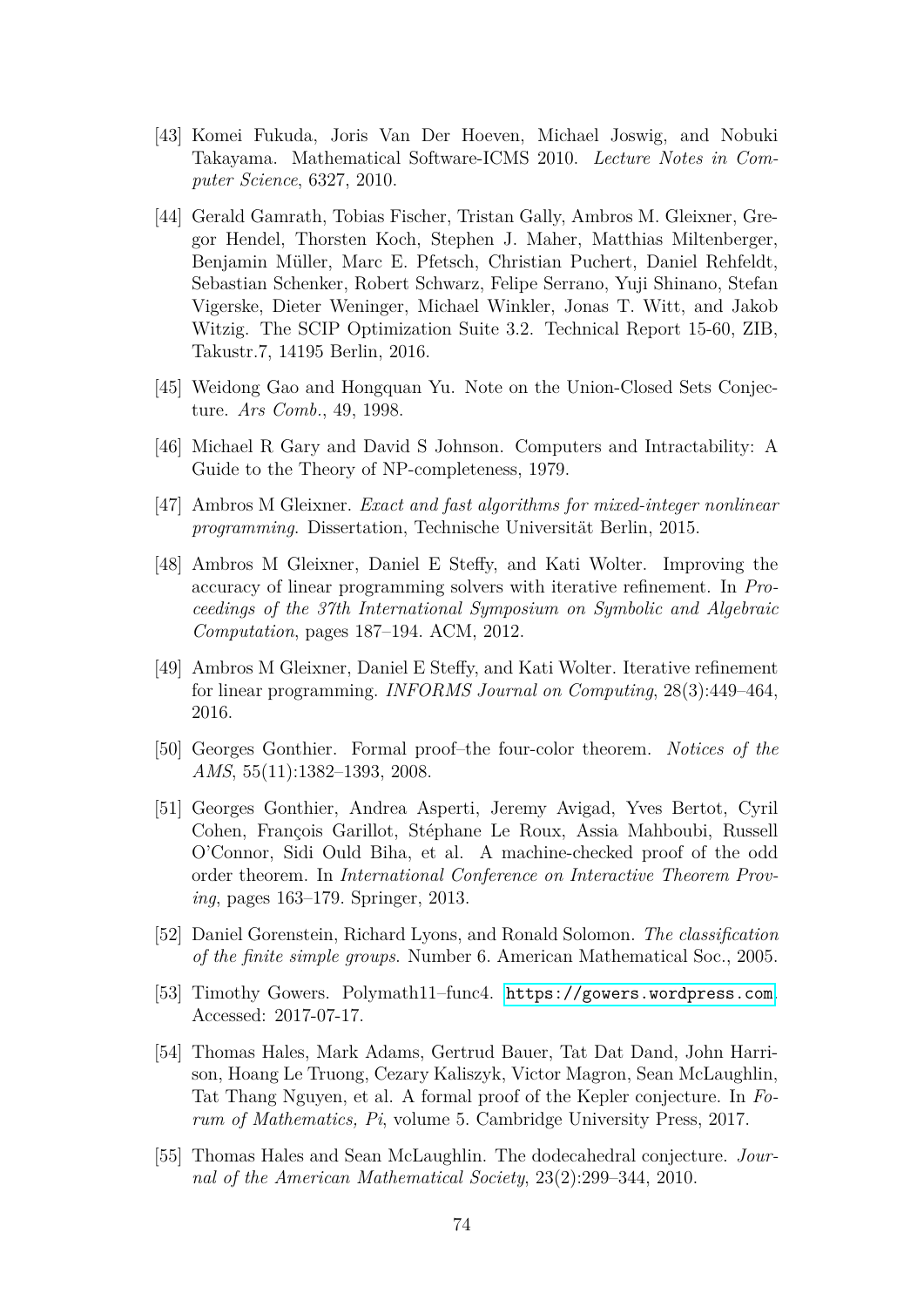[43] Komei Fukuda, Joris Van Der Hoeven, Michael Joswig, and Nobuki Takayama. Mathematical Software-ICMS 2010. *Lecture Notes in Computer Science*, 6327, 2010.

[44] Gerald Gamrath, Tobias Fischer, Tristan Gally, Ambros M. Gleixner, Gregor Hendel, Thorsten Koch, Stephen J. Maher, Matthias Miltenberger, Benjamin Müller, Marc E. Pfetsch, Christian Puchert, Daniel Rehfeldt, Sebastian Schenker, Robert Schwarz, Felipe Serrano, Yuji Shinano, Stefan Vigerske, Dieter Weninger, Michael Winkler, Jonas T. Witt, and Jakob Witzig. The SCIP Optimization Suite 3.2. Technical Report 15-60, ZIB, Takustr.7, 14195 Berlin, 2016.

[45] Weidong Gao and Hongquan Yu. Note on the Union-Closed Sets Conjecture. *Ars Comb.*, 49, 1998.

[46] Michael R Gary and David S Johnson. Computers and Intractability: A Guide to the Theory of NP-completeness, 1979.

[47] Ambros M Gleixner. *Exact and fast algorithms for mixed-integer nonlinear programming*. Dissertation, Technische Universität Berlin, 2015.

[48] Ambros M Gleixner, Daniel E Steffy, and Kati Wolter. Improving the accuracy of linear programming solvers with iterative refinement. In *Proceedings of the 37th International Symposium on Symbolic and Algebraic Computation*, pages 187–194. ACM, 2012.

[49] Ambros M Gleixner, Daniel E Steffy, and Kati Wolter. Iterative refinement for linear programming. *INFORMS Journal on Computing*, 28(3):449–464, 2016.

[50] Georges Gonthier. Formal proof–the four-color theorem. *Notices of the AMS*, 55(11):1382–1393, 2008.

[51] Georges Gonthier, Andrea Asperti, Jeremy Avigad, Yves Bertot, Cyril Cohen, François Garillot, Stéphane Le Roux, Assia Mahboubi, Russell O'Connor, Sidi Ould Biha, et al. A machine-checked proof of the odd order theorem. In *International Conference on Interactive Theorem Proving*, pages 163–179. Springer, 2013.

[52] Daniel Gorenstein, Richard Lyons, and Ronald Solomon. *The classification of the finite simple groups*. Number 6. American Mathematical Soc., 2005.

[53] Timothy Gowers. Polymath11–func4. https://gowers.wordpress.com. Accessed: 2017-07-17.

[54] Thomas Hales, Mark Adams, Gertrud Bauer, Tat Dat Dand, John Harrison, Hoang Le Truong, Cezary Kaliszyk, Victor Magron, Sean McLaughlin, Tat Thang Nguyen, et al. A formal proof of the Kepler conjecture. In *Forum of Mathematics, Pi*, volume 5. Cambridge University Press, 2017.

[55] Thomas Hales and Sean McLaughlin. The dodecahedral conjecture. *Journal of the American Mathematical Society*, 23(2):299–344, 2010.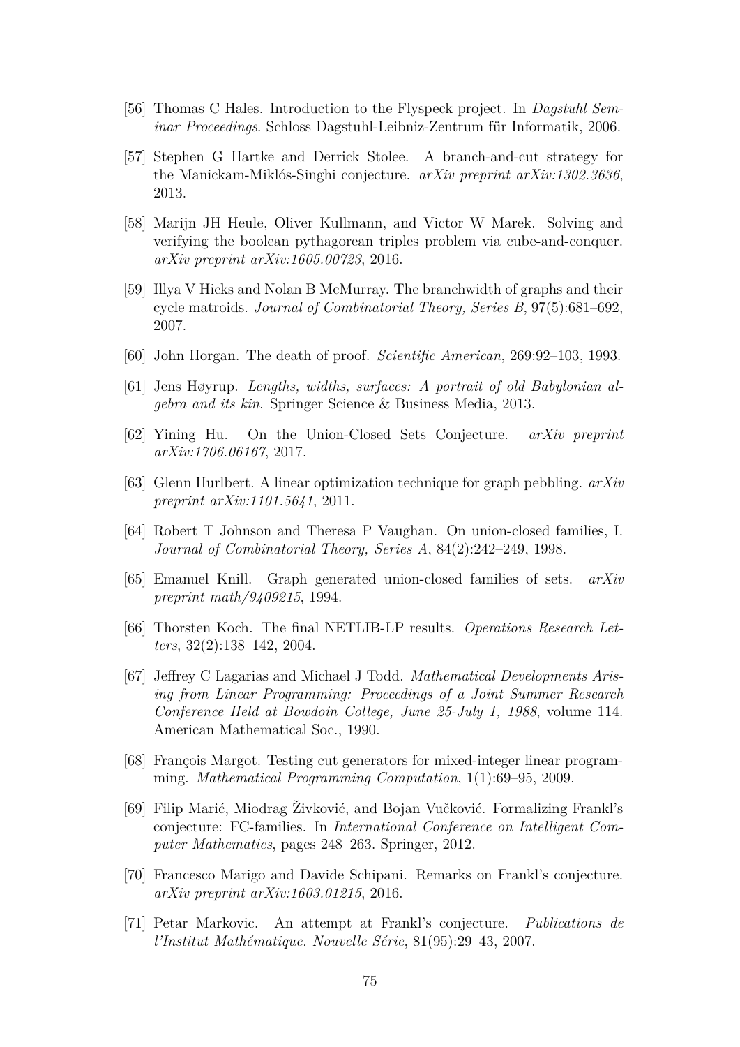[56] Thomas C Hales. Introduction to the Flyspeck project. In *Dagstuhl Seminar Proceedings*. Schloss Dagstuhl-Leibniz-Zentrum für Informatik, 2006.

[57] Stephen G Hartke and Derrick Stolee. A branch-and-cut strategy for the Manickam-Miklós-Singhi conjecture. *arXiv preprint arXiv:1302.3636*, 2013.

[58] Marijn JH Heule, Oliver Kullmann, and Victor W Marek. Solving and verifying the boolean pythagorean triples problem via cube-and-conquer. *arXiv preprint arXiv:1605.00723*, 2016.

[59] Illya V Hicks and Nolan B McMurray. The branchwidth of graphs and their cycle matroids. *Journal of Combinatorial Theory, Series B*, 97(5):681–692, 2007.

[60] John Horgan. The death of proof. *Scientific American*, 269:92–103, 1993.

[61] Jens Høyrup. *Lengths, widths, surfaces: A portrait of old Babylonian algebra and its kin*. Springer Science & Business Media, 2013.

[62] Yining Hu. On the Union-Closed Sets Conjecture. *arXiv preprint arXiv:1706.06167*, 2017.

[63] Glenn Hurlbert. A linear optimization technique for graph pebbling. *arXiv preprint arXiv:1101.5641*, 2011.

[64] Robert T Johnson and Theresa P Vaughan. On union-closed families, I. *Journal of Combinatorial Theory, Series A*, 84(2):242–249, 1998.

[65] Emanuel Knill. Graph generated union-closed families of sets. *arXiv preprint math/9409215*, 1994.

[66] Thorsten Koch. The final NETLIB-LP results. *Operations Research Letters*, 32(2):138–142, 2004.

[67] Jeffrey C Lagarias and Michael J Todd. *Mathematical Developments Arising from Linear Programming: Proceedings of a Joint Summer Research Conference Held at Bowdoin College, June 25-July 1, 1988*, volume 114. American Mathematical Soc., 1990.

[68] François Margot. Testing cut generators for mixed-integer linear programming. *Mathematical Programming Computation*, 1(1):69–95, 2009.

[69] Filip Marić, Miodrag Živković, and Bojan Vučković. Formalizing Frankl's conjecture: FC-families. In *International Conference on Intelligent Computer Mathematics*, pages 248–263. Springer, 2012.

[70] Francesco Marigo and Davide Schipani. Remarks on Frankl's conjecture. *arXiv preprint arXiv:1603.01215*, 2016.

[71] Petar Markovic. An attempt at Frankl's conjecture. *Publications de l'Institut Mathématique. Nouvelle Série*, 81(95):29–43, 2007.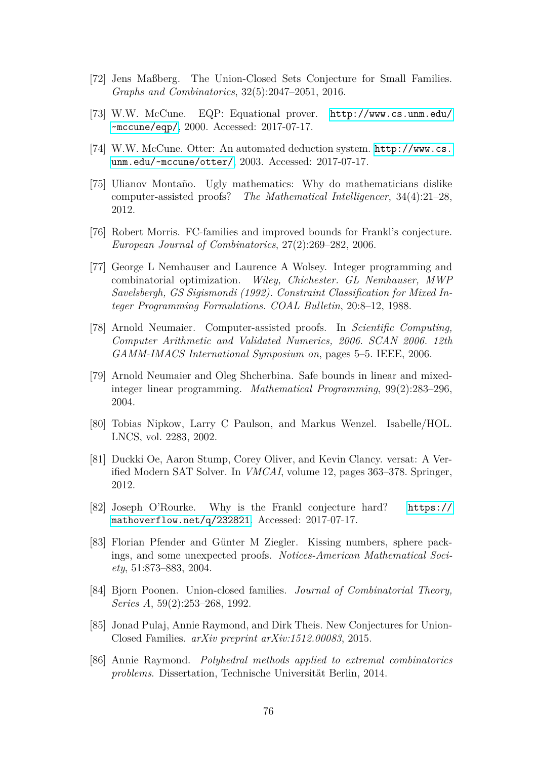[72] Jens Maßberg. The Union-Closed Sets Conjecture for Small Families. *Graphs and Combinatorics*, 32(5):2047–2051, 2016.

[73] W.W. McCune. EQP: Equational prover. http://www.cs.unm.edu/~mccune/eqp/, 2000. Accessed: 2017-07-17.

[74] W.W. McCune. Otter: An automated deduction system. http://www.cs.unm.edu/~mccune/otter/, 2003. Accessed: 2017-07-17.

[75] Ulianov Montaño. Ugly mathematics: Why do mathematicians dislike computer-assisted proofs? *The Mathematical Intelligencer*, 34(4):21–28, 2012.

[76] Robert Morris. FC-families and improved bounds for Frankl's conjecture. *European Journal of Combinatorics*, 27(2):269–282, 2006.

[77] George L Nemhauser and Laurence A Wolsey. Integer programming and combinatorial optimization. *Wiley, Chichester. GL Nemhauser, MWP Savelsbergh, GS Sigismondi (1992). Constraint Classification for Mixed Integer Programming Formulations. COAL Bulletin*, 20:8–12, 1988.

[78] Arnold Neumaier. Computer-assisted proofs. In *Scientific Computing, Computer Arithmetic and Validated Numerics, 2006. SCAN 2006. 12th GAMM-IMACS International Symposium on*, pages 5–5. IEEE, 2006.

[79] Arnold Neumaier and Oleg Shcherbina. Safe bounds in linear and mixed-integer linear programming. *Mathematical Programming*, 99(2):283–296, 2004.

[80] Tobias Nipkow, Larry C Paulson, and Markus Wenzel. Isabelle/HOL. LNCS, vol. 2283, 2002.

[81] Duckki Oe, Aaron Stump, Corey Oliver, and Kevin Clancy. versat: A Verified Modern SAT Solver. In *VMCAI*, volume 12, pages 363–378. Springer, 2012.

[82] Joseph O'Rourke. Why is the Frankl conjecture hard? https://mathoverflow.net/q/232821. Accessed: 2017-07-17.

[83] Florian Pfender and Günter M Ziegler. Kissing numbers, sphere packings, and some unexpected proofs. *Notices-American Mathematical Society*, 51:873–883, 2004.

[84] Bjorn Poonen. Union-closed families. *Journal of Combinatorial Theory, Series A*, 59(2):253–268, 1992.

[85] Jonad Pulaj, Annie Raymond, and Dirk Theis. New Conjectures for Union-Closed Families. *arXiv preprint arXiv:1512.00083*, 2015.

[86] Annie Raymond. *Polyhedral methods applied to extremal combinatorics problems*. Dissertation, Technische Universität Berlin, 2014.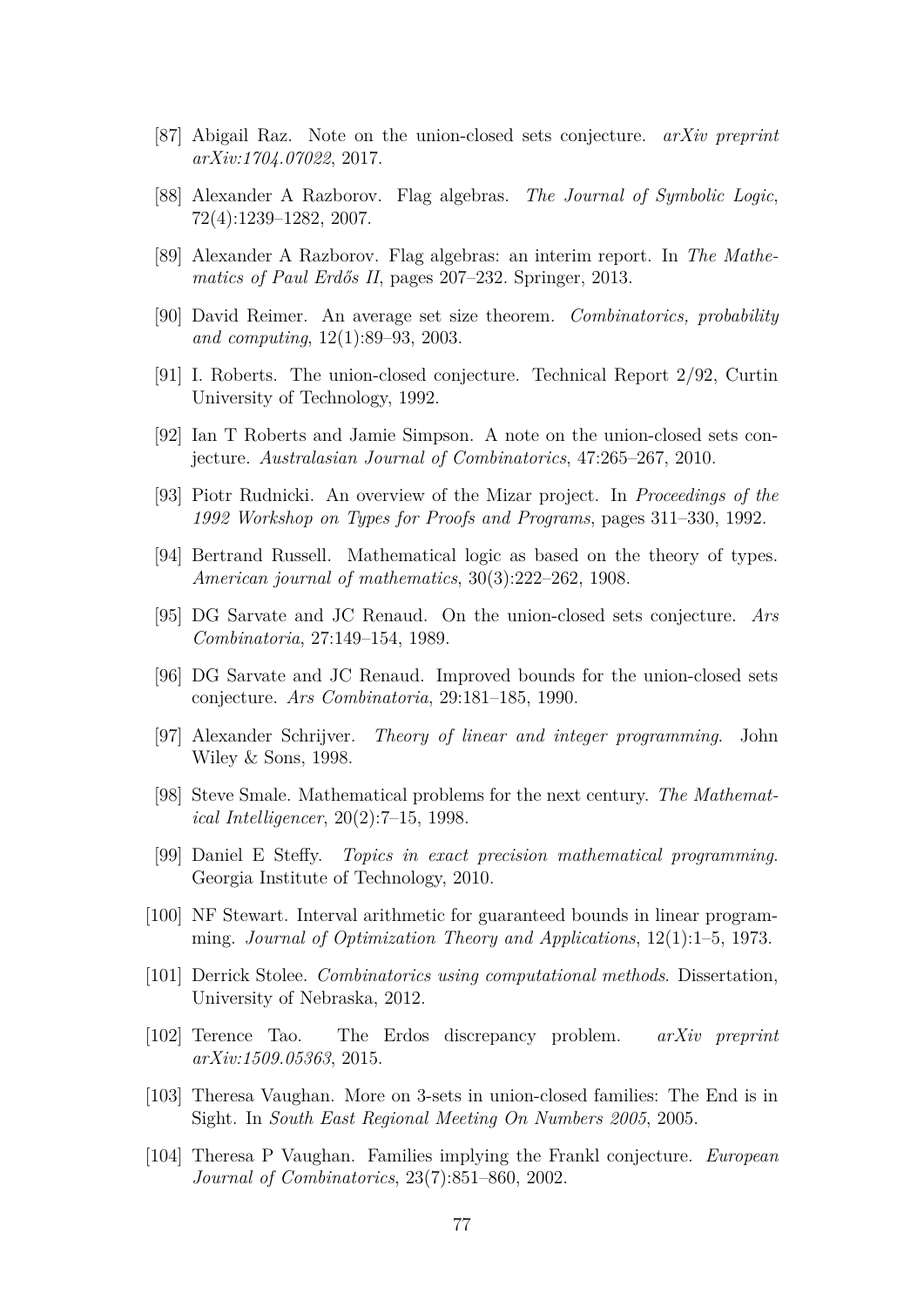[87] Abigail Raz. Note on the union-closed sets conjecture. *arXiv preprint arXiv:1704.07022*, 2017.

[88] Alexander A Razborov. Flag algebras. *The Journal of Symbolic Logic*, 72(4):1239–1282, 2007.

[89] Alexander A Razborov. Flag algebras: an interim report. In *The Mathematics of Paul Erdős II*, pages 207–232. Springer, 2013.

[90] David Reimer. An average set size theorem. *Combinatorics, probability and computing*, 12(1):89–93, 2003.

[91] I. Roberts. The union-closed conjecture. Technical Report 2/92, Curtin University of Technology, 1992.

[92] Ian T Roberts and Jamie Simpson. A note on the union-closed sets conjecture. *Australasian Journal of Combinatorics*, 47:265–267, 2010.

[93] Piotr Rudnicki. An overview of the Mizar project. In *Proceedings of the 1992 Workshop on Types for Proofs and Programs*, pages 311–330, 1992.

[94] Bertrand Russell. Mathematical logic as based on the theory of types. *American journal of mathematics*, 30(3):222–262, 1908.

[95] DG Sarvate and JC Renaud. On the union-closed sets conjecture. *Ars Combinatoria*, 27:149–154, 1989.

[96] DG Sarvate and JC Renaud. Improved bounds for the union-closed sets conjecture. *Ars Combinatoria*, 29:181–185, 1990.

[97] Alexander Schrijver. *Theory of linear and integer programming*. John Wiley & Sons, 1998.

[98] Steve Smale. Mathematical problems for the next century. *The Mathematical Intelligencer*, 20(2):7–15, 1998.

[99] Daniel E Steffy. *Topics in exact precision mathematical programming*. Georgia Institute of Technology, 2010.

[100] NF Stewart. Interval arithmetic for guaranteed bounds in linear programming. *Journal of Optimization Theory and Applications*, 12(1):1–5, 1973.

[101] Derrick Stolee. *Combinatorics using computational methods*. Dissertation, University of Nebraska, 2012.

[102] Terence Tao. The Erdos discrepancy problem. *arXiv preprint arXiv:1509.05363*, 2015.

[103] Theresa Vaughan. More on 3-sets in union-closed families: The End is in Sight. In *South East Regional Meeting On Numbers 2005*, 2005.

[104] Theresa P Vaughan. Families implying the Frankl conjecture. *European Journal of Combinatorics*, 23(7):851–860, 2002.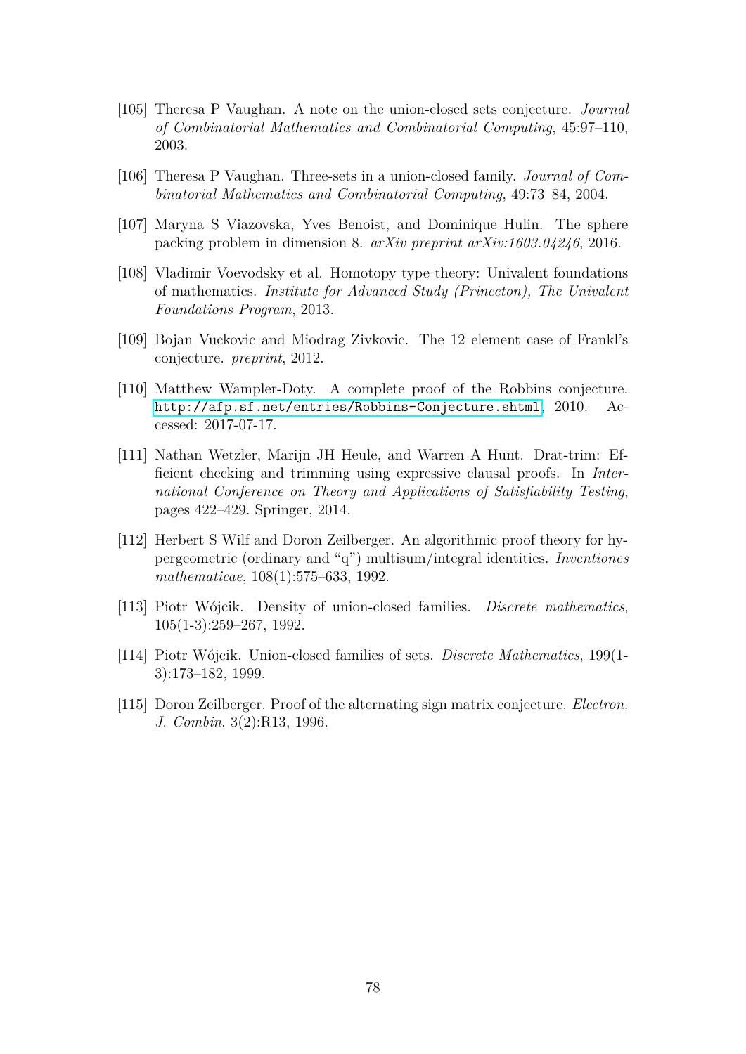[105] Theresa P Vaughan. A note on the union-closed sets conjecture. *Journal of Combinatorial Mathematics and Combinatorial Computing*, 45:97–110, 2003.

[106] Theresa P Vaughan. Three-sets in a union-closed family. *Journal of Combinatorial Mathematics and Combinatorial Computing*, 49:73–84, 2004.

[107] Maryna S Viazovska, Yves Benoist, and Dominique Hulin. The sphere packing problem in dimension 8. *arXiv preprint arXiv:1603.04246*, 2016.

[108] Vladimir Voevodsky et al. Homotopy type theory: Univalent foundations of mathematics. *Institute for Advanced Study (Princeton), The Univalent Foundations Program*, 2013.

[109] Bojan Vuckovic and Miodrag Zivkovic. The 12 element case of Frankl's conjecture. *preprint*, 2012.

[110] Matthew Wampler-Doty. A complete proof of the Robbins conjecture. `http://afp.sf.net/entries/Robbins-Conjecture.shtml`, 2010. Accessed: 2017-07-17.

[111] Nathan Wetzler, Marijn JH Heule, and Warren A Hunt. Drat-trim: Efficient checking and trimming using expressive clausal proofs. In *International Conference on Theory and Applications of Satisfiability Testing*, pages 422–429. Springer, 2014.

[112] Herbert S Wilf and Doron Zeilberger. An algorithmic proof theory for hypergeometric (ordinary and "q") multisum/integral identities. *Inventiones mathematicae*, 108(1):575–633, 1992.

[113] Piotr Wójcik. Density of union-closed families. *Discrete mathematics*, 105(1-3):259–267, 1992.

[114] Piotr Wójcik. Union-closed families of sets. *Discrete Mathematics*, 199(1-3):173–182, 1999.

[115] Doron Zeilberger. Proof of the alternating sign matrix conjecture. *Electron. J. Combin*, 3(2):R13, 1996.